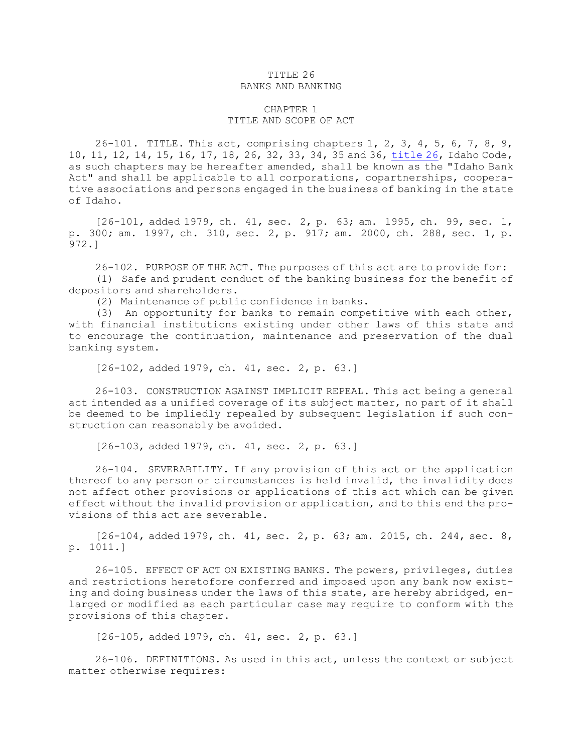# TITLE 26
# BANKS AND BANKING

## CHAPTER 1
## TITLE AND SCOPE OF ACT

26-101. TITLE. This act, comprising chapters 1, 2, 3, 4, 5, 6, 7, 8, 9, 10, 11, 12, 14, 15, 16, 17, 18, 26, 32, 33, 34, 35 and 36, title 26, Idaho Code, as such chapters may be hereafter amended, shall be known as the "Idaho Bank Act" and shall be applicable to all corporations, copartnerships, cooperative associations and persons engaged in the business of banking in the state of Idaho.

[26-101, added 1979, ch. 41, sec. 2, p. 63; am. 1995, ch. 99, sec. 1, p. 300; am. 1997, ch. 310, sec. 2, p. 917; am. 2000, ch. 288, sec. 1, p. 972.]

26-102. PURPOSE OF THE ACT. The purposes of this act are to provide for:

(1) Safe and prudent conduct of the banking business for the benefit of depositors and shareholders.

(2) Maintenance of public confidence in banks.

(3) An opportunity for banks to remain competitive with each other, with financial institutions existing under other laws of this state and to encourage the continuation, maintenance and preservation of the dual banking system.

[26-102, added 1979, ch. 41, sec. 2, p. 63.]

26-103. CONSTRUCTION AGAINST IMPLICIT REPEAL. This act being a general act intended as a unified coverage of its subject matter, no part of it shall be deemed to be impliedly repealed by subsequent legislation if such construction can reasonably be avoided.

[26-103, added 1979, ch. 41, sec. 2, p. 63.]

26-104. SEVERABILITY. If any provision of this act or the application thereof to any person or circumstances is held invalid, the invalidity does not affect other provisions or applications of this act which can be given effect without the invalid provision or application, and to this end the provisions of this act are severable.

[26-104, added 1979, ch. 41, sec. 2, p. 63; am. 2015, ch. 244, sec. 8, p. 1011.]

26-105. EFFECT OF ACT ON EXISTING BANKS. The powers, privileges, duties and restrictions heretofore conferred and imposed upon any bank now existing and doing business under the laws of this state, are hereby abridged, enlarged or modified as each particular case may require to conform with the provisions of this chapter.

[26-105, added 1979, ch. 41, sec. 2, p. 63.]

26-106. DEFINITIONS. As used in this act, unless the context or subject matter otherwise requires: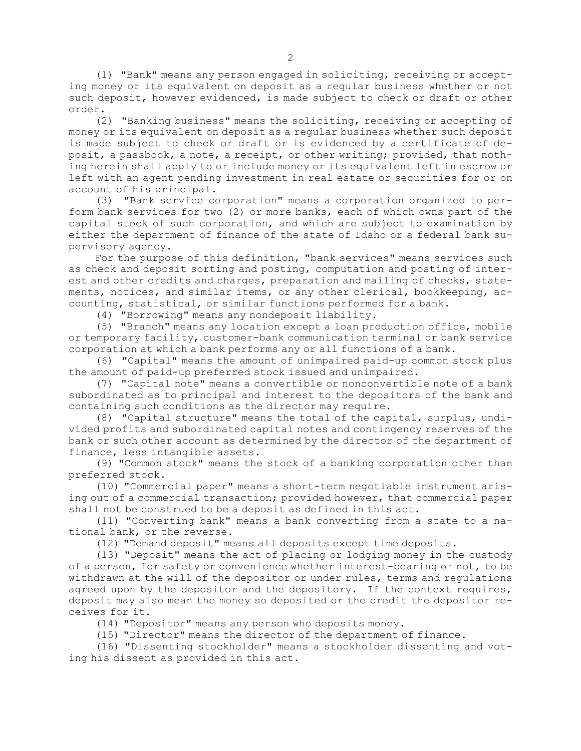(1) "Bank" means any person engaged in soliciting, receiving or accepting money or its equivalent on deposit as a regular business whether or not such deposit, however evidenced, is made subject to check or draft or other order.

(2) "Banking business" means the soliciting, receiving or accepting of money or its equivalent on deposit as a regular business whether such deposit is made subject to check or draft or is evidenced by a certificate of deposit, a passbook, a note, a receipt, or other writing; provided, that nothing herein shall apply to or include money or its equivalent left in escrow or left with an agent pending investment in real estate or securities for or on account of his principal.

(3) "Bank service corporation" means a corporation organized to perform bank services for two (2) or more banks, each of which owns part of the capital stock of such corporation, and which are subject to examination by either the department of finance of the state of Idaho or a federal bank supervisory agency.

For the purpose of this definition, "bank services" means services such as check and deposit sorting and posting, computation and posting of interest and other credits and charges, preparation and mailing of checks, statements, notices, and similar items, or any other clerical, bookkeeping, accounting, statistical, or similar functions performed for a bank.

(4) "Borrowing" means any nondeposit liability.

(5) "Branch" means any location except a loan production office, mobile or temporary facility, customer-bank communication terminal or bank service corporation at which a bank performs any or all functions of a bank.

(6) "Capital" means the amount of unimpaired paid-up common stock plus the amount of paid-up preferred stock issued and unimpaired.

(7) "Capital note" means a convertible or nonconvertible note of a bank subordinated as to principal and interest to the depositors of the bank and containing such conditions as the director may require.

(8) "Capital structure" means the total of the capital, surplus, undivided profits and subordinated capital notes and contingency reserves of the bank or such other account as determined by the director of the department of finance, less intangible assets.

(9) "Common stock" means the stock of a banking corporation other than preferred stock.

(10) "Commercial paper" means a short-term negotiable instrument arising out of a commercial transaction; provided however, that commercial paper shall not be construed to be a deposit as defined in this act.

(11) "Converting bank" means a bank converting from a state to a national bank, or the reverse.

(12) "Demand deposit" means all deposits except time deposits.

(13) "Deposit" means the act of placing or lodging money in the custody of a person, for safety or convenience whether interest-bearing or not, to be withdrawn at the will of the depositor or under rules, terms and regulations agreed upon by the depositor and the depository. If the context requires, deposit may also mean the money so deposited or the credit the depositor receives for it.

(14) "Depositor" means any person who deposits money.

(15) "Director" means the director of the department of finance.

(16) "Dissenting stockholder" means a stockholder dissenting and voting his dissent as provided in this act.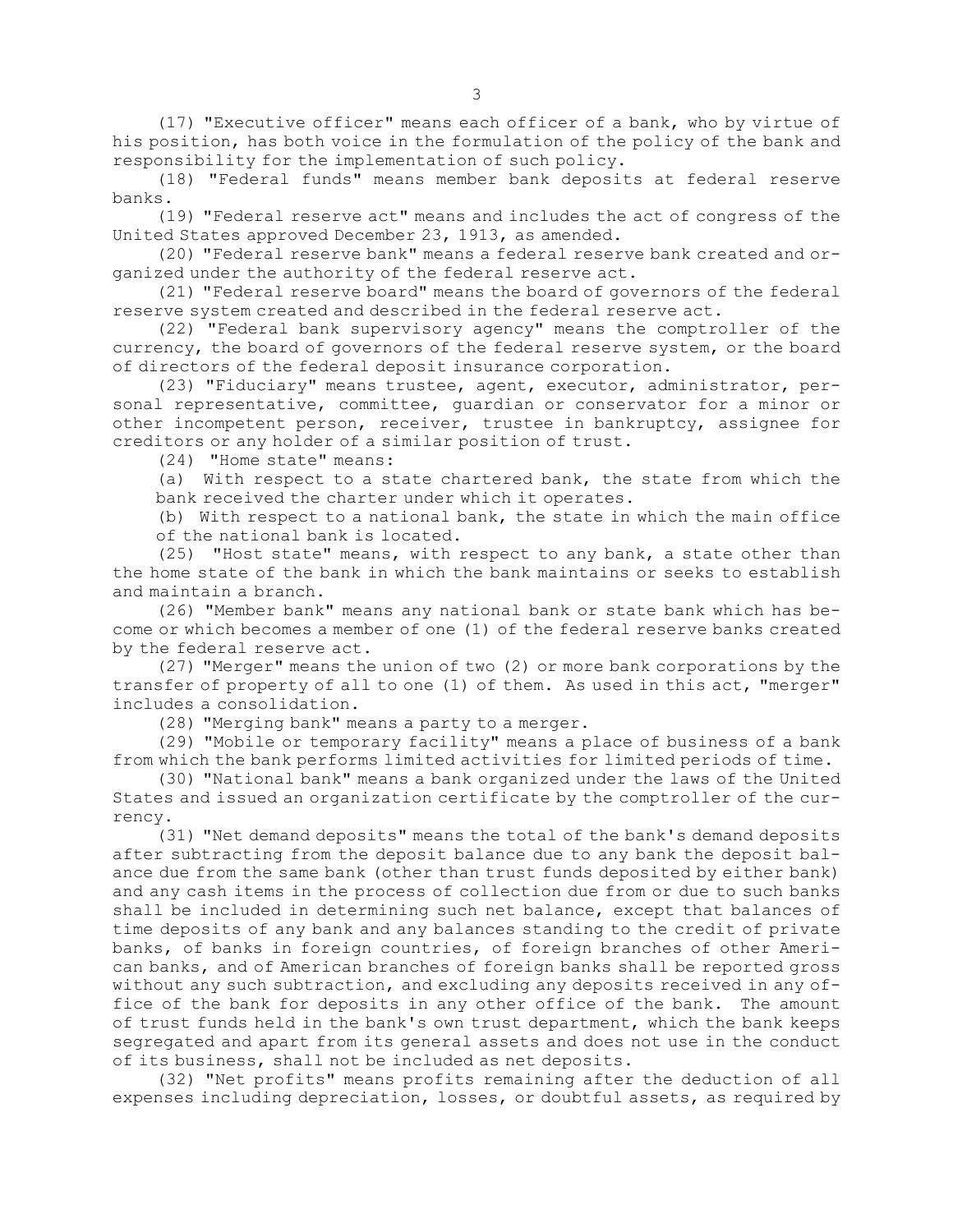(17) "Executive officer" means each officer of a bank, who by virtue of his position, has both voice in the formulation of the policy of the bank and responsibility for the implementation of such policy.

(18) "Federal funds" means member bank deposits at federal reserve banks.

(19) "Federal reserve act" means and includes the act of congress of the United States approved December 23, 1913, as amended.

(20) "Federal reserve bank" means a federal reserve bank created and organized under the authority of the federal reserve act.

(21) "Federal reserve board" means the board of governors of the federal reserve system created and described in the federal reserve act.

(22) "Federal bank supervisory agency" means the comptroller of the currency, the board of governors of the federal reserve system, or the board of directors of the federal deposit insurance corporation.

(23) "Fiduciary" means trustee, agent, executor, administrator, personal representative, committee, guardian or conservator for a minor or other incompetent person, receiver, trustee in bankruptcy, assignee for creditors or any holder of a similar position of trust.

(24) "Home state" means:

(a) With respect to a state chartered bank, the state from which the bank received the charter under which it operates.

(b) With respect to a national bank, the state in which the main office of the national bank is located.

(25) "Host state" means, with respect to any bank, a state other than the home state of the bank in which the bank maintains or seeks to establish and maintain a branch.

(26) "Member bank" means any national bank or state bank which has become or which becomes a member of one (1) of the federal reserve banks created by the federal reserve act.

(27) "Merger" means the union of two (2) or more bank corporations by the transfer of property of all to one (1) of them. As used in this act, "merger" includes a consolidation.

(28) "Merging bank" means a party to a merger.

(29) "Mobile or temporary facility" means a place of business of a bank from which the bank performs limited activities for limited periods of time.

(30) "National bank" means a bank organized under the laws of the United States and issued an organization certificate by the comptroller of the currency.

(31) "Net demand deposits" means the total of the bank's demand deposits after subtracting from the deposit balance due to any bank the deposit balance due from the same bank (other than trust funds deposited by either bank) and any cash items in the process of collection due from or due to such banks shall be included in determining such net balance, except that balances of time deposits of any bank and any balances standing to the credit of private banks, of banks in foreign countries, of foreign branches of other American banks, and of American branches of foreign banks shall be reported gross without any such subtraction, and excluding any deposits received in any office of the bank for deposits in any other office of the bank. The amount of trust funds held in the bank's own trust department, which the bank keeps segregated and apart from its general assets and does not use in the conduct of its business, shall not be included as net deposits.

(32) "Net profits" means profits remaining after the deduction of all expenses including depreciation, losses, or doubtful assets, as required by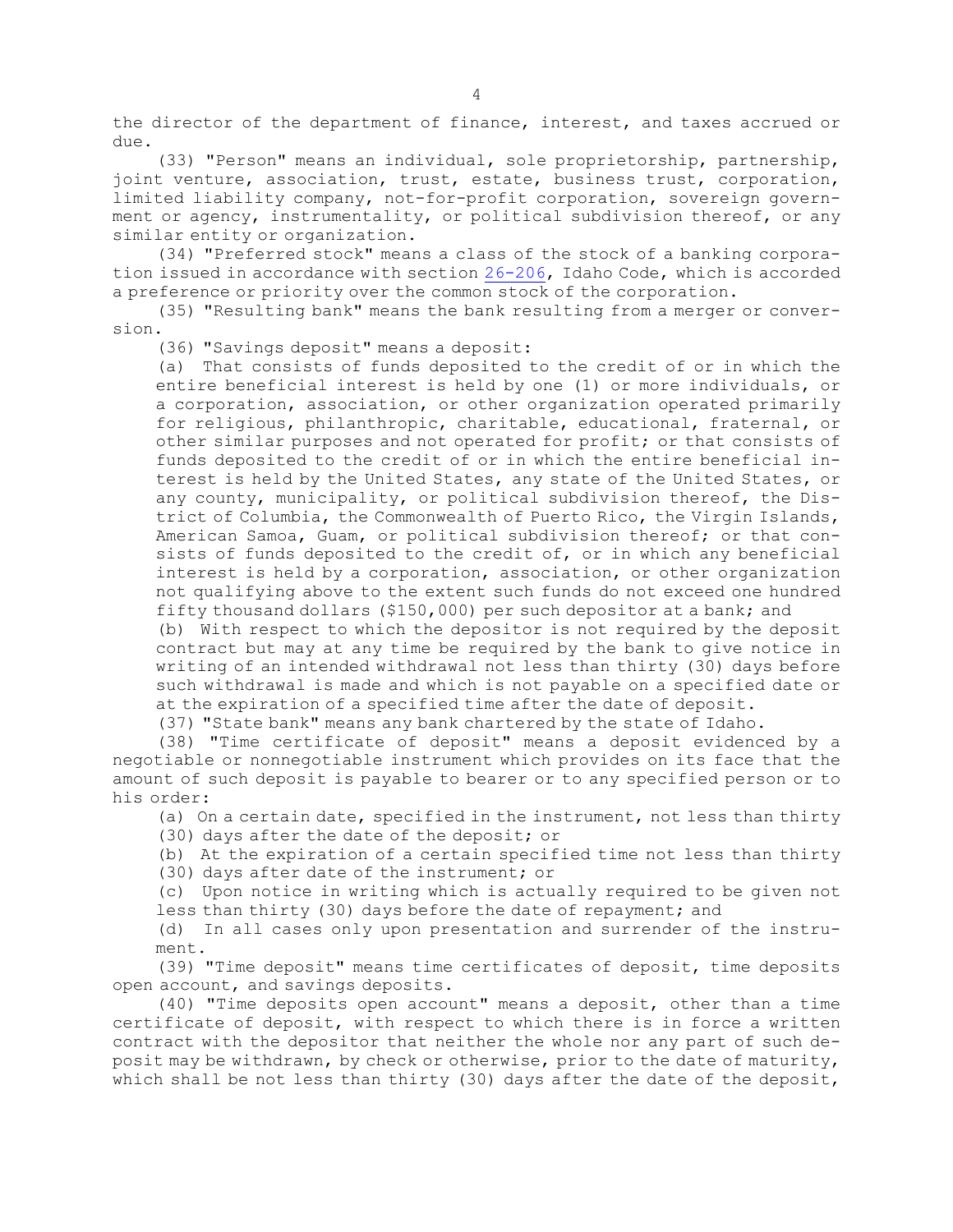the director of the department of finance, interest, and taxes accrued or due.

(33) "Person" means an individual, sole proprietorship, partnership, joint venture, association, trust, estate, business trust, corporation, limited liability company, not-for-profit corporation, sovereign government or agency, instrumentality, or political subdivision thereof, or any similar entity or organization.

(34) "Preferred stock" means a class of the stock of a banking corporation issued in accordance with section 26-206, Idaho Code, which is accorded a preference or priority over the common stock of the corporation.

(35) "Resulting bank" means the bank resulting from a merger or conversion.

(36) "Savings deposit" means a deposit:

(a) That consists of funds deposited to the credit of or in which the entire beneficial interest is held by one (1) or more individuals, or a corporation, association, or other organization operated primarily for religious, philanthropic, charitable, educational, fraternal, or other similar purposes and not operated for profit; or that consists of funds deposited to the credit of or in which the entire beneficial interest is held by the United States, any state of the United States, or any county, municipality, or political subdivision thereof, the District of Columbia, the Commonwealth of Puerto Rico, the Virgin Islands, American Samoa, Guam, or political subdivision thereof; or that consists of funds deposited to the credit of, or in which any beneficial interest is held by a corporation, association, or other organization not qualifying above to the extent such funds do not exceed one hundred fifty thousand dollars ($150,000) per such depositor at a bank; and

(b) With respect to which the depositor is not required by the deposit contract but may at any time be required by the bank to give notice in writing of an intended withdrawal not less than thirty (30) days before such withdrawal is made and which is not payable on a specified date or at the expiration of a specified time after the date of deposit.

(37) "State bank" means any bank chartered by the state of Idaho.

(38) "Time certificate of deposit" means a deposit evidenced by a negotiable or nonnegotiable instrument which provides on its face that the amount of such deposit is payable to bearer or to any specified person or to his order:

(a) On a certain date, specified in the instrument, not less than thirty (30) days after the date of the deposit; or

(b) At the expiration of a certain specified time not less than thirty (30) days after date of the instrument; or

(c) Upon notice in writing which is actually required to be given not less than thirty (30) days before the date of repayment; and

(d) In all cases only upon presentation and surrender of the instrument.

(39) "Time deposit" means time certificates of deposit, time deposits open account, and savings deposits.

(40) "Time deposits open account" means a deposit, other than a time certificate of deposit, with respect to which there is in force a written contract with the depositor that neither the whole nor any part of such deposit may be withdrawn, by check or otherwise, prior to the date of maturity, which shall be not less than thirty (30) days after the date of the deposit,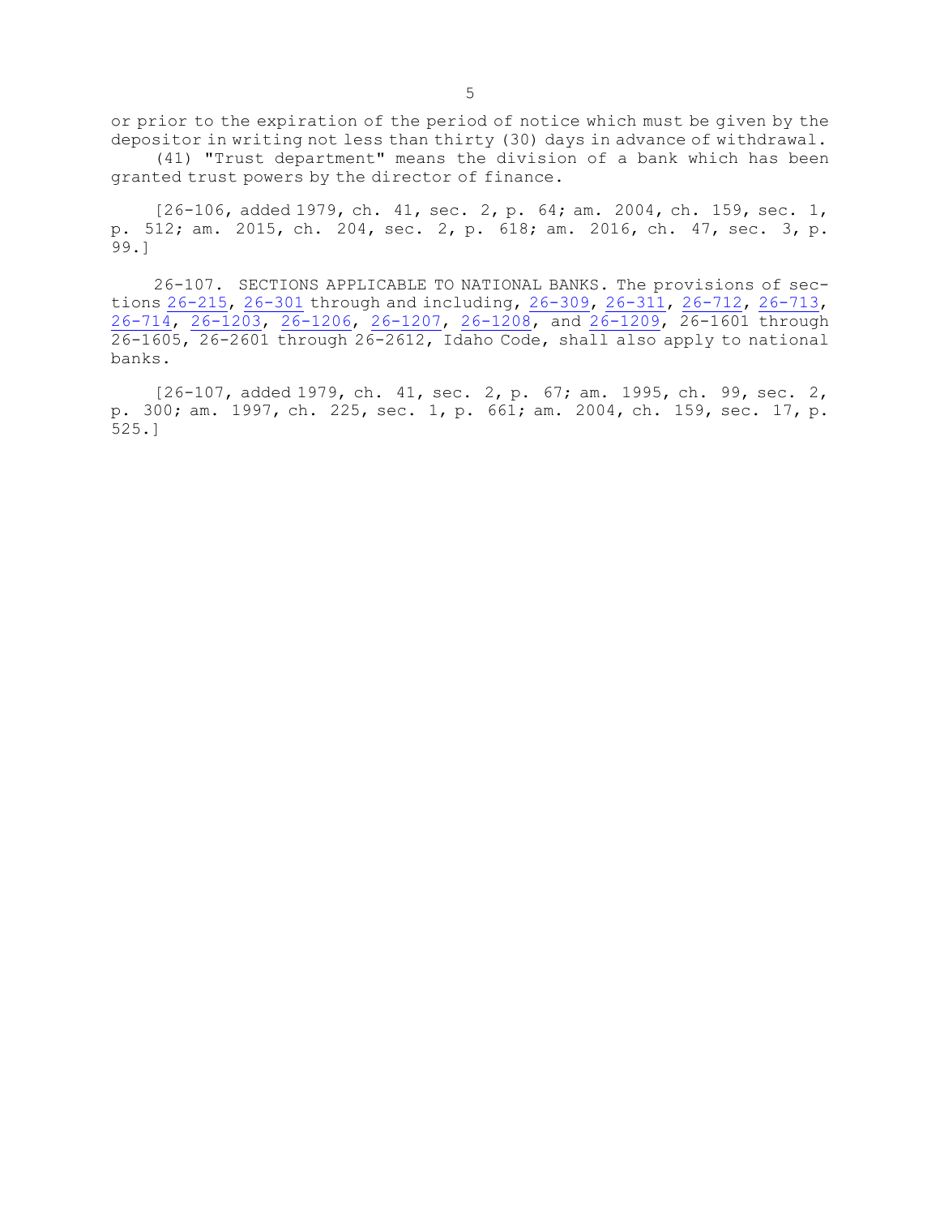or prior to the expiration of the period of notice which must be given by the depositor in writing not less than thirty (30) days in advance of withdrawal.

(41) "Trust department" means the division of a bank which has been granted trust powers by the director of finance.

[26-106, added 1979, ch. 41, sec. 2, p. 64; am. 2004, ch. 159, sec. 1, p. 512; am. 2015, ch. 204, sec. 2, p. 618; am. 2016, ch. 47, sec. 3, p. 99.]

26-107. SECTIONS APPLICABLE TO NATIONAL BANKS. The provisions of sections 26-215, 26-301 through and including, 26-309, 26-311, 26-712, 26-713, 26-714, 26-1203, 26-1206, 26-1207, 26-1208, and 26-1209, 26-1601 through 26-1605, 26-2601 through 26-2612, Idaho Code, shall also apply to national banks.

[26-107, added 1979, ch. 41, sec. 2, p. 67; am. 1995, ch. 99, sec. 2, p. 300; am. 1997, ch. 225, sec. 1, p. 661; am. 2004, ch. 159, sec. 17, p. 525.]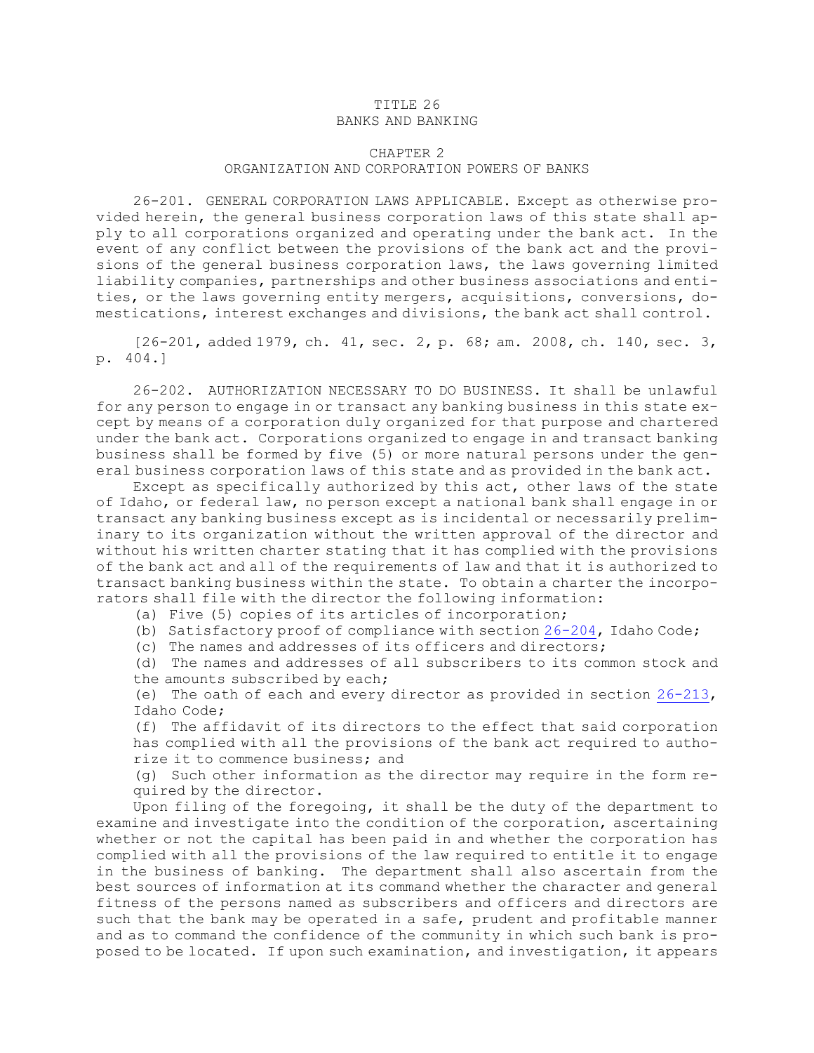TITLE 26
BANKS AND BANKING

CHAPTER 2
ORGANIZATION AND CORPORATION POWERS OF BANKS

26-201. GENERAL CORPORATION LAWS APPLICABLE. Except as otherwise provided herein, the general business corporation laws of this state shall apply to all corporations organized and operating under the bank act. In the event of any conflict between the provisions of the bank act and the provisions of the general business corporation laws, the laws governing limited liability companies, partnerships and other business associations and entities, or the laws governing entity mergers, acquisitions, conversions, domestications, interest exchanges and divisions, the bank act shall control.

[26-201, added 1979, ch. 41, sec. 2, p. 68; am. 2008, ch. 140, sec. 3, p. 404.]

26-202. AUTHORIZATION NECESSARY TO DO BUSINESS. It shall be unlawful for any person to engage in or transact any banking business in this state except by means of a corporation duly organized for that purpose and chartered under the bank act. Corporations organized to engage in and transact banking business shall be formed by five (5) or more natural persons under the general business corporation laws of this state and as provided in the bank act.

Except as specifically authorized by this act, other laws of the state of Idaho, or federal law, no person except a national bank shall engage in or transact any banking business except as is incidental or necessarily preliminary to its organization without the written approval of the director and without his written charter stating that it has complied with the provisions of the bank act and all of the requirements of law and that it is authorized to transact banking business within the state. To obtain a charter the incorporators shall file with the director the following information:

(a) Five (5) copies of its articles of incorporation;

(b) Satisfactory proof of compliance with section 26-204, Idaho Code;

(c) The names and addresses of its officers and directors;

(d) The names and addresses of all subscribers to its common stock and the amounts subscribed by each;

(e) The oath of each and every director as provided in section 26-213, Idaho Code;

(f) The affidavit of its directors to the effect that said corporation has complied with all the provisions of the bank act required to authorize it to commence business; and

(g) Such other information as the director may require in the form required by the director.

Upon filing of the foregoing, it shall be the duty of the department to examine and investigate into the condition of the corporation, ascertaining whether or not the capital has been paid in and whether the corporation has complied with all the provisions of the law required to entitle it to engage in the business of banking. The department shall also ascertain from the best sources of information at its command whether the character and general fitness of the persons named as subscribers and officers and directors are such that the bank may be operated in a safe, prudent and profitable manner and as to command the confidence of the community in which such bank is proposed to be located. If upon such examination, and investigation, it appears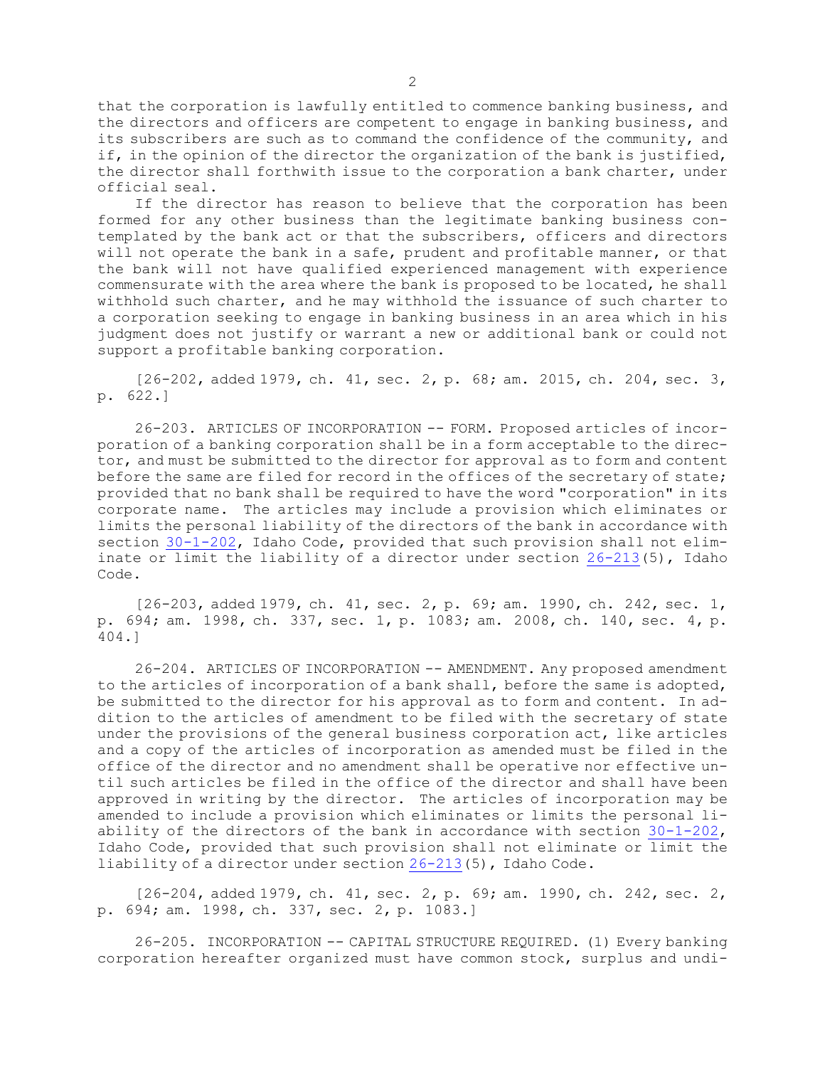that the corporation is lawfully entitled to commence banking business, and the directors and officers are competent to engage in banking business, and its subscribers are such as to command the confidence of the community, and if, in the opinion of the director the organization of the bank is justified, the director shall forthwith issue to the corporation a bank charter, under official seal.

If the director has reason to believe that the corporation has been formed for any other business than the legitimate banking business contemplated by the bank act or that the subscribers, officers and directors will not operate the bank in a safe, prudent and profitable manner, or that the bank will not have qualified experienced management with experience commensurate with the area where the bank is proposed to be located, he shall withhold such charter, and he may withhold the issuance of such charter to a corporation seeking to engage in banking business in an area which in his judgment does not justify or warrant a new or additional bank or could not support a profitable banking corporation.

[26-202, added 1979, ch. 41, sec. 2, p. 68; am. 2015, ch. 204, sec. 3, p. 622.]

26-203. ARTICLES OF INCORPORATION -- FORM. Proposed articles of incorporation of a banking corporation shall be in a form acceptable to the director, and must be submitted to the director for approval as to form and content before the same are filed for record in the offices of the secretary of state; provided that no bank shall be required to have the word "corporation" in its corporate name. The articles may include a provision which eliminates or limits the personal liability of the directors of the bank in accordance with section 30-1-202, Idaho Code, provided that such provision shall not eliminate or limit the liability of a director under section 26-213(5), Idaho Code.

[26-203, added 1979, ch. 41, sec. 2, p. 69; am. 1990, ch. 242, sec. 1, p. 694; am. 1998, ch. 337, sec. 1, p. 1083; am. 2008, ch. 140, sec. 4, p. 404.]

26-204. ARTICLES OF INCORPORATION -- AMENDMENT. Any proposed amendment to the articles of incorporation of a bank shall, before the same is adopted, be submitted to the director for his approval as to form and content. In addition to the articles of amendment to be filed with the secretary of state under the provisions of the general business corporation act, like articles and a copy of the articles of incorporation as amended must be filed in the office of the director and no amendment shall be operative nor effective until such articles be filed in the office of the director and shall have been approved in writing by the director. The articles of incorporation may be amended to include a provision which eliminates or limits the personal liability of the directors of the bank in accordance with section 30-1-202, Idaho Code, provided that such provision shall not eliminate or limit the liability of a director under section 26-213(5), Idaho Code.

[26-204, added 1979, ch. 41, sec. 2, p. 69; am. 1990, ch. 242, sec. 2, p. 694; am. 1998, ch. 337, sec. 2, p. 1083.]

26-205. INCORPORATION -- CAPITAL STRUCTURE REQUIRED. (1) Every banking corporation hereafter organized must have common stock, surplus and undi-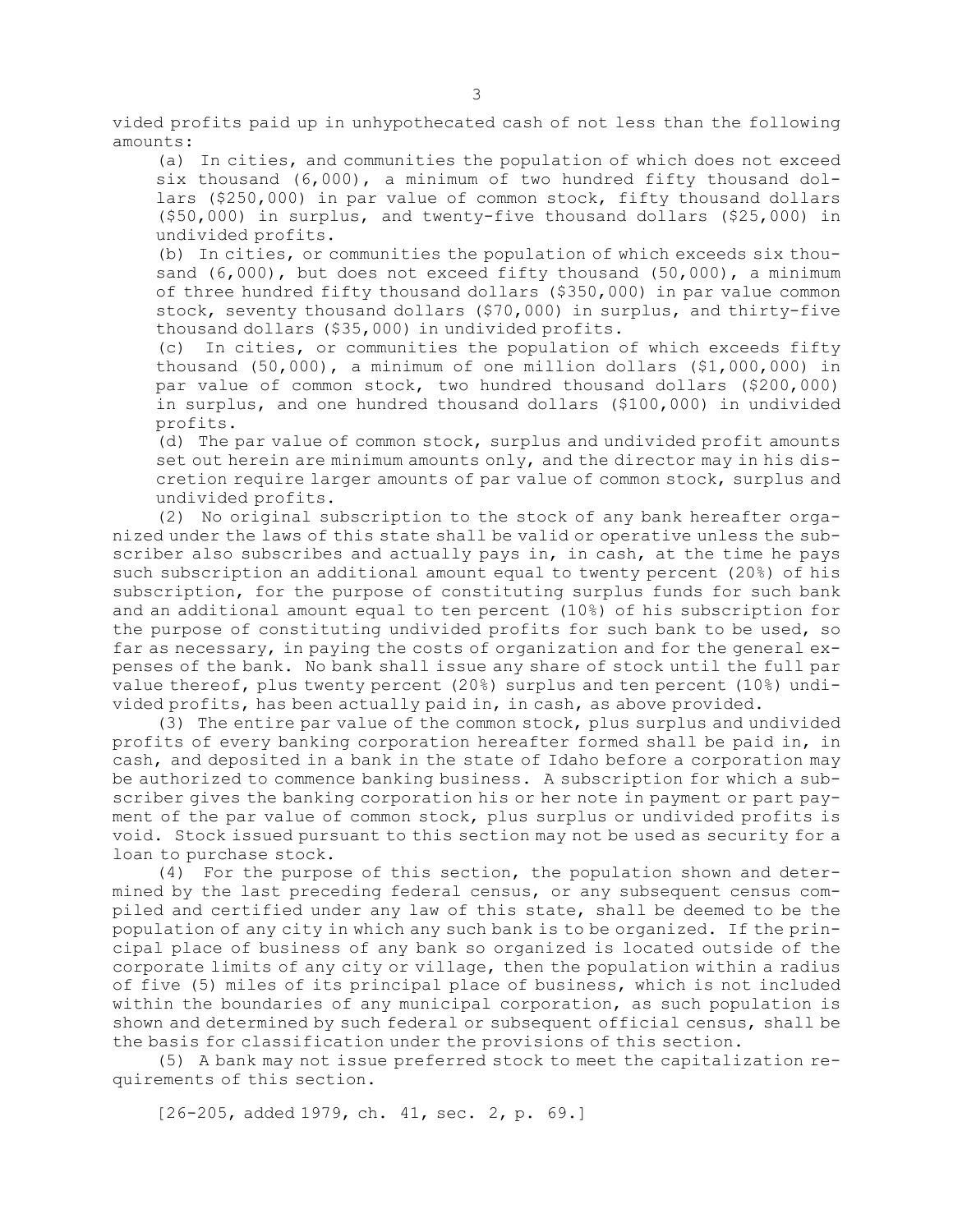vided profits paid up in unhypothecated cash of not less than the following amounts:

(a) In cities, and communities the population of which does not exceed six thousand (6,000), a minimum of two hundred fifty thousand dollars ($250,000) in par value of common stock, fifty thousand dollars ($50,000) in surplus, and twenty-five thousand dollars ($25,000) in undivided profits.

(b) In cities, or communities the population of which exceeds six thousand (6,000), but does not exceed fifty thousand (50,000), a minimum of three hundred fifty thousand dollars ($350,000) in par value common stock, seventy thousand dollars ($70,000) in surplus, and thirty-five thousand dollars ($35,000) in undivided profits.

(c) In cities, or communities the population of which exceeds fifty thousand (50,000), a minimum of one million dollars ($1,000,000) in par value of common stock, two hundred thousand dollars ($200,000) in surplus, and one hundred thousand dollars ($100,000) in undivided profits.

(d) The par value of common stock, surplus and undivided profit amounts set out herein are minimum amounts only, and the director may in his discretion require larger amounts of par value of common stock, surplus and undivided profits.

(2) No original subscription to the stock of any bank hereafter organized under the laws of this state shall be valid or operative unless the subscriber also subscribes and actually pays in, in cash, at the time he pays such subscription an additional amount equal to twenty percent (20%) of his subscription, for the purpose of constituting surplus funds for such bank and an additional amount equal to ten percent (10%) of his subscription for the purpose of constituting undivided profits for such bank to be used, so far as necessary, in paying the costs of organization and for the general expenses of the bank. No bank shall issue any share of stock until the full par value thereof, plus twenty percent (20%) surplus and ten percent (10%) undivided profits, has been actually paid in, in cash, as above provided.

(3) The entire par value of the common stock, plus surplus and undivided profits of every banking corporation hereafter formed shall be paid in, in cash, and deposited in a bank in the state of Idaho before a corporation may be authorized to commence banking business. A subscription for which a subscriber gives the banking corporation his or her note in payment or part payment of the par value of common stock, plus surplus or undivided profits is void. Stock issued pursuant to this section may not be used as security for a loan to purchase stock.

(4) For the purpose of this section, the population shown and determined by the last preceding federal census, or any subsequent census compiled and certified under any law of this state, shall be deemed to be the population of any city in which any such bank is to be organized. If the principal place of business of any bank so organized is located outside of the corporate limits of any city or village, then the population within a radius of five (5) miles of its principal place of business, which is not included within the boundaries of any municipal corporation, as such population is shown and determined by such federal or subsequent official census, shall be the basis for classification under the provisions of this section.

(5) A bank may not issue preferred stock to meet the capitalization requirements of this section.

[26-205, added 1979, ch. 41, sec. 2, p. 69.]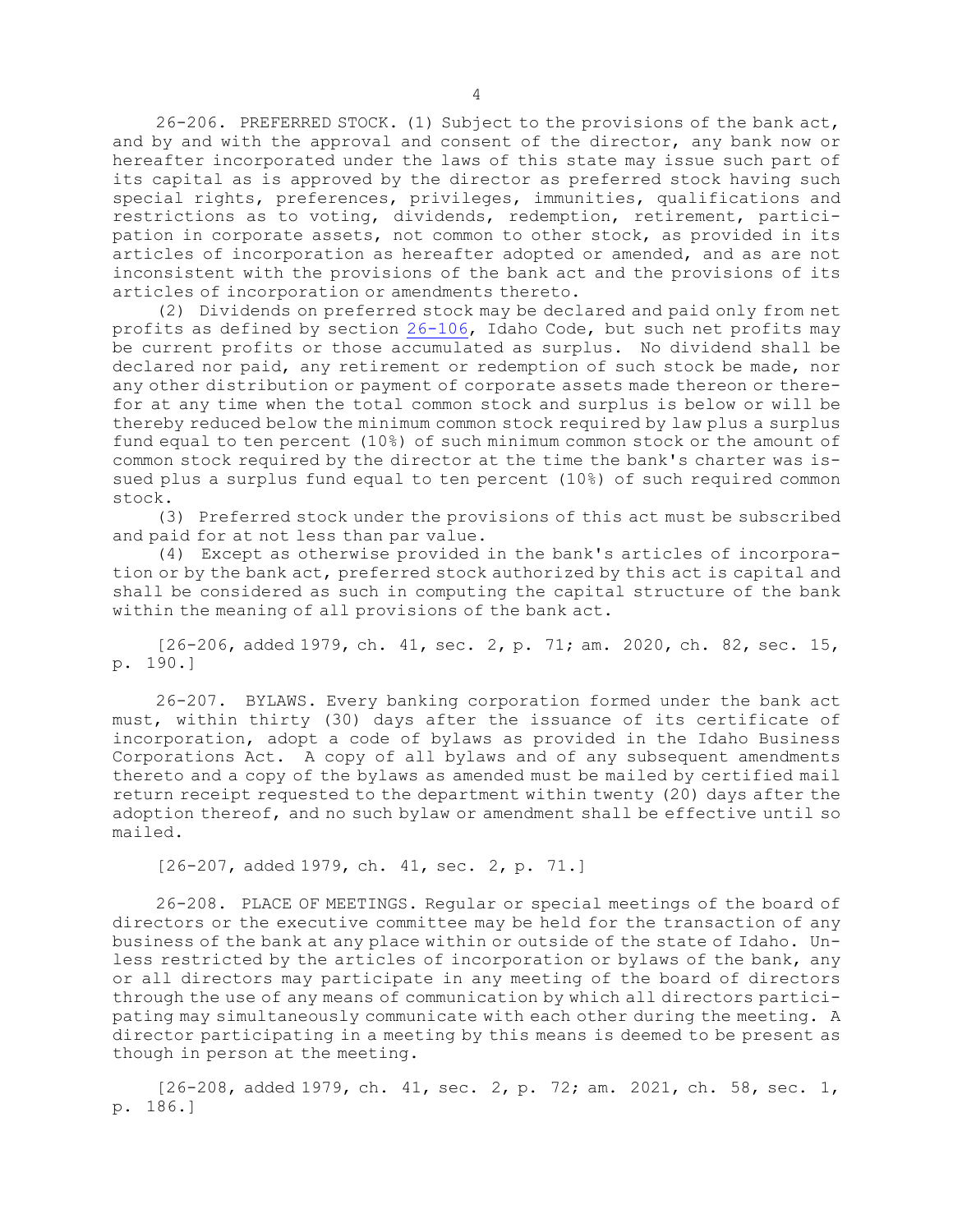26-206. PREFERRED STOCK. (1) Subject to the provisions of the bank act, and by and with the approval and consent of the director, any bank now or hereafter incorporated under the laws of this state may issue such part of its capital as is approved by the director as preferred stock having such special rights, preferences, privileges, immunities, qualifications and restrictions as to voting, dividends, redemption, retirement, participation in corporate assets, not common to other stock, as provided in its articles of incorporation as hereafter adopted or amended, and as are not inconsistent with the provisions of the bank act and the provisions of its articles of incorporation or amendments thereto.

(2) Dividends on preferred stock may be declared and paid only from net profits as defined by section 26-106, Idaho Code, but such net profits may be current profits or those accumulated as surplus. No dividend shall be declared nor paid, any retirement or redemption of such stock be made, nor any other distribution or payment of corporate assets made thereon or therefor at any time when the total common stock and surplus is below or will be thereby reduced below the minimum common stock required by law plus a surplus fund equal to ten percent (10%) of such minimum common stock or the amount of common stock required by the director at the time the bank's charter was issued plus a surplus fund equal to ten percent (10%) of such required common stock.

(3) Preferred stock under the provisions of this act must be subscribed and paid for at not less than par value.

(4) Except as otherwise provided in the bank's articles of incorporation or by the bank act, preferred stock authorized by this act is capital and shall be considered as such in computing the capital structure of the bank within the meaning of all provisions of the bank act.

[26-206, added 1979, ch. 41, sec. 2, p. 71; am. 2020, ch. 82, sec. 15, p. 190.]

26-207. BYLAWS. Every banking corporation formed under the bank act must, within thirty (30) days after the issuance of its certificate of incorporation, adopt a code of bylaws as provided in the Idaho Business Corporations Act. A copy of all bylaws and of any subsequent amendments thereto and a copy of the bylaws as amended must be mailed by certified mail return receipt requested to the department within twenty (20) days after the adoption thereof, and no such bylaw or amendment shall be effective until so mailed.

[26-207, added 1979, ch. 41, sec. 2, p. 71.]

26-208. PLACE OF MEETINGS. Regular or special meetings of the board of directors or the executive committee may be held for the transaction of any business of the bank at any place within or outside of the state of Idaho. Unless restricted by the articles of incorporation or bylaws of the bank, any or all directors may participate in any meeting of the board of directors through the use of any means of communication by which all directors participating may simultaneously communicate with each other during the meeting. A director participating in a meeting by this means is deemed to be present as though in person at the meeting.

[26-208, added 1979, ch. 41, sec. 2, p. 72; am. 2021, ch. 58, sec. 1, p. 186.]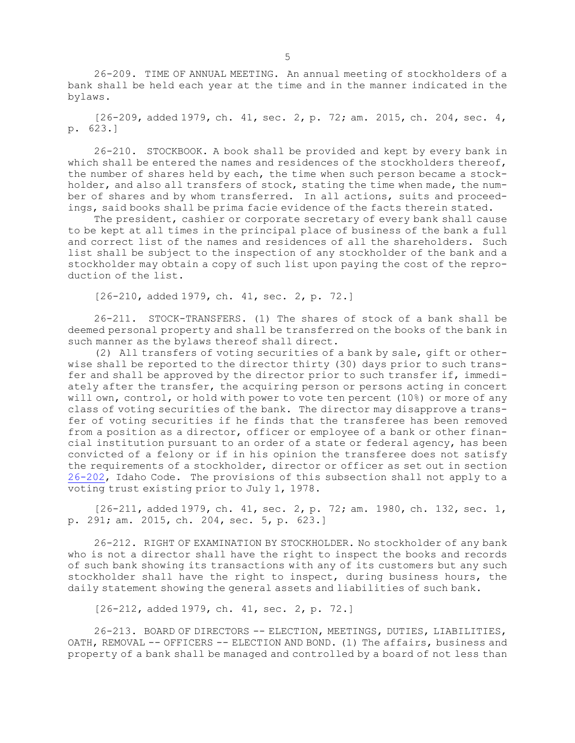26-209. TIME OF ANNUAL MEETING. An annual meeting of stockholders of a bank shall be held each year at the time and in the manner indicated in the bylaws.

[26-209, added 1979, ch. 41, sec. 2, p. 72; am. 2015, ch. 204, sec. 4, p. 623.]

26-210. STOCKBOOK. A book shall be provided and kept by every bank in which shall be entered the names and residences of the stockholders thereof, the number of shares held by each, the time when such person became a stockholder, and also all transfers of stock, stating the time when made, the number of shares and by whom transferred. In all actions, suits and proceedings, said books shall be prima facie evidence of the facts therein stated.

The president, cashier or corporate secretary of every bank shall cause to be kept at all times in the principal place of business of the bank a full and correct list of the names and residences of all the shareholders. Such list shall be subject to the inspection of any stockholder of the bank and a stockholder may obtain a copy of such list upon paying the cost of the reproduction of the list.

[26-210, added 1979, ch. 41, sec. 2, p. 72.]

26-211. STOCK-TRANSFERS. (1) The shares of stock of a bank shall be deemed personal property and shall be transferred on the books of the bank in such manner as the bylaws thereof shall direct.

(2) All transfers of voting securities of a bank by sale, gift or otherwise shall be reported to the director thirty (30) days prior to such transfer and shall be approved by the director prior to such transfer if, immediately after the transfer, the acquiring person or persons acting in concert will own, control, or hold with power to vote ten percent (10%) or more of any class of voting securities of the bank. The director may disapprove a transfer of voting securities if he finds that the transferee has been removed from a position as a director, officer or employee of a bank or other financial institution pursuant to an order of a state or federal agency, has been convicted of a felony or if in his opinion the transferee does not satisfy the requirements of a stockholder, director or officer as set out in section 26-202, Idaho Code. The provisions of this subsection shall not apply to a voting trust existing prior to July 1, 1978.

[26-211, added 1979, ch. 41, sec. 2, p. 72; am. 1980, ch. 132, sec. 1, p. 291; am. 2015, ch. 204, sec. 5, p. 623.]

26-212. RIGHT OF EXAMINATION BY STOCKHOLDER. No stockholder of any bank who is not a director shall have the right to inspect the books and records of such bank showing its transactions with any of its customers but any such stockholder shall have the right to inspect, during business hours, the daily statement showing the general assets and liabilities of such bank.

[26-212, added 1979, ch. 41, sec. 2, p. 72.]

26-213. BOARD OF DIRECTORS -- ELECTION, MEETINGS, DUTIES, LIABILITIES, OATH, REMOVAL -- OFFICERS -- ELECTION AND BOND. (1) The affairs, business and property of a bank shall be managed and controlled by a board of not less than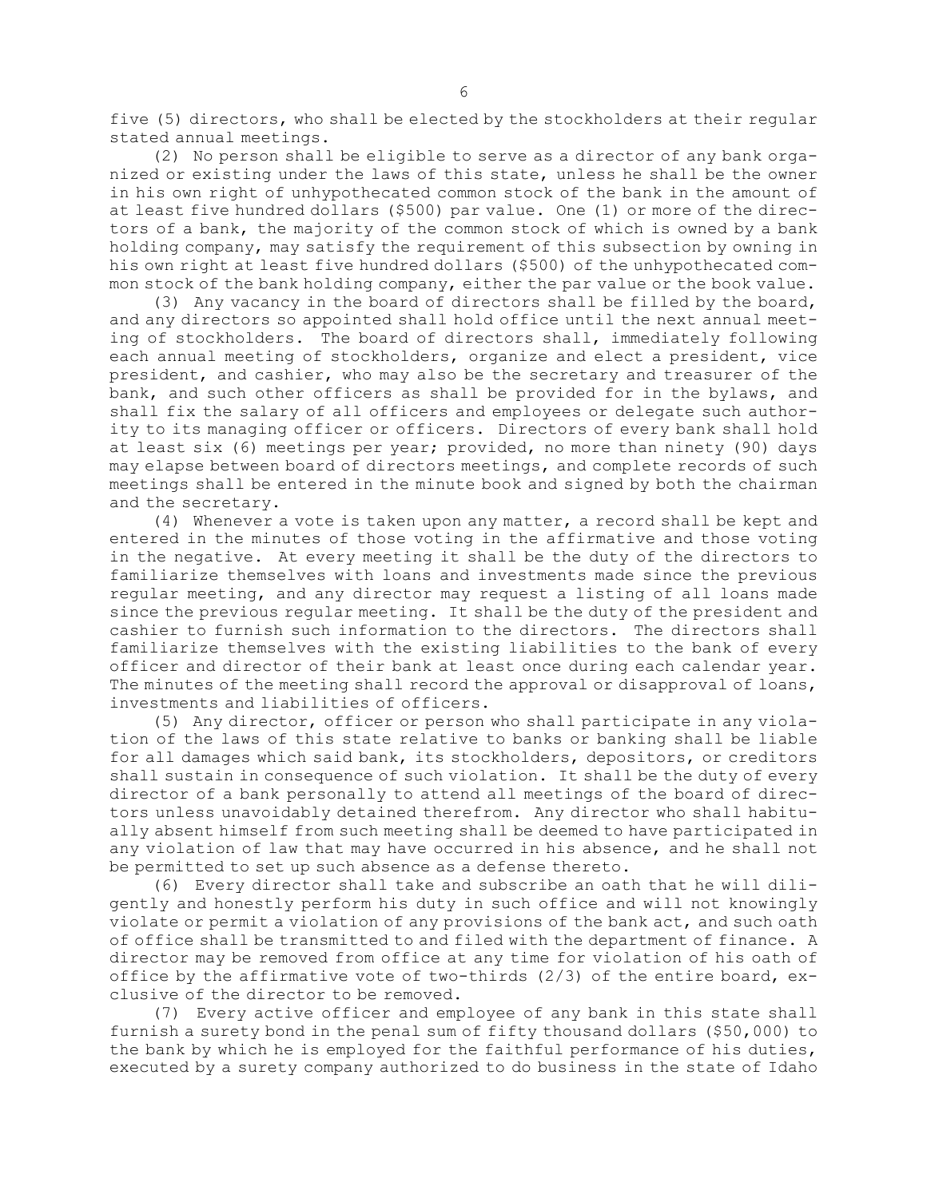five (5) directors, who shall be elected by the stockholders at their regular stated annual meetings.

(2) No person shall be eligible to serve as a director of any bank organized or existing under the laws of this state, unless he shall be the owner in his own right of unhypothecated common stock of the bank in the amount of at least five hundred dollars ($500) par value. One (1) or more of the directors of a bank, the majority of the common stock of which is owned by a bank holding company, may satisfy the requirement of this subsection by owning in his own right at least five hundred dollars ($500) of the unhypothecated common stock of the bank holding company, either the par value or the book value.

(3) Any vacancy in the board of directors shall be filled by the board, and any directors so appointed shall hold office until the next annual meeting of stockholders. The board of directors shall, immediately following each annual meeting of stockholders, organize and elect a president, vice president, and cashier, who may also be the secretary and treasurer of the bank, and such other officers as shall be provided for in the bylaws, and shall fix the salary of all officers and employees or delegate such authority to its managing officer or officers. Directors of every bank shall hold at least six (6) meetings per year; provided, no more than ninety (90) days may elapse between board of directors meetings, and complete records of such meetings shall be entered in the minute book and signed by both the chairman and the secretary.

(4) Whenever a vote is taken upon any matter, a record shall be kept and entered in the minutes of those voting in the affirmative and those voting in the negative. At every meeting it shall be the duty of the directors to familiarize themselves with loans and investments made since the previous regular meeting, and any director may request a listing of all loans made since the previous regular meeting. It shall be the duty of the president and cashier to furnish such information to the directors. The directors shall familiarize themselves with the existing liabilities to the bank of every officer and director of their bank at least once during each calendar year. The minutes of the meeting shall record the approval or disapproval of loans, investments and liabilities of officers.

(5) Any director, officer or person who shall participate in any violation of the laws of this state relative to banks or banking shall be liable for all damages which said bank, its stockholders, depositors, or creditors shall sustain in consequence of such violation. It shall be the duty of every director of a bank personally to attend all meetings of the board of directors unless unavoidably detained therefrom. Any director who shall habitually absent himself from such meeting shall be deemed to have participated in any violation of law that may have occurred in his absence, and he shall not be permitted to set up such absence as a defense thereto.

(6) Every director shall take and subscribe an oath that he will diligently and honestly perform his duty in such office and will not knowingly violate or permit a violation of any provisions of the bank act, and such oath of office shall be transmitted to and filed with the department of finance. A director may be removed from office at any time for violation of his oath of office by the affirmative vote of two-thirds (2/3) of the entire board, exclusive of the director to be removed.

(7) Every active officer and employee of any bank in this state shall furnish a surety bond in the penal sum of fifty thousand dollars ($50,000) to the bank by which he is employed for the faithful performance of his duties, executed by a surety company authorized to do business in the state of Idaho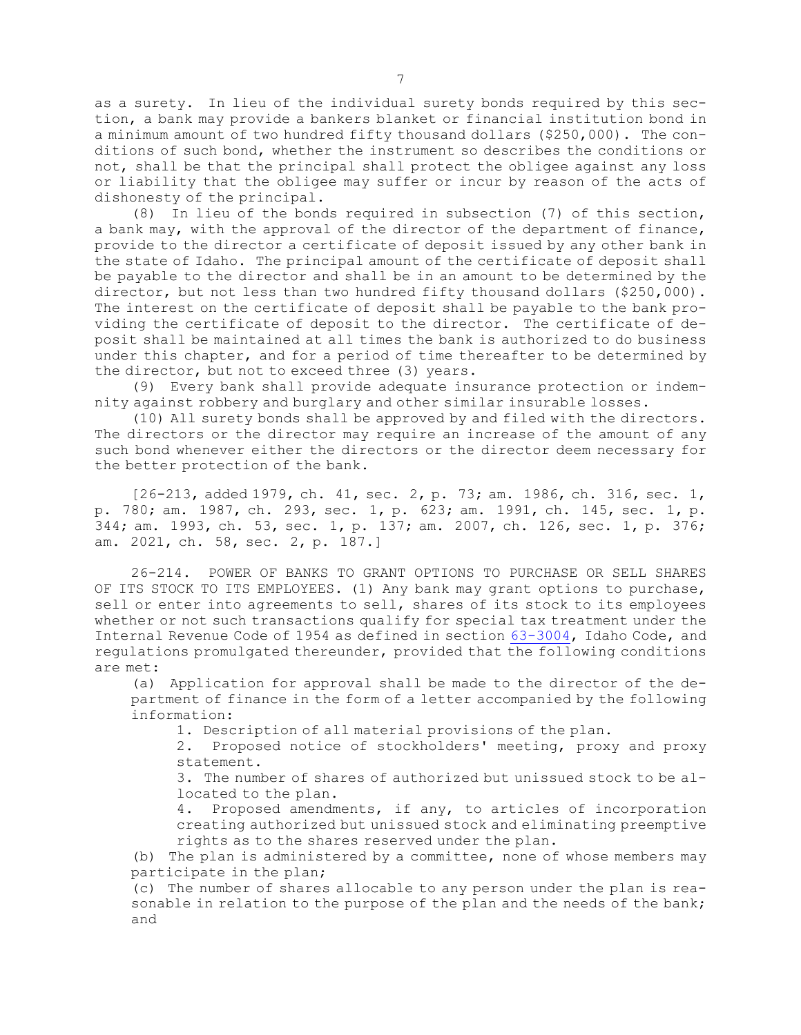as a surety. In lieu of the individual surety bonds required by this section, a bank may provide a bankers blanket or financial institution bond in a minimum amount of two hundred fifty thousand dollars ($250,000). The conditions of such bond, whether the instrument so describes the conditions or not, shall be that the principal shall protect the obligee against any loss or liability that the obligee may suffer or incur by reason of the acts of dishonesty of the principal.

(8) In lieu of the bonds required in subsection (7) of this section, a bank may, with the approval of the director of the department of finance, provide to the director a certificate of deposit issued by any other bank in the state of Idaho. The principal amount of the certificate of deposit shall be payable to the director and shall be in an amount to be determined by the director, but not less than two hundred fifty thousand dollars ($250,000). The interest on the certificate of deposit shall be payable to the bank providing the certificate of deposit to the director. The certificate of deposit shall be maintained at all times the bank is authorized to do business under this chapter, and for a period of time thereafter to be determined by the director, but not to exceed three (3) years.

(9) Every bank shall provide adequate insurance protection or indemnity against robbery and burglary and other similar insurable losses.

(10) All surety bonds shall be approved by and filed with the directors. The directors or the director may require an increase of the amount of any such bond whenever either the directors or the director deem necessary for the better protection of the bank.

[26-213, added 1979, ch. 41, sec. 2, p. 73; am. 1986, ch. 316, sec. 1, p. 780; am. 1987, ch. 293, sec. 1, p. 623; am. 1991, ch. 145, sec. 1, p. 344; am. 1993, ch. 53, sec. 1, p. 137; am. 2007, ch. 126, sec. 1, p. 376; am. 2021, ch. 58, sec. 2, p. 187.]

26-214. POWER OF BANKS TO GRANT OPTIONS TO PURCHASE OR SELL SHARES OF ITS STOCK TO ITS EMPLOYEES. (1) Any bank may grant options to purchase, sell or enter into agreements to sell, shares of its stock to its employees whether or not such transactions qualify for special tax treatment under the Internal Revenue Code of 1954 as defined in section 63-3004, Idaho Code, and regulations promulgated thereunder, provided that the following conditions are met:

(a) Application for approval shall be made to the director of the department of finance in the form of a letter accompanied by the following information:

1. Description of all material provisions of the plan.

2. Proposed notice of stockholders' meeting, proxy and proxy statement.

3. The number of shares of authorized but unissued stock to be allocated to the plan.

4. Proposed amendments, if any, to articles of incorporation creating authorized but unissued stock and eliminating preemptive rights as to the shares reserved under the plan.

(b) The plan is administered by a committee, none of whose members may participate in the plan;

(c) The number of shares allocable to any person under the plan is reasonable in relation to the purpose of the plan and the needs of the bank; and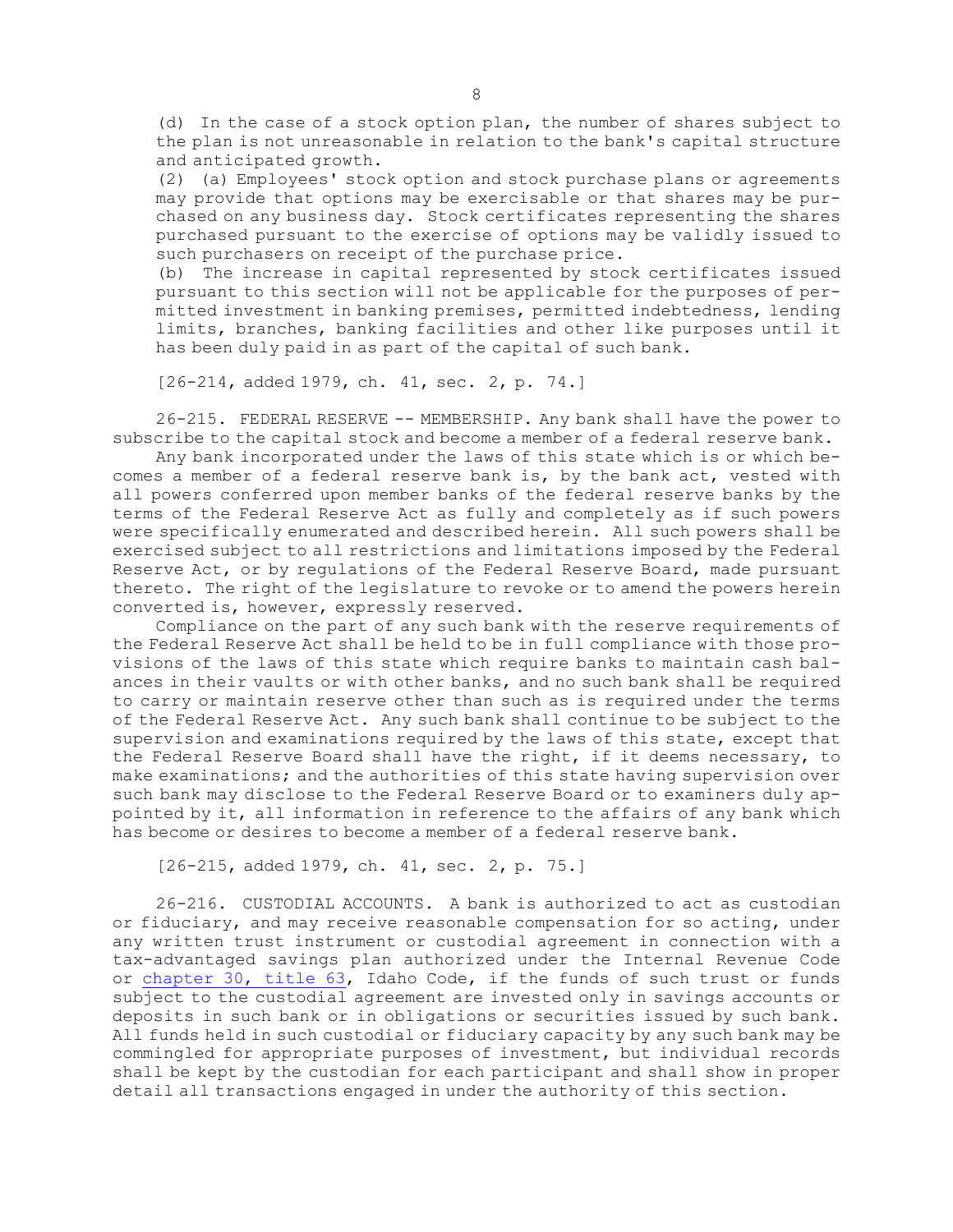(d) In the case of a stock option plan, the number of shares subject to the plan is not unreasonable in relation to the bank's capital structure and anticipated growth.

(2) (a) Employees' stock option and stock purchase plans or agreements may provide that options may be exercisable or that shares may be purchased on any business day. Stock certificates representing the shares purchased pursuant to the exercise of options may be validly issued to such purchasers on receipt of the purchase price.

(b) The increase in capital represented by stock certificates issued pursuant to this section will not be applicable for the purposes of permitted investment in banking premises, permitted indebtedness, lending limits, branches, banking facilities and other like purposes until it has been duly paid in as part of the capital of such bank.

[26-214, added 1979, ch. 41, sec. 2, p. 74.]

26-215. FEDERAL RESERVE -- MEMBERSHIP. Any bank shall have the power to subscribe to the capital stock and become a member of a federal reserve bank.

Any bank incorporated under the laws of this state which is or which becomes a member of a federal reserve bank is, by the bank act, vested with all powers conferred upon member banks of the federal reserve banks by the terms of the Federal Reserve Act as fully and completely as if such powers were specifically enumerated and described herein. All such powers shall be exercised subject to all restrictions and limitations imposed by the Federal Reserve Act, or by regulations of the Federal Reserve Board, made pursuant thereto. The right of the legislature to revoke or to amend the powers herein converted is, however, expressly reserved.

Compliance on the part of any such bank with the reserve requirements of the Federal Reserve Act shall be held to be in full compliance with those provisions of the laws of this state which require banks to maintain cash balances in their vaults or with other banks, and no such bank shall be required to carry or maintain reserve other than such as is required under the terms of the Federal Reserve Act. Any such bank shall continue to be subject to the supervision and examinations required by the laws of this state, except that the Federal Reserve Board shall have the right, if it deems necessary, to make examinations; and the authorities of this state having supervision over such bank may disclose to the Federal Reserve Board or to examiners duly appointed by it, all information in reference to the affairs of any bank which has become or desires to become a member of a federal reserve bank.

[26-215, added 1979, ch. 41, sec. 2, p. 75.]

26-216. CUSTODIAL ACCOUNTS. A bank is authorized to act as custodian or fiduciary, and may receive reasonable compensation for so acting, under any written trust instrument or custodial agreement in connection with a tax-advantaged savings plan authorized under the Internal Revenue Code or chapter 30, title 63, Idaho Code, if the funds of such trust or funds subject to the custodial agreement are invested only in savings accounts or deposits in such bank or in obligations or securities issued by such bank. All funds held in such custodial or fiduciary capacity by any such bank may be commingled for appropriate purposes of investment, but individual records shall be kept by the custodian for each participant and shall show in proper detail all transactions engaged in under the authority of this section.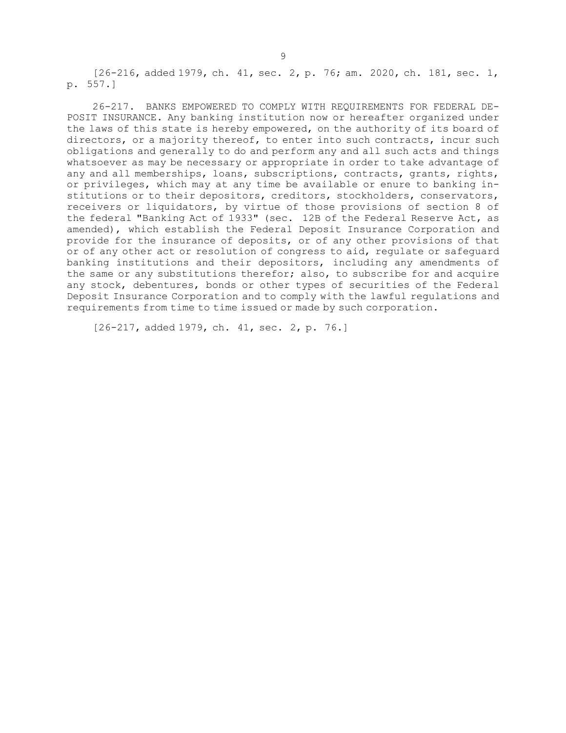[26-216, added 1979, ch. 41, sec. 2, p. 76; am. 2020, ch. 181, sec. 1, p. 557.]

26-217. BANKS EMPOWERED TO COMPLY WITH REQUIREMENTS FOR FEDERAL DEPOSIT INSURANCE. Any banking institution now or hereafter organized under the laws of this state is hereby empowered, on the authority of its board of directors, or a majority thereof, to enter into such contracts, incur such obligations and generally to do and perform any and all such acts and things whatsoever as may be necessary or appropriate in order to take advantage of any and all memberships, loans, subscriptions, contracts, grants, rights, or privileges, which may at any time be available or enure to banking institutions or to their depositors, creditors, stockholders, conservators, receivers or liquidators, by virtue of those provisions of section 8 of the federal "Banking Act of 1933" (sec. 12B of the Federal Reserve Act, as amended), which establish the Federal Deposit Insurance Corporation and provide for the insurance of deposits, or of any other provisions of that or of any other act or resolution of congress to aid, regulate or safeguard banking institutions and their depositors, including any amendments of the same or any substitutions therefor; also, to subscribe for and acquire any stock, debentures, bonds or other types of securities of the Federal Deposit Insurance Corporation and to comply with the lawful regulations and requirements from time to time issued or made by such corporation.

[26-217, added 1979, ch. 41, sec. 2, p. 76.]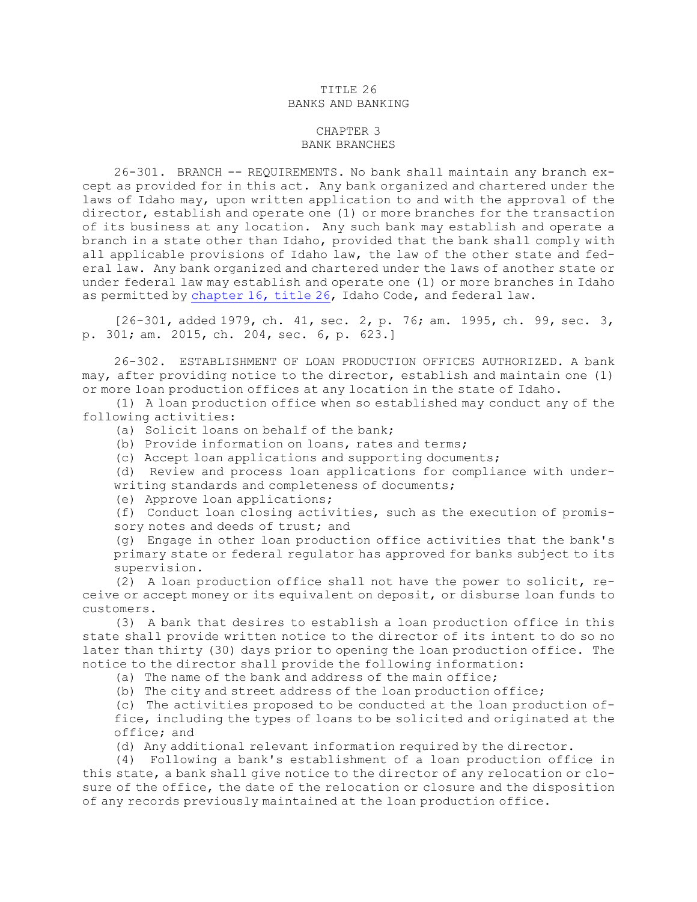TITLE 26
BANKS AND BANKING

CHAPTER 3
BANK BRANCHES

26-301. BRANCH -- REQUIREMENTS. No bank shall maintain any branch except as provided for in this act. Any bank organized and chartered under the laws of Idaho may, upon written application to and with the approval of the director, establish and operate one (1) or more branches for the transaction of its business at any location. Any such bank may establish and operate a branch in a state other than Idaho, provided that the bank shall comply with all applicable provisions of Idaho law, the law of the other state and federal law. Any bank organized and chartered under the laws of another state or under federal law may establish and operate one (1) or more branches in Idaho as permitted by chapter 16, title 26, Idaho Code, and federal law.

[26-301, added 1979, ch. 41, sec. 2, p. 76; am. 1995, ch. 99, sec. 3, p. 301; am. 2015, ch. 204, sec. 6, p. 623.]

26-302. ESTABLISHMENT OF LOAN PRODUCTION OFFICES AUTHORIZED. A bank may, after providing notice to the director, establish and maintain one (1) or more loan production offices at any location in the state of Idaho.

(1) A loan production office when so established may conduct any of the following activities:

(a) Solicit loans on behalf of the bank;

(b) Provide information on loans, rates and terms;

(c) Accept loan applications and supporting documents;

(d) Review and process loan applications for compliance with underwriting standards and completeness of documents;

(e) Approve loan applications;

(f) Conduct loan closing activities, such as the execution of promissory notes and deeds of trust; and

(g) Engage in other loan production office activities that the bank's primary state or federal regulator has approved for banks subject to its supervision.

(2) A loan production office shall not have the power to solicit, receive or accept money or its equivalent on deposit, or disburse loan funds to customers.

(3) A bank that desires to establish a loan production office in this state shall provide written notice to the director of its intent to do so no later than thirty (30) days prior to opening the loan production office. The notice to the director shall provide the following information:

(a) The name of the bank and address of the main office;

(b) The city and street address of the loan production office;

(c) The activities proposed to be conducted at the loan production office, including the types of loans to be solicited and originated at the office; and

(d) Any additional relevant information required by the director.

(4) Following a bank's establishment of a loan production office in this state, a bank shall give notice to the director of any relocation or closure of the office, the date of the relocation or closure and the disposition of any records previously maintained at the loan production office.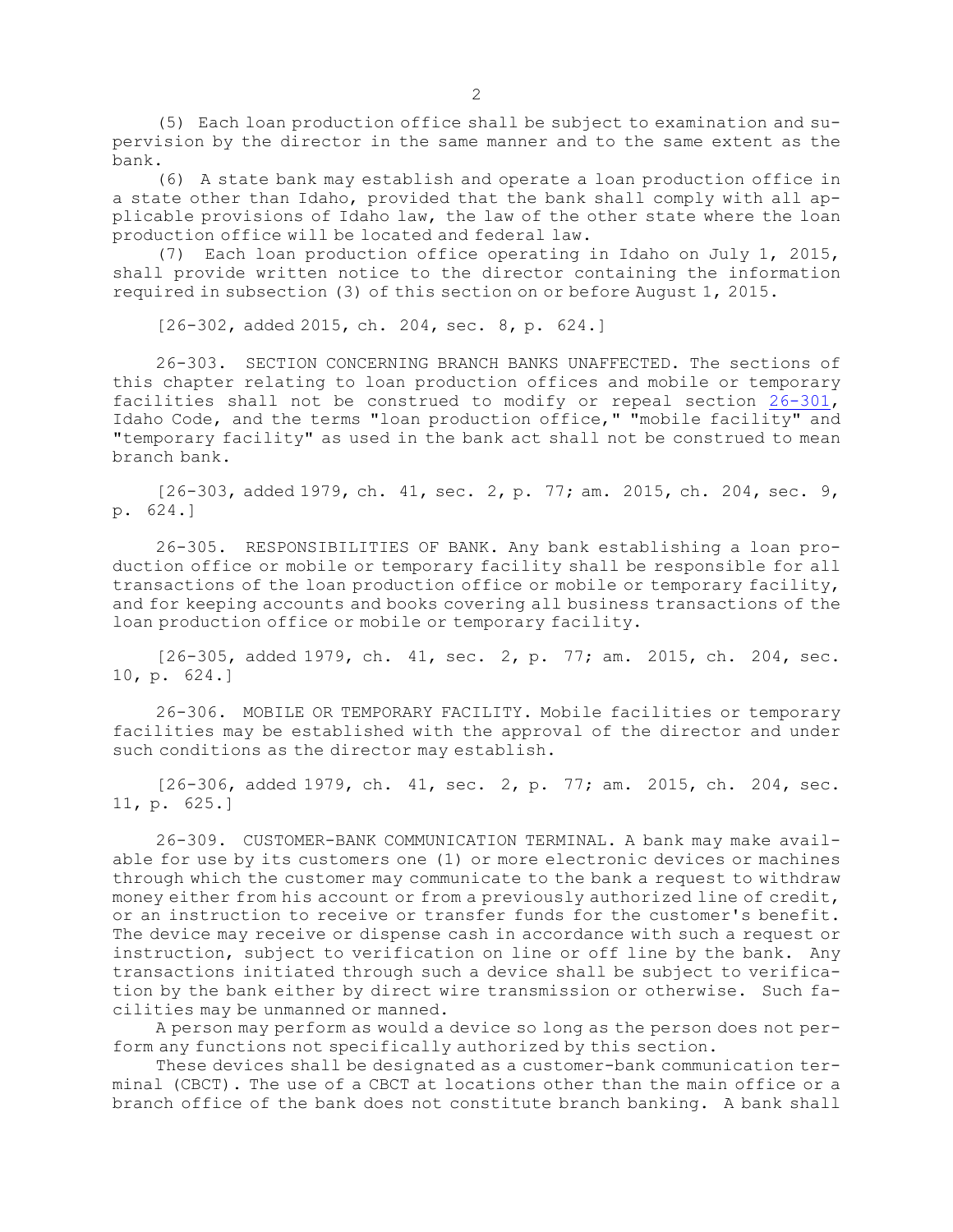(5) Each loan production office shall be subject to examination and supervision by the director in the same manner and to the same extent as the bank.

(6) A state bank may establish and operate a loan production office in a state other than Idaho, provided that the bank shall comply with all applicable provisions of Idaho law, the law of the other state where the loan production office will be located and federal law.

(7) Each loan production office operating in Idaho on July 1, 2015, shall provide written notice to the director containing the information required in subsection (3) of this section on or before August 1, 2015.

[26-302, added 2015, ch. 204, sec. 8, p. 624.]

26-303. SECTION CONCERNING BRANCH BANKS UNAFFECTED. The sections of this chapter relating to loan production offices and mobile or temporary facilities shall not be construed to modify or repeal section 26-301, Idaho Code, and the terms "loan production office," "mobile facility" and "temporary facility" as used in the bank act shall not be construed to mean branch bank.

[26-303, added 1979, ch. 41, sec. 2, p. 77; am. 2015, ch. 204, sec. 9, p. 624.]

26-305. RESPONSIBILITIES OF BANK. Any bank establishing a loan production office or mobile or temporary facility shall be responsible for all transactions of the loan production office or mobile or temporary facility, and for keeping accounts and books covering all business transactions of the loan production office or mobile or temporary facility.

[26-305, added 1979, ch. 41, sec. 2, p. 77; am. 2015, ch. 204, sec. 10, p. 624.]

26-306. MOBILE OR TEMPORARY FACILITY. Mobile facilities or temporary facilities may be established with the approval of the director and under such conditions as the director may establish.

[26-306, added 1979, ch. 41, sec. 2, p. 77; am. 2015, ch. 204, sec. 11, p. 625.]

26-309. CUSTOMER-BANK COMMUNICATION TERMINAL. A bank may make available for use by its customers one (1) or more electronic devices or machines through which the customer may communicate to the bank a request to withdraw money either from his account or from a previously authorized line of credit, or an instruction to receive or transfer funds for the customer's benefit. The device may receive or dispense cash in accordance with such a request or instruction, subject to verification on line or off line by the bank. Any transactions initiated through such a device shall be subject to verification by the bank either by direct wire transmission or otherwise. Such facilities may be unmanned or manned.

A person may perform as would a device so long as the person does not perform any functions not specifically authorized by this section.

These devices shall be designated as a customer-bank communication terminal (CBCT). The use of a CBCT at locations other than the main office or a branch office of the bank does not constitute branch banking. A bank shall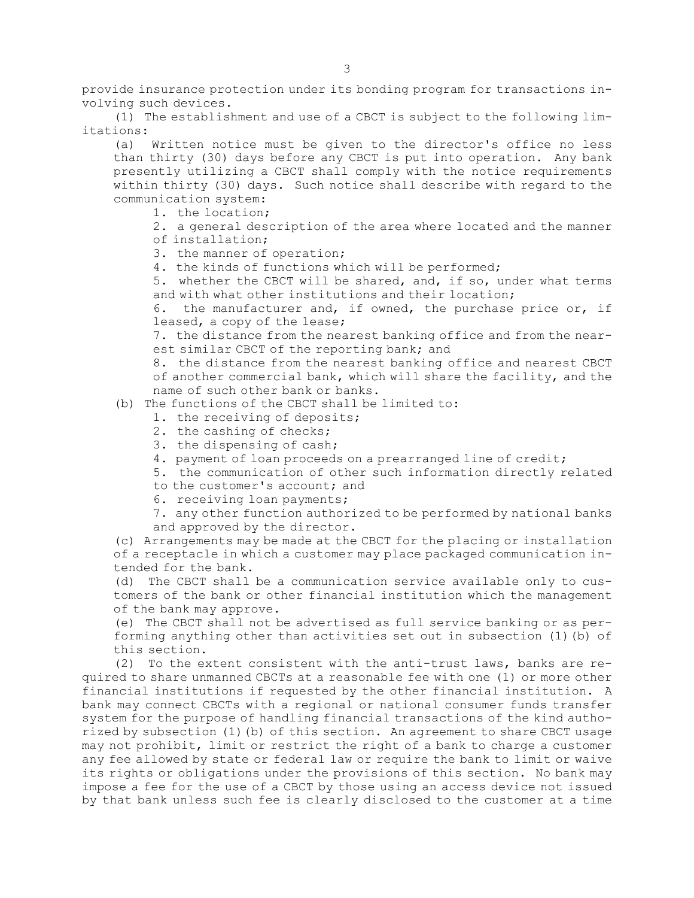provide insurance protection under its bonding program for transactions involving such devices.

(1) The establishment and use of a CBCT is subject to the following limitations:

(a) Written notice must be given to the director's office no less than thirty (30) days before any CBCT is put into operation. Any bank presently utilizing a CBCT shall comply with the notice requirements within thirty (30) days. Such notice shall describe with regard to the communication system:

1. the location;
2. a general description of the area where located and the manner of installation;
3. the manner of operation;
4. the kinds of functions which will be performed;
5. whether the CBCT will be shared, and, if so, under what terms and with what other institutions and their location;
6. the manufacturer and, if owned, the purchase price or, if leased, a copy of the lease;
7. the distance from the nearest banking office and from the nearest similar CBCT of the reporting bank; and
8. the distance from the nearest banking office and nearest CBCT of another commercial bank, which will share the facility, and the name of such other bank or banks.

(b) The functions of the CBCT shall be limited to:

1. the receiving of deposits;
2. the cashing of checks;
3. the dispensing of cash;
4. payment of loan proceeds on a prearranged line of credit;
5. the communication of other such information directly related to the customer's account; and
6. receiving loan payments;
7. any other function authorized to be performed by national banks and approved by the director.

(c) Arrangements may be made at the CBCT for the placing or installation of a receptacle in which a customer may place packaged communication intended for the bank.

(d) The CBCT shall be a communication service available only to customers of the bank or other financial institution which the management of the bank may approve.

(e) The CBCT shall not be advertised as full service banking or as performing anything other than activities set out in subsection (1)(b) of this section.

(2) To the extent consistent with the anti-trust laws, banks are required to share unmanned CBCTs at a reasonable fee with one (1) or more other financial institutions if requested by the other financial institution. A bank may connect CBCTs with a regional or national consumer funds transfer system for the purpose of handling financial transactions of the kind authorized by subsection (1)(b) of this section. An agreement to share CBCT usage may not prohibit, limit or restrict the right of a bank to charge a customer any fee allowed by state or federal law or require the bank to limit or waive its rights or obligations under the provisions of this section. No bank may impose a fee for the use of a CBCT by those using an access device not issued by that bank unless such fee is clearly disclosed to the customer at a time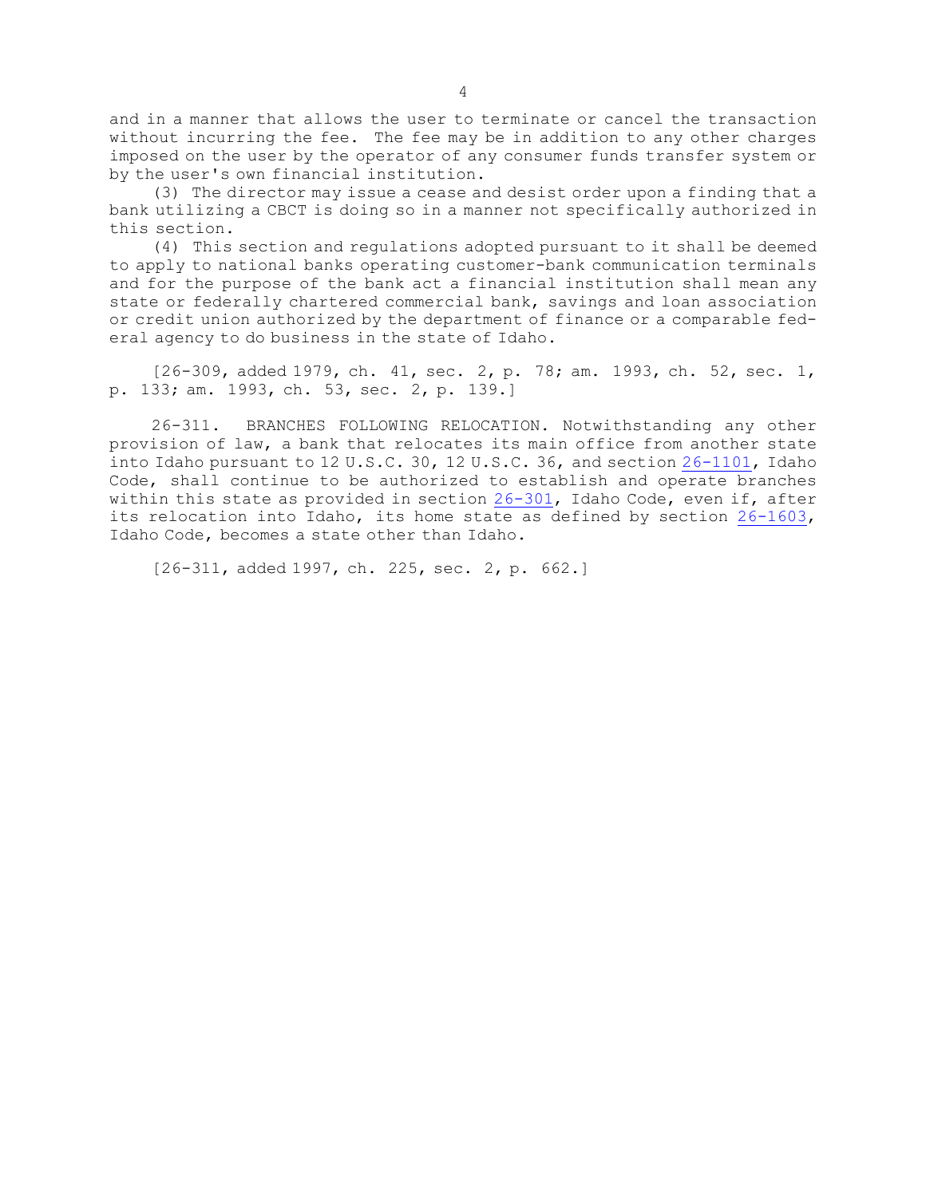and in a manner that allows the user to terminate or cancel the transaction without incurring the fee. The fee may be in addition to any other charges imposed on the user by the operator of any consumer funds transfer system or by the user's own financial institution.

(3) The director may issue a cease and desist order upon a finding that a bank utilizing a CBCT is doing so in a manner not specifically authorized in this section.

(4) This section and regulations adopted pursuant to it shall be deemed to apply to national banks operating customer-bank communication terminals and for the purpose of the bank act a financial institution shall mean any state or federally chartered commercial bank, savings and loan association or credit union authorized by the department of finance or a comparable federal agency to do business in the state of Idaho.

[26-309, added 1979, ch. 41, sec. 2, p. 78; am. 1993, ch. 52, sec. 1, p. 133; am. 1993, ch. 53, sec. 2, p. 139.]

26-311. BRANCHES FOLLOWING RELOCATION. Notwithstanding any other provision of law, a bank that relocates its main office from another state into Idaho pursuant to 12 U.S.C. 30, 12 U.S.C. 36, and section 26-1101, Idaho Code, shall continue to be authorized to establish and operate branches within this state as provided in section 26-301, Idaho Code, even if, after its relocation into Idaho, its home state as defined by section 26-1603, Idaho Code, becomes a state other than Idaho.

[26-311, added 1997, ch. 225, sec. 2, p. 662.]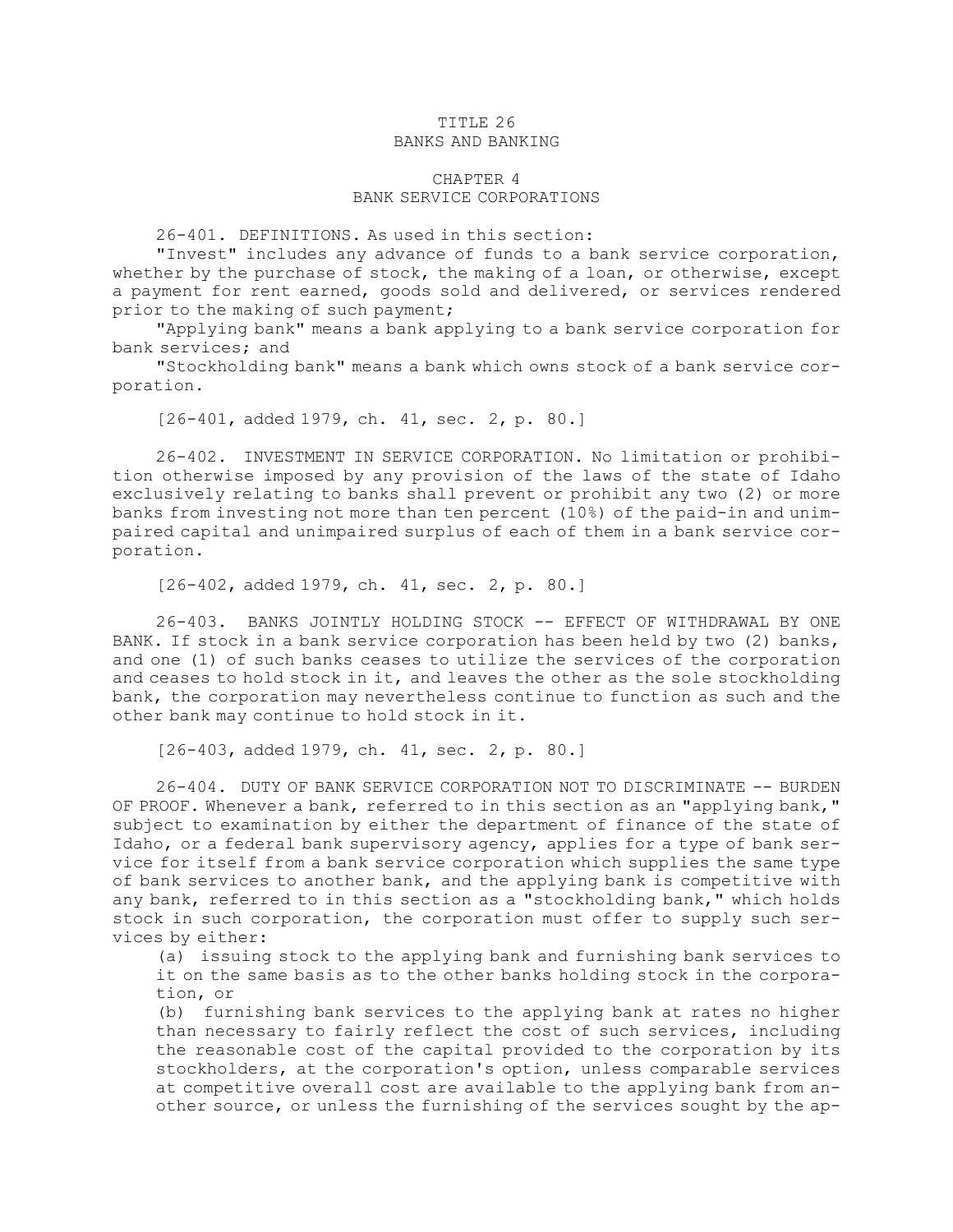# TITLE 26
# BANKS AND BANKING

## CHAPTER 4
## BANK SERVICE CORPORATIONS

26-401. DEFINITIONS. As used in this section:

"Invest" includes any advance of funds to a bank service corporation, whether by the purchase of stock, the making of a loan, or otherwise, except a payment for rent earned, goods sold and delivered, or services rendered prior to the making of such payment;

"Applying bank" means a bank applying to a bank service corporation for bank services; and

"Stockholding bank" means a bank which owns stock of a bank service corporation.

[26-401, added 1979, ch. 41, sec. 2, p. 80.]

26-402. INVESTMENT IN SERVICE CORPORATION. No limitation or prohibition otherwise imposed by any provision of the laws of the state of Idaho exclusively relating to banks shall prevent or prohibit any two (2) or more banks from investing not more than ten percent (10%) of the paid-in and unimpaired capital and unimpaired surplus of each of them in a bank service corporation.

[26-402, added 1979, ch. 41, sec. 2, p. 80.]

26-403. BANKS JOINTLY HOLDING STOCK -- EFFECT OF WITHDRAWAL BY ONE BANK. If stock in a bank service corporation has been held by two (2) banks, and one (1) of such banks ceases to utilize the services of the corporation and ceases to hold stock in it, and leaves the other as the sole stockholding bank, the corporation may nevertheless continue to function as such and the other bank may continue to hold stock in it.

[26-403, added 1979, ch. 41, sec. 2, p. 80.]

26-404. DUTY OF BANK SERVICE CORPORATION NOT TO DISCRIMINATE -- BURDEN OF PROOF. Whenever a bank, referred to in this section as an "applying bank," subject to examination by either the department of finance of the state of Idaho, or a federal bank supervisory agency, applies for a type of bank service for itself from a bank service corporation which supplies the same type of bank services to another bank, and the applying bank is competitive with any bank, referred to in this section as a "stockholding bank," which holds stock in such corporation, the corporation must offer to supply such services by either:

(a) issuing stock to the applying bank and furnishing bank services to it on the same basis as to the other banks holding stock in the corporation, or

(b) furnishing bank services to the applying bank at rates no higher than necessary to fairly reflect the cost of such services, including the reasonable cost of the capital provided to the corporation by its stockholders, at the corporation's option, unless comparable services at competitive overall cost are available to the applying bank from another source, or unless the furnishing of the services sought by the ap-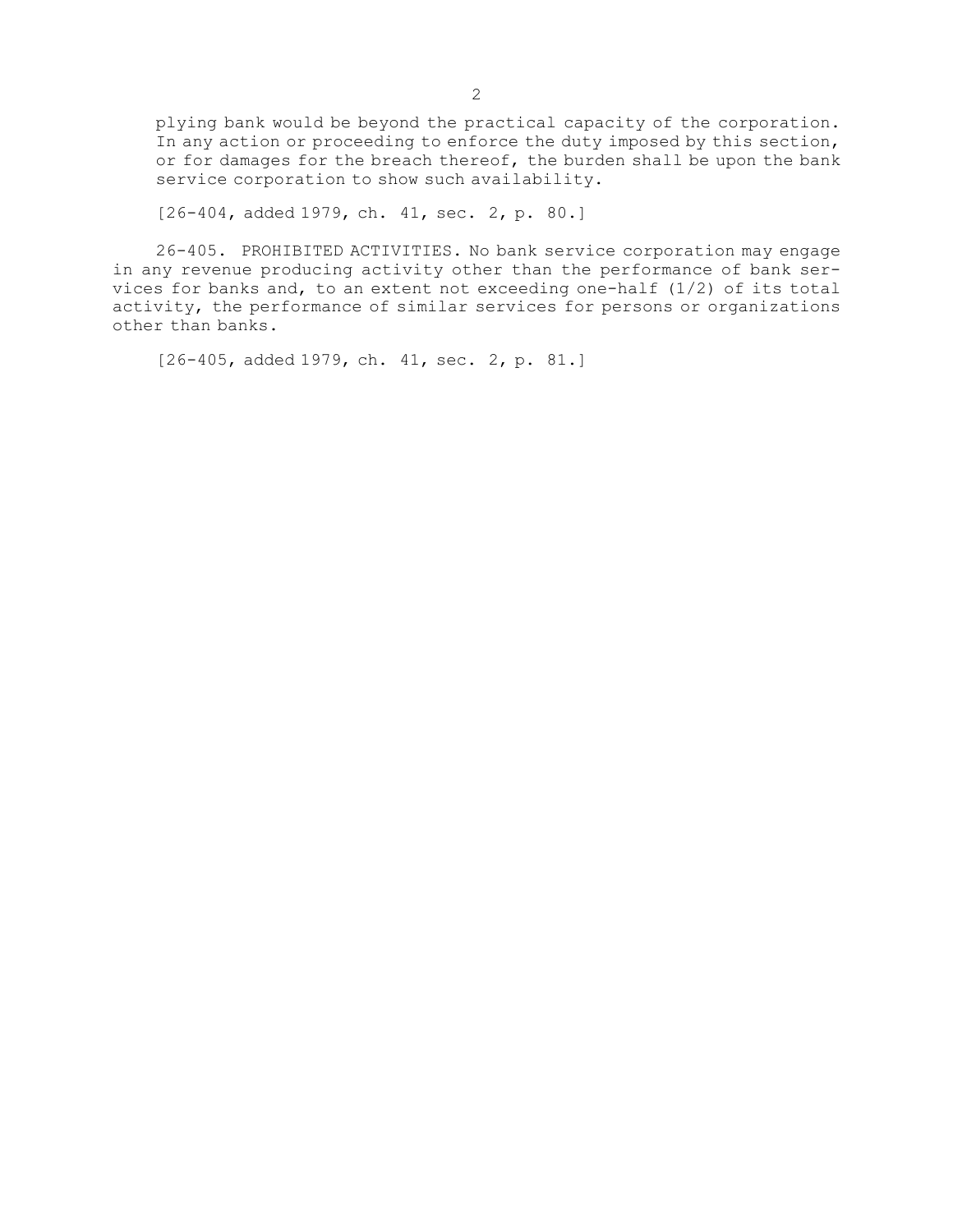plying bank would be beyond the practical capacity of the corporation. In any action or proceeding to enforce the duty imposed by this section, or for damages for the breach thereof, the burden shall be upon the bank service corporation to show such availability.

[26-404, added 1979, ch. 41, sec. 2, p. 80.]

26-405. PROHIBITED ACTIVITIES. No bank service corporation may engage in any revenue producing activity other than the performance of bank services for banks and, to an extent not exceeding one-half (1/2) of its total activity, the performance of similar services for persons or organizations other than banks.

[26-405, added 1979, ch. 41, sec. 2, p. 81.]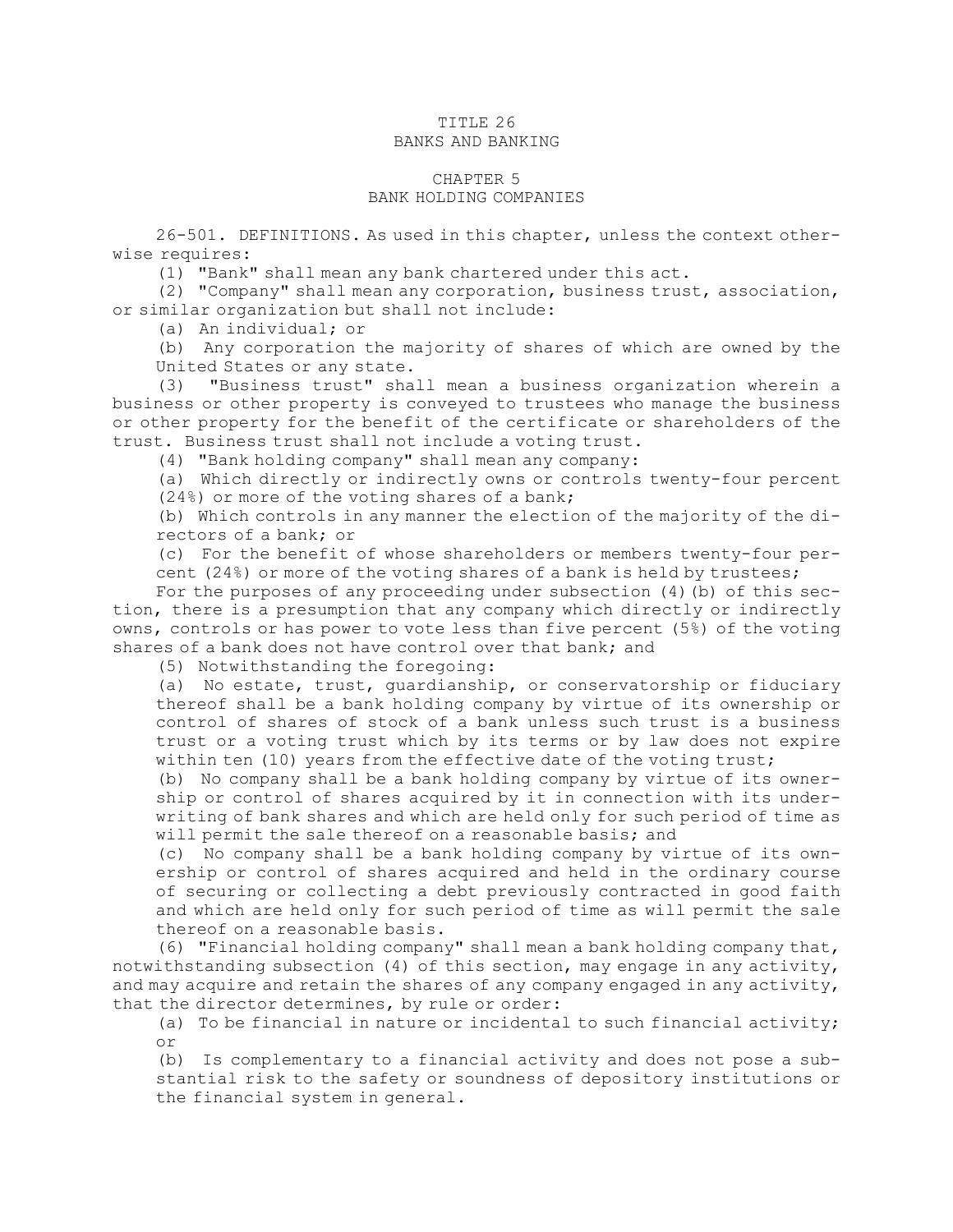# TITLE 26
# BANKS AND BANKING

## CHAPTER 5
## BANK HOLDING COMPANIES

26-501. DEFINITIONS. As used in this chapter, unless the context otherwise requires:

(1) "Bank" shall mean any bank chartered under this act.

(2) "Company" shall mean any corporation, business trust, association, or similar organization but shall not include:

(a) An individual; or

(b) Any corporation the majority of shares of which are owned by the United States or any state.

(3) "Business trust" shall mean a business organization wherein a business or other property is conveyed to trustees who manage the business or other property for the benefit of the certificate or shareholders of the trust. Business trust shall not include a voting trust.

(4) "Bank holding company" shall mean any company:

(a) Which directly or indirectly owns or controls twenty-four percent (24%) or more of the voting shares of a bank;

(b) Which controls in any manner the election of the majority of the directors of a bank; or

(c) For the benefit of whose shareholders or members twenty-four percent (24%) or more of the voting shares of a bank is held by trustees;

For the purposes of any proceeding under subsection (4)(b) of this section, there is a presumption that any company which directly or indirectly owns, controls or has power to vote less than five percent (5%) of the voting shares of a bank does not have control over that bank; and

(5) Notwithstanding the foregoing:

(a) No estate, trust, guardianship, or conservatorship or fiduciary thereof shall be a bank holding company by virtue of its ownership or control of shares of stock of a bank unless such trust is a business trust or a voting trust which by its terms or by law does not expire within ten (10) years from the effective date of the voting trust;

(b) No company shall be a bank holding company by virtue of its ownership or control of shares acquired by it in connection with its underwriting of bank shares and which are held only for such period of time as will permit the sale thereof on a reasonable basis; and

(c) No company shall be a bank holding company by virtue of its ownership or control of shares acquired and held in the ordinary course of securing or collecting a debt previously contracted in good faith and which are held only for such period of time as will permit the sale thereof on a reasonable basis.

(6) "Financial holding company" shall mean a bank holding company that, notwithstanding subsection (4) of this section, may engage in any activity, and may acquire and retain the shares of any company engaged in any activity, that the director determines, by rule or order:

(a) To be financial in nature or incidental to such financial activity; or

(b) Is complementary to a financial activity and does not pose a substantial risk to the safety or soundness of depository institutions or the financial system in general.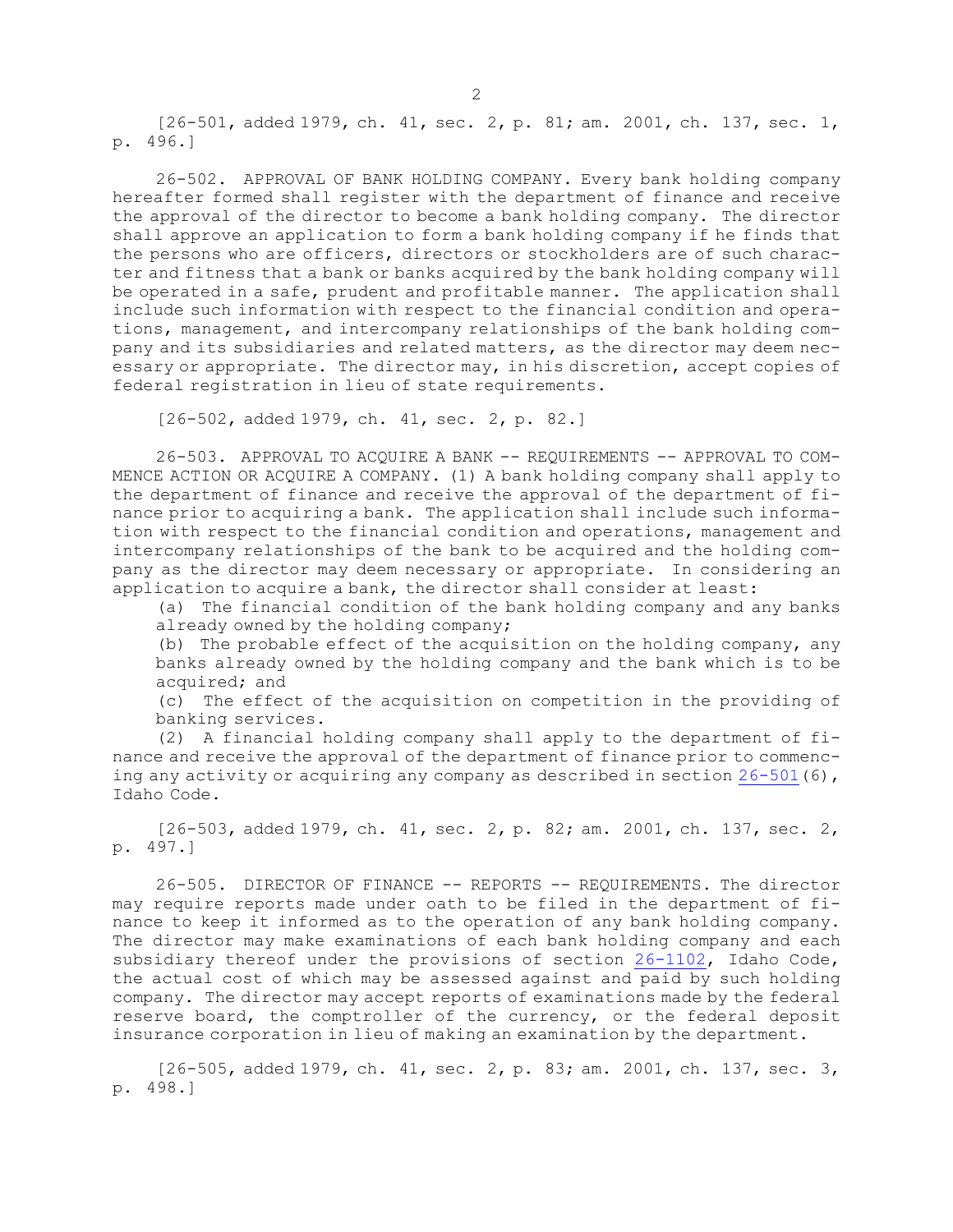[26-501, added 1979, ch. 41, sec. 2, p. 81; am. 2001, ch. 137, sec. 1, p. 496.]

26-502. APPROVAL OF BANK HOLDING COMPANY. Every bank holding company hereafter formed shall register with the department of finance and receive the approval of the director to become a bank holding company. The director shall approve an application to form a bank holding company if he finds that the persons who are officers, directors or stockholders are of such character and fitness that a bank or banks acquired by the bank holding company will be operated in a safe, prudent and profitable manner. The application shall include such information with respect to the financial condition and operations, management, and intercompany relationships of the bank holding company and its subsidiaries and related matters, as the director may deem necessary or appropriate. The director may, in his discretion, accept copies of federal registration in lieu of state requirements.

[26-502, added 1979, ch. 41, sec. 2, p. 82.]

26-503. APPROVAL TO ACQUIRE A BANK -- REQUIREMENTS -- APPROVAL TO COMMENCE ACTION OR ACQUIRE A COMPANY. (1) A bank holding company shall apply to the department of finance and receive the approval of the department of finance prior to acquiring a bank. The application shall include such information with respect to the financial condition and operations, management and intercompany relationships of the bank to be acquired and the holding company as the director may deem necessary or appropriate. In considering an application to acquire a bank, the director shall consider at least:

(a) The financial condition of the bank holding company and any banks already owned by the holding company;

(b) The probable effect of the acquisition on the holding company, any banks already owned by the holding company and the bank which is to be acquired; and

(c) The effect of the acquisition on competition in the providing of banking services.

(2) A financial holding company shall apply to the department of finance and receive the approval of the department of finance prior to commencing any activity or acquiring any company as described in section 26-501(6), Idaho Code.

[26-503, added 1979, ch. 41, sec. 2, p. 82; am. 2001, ch. 137, sec. 2, p. 497.]

26-505. DIRECTOR OF FINANCE -- REPORTS -- REQUIREMENTS. The director may require reports made under oath to be filed in the department of finance to keep it informed as to the operation of any bank holding company. The director may make examinations of each bank holding company and each subsidiary thereof under the provisions of section 26-1102, Idaho Code, the actual cost of which may be assessed against and paid by such holding company. The director may accept reports of examinations made by the federal reserve board, the comptroller of the currency, or the federal deposit insurance corporation in lieu of making an examination by the department.

[26-505, added 1979, ch. 41, sec. 2, p. 83; am. 2001, ch. 137, sec. 3, p. 498.]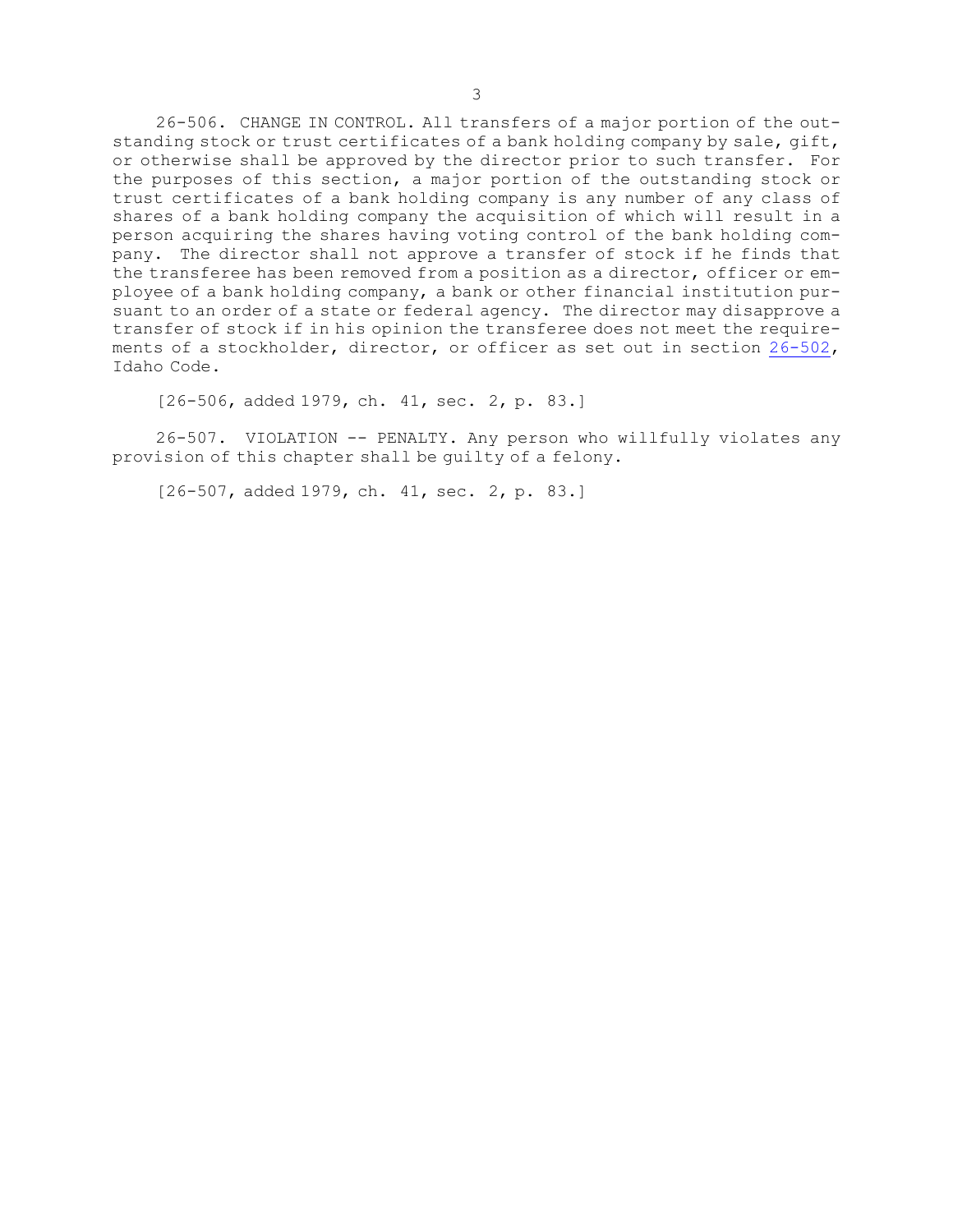26-506. CHANGE IN CONTROL. All transfers of a major portion of the outstanding stock or trust certificates of a bank holding company by sale, gift, or otherwise shall be approved by the director prior to such transfer. For the purposes of this section, a major portion of the outstanding stock or trust certificates of a bank holding company is any number of any class of shares of a bank holding company the acquisition of which will result in a person acquiring the shares having voting control of the bank holding company. The director shall not approve a transfer of stock if he finds that the transferee has been removed from a position as a director, officer or employee of a bank holding company, a bank or other financial institution pursuant to an order of a state or federal agency. The director may disapprove a transfer of stock if in his opinion the transferee does not meet the requirements of a stockholder, director, or officer as set out in section 26-502, Idaho Code.

[26-506, added 1979, ch. 41, sec. 2, p. 83.]

26-507. VIOLATION -- PENALTY. Any person who willfully violates any provision of this chapter shall be guilty of a felony.

[26-507, added 1979, ch. 41, sec. 2, p. 83.]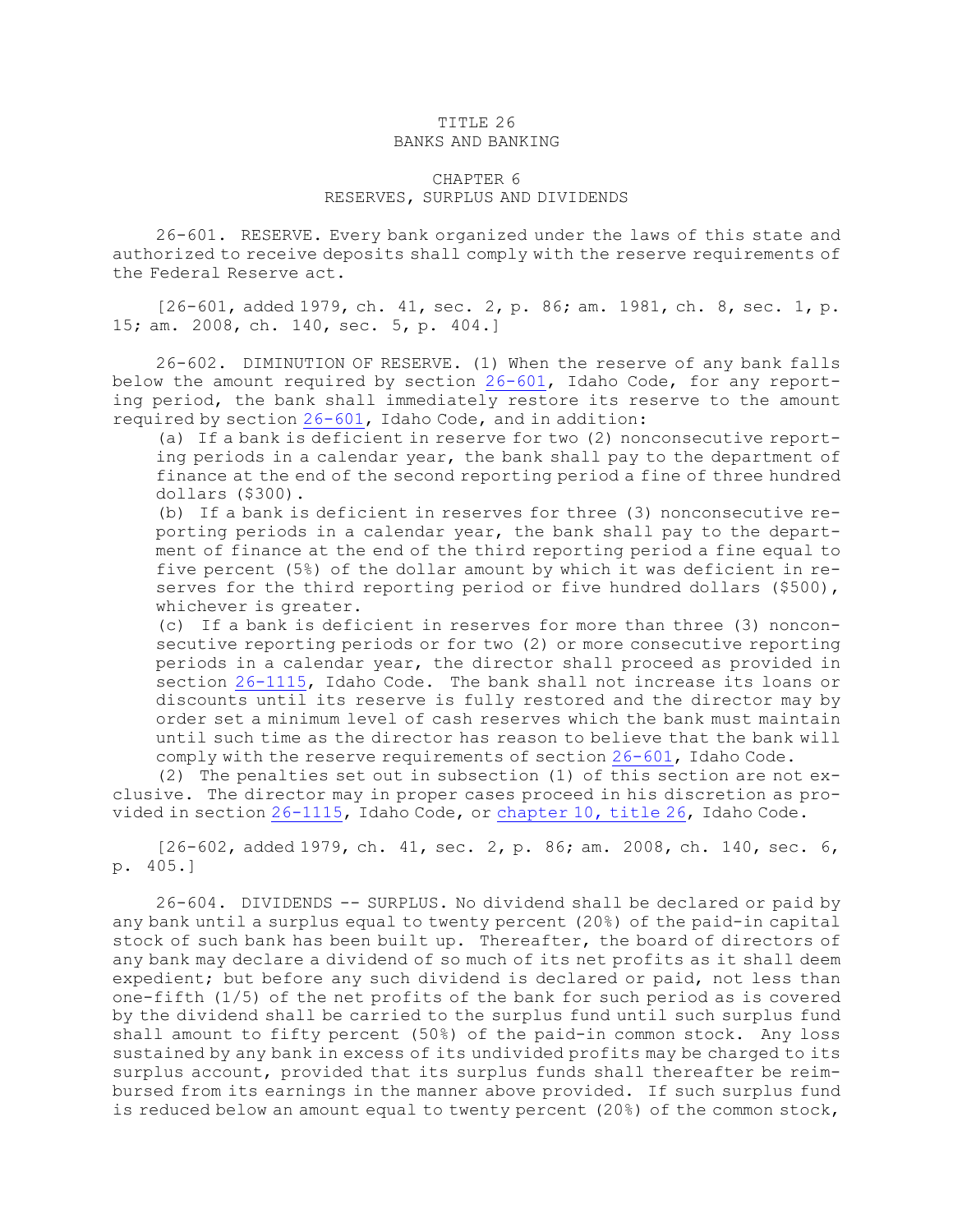# TITLE 26
# BANKS AND BANKING

## CHAPTER 6
## RESERVES, SURPLUS AND DIVIDENDS

26-601. RESERVE. Every bank organized under the laws of this state and authorized to receive deposits shall comply with the reserve requirements of the Federal Reserve act.

[26-601, added 1979, ch. 41, sec. 2, p. 86; am. 1981, ch. 8, sec. 1, p. 15; am. 2008, ch. 140, sec. 5, p. 404.]

26-602. DIMINUTION OF RESERVE. (1) When the reserve of any bank falls below the amount required by section 26-601, Idaho Code, for any reporting period, the bank shall immediately restore its reserve to the amount required by section 26-601, Idaho Code, and in addition:

(a) If a bank is deficient in reserve for two (2) nonconsecutive reporting periods in a calendar year, the bank shall pay to the department of finance at the end of the second reporting period a fine of three hundred dollars ($300).

(b) If a bank is deficient in reserves for three (3) nonconsecutive reporting periods in a calendar year, the bank shall pay to the department of finance at the end of the third reporting period a fine equal to five percent (5%) of the dollar amount by which it was deficient in reserves for the third reporting period or five hundred dollars ($500), whichever is greater.

(c) If a bank is deficient in reserves for more than three (3) nonconsecutive reporting periods or for two (2) or more consecutive reporting periods in a calendar year, the director shall proceed as provided in section 26-1115, Idaho Code. The bank shall not increase its loans or discounts until its reserve is fully restored and the director may by order set a minimum level of cash reserves which the bank must maintain until such time as the director has reason to believe that the bank will comply with the reserve requirements of section 26-601, Idaho Code.

(2) The penalties set out in subsection (1) of this section are not exclusive. The director may in proper cases proceed in his discretion as provided in section 26-1115, Idaho Code, or chapter 10, title 26, Idaho Code.

[26-602, added 1979, ch. 41, sec. 2, p. 86; am. 2008, ch. 140, sec. 6, p. 405.]

26-604. DIVIDENDS -- SURPLUS. No dividend shall be declared or paid by any bank until a surplus equal to twenty percent (20%) of the paid-in capital stock of such bank has been built up. Thereafter, the board of directors of any bank may declare a dividend of so much of its net profits as it shall deem expedient; but before any such dividend is declared or paid, not less than one-fifth (1/5) of the net profits of the bank for such period as is covered by the dividend shall be carried to the surplus fund until such surplus fund shall amount to fifty percent (50%) of the paid-in common stock. Any loss sustained by any bank in excess of its undivided profits may be charged to its surplus account, provided that its surplus funds shall thereafter be reimbursed from its earnings in the manner above provided. If such surplus fund is reduced below an amount equal to twenty percent (20%) of the common stock,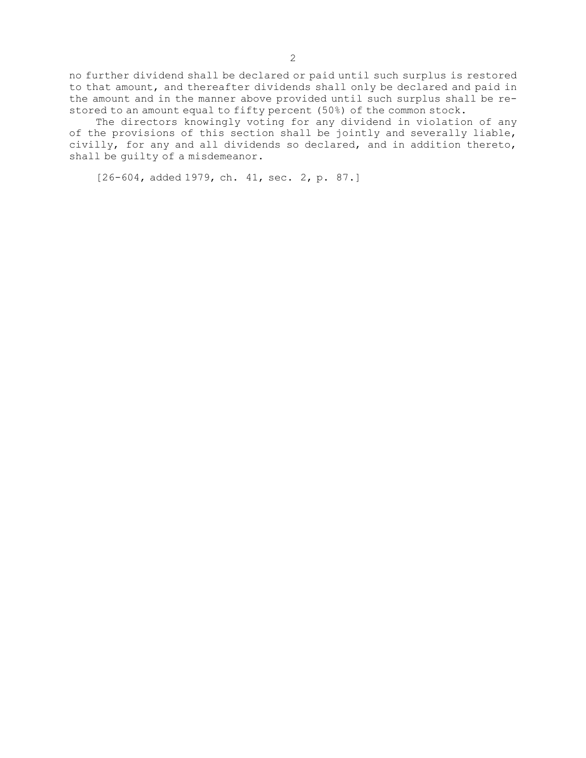no further dividend shall be declared or paid until such surplus is restored to that amount, and thereafter dividends shall only be declared and paid in the amount and in the manner above provided until such surplus shall be restored to an amount equal to fifty percent (50%) of the common stock.

The directors knowingly voting for any dividend in violation of any of the provisions of this section shall be jointly and severally liable, civilly, for any and all dividends so declared, and in addition thereto, shall be guilty of a misdemeanor.

[26-604, added 1979, ch. 41, sec. 2, p. 87.]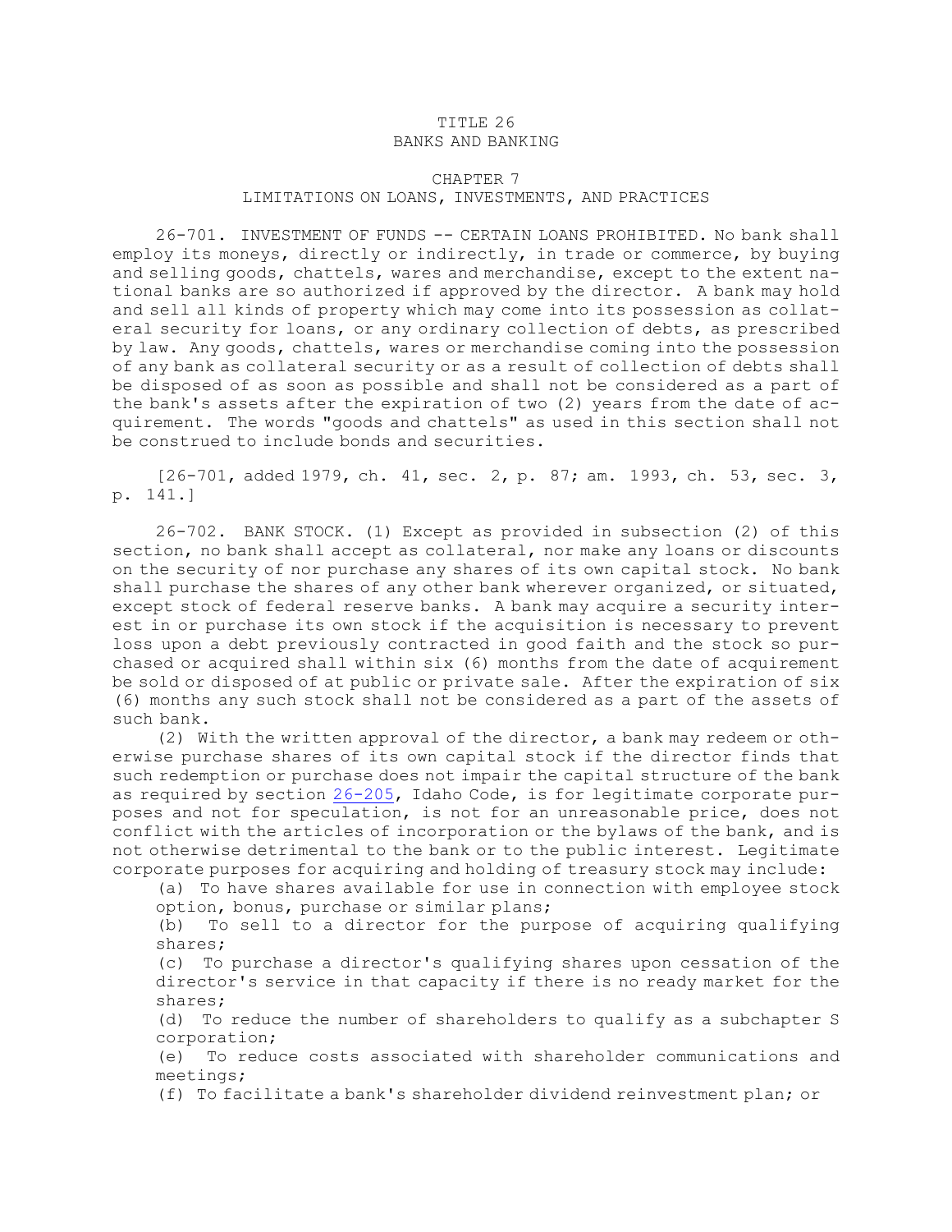# TITLE 26
# BANKS AND BANKING

## CHAPTER 7
## LIMITATIONS ON LOANS, INVESTMENTS, AND PRACTICES

26-701. INVESTMENT OF FUNDS -- CERTAIN LOANS PROHIBITED. No bank shall employ its moneys, directly or indirectly, in trade or commerce, by buying and selling goods, chattels, wares and merchandise, except to the extent national banks are so authorized if approved by the director. A bank may hold and sell all kinds of property which may come into its possession as collateral security for loans, or any ordinary collection of debts, as prescribed by law. Any goods, chattels, wares or merchandise coming into the possession of any bank as collateral security or as a result of collection of debts shall be disposed of as soon as possible and shall not be considered as a part of the bank's assets after the expiration of two (2) years from the date of acquirement. The words "goods and chattels" as used in this section shall not be construed to include bonds and securities.

[26-701, added 1979, ch. 41, sec. 2, p. 87; am. 1993, ch. 53, sec. 3, p. 141.]

26-702. BANK STOCK. (1) Except as provided in subsection (2) of this section, no bank shall accept as collateral, nor make any loans or discounts on the security of nor purchase any shares of its own capital stock. No bank shall purchase the shares of any other bank wherever organized, or situated, except stock of federal reserve banks. A bank may acquire a security interest in or purchase its own stock if the acquisition is necessary to prevent loss upon a debt previously contracted in good faith and the stock so purchased or acquired shall within six (6) months from the date of acquirement be sold or disposed of at public or private sale. After the expiration of six (6) months any such stock shall not be considered as a part of the assets of such bank.

(2) With the written approval of the director, a bank may redeem or otherwise purchase shares of its own capital stock if the director finds that such redemption or purchase does not impair the capital structure of the bank as required by section 26-205, Idaho Code, is for legitimate corporate purposes and not for speculation, is not for an unreasonable price, does not conflict with the articles of incorporation or the bylaws of the bank, and is not otherwise detrimental to the bank or to the public interest. Legitimate corporate purposes for acquiring and holding of treasury stock may include:

(a) To have shares available for use in connection with employee stock option, bonus, purchase or similar plans;

(b) To sell to a director for the purpose of acquiring qualifying shares;

(c) To purchase a director's qualifying shares upon cessation of the director's service in that capacity if there is no ready market for the shares;

(d) To reduce the number of shareholders to qualify as a subchapter S corporation;

(e) To reduce costs associated with shareholder communications and meetings;

(f) To facilitate a bank's shareholder dividend reinvestment plan; or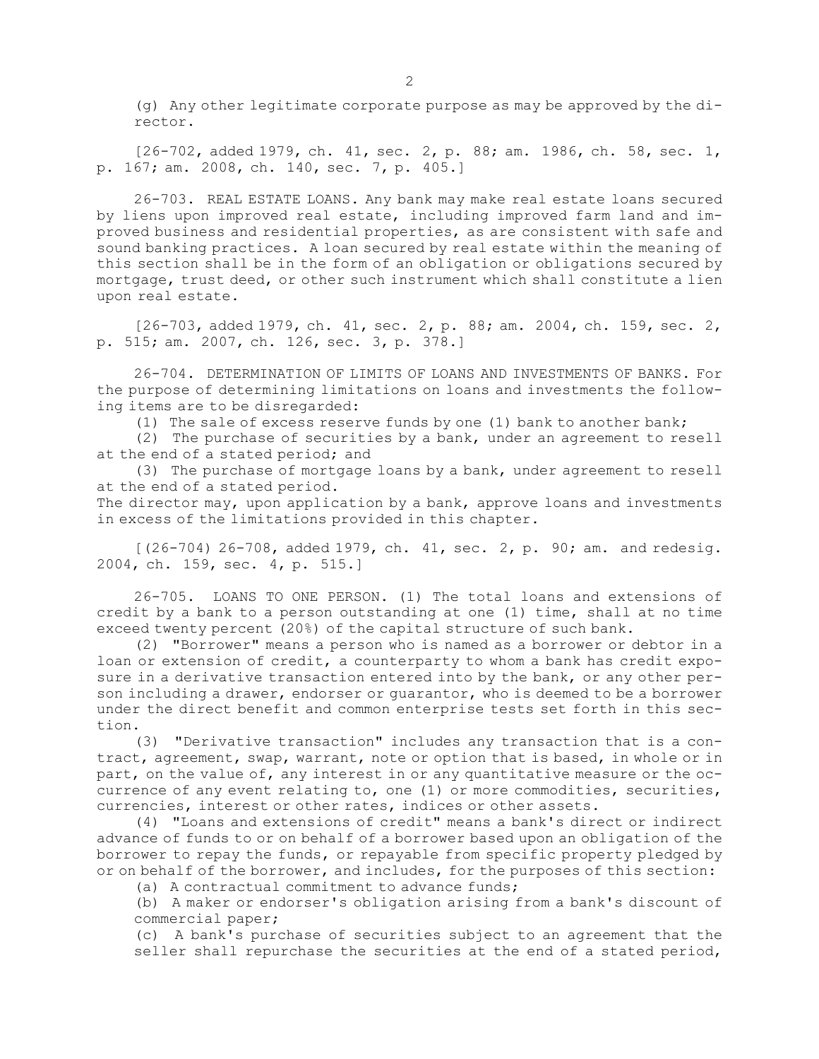(g) Any other legitimate corporate purpose as may be approved by the director.

[26-702, added 1979, ch. 41, sec. 2, p. 88; am. 1986, ch. 58, sec. 1, p. 167; am. 2008, ch. 140, sec. 7, p. 405.]

26-703. REAL ESTATE LOANS. Any bank may make real estate loans secured by liens upon improved real estate, including improved farm land and improved business and residential properties, as are consistent with safe and sound banking practices. A loan secured by real estate within the meaning of this section shall be in the form of an obligation or obligations secured by mortgage, trust deed, or other such instrument which shall constitute a lien upon real estate.

[26-703, added 1979, ch. 41, sec. 2, p. 88; am. 2004, ch. 159, sec. 2, p. 515; am. 2007, ch. 126, sec. 3, p. 378.]

26-704. DETERMINATION OF LIMITS OF LOANS AND INVESTMENTS OF BANKS. For the purpose of determining limitations on loans and investments the following items are to be disregarded:

(1) The sale of excess reserve funds by one (1) bank to another bank;

(2) The purchase of securities by a bank, under an agreement to resell at the end of a stated period; and

(3) The purchase of mortgage loans by a bank, under agreement to resell at the end of a stated period.

The director may, upon application by a bank, approve loans and investments in excess of the limitations provided in this chapter.

[(26-704) 26-708, added 1979, ch. 41, sec. 2, p. 90; am. and redesig. 2004, ch. 159, sec. 4, p. 515.]

26-705. LOANS TO ONE PERSON. (1) The total loans and extensions of credit by a bank to a person outstanding at one (1) time, shall at no time exceed twenty percent (20%) of the capital structure of such bank.

(2) "Borrower" means a person who is named as a borrower or debtor in a loan or extension of credit, a counterparty to whom a bank has credit exposure in a derivative transaction entered into by the bank, or any other person including a drawer, endorser or guarantor, who is deemed to be a borrower under the direct benefit and common enterprise tests set forth in this section.

(3) "Derivative transaction" includes any transaction that is a contract, agreement, swap, warrant, note or option that is based, in whole or in part, on the value of, any interest in or any quantitative measure or the occurrence of any event relating to, one (1) or more commodities, securities, currencies, interest or other rates, indices or other assets.

(4) "Loans and extensions of credit" means a bank's direct or indirect advance of funds to or on behalf of a borrower based upon an obligation of the borrower to repay the funds, or repayable from specific property pledged by or on behalf of the borrower, and includes, for the purposes of this section:

(a) A contractual commitment to advance funds;

(b) A maker or endorser's obligation arising from a bank's discount of commercial paper;

(c) A bank's purchase of securities subject to an agreement that the seller shall repurchase the securities at the end of a stated period,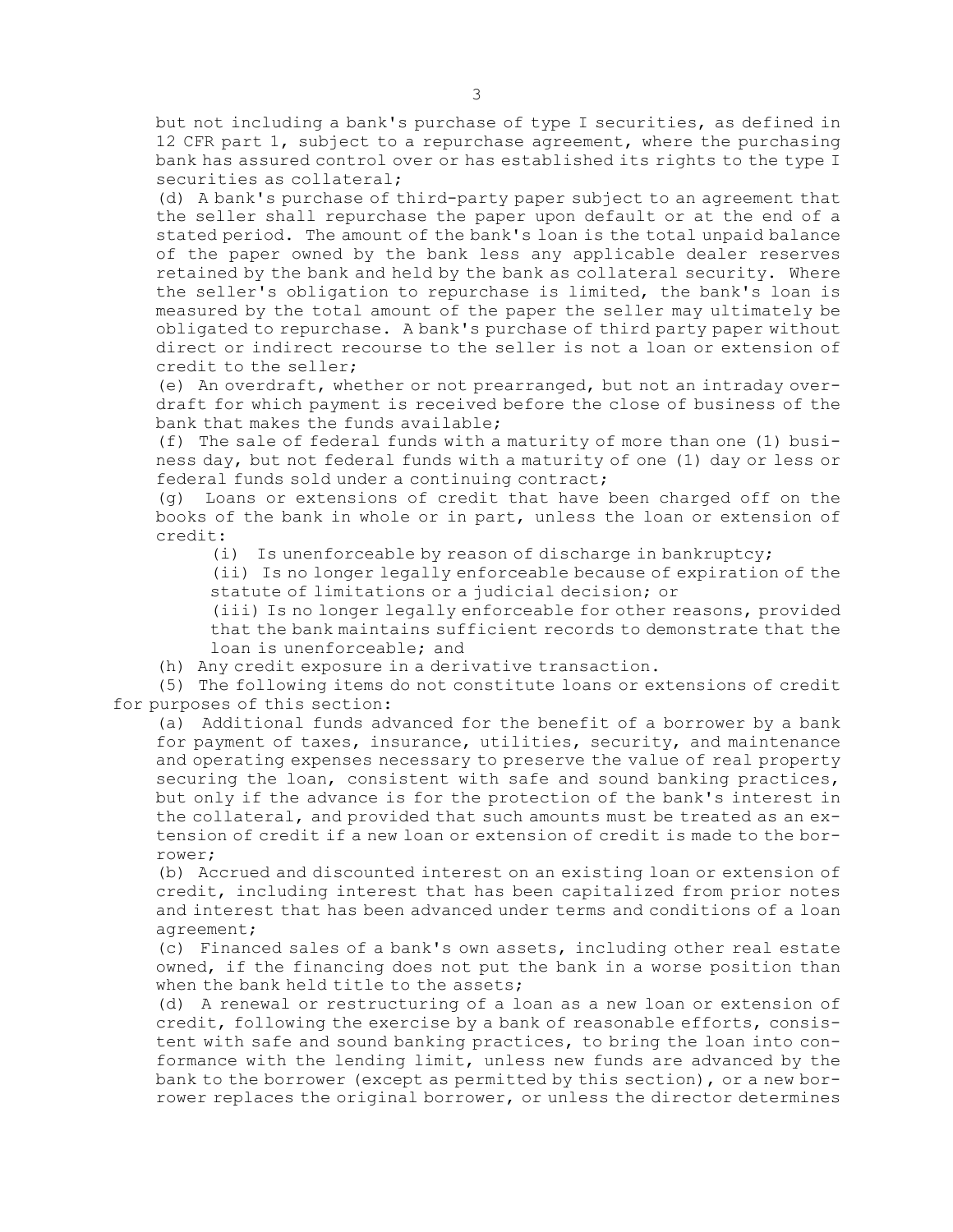but not including a bank's purchase of type I securities, as defined in 12 CFR part 1, subject to a repurchase agreement, where the purchasing bank has assured control over or has established its rights to the type I securities as collateral;

(d) A bank's purchase of third-party paper subject to an agreement that the seller shall repurchase the paper upon default or at the end of a stated period. The amount of the bank's loan is the total unpaid balance of the paper owned by the bank less any applicable dealer reserves retained by the bank and held by the bank as collateral security. Where the seller's obligation to repurchase is limited, the bank's loan is measured by the total amount of the paper the seller may ultimately be obligated to repurchase. A bank's purchase of third party paper without direct or indirect recourse to the seller is not a loan or extension of credit to the seller;

(e) An overdraft, whether or not prearranged, but not an intraday overdraft for which payment is received before the close of business of the bank that makes the funds available;

(f) The sale of federal funds with a maturity of more than one (1) business day, but not federal funds with a maturity of one (1) day or less or federal funds sold under a continuing contract;

(g) Loans or extensions of credit that have been charged off on the books of the bank in whole or in part, unless the loan or extension of credit:

(i) Is unenforceable by reason of discharge in bankruptcy;

(ii) Is no longer legally enforceable because of expiration of the statute of limitations or a judicial decision; or

(iii) Is no longer legally enforceable for other reasons, provided that the bank maintains sufficient records to demonstrate that the loan is unenforceable; and

(h) Any credit exposure in a derivative transaction.

(5) The following items do not constitute loans or extensions of credit for purposes of this section:

(a) Additional funds advanced for the benefit of a borrower by a bank for payment of taxes, insurance, utilities, security, and maintenance and operating expenses necessary to preserve the value of real property securing the loan, consistent with safe and sound banking practices, but only if the advance is for the protection of the bank's interest in the collateral, and provided that such amounts must be treated as an extension of credit if a new loan or extension of credit is made to the borrower;

(b) Accrued and discounted interest on an existing loan or extension of credit, including interest that has been capitalized from prior notes and interest that has been advanced under terms and conditions of a loan agreement;

(c) Financed sales of a bank's own assets, including other real estate owned, if the financing does not put the bank in a worse position than when the bank held title to the assets;

(d) A renewal or restructuring of a loan as a new loan or extension of credit, following the exercise by a bank of reasonable efforts, consistent with safe and sound banking practices, to bring the loan into conformance with the lending limit, unless new funds are advanced by the bank to the borrower (except as permitted by this section), or a new borrower replaces the original borrower, or unless the director determines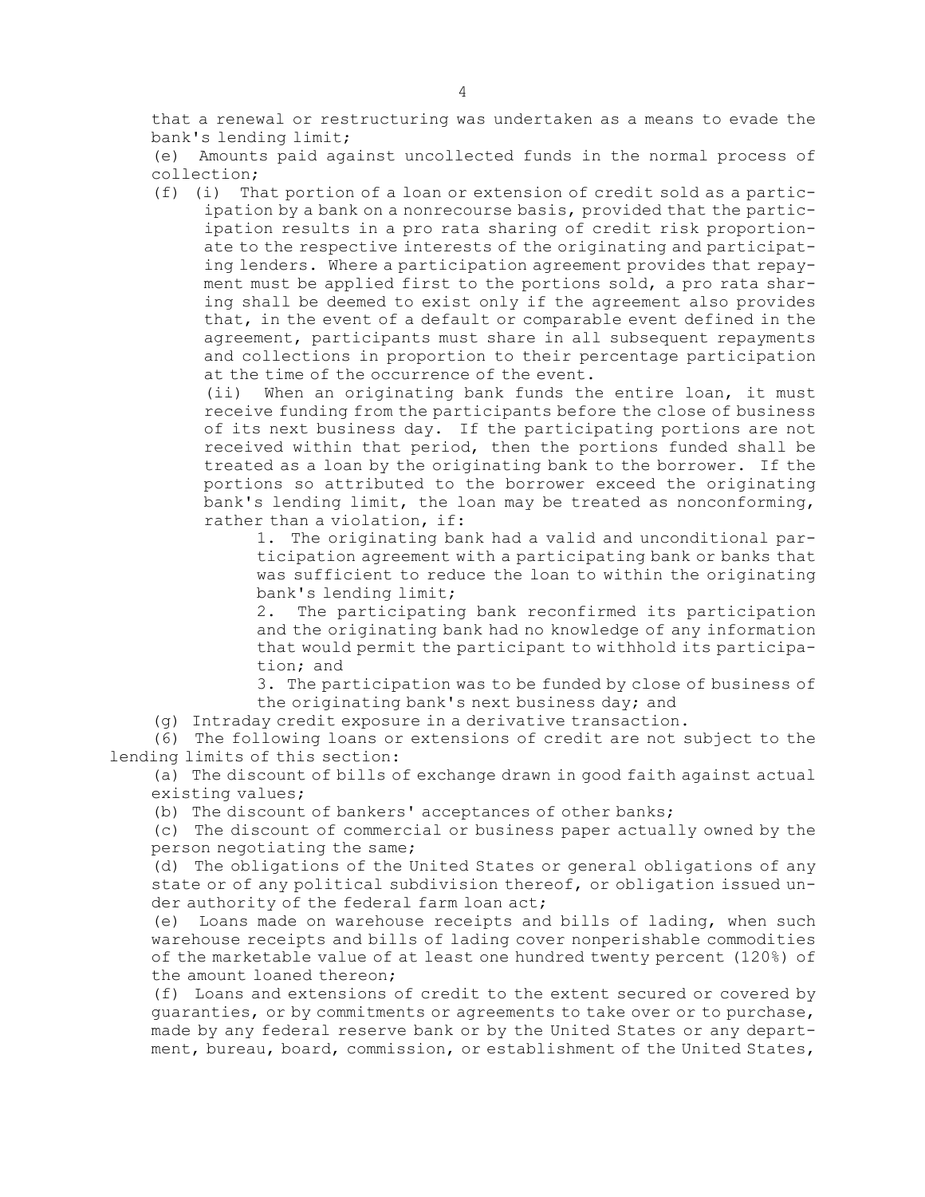that a renewal or restructuring was undertaken as a means to evade the bank's lending limit;

(e) Amounts paid against uncollected funds in the normal process of collection;

(f) (i) That portion of a loan or extension of credit sold as a participation by a bank on a nonrecourse basis, provided that the participation results in a pro rata sharing of credit risk proportionate to the respective interests of the originating and participating lenders. Where a participation agreement provides that repayment must be applied first to the portions sold, a pro rata sharing shall be deemed to exist only if the agreement also provides that, in the event of a default or comparable event defined in the agreement, participants must share in all subsequent repayments and collections in proportion to their percentage participation at the time of the occurrence of the event.

(ii) When an originating bank funds the entire loan, it must receive funding from the participants before the close of business of its next business day. If the participating portions are not received within that period, then the portions funded shall be treated as a loan by the originating bank to the borrower. If the portions so attributed to the borrower exceed the originating bank's lending limit, the loan may be treated as nonconforming, rather than a violation, if:

1. The originating bank had a valid and unconditional participation agreement with a participating bank or banks that was sufficient to reduce the loan to within the originating bank's lending limit;

2. The participating bank reconfirmed its participation and the originating bank had no knowledge of any information that would permit the participant to withhold its participation; and

3. The participation was to be funded by close of business of the originating bank's next business day; and

(g) Intraday credit exposure in a derivative transaction.

(6) The following loans or extensions of credit are not subject to the lending limits of this section:

(a) The discount of bills of exchange drawn in good faith against actual existing values;

(b) The discount of bankers' acceptances of other banks;

(c) The discount of commercial or business paper actually owned by the person negotiating the same;

(d) The obligations of the United States or general obligations of any state or of any political subdivision thereof, or obligation issued under authority of the federal farm loan act;

(e) Loans made on warehouse receipts and bills of lading, when such warehouse receipts and bills of lading cover nonperishable commodities of the marketable value of at least one hundred twenty percent (120%) of the amount loaned thereon;

(f) Loans and extensions of credit to the extent secured or covered by guaranties, or by commitments or agreements to take over or to purchase, made by any federal reserve bank or by the United States or any department, bureau, board, commission, or establishment of the United States,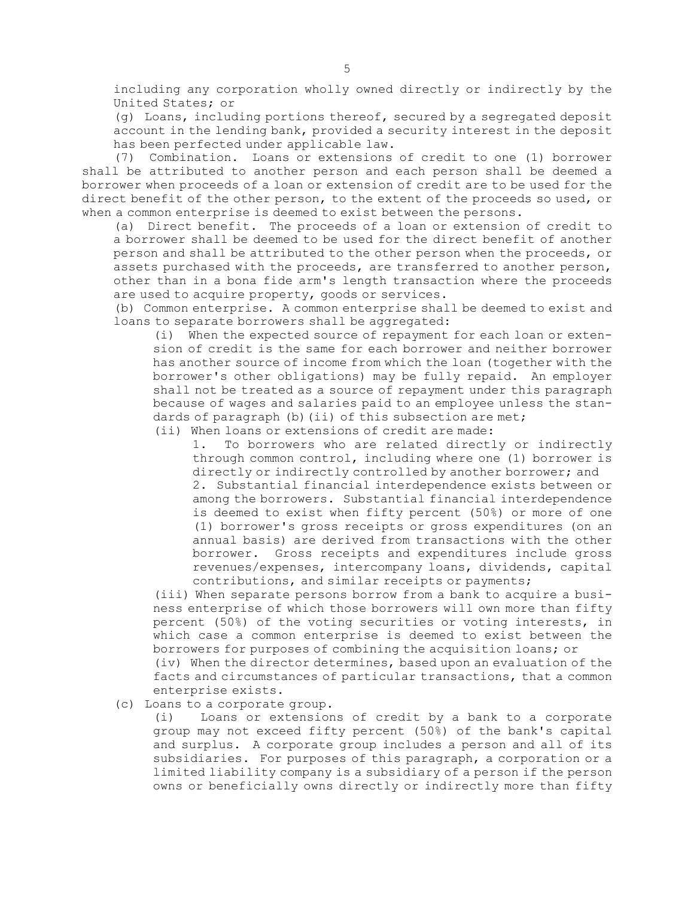including any corporation wholly owned directly or indirectly by the United States; or

(g) Loans, including portions thereof, secured by a segregated deposit account in the lending bank, provided a security interest in the deposit has been perfected under applicable law.

(7) Combination. Loans or extensions of credit to one (1) borrower shall be attributed to another person and each person shall be deemed a borrower when proceeds of a loan or extension of credit are to be used for the direct benefit of the other person, to the extent of the proceeds so used, or when a common enterprise is deemed to exist between the persons.

(a) Direct benefit. The proceeds of a loan or extension of credit to a borrower shall be deemed to be used for the direct benefit of another person and shall be attributed to the other person when the proceeds, or assets purchased with the proceeds, are transferred to another person, other than in a bona fide arm's length transaction where the proceeds are used to acquire property, goods or services.

(b) Common enterprise. A common enterprise shall be deemed to exist and loans to separate borrowers shall be aggregated:

(i) When the expected source of repayment for each loan or extension of credit is the same for each borrower and neither borrower has another source of income from which the loan (together with the borrower's other obligations) may be fully repaid. An employer shall not be treated as a source of repayment under this paragraph because of wages and salaries paid to an employee unless the standards of paragraph (b)(ii) of this subsection are met;

(ii) When loans or extensions of credit are made:

1. To borrowers who are related directly or indirectly through common control, including where one (1) borrower is directly or indirectly controlled by another borrower; and

2. Substantial financial interdependence exists between or among the borrowers. Substantial financial interdependence is deemed to exist when fifty percent (50%) or more of one (1) borrower's gross receipts or gross expenditures (on an annual basis) are derived from transactions with the other borrower. Gross receipts and expenditures include gross revenues/expenses, intercompany loans, dividends, capital contributions, and similar receipts or payments;

(iii) When separate persons borrow from a bank to acquire a business enterprise of which those borrowers will own more than fifty percent (50%) of the voting securities or voting interests, in which case a common enterprise is deemed to exist between the borrowers for purposes of combining the acquisition loans; or

(iv) When the director determines, based upon an evaluation of the facts and circumstances of particular transactions, that a common enterprise exists.

(c) Loans to a corporate group.

(i) Loans or extensions of credit by a bank to a corporate group may not exceed fifty percent (50%) of the bank's capital and surplus. A corporate group includes a person and all of its subsidiaries. For purposes of this paragraph, a corporation or a limited liability company is a subsidiary of a person if the person owns or beneficially owns directly or indirectly more than fifty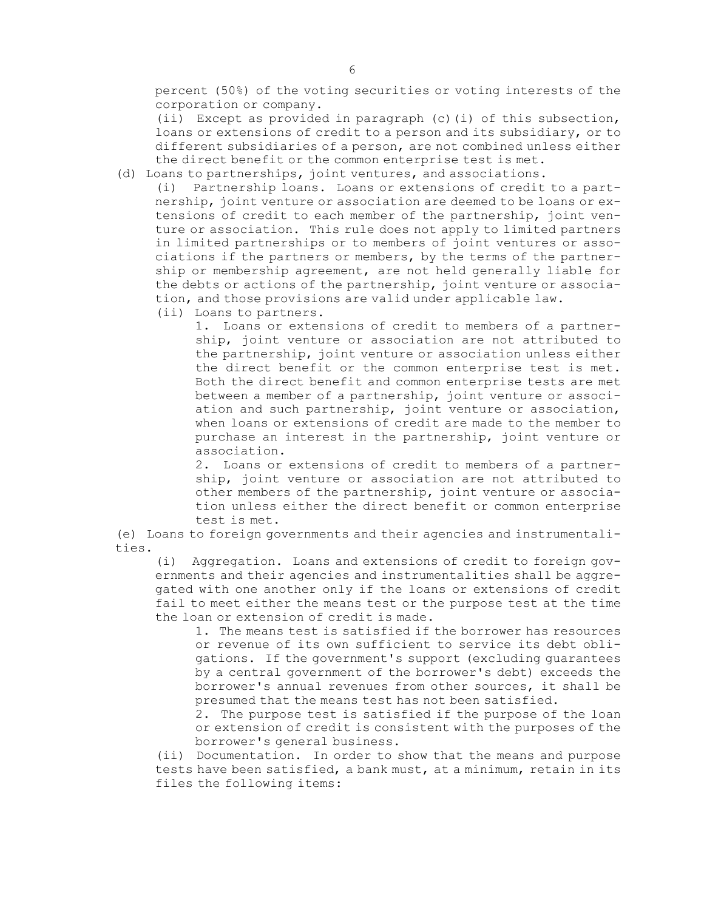percent (50%) of the voting securities or voting interests of the corporation or company.

(ii) Except as provided in paragraph (c)(i) of this subsection, loans or extensions of credit to a person and its subsidiary, or to different subsidiaries of a person, are not combined unless either the direct benefit or the common enterprise test is met.

(d) Loans to partnerships, joint ventures, and associations.

(i) Partnership loans. Loans or extensions of credit to a partnership, joint venture or association are deemed to be loans or extensions of credit to each member of the partnership, joint venture or association. This rule does not apply to limited partners in limited partnerships or to members of joint ventures or associations if the partners or members, by the terms of the partnership or membership agreement, are not held generally liable for the debts or actions of the partnership, joint venture or association, and those provisions are valid under applicable law.

(ii) Loans to partners.

1. Loans or extensions of credit to members of a partnership, joint venture or association are not attributed to the partnership, joint venture or association unless either the direct benefit or the common enterprise test is met. Both the direct benefit and common enterprise tests are met between a member of a partnership, joint venture or association and such partnership, joint venture or association, when loans or extensions of credit are made to the member to purchase an interest in the partnership, joint venture or association.

2. Loans or extensions of credit to members of a partnership, joint venture or association are not attributed to other members of the partnership, joint venture or association unless either the direct benefit or common enterprise test is met.

(e) Loans to foreign governments and their agencies and instrumentalities.

(i) Aggregation. Loans and extensions of credit to foreign governments and their agencies and instrumentalities shall be aggregated with one another only if the loans or extensions of credit fail to meet either the means test or the purpose test at the time the loan or extension of credit is made.

1. The means test is satisfied if the borrower has resources or revenue of its own sufficient to service its debt obligations. If the government's support (excluding guarantees by a central government of the borrower's debt) exceeds the borrower's annual revenues from other sources, it shall be presumed that the means test has not been satisfied.

2. The purpose test is satisfied if the purpose of the loan or extension of credit is consistent with the purposes of the borrower's general business.

(ii) Documentation. In order to show that the means and purpose tests have been satisfied, a bank must, at a minimum, retain in its files the following items: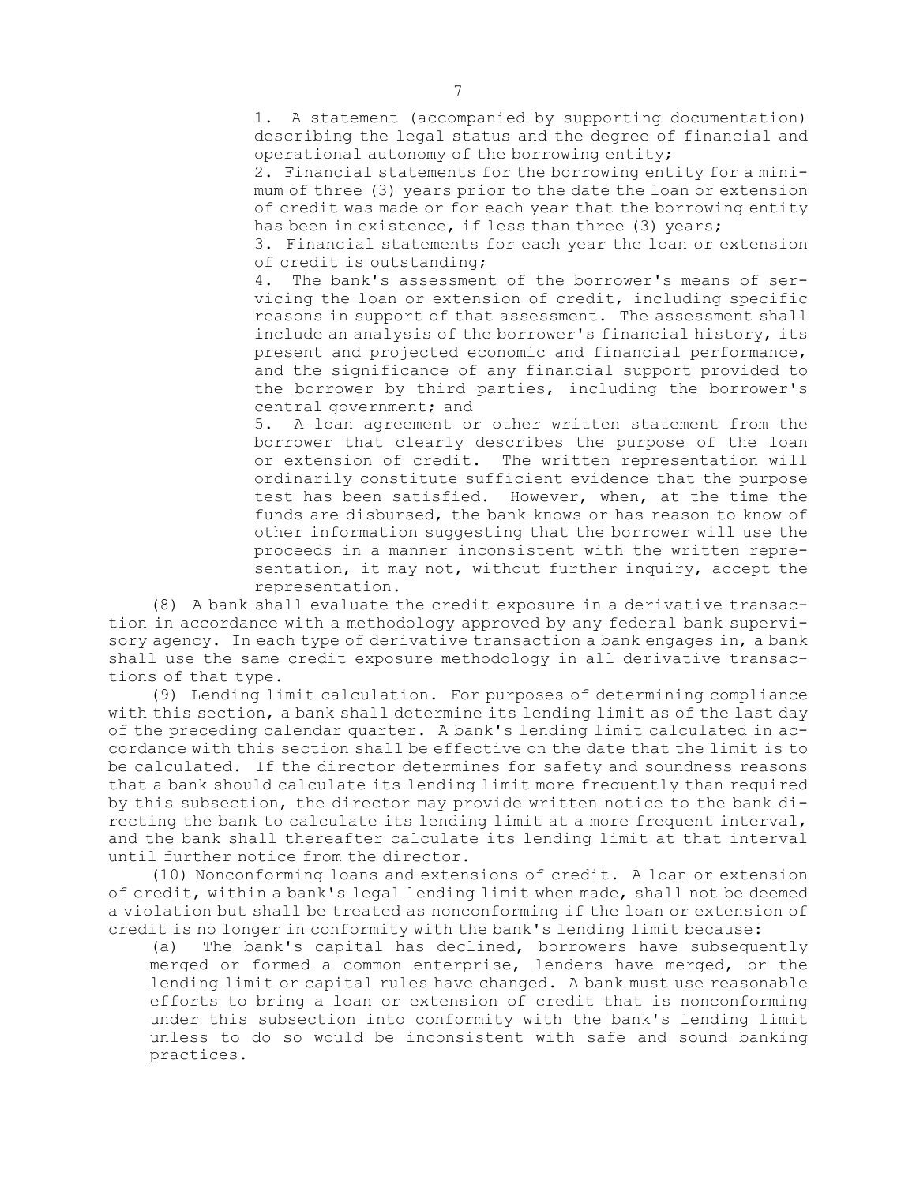1. A statement (accompanied by supporting documentation) describing the legal status and the degree of financial and operational autonomy of the borrowing entity;

2. Financial statements for the borrowing entity for a minimum of three (3) years prior to the date the loan or extension of credit was made or for each year that the borrowing entity has been in existence, if less than three (3) years;

3. Financial statements for each year the loan or extension of credit is outstanding;

4. The bank's assessment of the borrower's means of servicing the loan or extension of credit, including specific reasons in support of that assessment. The assessment shall include an analysis of the borrower's financial history, its present and projected economic and financial performance, and the significance of any financial support provided to the borrower by third parties, including the borrower's central government; and

5. A loan agreement or other written statement from the borrower that clearly describes the purpose of the loan or extension of credit. The written representation will ordinarily constitute sufficient evidence that the purpose test has been satisfied. However, when, at the time the funds are disbursed, the bank knows or has reason to know of other information suggesting that the borrower will use the proceeds in a manner inconsistent with the written representation, it may not, without further inquiry, accept the representation.

(8) A bank shall evaluate the credit exposure in a derivative transaction in accordance with a methodology approved by any federal bank supervisory agency. In each type of derivative transaction a bank engages in, a bank shall use the same credit exposure methodology in all derivative transactions of that type.

(9) Lending limit calculation. For purposes of determining compliance with this section, a bank shall determine its lending limit as of the last day of the preceding calendar quarter. A bank's lending limit calculated in accordance with this section shall be effective on the date that the limit is to be calculated. If the director determines for safety and soundness reasons that a bank should calculate its lending limit more frequently than required by this subsection, the director may provide written notice to the bank directing the bank to calculate its lending limit at a more frequent interval, and the bank shall thereafter calculate its lending limit at that interval until further notice from the director.

(10) Nonconforming loans and extensions of credit. A loan or extension of credit, within a bank's legal lending limit when made, shall not be deemed a violation but shall be treated as nonconforming if the loan or extension of credit is no longer in conformity with the bank's lending limit because:

(a) The bank's capital has declined, borrowers have subsequently merged or formed a common enterprise, lenders have merged, or the lending limit or capital rules have changed. A bank must use reasonable efforts to bring a loan or extension of credit that is nonconforming under this subsection into conformity with the bank's lending limit unless to do so would be inconsistent with safe and sound banking practices.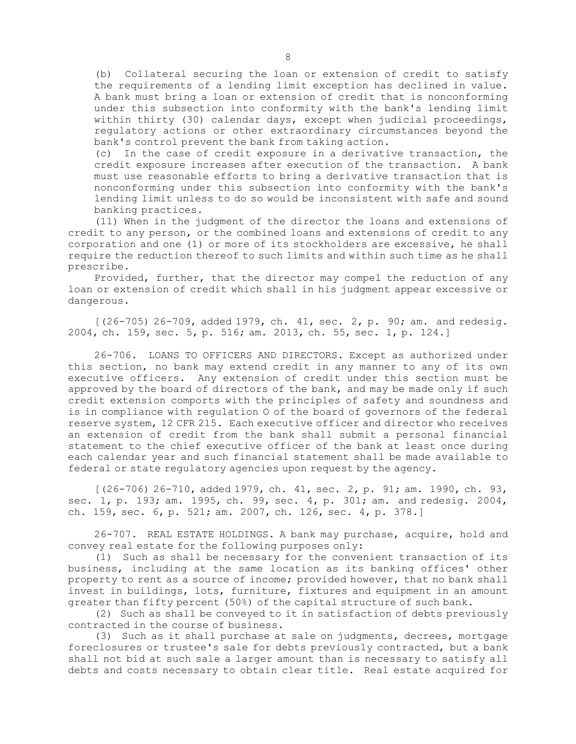(b) Collateral securing the loan or extension of credit to satisfy the requirements of a lending limit exception has declined in value. A bank must bring a loan or extension of credit that is nonconforming under this subsection into conformity with the bank's lending limit within thirty (30) calendar days, except when judicial proceedings, regulatory actions or other extraordinary circumstances beyond the bank's control prevent the bank from taking action.

(c) In the case of credit exposure in a derivative transaction, the credit exposure increases after execution of the transaction. A bank must use reasonable efforts to bring a derivative transaction that is nonconforming under this subsection into conformity with the bank's lending limit unless to do so would be inconsistent with safe and sound banking practices.

(11) When in the judgment of the director the loans and extensions of credit to any person, or the combined loans and extensions of credit to any corporation and one (1) or more of its stockholders are excessive, he shall require the reduction thereof to such limits and within such time as he shall prescribe.

Provided, further, that the director may compel the reduction of any loan or extension of credit which shall in his judgment appear excessive or dangerous.

[(26-705) 26-709, added 1979, ch. 41, sec. 2, p. 90; am. and redesig. 2004, ch. 159, sec. 5, p. 516; am. 2013, ch. 55, sec. 1, p. 124.]

26-706. LOANS TO OFFICERS AND DIRECTORS. Except as authorized under this section, no bank may extend credit in any manner to any of its own executive officers. Any extension of credit under this section must be approved by the board of directors of the bank, and may be made only if such credit extension comports with the principles of safety and soundness and is in compliance with regulation O of the board of governors of the federal reserve system, 12 CFR 215. Each executive officer and director who receives an extension of credit from the bank shall submit a personal financial statement to the chief executive officer of the bank at least once during each calendar year and such financial statement shall be made available to federal or state regulatory agencies upon request by the agency.

[(26-706) 26-710, added 1979, ch. 41, sec. 2, p. 91; am. 1990, ch. 93, sec. 1, p. 193; am. 1995, ch. 99, sec. 4, p. 301; am. and redesig. 2004, ch. 159, sec. 6, p. 521; am. 2007, ch. 126, sec. 4, p. 378.]

26-707. REAL ESTATE HOLDINGS. A bank may purchase, acquire, hold and convey real estate for the following purposes only:

(1) Such as shall be necessary for the convenient transaction of its business, including at the same location as its banking offices' other property to rent as a source of income; provided however, that no bank shall invest in buildings, lots, furniture, fixtures and equipment in an amount greater than fifty percent (50%) of the capital structure of such bank.

(2) Such as shall be conveyed to it in satisfaction of debts previously contracted in the course of business.

(3) Such as it shall purchase at sale on judgments, decrees, mortgage foreclosures or trustee's sale for debts previously contracted, but a bank shall not bid at such sale a larger amount than is necessary to satisfy all debts and costs necessary to obtain clear title. Real estate acquired for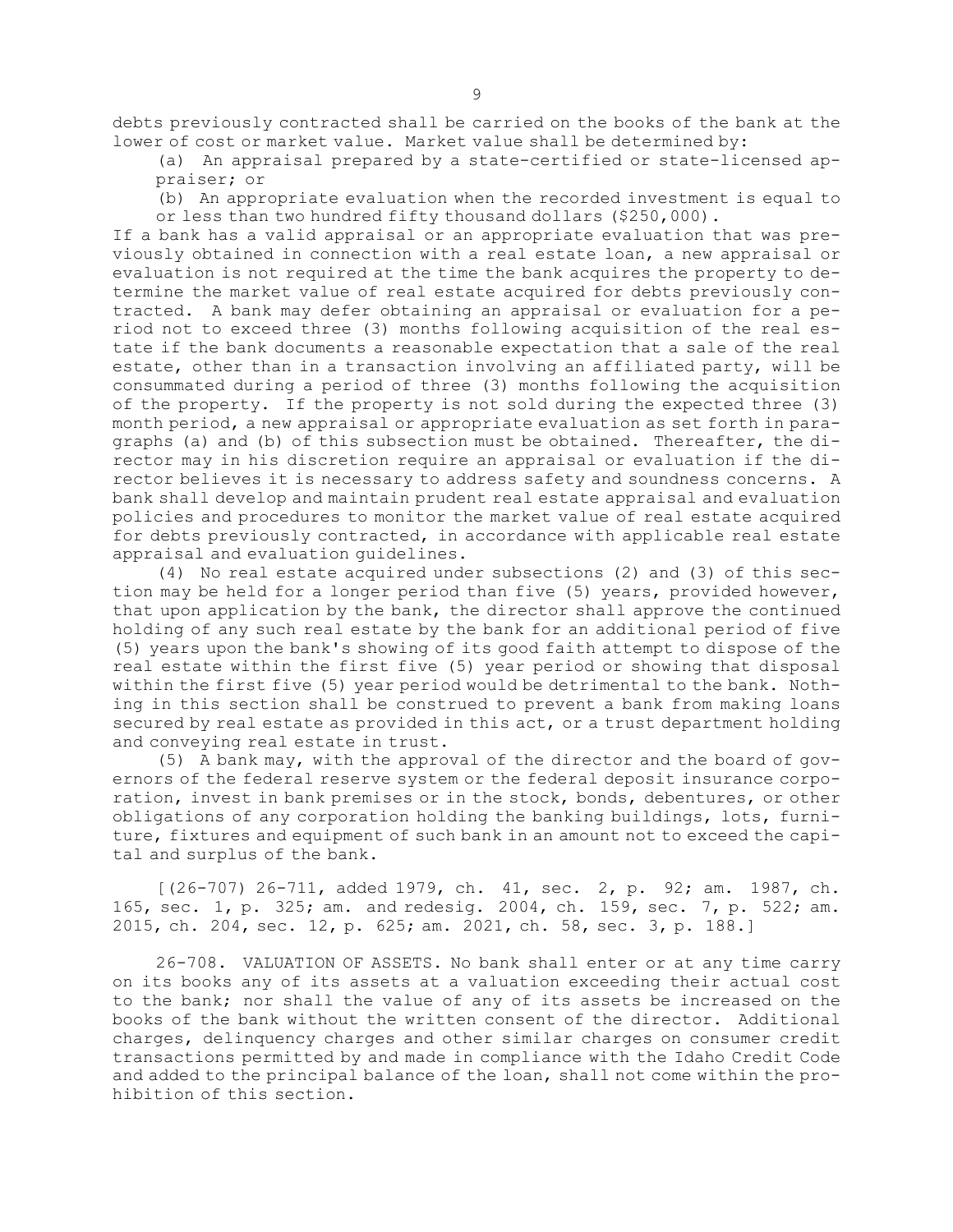debts previously contracted shall be carried on the books of the bank at the lower of cost or market value. Market value shall be determined by:

(a) An appraisal prepared by a state-certified or state-licensed appraiser; or

(b) An appropriate evaluation when the recorded investment is equal to or less than two hundred fifty thousand dollars ($250,000).

If a bank has a valid appraisal or an appropriate evaluation that was previously obtained in connection with a real estate loan, a new appraisal or evaluation is not required at the time the bank acquires the property to determine the market value of real estate acquired for debts previously contracted. A bank may defer obtaining an appraisal or evaluation for a period not to exceed three (3) months following acquisition of the real estate if the bank documents a reasonable expectation that a sale of the real estate, other than in a transaction involving an affiliated party, will be consummated during a period of three (3) months following the acquisition of the property. If the property is not sold during the expected three (3) month period, a new appraisal or appropriate evaluation as set forth in paragraphs (a) and (b) of this subsection must be obtained. Thereafter, the director may in his discretion require an appraisal or evaluation if the director believes it is necessary to address safety and soundness concerns. A bank shall develop and maintain prudent real estate appraisal and evaluation policies and procedures to monitor the market value of real estate acquired for debts previously contracted, in accordance with applicable real estate appraisal and evaluation guidelines.

(4) No real estate acquired under subsections (2) and (3) of this section may be held for a longer period than five (5) years, provided however, that upon application by the bank, the director shall approve the continued holding of any such real estate by the bank for an additional period of five (5) years upon the bank's showing of its good faith attempt to dispose of the real estate within the first five (5) year period or showing that disposal within the first five (5) year period would be detrimental to the bank. Nothing in this section shall be construed to prevent a bank from making loans secured by real estate as provided in this act, or a trust department holding and conveying real estate in trust.

(5) A bank may, with the approval of the director and the board of governors of the federal reserve system or the federal deposit insurance corporation, invest in bank premises or in the stock, bonds, debentures, or other obligations of any corporation holding the banking buildings, lots, furniture, fixtures and equipment of such bank in an amount not to exceed the capital and surplus of the bank.

[(26-707) 26-711, added 1979, ch. 41, sec. 2, p. 92; am. 1987, ch. 165, sec. 1, p. 325; am. and redesig. 2004, ch. 159, sec. 7, p. 522; am. 2015, ch. 204, sec. 12, p. 625; am. 2021, ch. 58, sec. 3, p. 188.]

26-708. VALUATION OF ASSETS. No bank shall enter or at any time carry on its books any of its assets at a valuation exceeding their actual cost to the bank; nor shall the value of any of its assets be increased on the books of the bank without the written consent of the director. Additional charges, delinquency charges and other similar charges on consumer credit transactions permitted by and made in compliance with the Idaho Credit Code and added to the principal balance of the loan, shall not come within the prohibition of this section.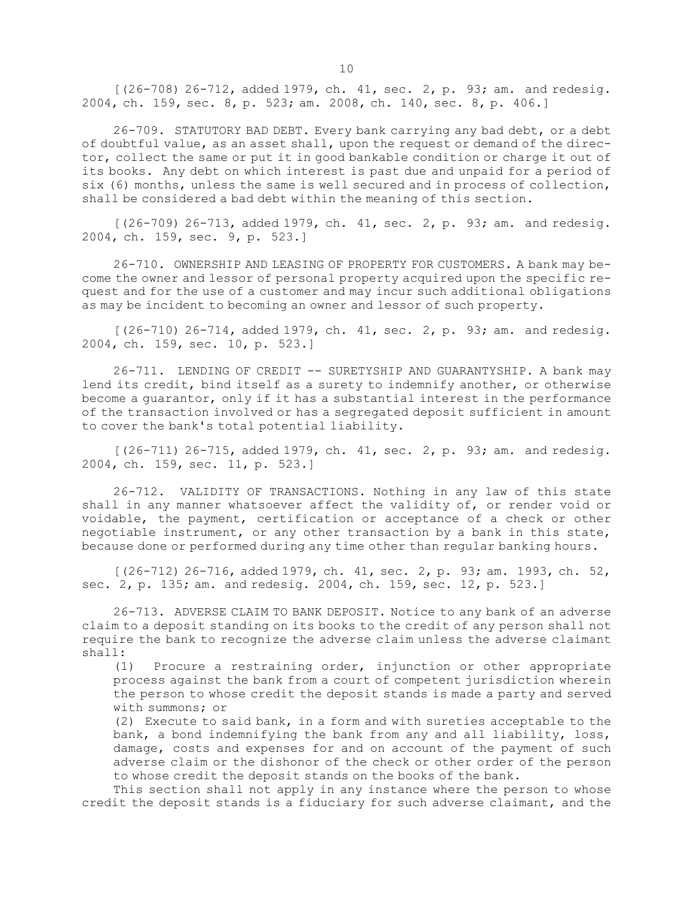[(26-708) 26-712, added 1979, ch. 41, sec. 2, p. 93; am. and redesig. 2004, ch. 159, sec. 8, p. 523; am. 2008, ch. 140, sec. 8, p. 406.]

26-709. STATUTORY BAD DEBT. Every bank carrying any bad debt, or a debt of doubtful value, as an asset shall, upon the request or demand of the director, collect the same or put it in good bankable condition or charge it out of its books. Any debt on which interest is past due and unpaid for a period of six (6) months, unless the same is well secured and in process of collection, shall be considered a bad debt within the meaning of this section.

[(26-709) 26-713, added 1979, ch. 41, sec. 2, p. 93; am. and redesig. 2004, ch. 159, sec. 9, p. 523.]

26-710. OWNERSHIP AND LEASING OF PROPERTY FOR CUSTOMERS. A bank may become the owner and lessor of personal property acquired upon the specific request and for the use of a customer and may incur such additional obligations as may be incident to becoming an owner and lessor of such property.

[(26-710) 26-714, added 1979, ch. 41, sec. 2, p. 93; am. and redesig. 2004, ch. 159, sec. 10, p. 523.]

26-711. LENDING OF CREDIT -- SURETYSHIP AND GUARANTYSHIP. A bank may lend its credit, bind itself as a surety to indemnify another, or otherwise become a guarantor, only if it has a substantial interest in the performance of the transaction involved or has a segregated deposit sufficient in amount to cover the bank's total potential liability.

[(26-711) 26-715, added 1979, ch. 41, sec. 2, p. 93; am. and redesig. 2004, ch. 159, sec. 11, p. 523.]

26-712. VALIDITY OF TRANSACTIONS. Nothing in any law of this state shall in any manner whatsoever affect the validity of, or render void or voidable, the payment, certification or acceptance of a check or other negotiable instrument, or any other transaction by a bank in this state, because done or performed during any time other than regular banking hours.

[(26-712) 26-716, added 1979, ch. 41, sec. 2, p. 93; am. 1993, ch. 52, sec. 2, p. 135; am. and redesig. 2004, ch. 159, sec. 12, p. 523.]

26-713. ADVERSE CLAIM TO BANK DEPOSIT. Notice to any bank of an adverse claim to a deposit standing on its books to the credit of any person shall not require the bank to recognize the adverse claim unless the adverse claimant shall:

(1) Procure a restraining order, injunction or other appropriate process against the bank from a court of competent jurisdiction wherein the person to whose credit the deposit stands is made a party and served with summons; or

(2) Execute to said bank, in a form and with sureties acceptable to the bank, a bond indemnifying the bank from any and all liability, loss, damage, costs and expenses for and on account of the payment of such adverse claim or the dishonor of the check or other order of the person to whose credit the deposit stands on the books of the bank.

This section shall not apply in any instance where the person to whose credit the deposit stands is a fiduciary for such adverse claimant, and the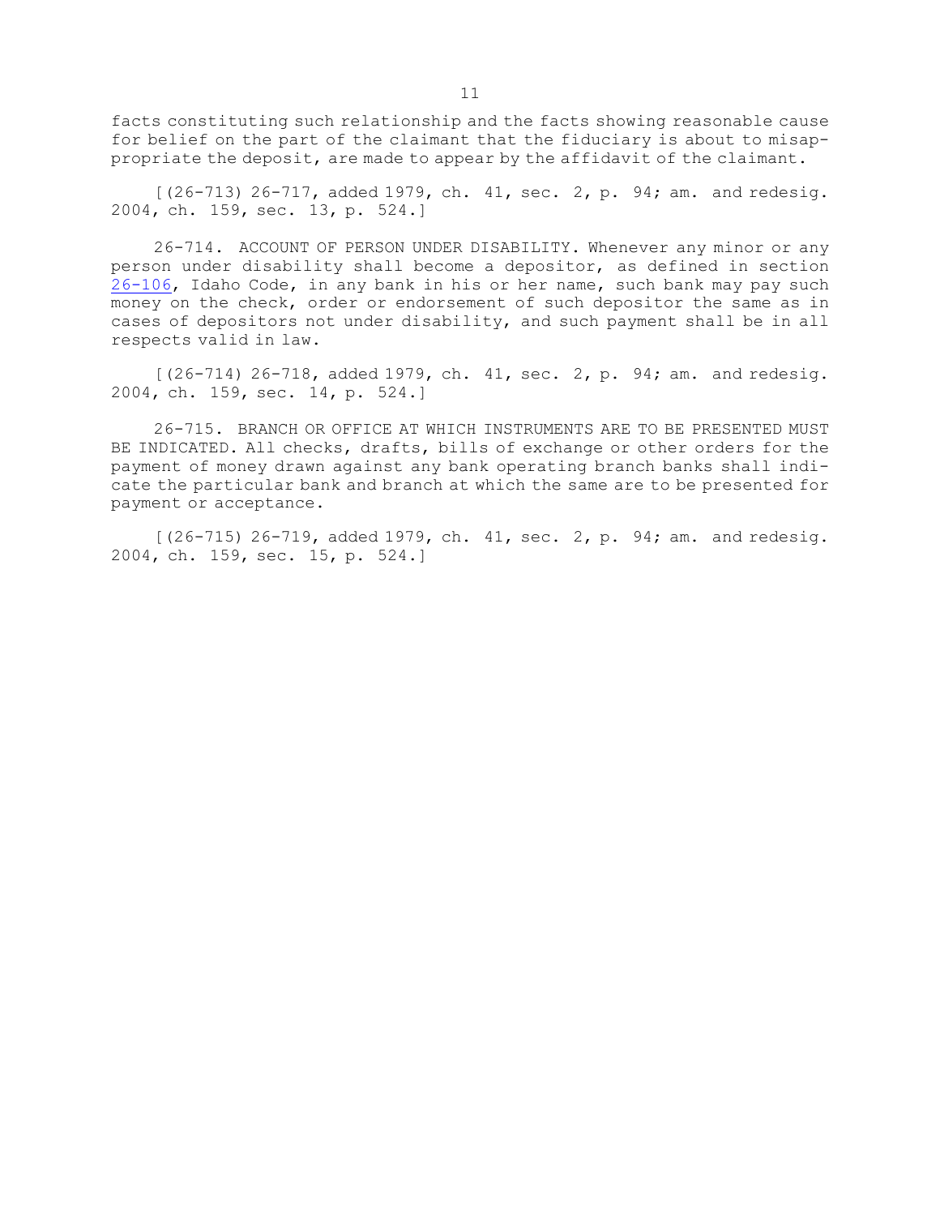facts constituting such relationship and the facts showing reasonable cause for belief on the part of the claimant that the fiduciary is about to misappropriate the deposit, are made to appear by the affidavit of the claimant.

[(26-713) 26-717, added 1979, ch. 41, sec. 2, p. 94; am. and redesig. 2004, ch. 159, sec. 13, p. 524.]

26-714. ACCOUNT OF PERSON UNDER DISABILITY. Whenever any minor or any person under disability shall become a depositor, as defined in section 26-106, Idaho Code, in any bank in his or her name, such bank may pay such money on the check, order or endorsement of such depositor the same as in cases of depositors not under disability, and such payment shall be in all respects valid in law.

[(26-714) 26-718, added 1979, ch. 41, sec. 2, p. 94; am. and redesig. 2004, ch. 159, sec. 14, p. 524.]

26-715. BRANCH OR OFFICE AT WHICH INSTRUMENTS ARE TO BE PRESENTED MUST BE INDICATED. All checks, drafts, bills of exchange or other orders for the payment of money drawn against any bank operating branch banks shall indicate the particular bank and branch at which the same are to be presented for payment or acceptance.

[(26-715) 26-719, added 1979, ch. 41, sec. 2, p. 94; am. and redesig. 2004, ch. 159, sec. 15, p. 524.]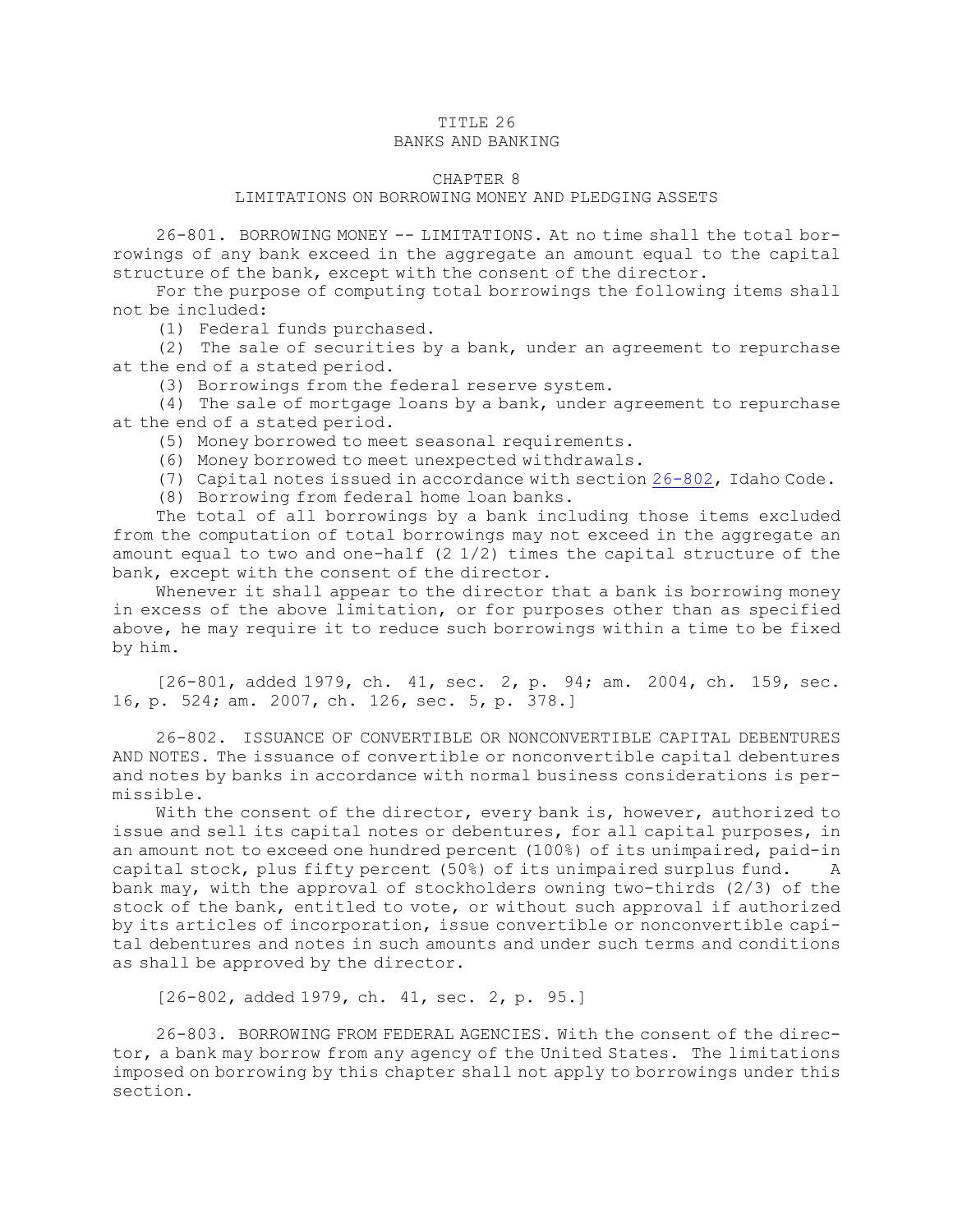# TITLE 26
# BANKS AND BANKING

## CHAPTER 8
## LIMITATIONS ON BORROWING MONEY AND PLEDGING ASSETS

26-801. BORROWING MONEY -- LIMITATIONS. At no time shall the total borrowings of any bank exceed in the aggregate an amount equal to the capital structure of the bank, except with the consent of the director.

For the purpose of computing total borrowings the following items shall not be included:

(1) Federal funds purchased.

(2) The sale of securities by a bank, under an agreement to repurchase at the end of a stated period.

(3) Borrowings from the federal reserve system.

(4) The sale of mortgage loans by a bank, under agreement to repurchase at the end of a stated period.

(5) Money borrowed to meet seasonal requirements.

(6) Money borrowed to meet unexpected withdrawals.

(7) Capital notes issued in accordance with section 26-802, Idaho Code.

(8) Borrowing from federal home loan banks.

The total of all borrowings by a bank including those items excluded from the computation of total borrowings may not exceed in the aggregate an amount equal to two and one-half (2 1/2) times the capital structure of the bank, except with the consent of the director.

Whenever it shall appear to the director that a bank is borrowing money in excess of the above limitation, or for purposes other than as specified above, he may require it to reduce such borrowings within a time to be fixed by him.

[26-801, added 1979, ch. 41, sec. 2, p. 94; am. 2004, ch. 159, sec. 16, p. 524; am. 2007, ch. 126, sec. 5, p. 378.]

26-802. ISSUANCE OF CONVERTIBLE OR NONCONVERTIBLE CAPITAL DEBENTURES AND NOTES. The issuance of convertible or nonconvertible capital debentures and notes by banks in accordance with normal business considerations is permissible.

With the consent of the director, every bank is, however, authorized to issue and sell its capital notes or debentures, for all capital purposes, in an amount not to exceed one hundred percent (100%) of its unimpaired, paid-in capital stock, plus fifty percent (50%) of its unimpaired surplus fund. A bank may, with the approval of stockholders owning two-thirds (2/3) of the stock of the bank, entitled to vote, or without such approval if authorized by its articles of incorporation, issue convertible or nonconvertible capital debentures and notes in such amounts and under such terms and conditions as shall be approved by the director.

[26-802, added 1979, ch. 41, sec. 2, p. 95.]

26-803. BORROWING FROM FEDERAL AGENCIES. With the consent of the director, a bank may borrow from any agency of the United States. The limitations imposed on borrowing by this chapter shall not apply to borrowings under this section.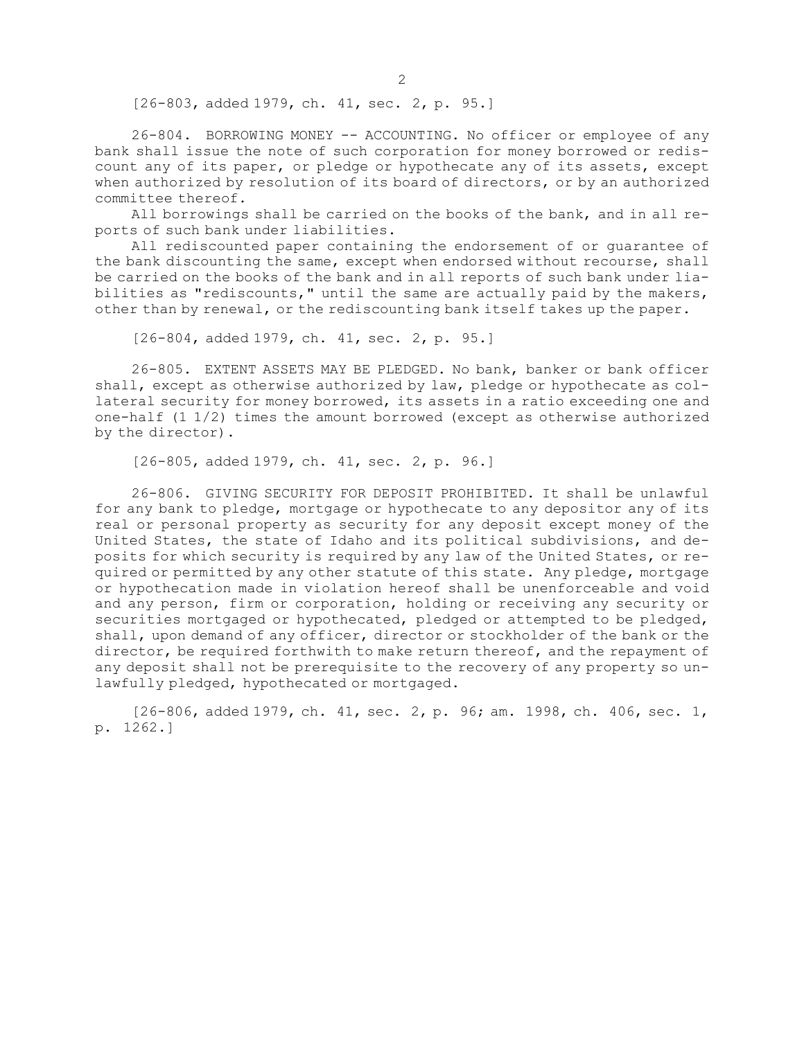[26-803, added 1979, ch. 41, sec. 2, p. 95.]

26-804. BORROWING MONEY -- ACCOUNTING. No officer or employee of any bank shall issue the note of such corporation for money borrowed or rediscount any of its paper, or pledge or hypothecate any of its assets, except when authorized by resolution of its board of directors, or by an authorized committee thereof.

All borrowings shall be carried on the books of the bank, and in all reports of such bank under liabilities.

All rediscounted paper containing the endorsement of or guarantee of the bank discounting the same, except when endorsed without recourse, shall be carried on the books of the bank and in all reports of such bank under liabilities as "rediscounts," until the same are actually paid by the makers, other than by renewal, or the rediscounting bank itself takes up the paper.

[26-804, added 1979, ch. 41, sec. 2, p. 95.]

26-805. EXTENT ASSETS MAY BE PLEDGED. No bank, banker or bank officer shall, except as otherwise authorized by law, pledge or hypothecate as collateral security for money borrowed, its assets in a ratio exceeding one and one-half (1 1/2) times the amount borrowed (except as otherwise authorized by the director).

[26-805, added 1979, ch. 41, sec. 2, p. 96.]

26-806. GIVING SECURITY FOR DEPOSIT PROHIBITED. It shall be unlawful for any bank to pledge, mortgage or hypothecate to any depositor any of its real or personal property as security for any deposit except money of the United States, the state of Idaho and its political subdivisions, and deposits for which security is required by any law of the United States, or required or permitted by any other statute of this state. Any pledge, mortgage or hypothecation made in violation hereof shall be unenforceable and void and any person, firm or corporation, holding or receiving any security or securities mortgaged or hypothecated, pledged or attempted to be pledged, shall, upon demand of any officer, director or stockholder of the bank or the director, be required forthwith to make return thereof, and the repayment of any deposit shall not be prerequisite to the recovery of any property so unlawfully pledged, hypothecated or mortgaged.

[26-806, added 1979, ch. 41, sec. 2, p. 96; am. 1998, ch. 406, sec. 1, p. 1262.]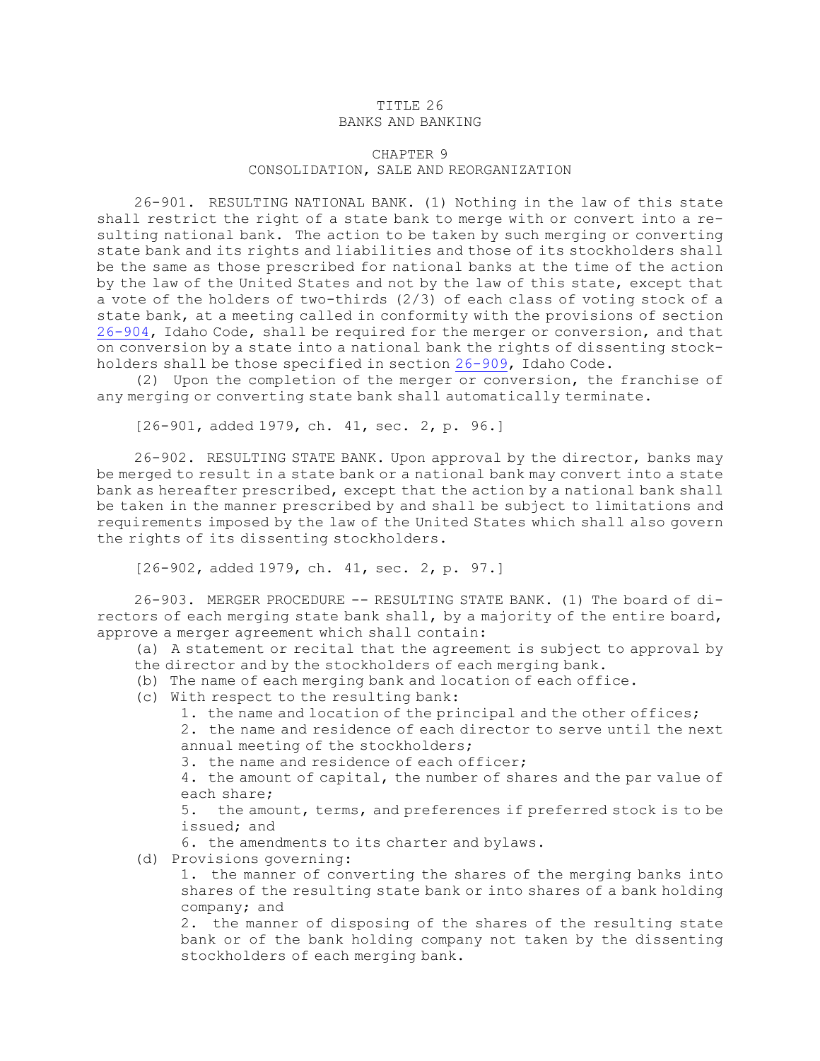# TITLE 26
# BANKS AND BANKING

## CHAPTER 9
## CONSOLIDATION, SALE AND REORGANIZATION

26-901. RESULTING NATIONAL BANK. (1) Nothing in the law of this state shall restrict the right of a state bank to merge with or convert into a resulting national bank. The action to be taken by such merging or converting state bank and its rights and liabilities and those of its stockholders shall be the same as those prescribed for national banks at the time of the action by the law of the United States and not by the law of this state, except that a vote of the holders of two-thirds (2/3) of each class of voting stock of a state bank, at a meeting called in conformity with the provisions of section 26-904, Idaho Code, shall be required for the merger or conversion, and that on conversion by a state into a national bank the rights of dissenting stockholders shall be those specified in section 26-909, Idaho Code.

(2) Upon the completion of the merger or conversion, the franchise of any merging or converting state bank shall automatically terminate.

[26-901, added 1979, ch. 41, sec. 2, p. 96.]

26-902. RESULTING STATE BANK. Upon approval by the director, banks may be merged to result in a state bank or a national bank may convert into a state bank as hereafter prescribed, except that the action by a national bank shall be taken in the manner prescribed by and shall be subject to limitations and requirements imposed by the law of the United States which shall also govern the rights of its dissenting stockholders.

[26-902, added 1979, ch. 41, sec. 2, p. 97.]

26-903. MERGER PROCEDURE -- RESULTING STATE BANK. (1) The board of directors of each merging state bank shall, by a majority of the entire board, approve a merger agreement which shall contain:

(a) A statement or recital that the agreement is subject to approval by the director and by the stockholders of each merging bank.

(b) The name of each merging bank and location of each office.

(c) With respect to the resulting bank:

1. the name and location of the principal and the other offices;

2. the name and residence of each director to serve until the next annual meeting of the stockholders;

3. the name and residence of each officer;

4. the amount of capital, the number of shares and the par value of each share;

5. the amount, terms, and preferences if preferred stock is to be issued; and

6. the amendments to its charter and bylaws.

(d) Provisions governing:

1. the manner of converting the shares of the merging banks into shares of the resulting state bank or into shares of a bank holding company; and

2. the manner of disposing of the shares of the resulting state bank or of the bank holding company not taken by the dissenting stockholders of each merging bank.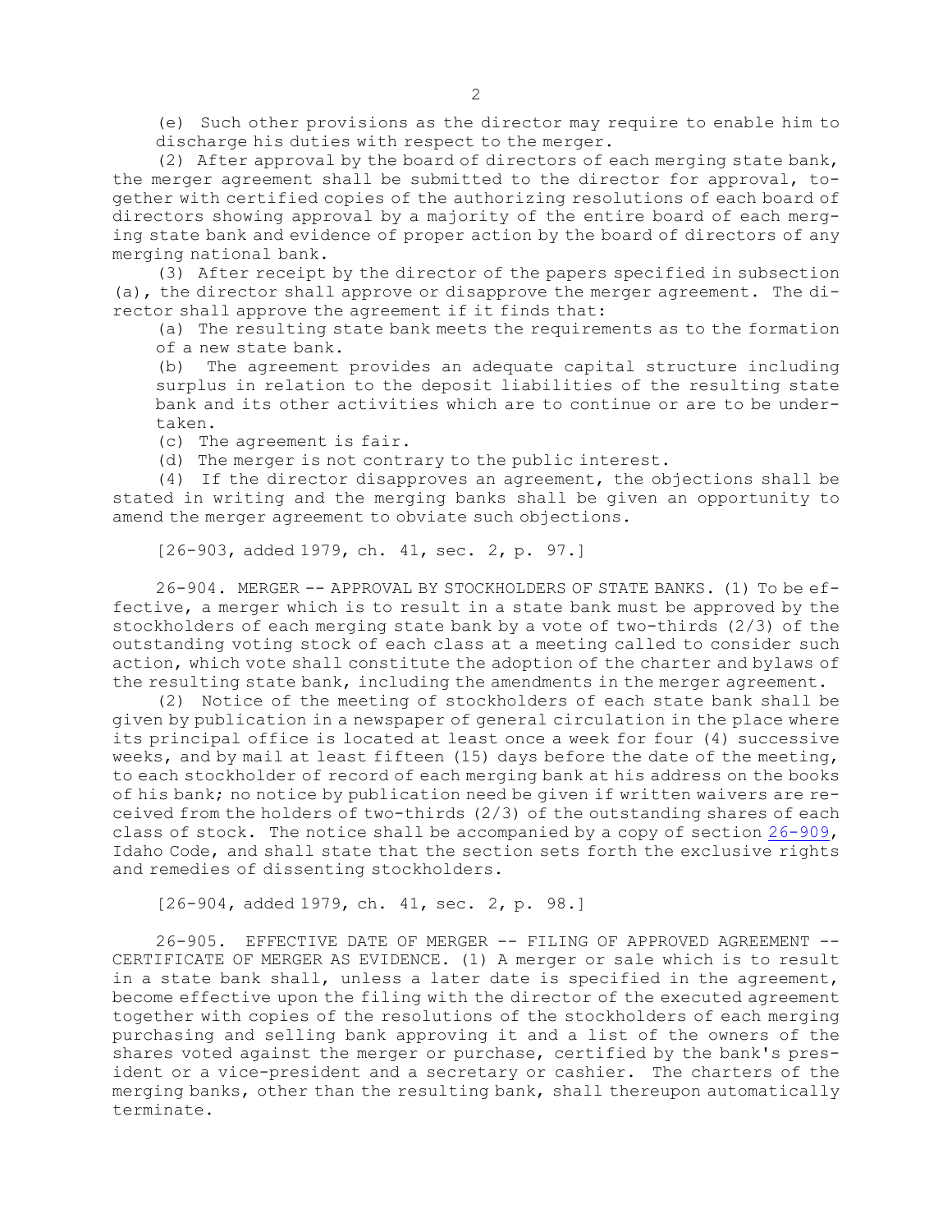(e) Such other provisions as the director may require to enable him to discharge his duties with respect to the merger.

(2) After approval by the board of directors of each merging state bank, the merger agreement shall be submitted to the director for approval, together with certified copies of the authorizing resolutions of each board of directors showing approval by a majority of the entire board of each merging state bank and evidence of proper action by the board of directors of any merging national bank.

(3) After receipt by the director of the papers specified in subsection (a), the director shall approve or disapprove the merger agreement. The director shall approve the agreement if it finds that:

(a) The resulting state bank meets the requirements as to the formation of a new state bank.

(b) The agreement provides an adequate capital structure including surplus in relation to the deposit liabilities of the resulting state bank and its other activities which are to continue or are to be undertaken.

(c) The agreement is fair.

(d) The merger is not contrary to the public interest.

(4) If the director disapproves an agreement, the objections shall be stated in writing and the merging banks shall be given an opportunity to amend the merger agreement to obviate such objections.

[26-903, added 1979, ch. 41, sec. 2, p. 97.]

26-904. MERGER -- APPROVAL BY STOCKHOLDERS OF STATE BANKS. (1) To be effective, a merger which is to result in a state bank must be approved by the stockholders of each merging state bank by a vote of two-thirds (2/3) of the outstanding voting stock of each class at a meeting called to consider such action, which vote shall constitute the adoption of the charter and bylaws of the resulting state bank, including the amendments in the merger agreement.

(2) Notice of the meeting of stockholders of each state bank shall be given by publication in a newspaper of general circulation in the place where its principal office is located at least once a week for four (4) successive weeks, and by mail at least fifteen (15) days before the date of the meeting, to each stockholder of record of each merging bank at his address on the books of his bank; no notice by publication need be given if written waivers are received from the holders of two-thirds (2/3) of the outstanding shares of each class of stock. The notice shall be accompanied by a copy of section 26-909, Idaho Code, and shall state that the section sets forth the exclusive rights and remedies of dissenting stockholders.

[26-904, added 1979, ch. 41, sec. 2, p. 98.]

26-905. EFFECTIVE DATE OF MERGER -- FILING OF APPROVED AGREEMENT -- CERTIFICATE OF MERGER AS EVIDENCE. (1) A merger or sale which is to result in a state bank shall, unless a later date is specified in the agreement, become effective upon the filing with the director of the executed agreement together with copies of the resolutions of the stockholders of each merging purchasing and selling bank approving it and a list of the owners of the shares voted against the merger or purchase, certified by the bank's president or a vice-president and a secretary or cashier. The charters of the merging banks, other than the resulting bank, shall thereupon automatically terminate.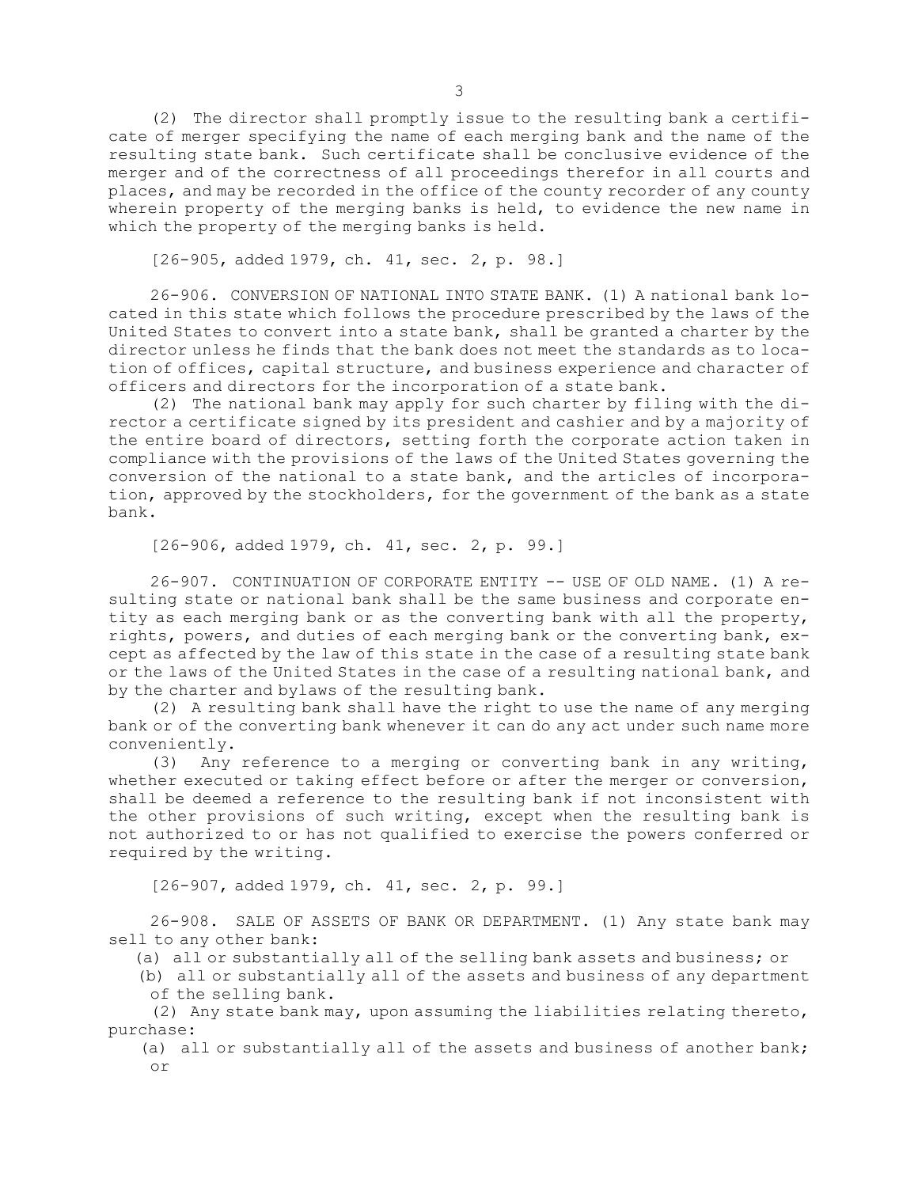(2) The director shall promptly issue to the resulting bank a certificate of merger specifying the name of each merging bank and the name of the resulting state bank. Such certificate shall be conclusive evidence of the merger and of the correctness of all proceedings therefor in all courts and places, and may be recorded in the office of the county recorder of any county wherein property of the merging banks is held, to evidence the new name in which the property of the merging banks is held.

[26-905, added 1979, ch. 41, sec. 2, p. 98.]

26-906. CONVERSION OF NATIONAL INTO STATE BANK. (1) A national bank located in this state which follows the procedure prescribed by the laws of the United States to convert into a state bank, shall be granted a charter by the director unless he finds that the bank does not meet the standards as to location of offices, capital structure, and business experience and character of officers and directors for the incorporation of a state bank.

(2) The national bank may apply for such charter by filing with the director a certificate signed by its president and cashier and by a majority of the entire board of directors, setting forth the corporate action taken in compliance with the provisions of the laws of the United States governing the conversion of the national to a state bank, and the articles of incorporation, approved by the stockholders, for the government of the bank as a state bank.

[26-906, added 1979, ch. 41, sec. 2, p. 99.]

26-907. CONTINUATION OF CORPORATE ENTITY -- USE OF OLD NAME. (1) A resulting state or national bank shall be the same business and corporate entity as each merging bank or as the converting bank with all the property, rights, powers, and duties of each merging bank or the converting bank, except as affected by the law of this state in the case of a resulting state bank or the laws of the United States in the case of a resulting national bank, and by the charter and bylaws of the resulting bank.

(2) A resulting bank shall have the right to use the name of any merging bank or of the converting bank whenever it can do any act under such name more conveniently.

(3) Any reference to a merging or converting bank in any writing, whether executed or taking effect before or after the merger or conversion, shall be deemed a reference to the resulting bank if not inconsistent with the other provisions of such writing, except when the resulting bank is not authorized to or has not qualified to exercise the powers conferred or required by the writing.

[26-907, added 1979, ch. 41, sec. 2, p. 99.]

26-908. SALE OF ASSETS OF BANK OR DEPARTMENT. (1) Any state bank may sell to any other bank:

(a) all or substantially all of the selling bank assets and business; or

(b) all or substantially all of the assets and business of any department of the selling bank.

(2) Any state bank may, upon assuming the liabilities relating thereto, purchase:

(a) all or substantially all of the assets and business of another bank; or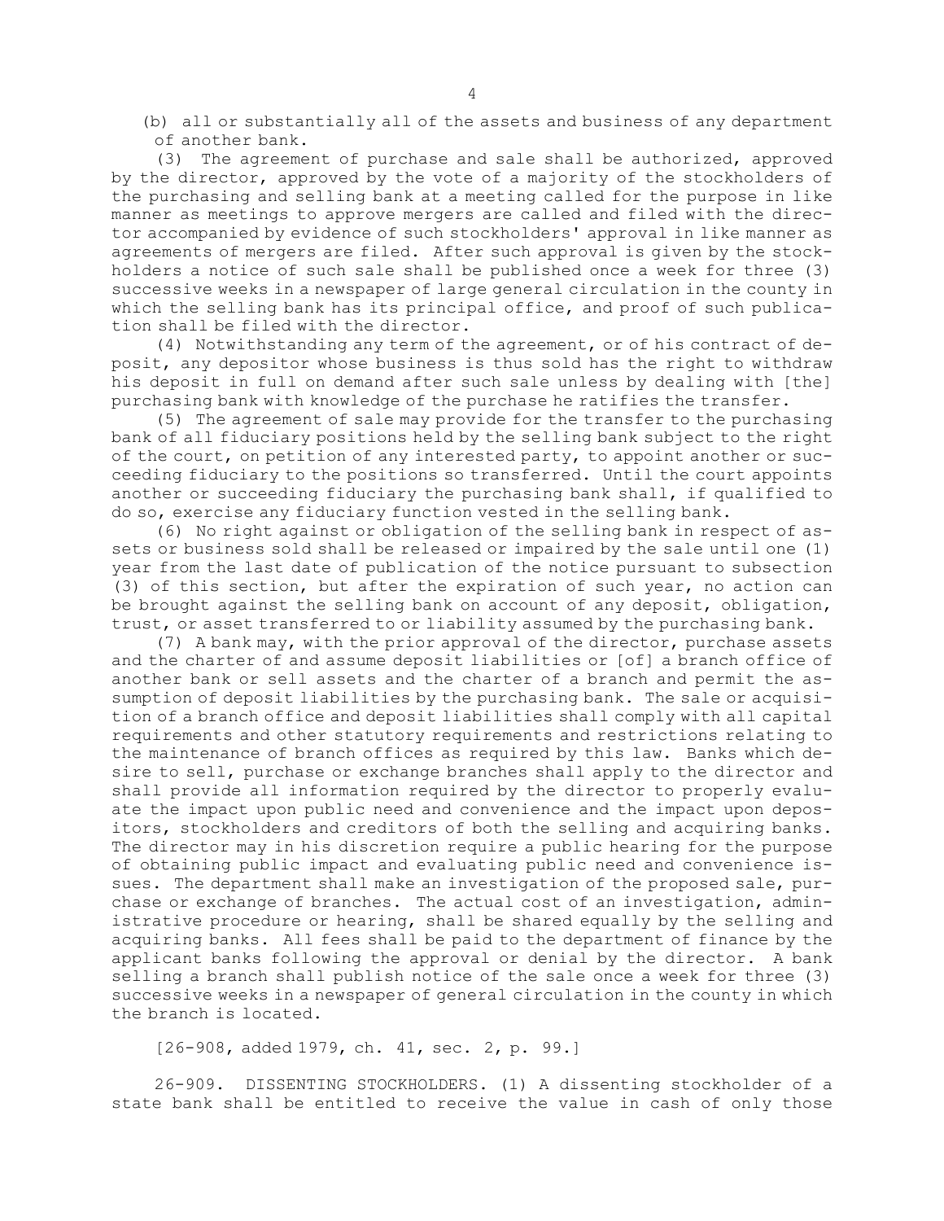(b) all or substantially all of the assets and business of any department of another bank.

(3) The agreement of purchase and sale shall be authorized, approved by the director, approved by the vote of a majority of the stockholders of the purchasing and selling bank at a meeting called for the purpose in like manner as meetings to approve mergers are called and filed with the director accompanied by evidence of such stockholders' approval in like manner as agreements of mergers are filed. After such approval is given by the stockholders a notice of such sale shall be published once a week for three (3) successive weeks in a newspaper of large general circulation in the county in which the selling bank has its principal office, and proof of such publication shall be filed with the director.

(4) Notwithstanding any term of the agreement, or of his contract of deposit, any depositor whose business is thus sold has the right to withdraw his deposit in full on demand after such sale unless by dealing with [the] purchasing bank with knowledge of the purchase he ratifies the transfer.

(5) The agreement of sale may provide for the transfer to the purchasing bank of all fiduciary positions held by the selling bank subject to the right of the court, on petition of any interested party, to appoint another or succeeding fiduciary to the positions so transferred. Until the court appoints another or succeeding fiduciary the purchasing bank shall, if qualified to do so, exercise any fiduciary function vested in the selling bank.

(6) No right against or obligation of the selling bank in respect of assets or business sold shall be released or impaired by the sale until one (1) year from the last date of publication of the notice pursuant to subsection (3) of this section, but after the expiration of such year, no action can be brought against the selling bank on account of any deposit, obligation, trust, or asset transferred to or liability assumed by the purchasing bank.

(7) A bank may, with the prior approval of the director, purchase assets and the charter of and assume deposit liabilities or [of] a branch office of another bank or sell assets and the charter of a branch and permit the assumption of deposit liabilities by the purchasing bank. The sale or acquisition of a branch office and deposit liabilities shall comply with all capital requirements and other statutory requirements and restrictions relating to the maintenance of branch offices as required by this law. Banks which desire to sell, purchase or exchange branches shall apply to the director and shall provide all information required by the director to properly evaluate the impact upon public need and convenience and the impact upon depositors, stockholders and creditors of both the selling and acquiring banks. The director may in his discretion require a public hearing for the purpose of obtaining public impact and evaluating public need and convenience issues. The department shall make an investigation of the proposed sale, purchase or exchange of branches. The actual cost of an investigation, administrative procedure or hearing, shall be shared equally by the selling and acquiring banks. All fees shall be paid to the department of finance by the applicant banks following the approval or denial by the director. A bank selling a branch shall publish notice of the sale once a week for three (3) successive weeks in a newspaper of general circulation in the county in which the branch is located.

[26-908, added 1979, ch. 41, sec. 2, p. 99.]

26-909. DISSENTING STOCKHOLDERS. (1) A dissenting stockholder of a state bank shall be entitled to receive the value in cash of only those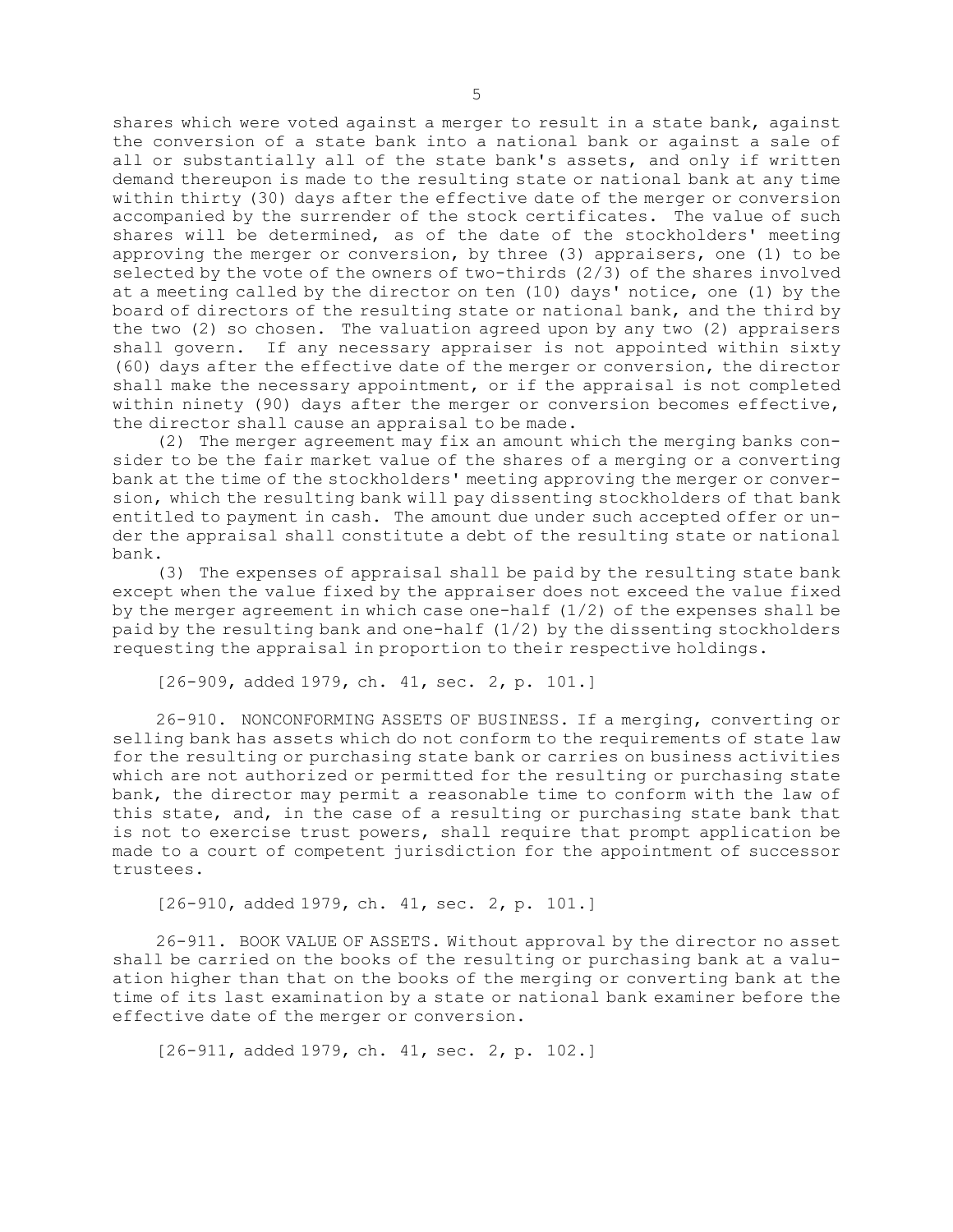shares which were voted against a merger to result in a state bank, against the conversion of a state bank into a national bank or against a sale of all or substantially all of the state bank's assets, and only if written demand thereupon is made to the resulting state or national bank at any time within thirty (30) days after the effective date of the merger or conversion accompanied by the surrender of the stock certificates. The value of such shares will be determined, as of the date of the stockholders' meeting approving the merger or conversion, by three (3) appraisers, one (1) to be selected by the vote of the owners of two-thirds (2/3) of the shares involved at a meeting called by the director on ten (10) days' notice, one (1) by the board of directors of the resulting state or national bank, and the third by the two (2) so chosen. The valuation agreed upon by any two (2) appraisers shall govern. If any necessary appraiser is not appointed within sixty (60) days after the effective date of the merger or conversion, the director shall make the necessary appointment, or if the appraisal is not completed within ninety (90) days after the merger or conversion becomes effective, the director shall cause an appraisal to be made.

(2) The merger agreement may fix an amount which the merging banks consider to be the fair market value of the shares of a merging or a converting bank at the time of the stockholders' meeting approving the merger or conversion, which the resulting bank will pay dissenting stockholders of that bank entitled to payment in cash. The amount due under such accepted offer or under the appraisal shall constitute a debt of the resulting state or national bank.

(3) The expenses of appraisal shall be paid by the resulting state bank except when the value fixed by the appraiser does not exceed the value fixed by the merger agreement in which case one-half (1/2) of the expenses shall be paid by the resulting bank and one-half (1/2) by the dissenting stockholders requesting the appraisal in proportion to their respective holdings.

[26-909, added 1979, ch. 41, sec. 2, p. 101.]

26-910. NONCONFORMING ASSETS OF BUSINESS. If a merging, converting or selling bank has assets which do not conform to the requirements of state law for the resulting or purchasing state bank or carries on business activities which are not authorized or permitted for the resulting or purchasing state bank, the director may permit a reasonable time to conform with the law of this state, and, in the case of a resulting or purchasing state bank that is not to exercise trust powers, shall require that prompt application be made to a court of competent jurisdiction for the appointment of successor trustees.

[26-910, added 1979, ch. 41, sec. 2, p. 101.]

26-911. BOOK VALUE OF ASSETS. Without approval by the director no asset shall be carried on the books of the resulting or purchasing bank at a valuation higher than that on the books of the merging or converting bank at the time of its last examination by a state or national bank examiner before the effective date of the merger or conversion.

[26-911, added 1979, ch. 41, sec. 2, p. 102.]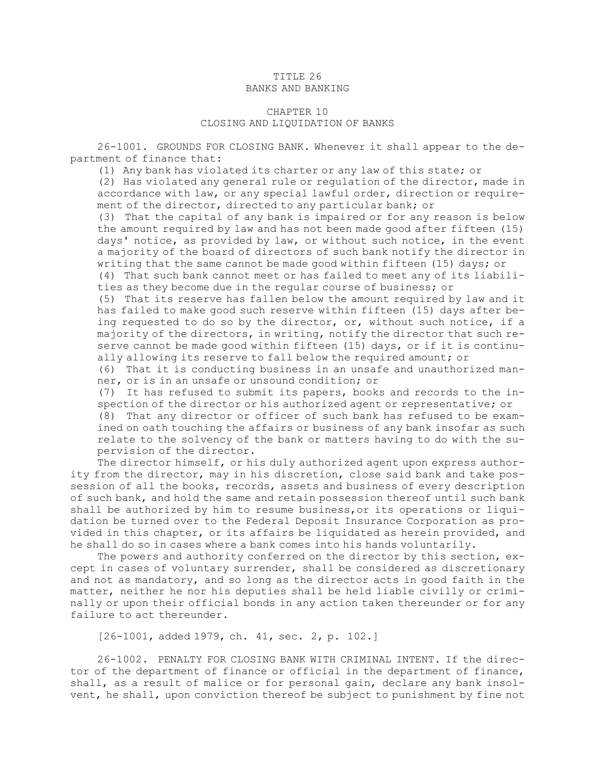# TITLE 26
# BANKS AND BANKING

## CHAPTER 10
## CLOSING AND LIQUIDATION OF BANKS

26-1001. GROUNDS FOR CLOSING BANK. Whenever it shall appear to the department of finance that:

(1) Any bank has violated its charter or any law of this state; or

(2) Has violated any general rule or regulation of the director, made in accordance with law, or any special lawful order, direction or requirement of the director, directed to any particular bank; or

(3) That the capital of any bank is impaired or for any reason is below the amount required by law and has not been made good after fifteen (15) days' notice, as provided by law, or without such notice, in the event a majority of the board of directors of such bank notify the director in writing that the same cannot be made good within fifteen (15) days; or

(4) That such bank cannot meet or has failed to meet any of its liabilities as they become due in the regular course of business; or

(5) That its reserve has fallen below the amount required by law and it has failed to make good such reserve within fifteen (15) days after being requested to do so by the director, or, without such notice, if a majority of the directors, in writing, notify the director that such reserve cannot be made good within fifteen (15) days, or if it is continually allowing its reserve to fall below the required amount; or

(6) That it is conducting business in an unsafe and unauthorized manner, or is in an unsafe or unsound condition; or

(7) It has refused to submit its papers, books and records to the inspection of the director or his authorized agent or representative; or

(8) That any director or officer of such bank has refused to be examined on oath touching the affairs or business of any bank insofar as such relate to the solvency of the bank or matters having to do with the supervision of the director.

The director himself, or his duly authorized agent upon express authority from the director, may in his discretion, close said bank and take possession of all the books, records, assets and business of every description of such bank, and hold the same and retain possession thereof until such bank shall be authorized by him to resume business,or its operations or liquidation be turned over to the Federal Deposit Insurance Corporation as provided in this chapter, or its affairs be liquidated as herein provided, and he shall do so in cases where a bank comes into his hands voluntarily.

The powers and authority conferred on the director by this section, except in cases of voluntary surrender, shall be considered as discretionary and not as mandatory, and so long as the director acts in good faith in the matter, neither he nor his deputies shall be held liable civilly or criminally or upon their official bonds in any action taken thereunder or for any failure to act thereunder.

[26-1001, added 1979, ch. 41, sec. 2, p. 102.]

26-1002. PENALTY FOR CLOSING BANK WITH CRIMINAL INTENT. If the director of the department of finance or official in the department of finance, shall, as a result of malice or for personal gain, declare any bank insolvent, he shall, upon conviction thereof be subject to punishment by fine not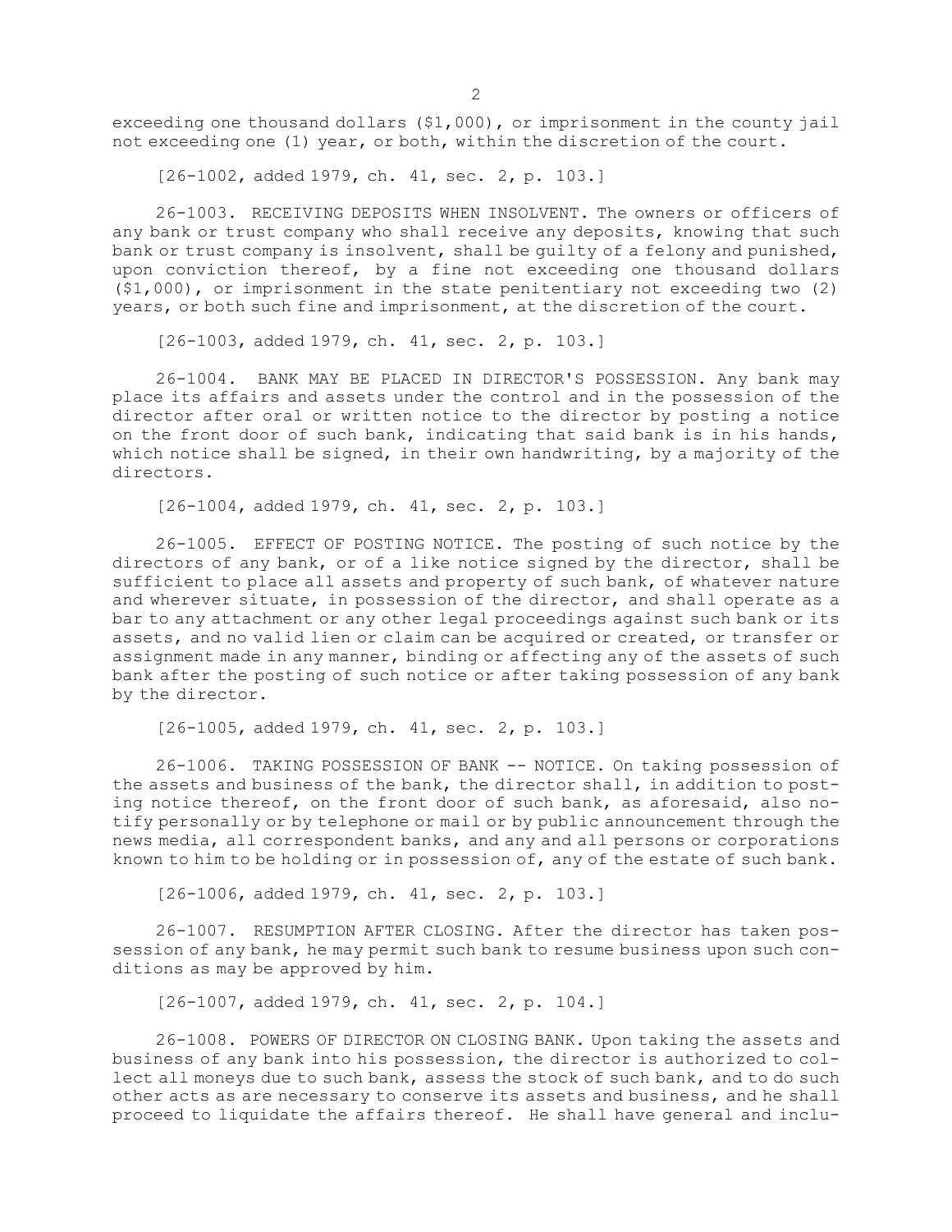exceeding one thousand dollars ($1,000), or imprisonment in the county jail not exceeding one (1) year, or both, within the discretion of the court.

[26-1002, added 1979, ch. 41, sec. 2, p. 103.]

26-1003. RECEIVING DEPOSITS WHEN INSOLVENT. The owners or officers of any bank or trust company who shall receive any deposits, knowing that such bank or trust company is insolvent, shall be guilty of a felony and punished, upon conviction thereof, by a fine not exceeding one thousand dollars ($1,000), or imprisonment in the state penitentiary not exceeding two (2) years, or both such fine and imprisonment, at the discretion of the court.

[26-1003, added 1979, ch. 41, sec. 2, p. 103.]

26-1004. BANK MAY BE PLACED IN DIRECTOR'S POSSESSION. Any bank may place its affairs and assets under the control and in the possession of the director after oral or written notice to the director by posting a notice on the front door of such bank, indicating that said bank is in his hands, which notice shall be signed, in their own handwriting, by a majority of the directors.

[26-1004, added 1979, ch. 41, sec. 2, p. 103.]

26-1005. EFFECT OF POSTING NOTICE. The posting of such notice by the directors of any bank, or of a like notice signed by the director, shall be sufficient to place all assets and property of such bank, of whatever nature and wherever situate, in possession of the director, and shall operate as a bar to any attachment or any other legal proceedings against such bank or its assets, and no valid lien or claim can be acquired or created, or transfer or assignment made in any manner, binding or affecting any of the assets of such bank after the posting of such notice or after taking possession of any bank by the director.

[26-1005, added 1979, ch. 41, sec. 2, p. 103.]

26-1006. TAKING POSSESSION OF BANK -- NOTICE. On taking possession of the assets and business of the bank, the director shall, in addition to posting notice thereof, on the front door of such bank, as aforesaid, also notify personally or by telephone or mail or by public announcement through the news media, all correspondent banks, and any and all persons or corporations known to him to be holding or in possession of, any of the estate of such bank.

[26-1006, added 1979, ch. 41, sec. 2, p. 103.]

26-1007. RESUMPTION AFTER CLOSING. After the director has taken possession of any bank, he may permit such bank to resume business upon such conditions as may be approved by him.

[26-1007, added 1979, ch. 41, sec. 2, p. 104.]

26-1008. POWERS OF DIRECTOR ON CLOSING BANK. Upon taking the assets and business of any bank into his possession, the director is authorized to collect all moneys due to such bank, assess the stock of such bank, and to do such other acts as are necessary to conserve its assets and business, and he shall proceed to liquidate the affairs thereof. He shall have general and inclu-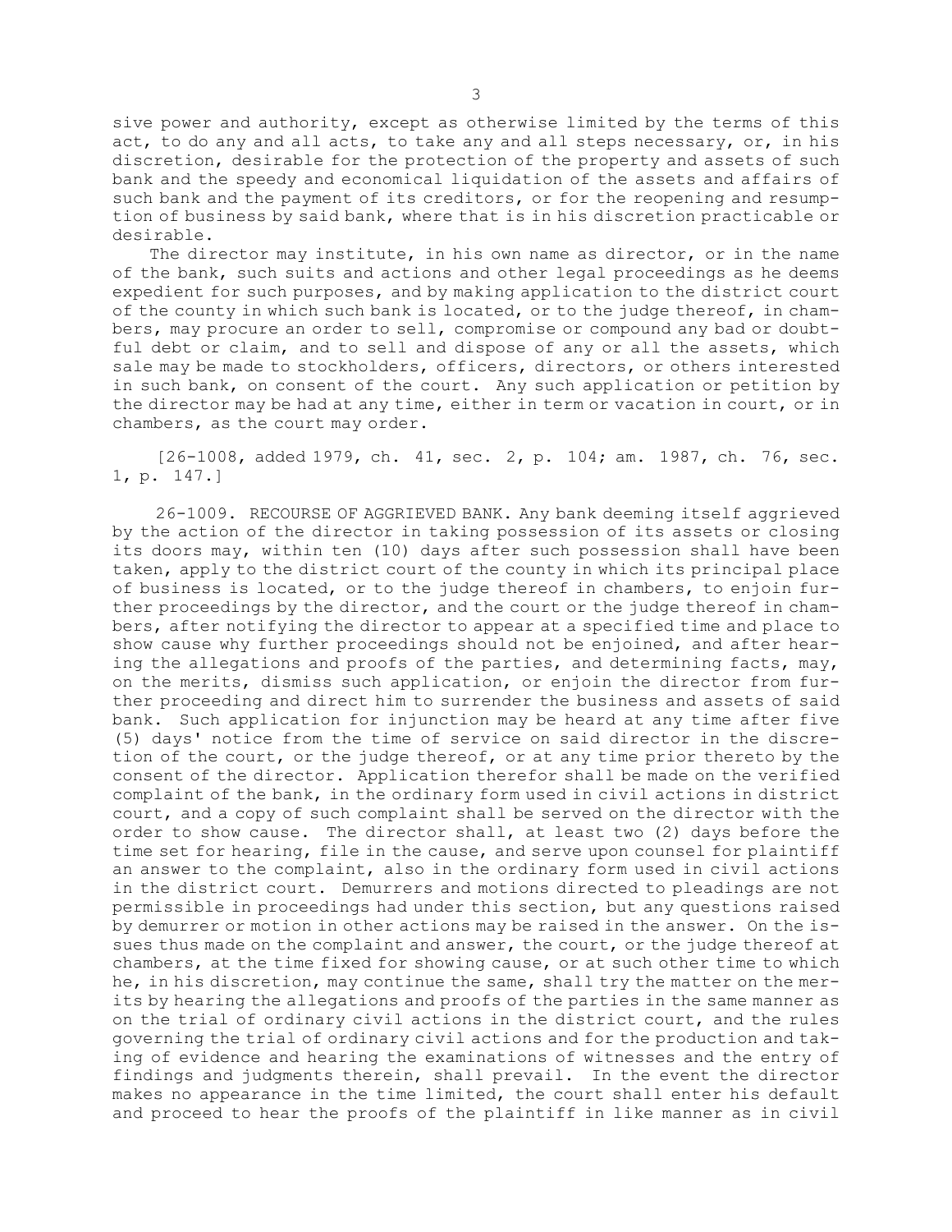sive power and authority, except as otherwise limited by the terms of this act, to do any and all acts, to take any and all steps necessary, or, in his discretion, desirable for the protection of the property and assets of such bank and the speedy and economical liquidation of the assets and affairs of such bank and the payment of its creditors, or for the reopening and resumption of business by said bank, where that is in his discretion practicable or desirable.

The director may institute, in his own name as director, or in the name of the bank, such suits and actions and other legal proceedings as he deems expedient for such purposes, and by making application to the district court of the county in which such bank is located, or to the judge thereof, in chambers, may procure an order to sell, compromise or compound any bad or doubtful debt or claim, and to sell and dispose of any or all the assets, which sale may be made to stockholders, officers, directors, or others interested in such bank, on consent of the court. Any such application or petition by the director may be had at any time, either in term or vacation in court, or in chambers, as the court may order.

[26-1008, added 1979, ch. 41, sec. 2, p. 104; am. 1987, ch. 76, sec. 1, p. 147.]

26-1009. RECOURSE OF AGGRIEVED BANK. Any bank deeming itself aggrieved by the action of the director in taking possession of its assets or closing its doors may, within ten (10) days after such possession shall have been taken, apply to the district court of the county in which its principal place of business is located, or to the judge thereof in chambers, to enjoin further proceedings by the director, and the court or the judge thereof in chambers, after notifying the director to appear at a specified time and place to show cause why further proceedings should not be enjoined, and after hearing the allegations and proofs of the parties, and determining facts, may, on the merits, dismiss such application, or enjoin the director from further proceeding and direct him to surrender the business and assets of said bank. Such application for injunction may be heard at any time after five (5) days' notice from the time of service on said director in the discretion of the court, or the judge thereof, or at any time prior thereto by the consent of the director. Application therefor shall be made on the verified complaint of the bank, in the ordinary form used in civil actions in district court, and a copy of such complaint shall be served on the director with the order to show cause. The director shall, at least two (2) days before the time set for hearing, file in the cause, and serve upon counsel for plaintiff an answer to the complaint, also in the ordinary form used in civil actions in the district court. Demurrers and motions directed to pleadings are not permissible in proceedings had under this section, but any questions raised by demurrer or motion in other actions may be raised in the answer. On the issues thus made on the complaint and answer, the court, or the judge thereof at chambers, at the time fixed for showing cause, or at such other time to which he, in his discretion, may continue the same, shall try the matter on the merits by hearing the allegations and proofs of the parties in the same manner as on the trial of ordinary civil actions in the district court, and the rules governing the trial of ordinary civil actions and for the production and taking of evidence and hearing the examinations of witnesses and the entry of findings and judgments therein, shall prevail. In the event the director makes no appearance in the time limited, the court shall enter his default and proceed to hear the proofs of the plaintiff in like manner as in civil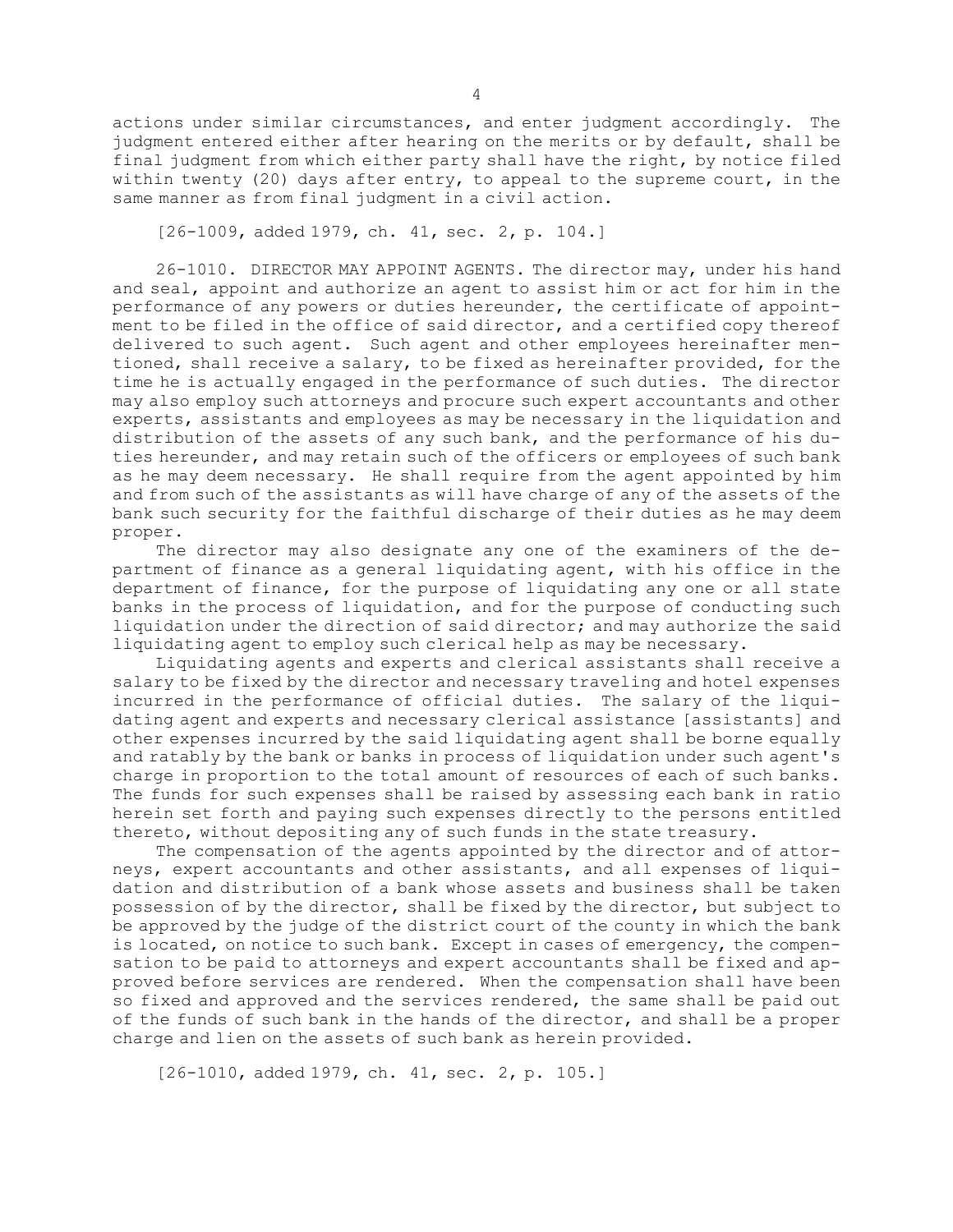actions under similar circumstances, and enter judgment accordingly. The judgment entered either after hearing on the merits or by default, shall be final judgment from which either party shall have the right, by notice filed within twenty (20) days after entry, to appeal to the supreme court, in the same manner as from final judgment in a civil action.

[26-1009, added 1979, ch. 41, sec. 2, p. 104.]

26-1010. DIRECTOR MAY APPOINT AGENTS. The director may, under his hand and seal, appoint and authorize an agent to assist him or act for him in the performance of any powers or duties hereunder, the certificate of appointment to be filed in the office of said director, and a certified copy thereof delivered to such agent. Such agent and other employees hereinafter mentioned, shall receive a salary, to be fixed as hereinafter provided, for the time he is actually engaged in the performance of such duties. The director may also employ such attorneys and procure such expert accountants and other experts, assistants and employees as may be necessary in the liquidation and distribution of the assets of any such bank, and the performance of his duties hereunder, and may retain such of the officers or employees of such bank as he may deem necessary. He shall require from the agent appointed by him and from such of the assistants as will have charge of any of the assets of the bank such security for the faithful discharge of their duties as he may deem proper.

The director may also designate any one of the examiners of the department of finance as a general liquidating agent, with his office in the department of finance, for the purpose of liquidating any one or all state banks in the process of liquidation, and for the purpose of conducting such liquidation under the direction of said director; and may authorize the said liquidating agent to employ such clerical help as may be necessary.

Liquidating agents and experts and clerical assistants shall receive a salary to be fixed by the director and necessary traveling and hotel expenses incurred in the performance of official duties. The salary of the liquidating agent and experts and necessary clerical assistance [assistants] and other expenses incurred by the said liquidating agent shall be borne equally and ratably by the bank or banks in process of liquidation under such agent's charge in proportion to the total amount of resources of each of such banks. The funds for such expenses shall be raised by assessing each bank in ratio herein set forth and paying such expenses directly to the persons entitled thereto, without depositing any of such funds in the state treasury.

The compensation of the agents appointed by the director and of attorneys, expert accountants and other assistants, and all expenses of liquidation and distribution of a bank whose assets and business shall be taken possession of by the director, shall be fixed by the director, but subject to be approved by the judge of the district court of the county in which the bank is located, on notice to such bank. Except in cases of emergency, the compensation to be paid to attorneys and expert accountants shall be fixed and approved before services are rendered. When the compensation shall have been so fixed and approved and the services rendered, the same shall be paid out of the funds of such bank in the hands of the director, and shall be a proper charge and lien on the assets of such bank as herein provided.

[26-1010, added 1979, ch. 41, sec. 2, p. 105.]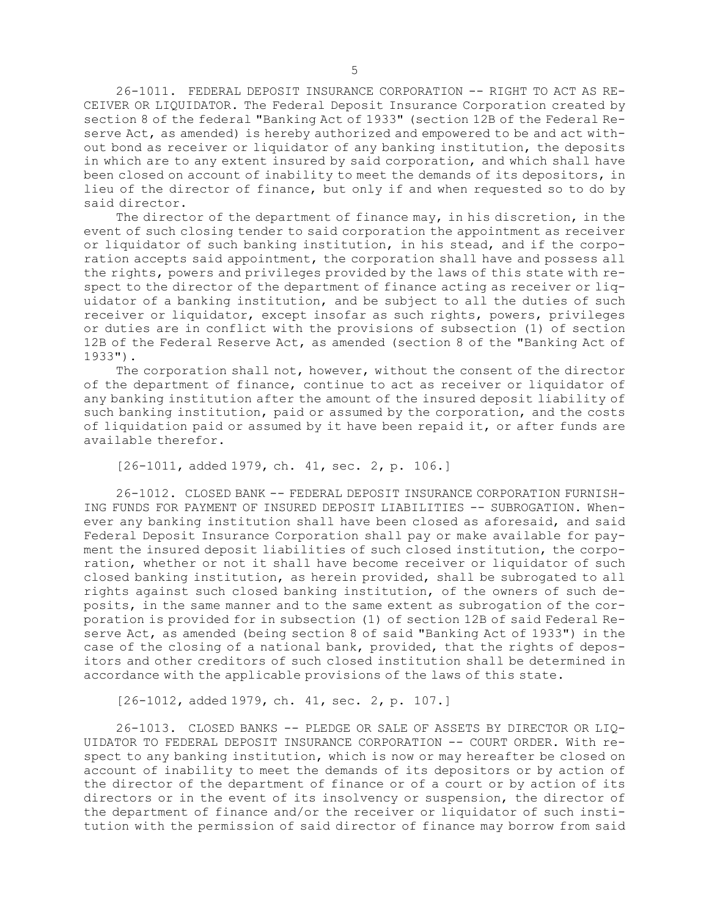26-1011. FEDERAL DEPOSIT INSURANCE CORPORATION -- RIGHT TO ACT AS RECEIVER OR LIQUIDATOR. The Federal Deposit Insurance Corporation created by section 8 of the federal "Banking Act of 1933" (section 12B of the Federal Reserve Act, as amended) is hereby authorized and empowered to be and act without bond as receiver or liquidator of any banking institution, the deposits in which are to any extent insured by said corporation, and which shall have been closed on account of inability to meet the demands of its depositors, in lieu of the director of finance, but only if and when requested so to do by said director.

The director of the department of finance may, in his discretion, in the event of such closing tender to said corporation the appointment as receiver or liquidator of such banking institution, in his stead, and if the corporation accepts said appointment, the corporation shall have and possess all the rights, powers and privileges provided by the laws of this state with respect to the director of the department of finance acting as receiver or liquidator of a banking institution, and be subject to all the duties of such receiver or liquidator, except insofar as such rights, powers, privileges or duties are in conflict with the provisions of subsection (1) of section 12B of the Federal Reserve Act, as amended (section 8 of the "Banking Act of 1933").

The corporation shall not, however, without the consent of the director of the department of finance, continue to act as receiver or liquidator of any banking institution after the amount of the insured deposit liability of such banking institution, paid or assumed by the corporation, and the costs of liquidation paid or assumed by it have been repaid it, or after funds are available therefor.

[26-1011, added 1979, ch. 41, sec. 2, p. 106.]

26-1012. CLOSED BANK -- FEDERAL DEPOSIT INSURANCE CORPORATION FURNISHING FUNDS FOR PAYMENT OF INSURED DEPOSIT LIABILITIES -- SUBROGATION. Whenever any banking institution shall have been closed as aforesaid, and said Federal Deposit Insurance Corporation shall pay or make available for payment the insured deposit liabilities of such closed institution, the corporation, whether or not it shall have become receiver or liquidator of such closed banking institution, as herein provided, shall be subrogated to all rights against such closed banking institution, of the owners of such deposits, in the same manner and to the same extent as subrogation of the corporation is provided for in subsection (1) of section 12B of said Federal Reserve Act, as amended (being section 8 of said "Banking Act of 1933") in the case of the closing of a national bank, provided, that the rights of depositors and other creditors of such closed institution shall be determined in accordance with the applicable provisions of the laws of this state.

[26-1012, added 1979, ch. 41, sec. 2, p. 107.]

26-1013. CLOSED BANKS -- PLEDGE OR SALE OF ASSETS BY DIRECTOR OR LIQUIDATOR TO FEDERAL DEPOSIT INSURANCE CORPORATION -- COURT ORDER. With respect to any banking institution, which is now or may hereafter be closed on account of inability to meet the demands of its depositors or by action of the director of the department of finance or of a court or by action of its directors or in the event of its insolvency or suspension, the director of the department of finance and/or the receiver or liquidator of such institution with the permission of said director of finance may borrow from said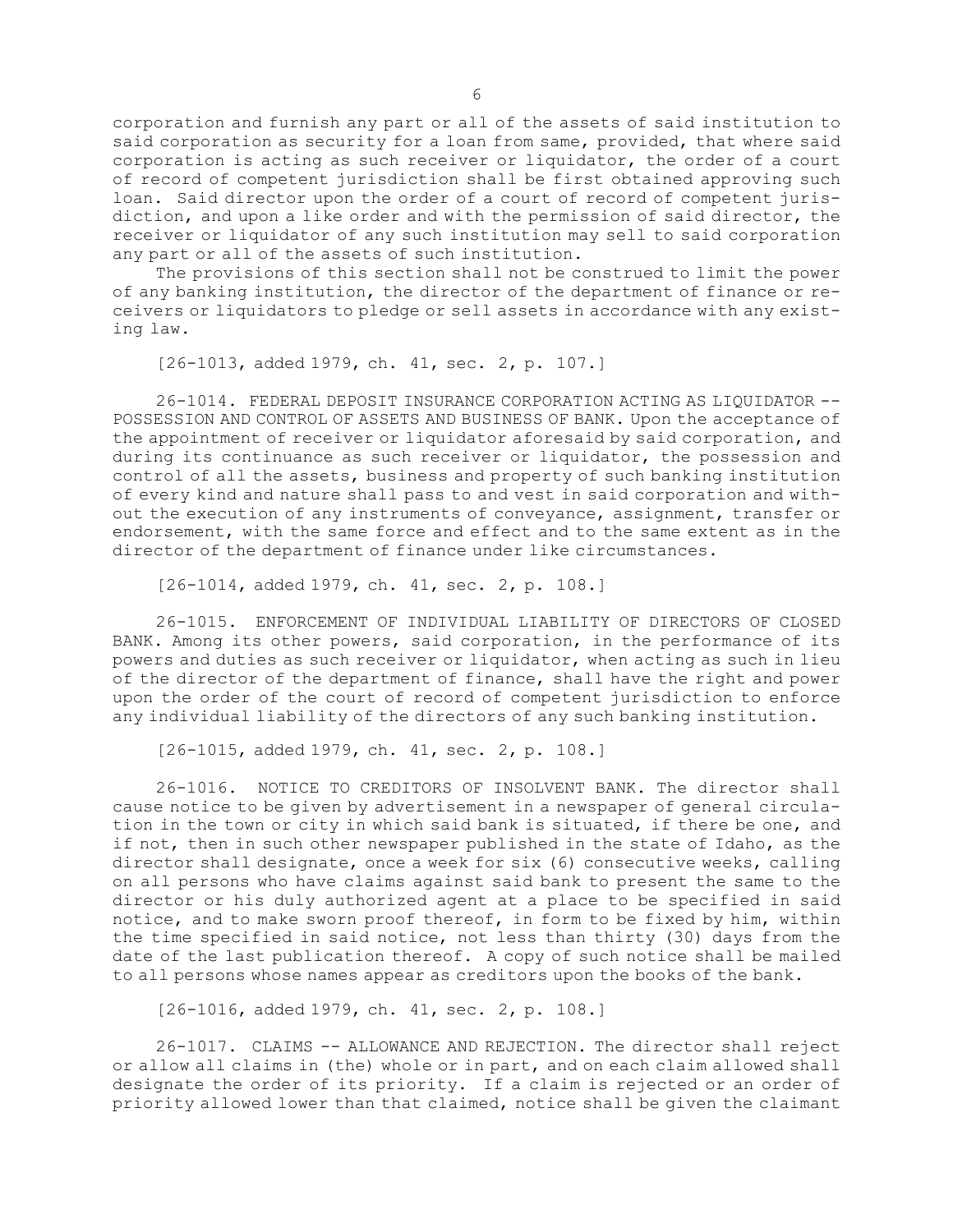corporation and furnish any part or all of the assets of said institution to said corporation as security for a loan from same, provided, that where said corporation is acting as such receiver or liquidator, the order of a court of record of competent jurisdiction shall be first obtained approving such loan. Said director upon the order of a court of record of competent jurisdiction, and upon a like order and with the permission of said director, the receiver or liquidator of any such institution may sell to said corporation any part or all of the assets of such institution.

The provisions of this section shall not be construed to limit the power of any banking institution, the director of the department of finance or receivers or liquidators to pledge or sell assets in accordance with any existing law.

[26-1013, added 1979, ch. 41, sec. 2, p. 107.]

26-1014. FEDERAL DEPOSIT INSURANCE CORPORATION ACTING AS LIQUIDATOR -- POSSESSION AND CONTROL OF ASSETS AND BUSINESS OF BANK. Upon the acceptance of the appointment of receiver or liquidator aforesaid by said corporation, and during its continuance as such receiver or liquidator, the possession and control of all the assets, business and property of such banking institution of every kind and nature shall pass to and vest in said corporation and without the execution of any instruments of conveyance, assignment, transfer or endorsement, with the same force and effect and to the same extent as in the director of the department of finance under like circumstances.

[26-1014, added 1979, ch. 41, sec. 2, p. 108.]

26-1015. ENFORCEMENT OF INDIVIDUAL LIABILITY OF DIRECTORS OF CLOSED BANK. Among its other powers, said corporation, in the performance of its powers and duties as such receiver or liquidator, when acting as such in lieu of the director of the department of finance, shall have the right and power upon the order of the court of record of competent jurisdiction to enforce any individual liability of the directors of any such banking institution.

[26-1015, added 1979, ch. 41, sec. 2, p. 108.]

26-1016. NOTICE TO CREDITORS OF INSOLVENT BANK. The director shall cause notice to be given by advertisement in a newspaper of general circulation in the town or city in which said bank is situated, if there be one, and if not, then in such other newspaper published in the state of Idaho, as the director shall designate, once a week for six (6) consecutive weeks, calling on all persons who have claims against said bank to present the same to the director or his duly authorized agent at a place to be specified in said notice, and to make sworn proof thereof, in form to be fixed by him, within the time specified in said notice, not less than thirty (30) days from the date of the last publication thereof. A copy of such notice shall be mailed to all persons whose names appear as creditors upon the books of the bank.

[26-1016, added 1979, ch. 41, sec. 2, p. 108.]

26-1017. CLAIMS -- ALLOWANCE AND REJECTION. The director shall reject or allow all claims in (the) whole or in part, and on each claim allowed shall designate the order of its priority. If a claim is rejected or an order of priority allowed lower than that claimed, notice shall be given the claimant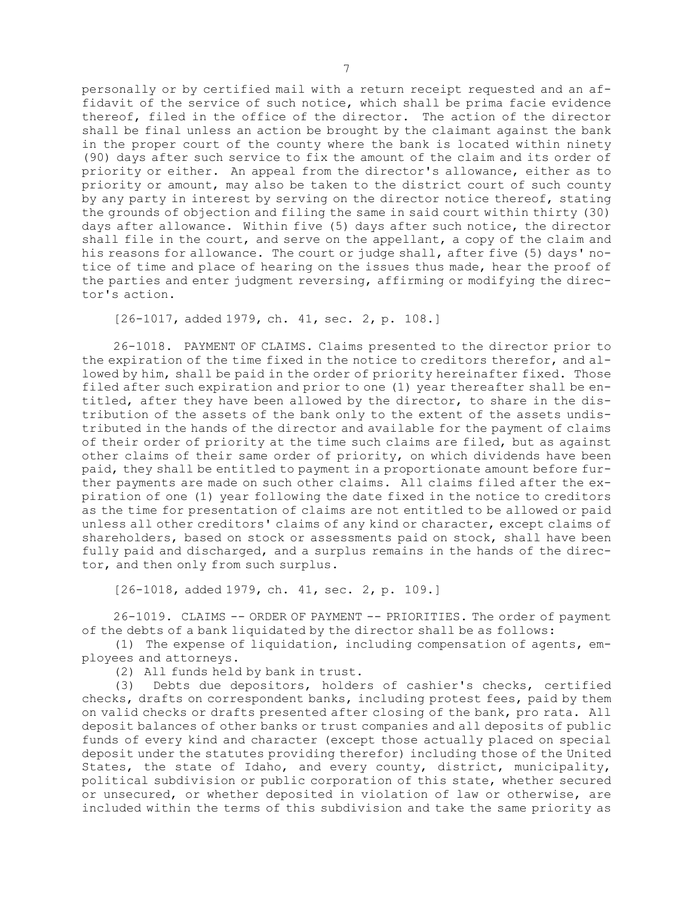personally or by certified mail with a return receipt requested and an affidavit of the service of such notice, which shall be prima facie evidence thereof, filed in the office of the director. The action of the director shall be final unless an action be brought by the claimant against the bank in the proper court of the county where the bank is located within ninety (90) days after such service to fix the amount of the claim and its order of priority or either. An appeal from the director's allowance, either as to priority or amount, may also be taken to the district court of such county by any party in interest by serving on the director notice thereof, stating the grounds of objection and filing the same in said court within thirty (30) days after allowance. Within five (5) days after such notice, the director shall file in the court, and serve on the appellant, a copy of the claim and his reasons for allowance. The court or judge shall, after five (5) days' notice of time and place of hearing on the issues thus made, hear the proof of the parties and enter judgment reversing, affirming or modifying the director's action.

[26-1017, added 1979, ch. 41, sec. 2, p. 108.]

26-1018. PAYMENT OF CLAIMS. Claims presented to the director prior to the expiration of the time fixed in the notice to creditors therefor, and allowed by him, shall be paid in the order of priority hereinafter fixed. Those filed after such expiration and prior to one (1) year thereafter shall be entitled, after they have been allowed by the director, to share in the distribution of the assets of the bank only to the extent of the assets undistributed in the hands of the director and available for the payment of claims of their order of priority at the time such claims are filed, but as against other claims of their same order of priority, on which dividends have been paid, they shall be entitled to payment in a proportionate amount before further payments are made on such other claims. All claims filed after the expiration of one (1) year following the date fixed in the notice to creditors as the time for presentation of claims are not entitled to be allowed or paid unless all other creditors' claims of any kind or character, except claims of shareholders, based on stock or assessments paid on stock, shall have been fully paid and discharged, and a surplus remains in the hands of the director, and then only from such surplus.

[26-1018, added 1979, ch. 41, sec. 2, p. 109.]

26-1019. CLAIMS -- ORDER OF PAYMENT -- PRIORITIES. The order of payment of the debts of a bank liquidated by the director shall be as follows:

(1) The expense of liquidation, including compensation of agents, employees and attorneys.

(2) All funds held by bank in trust.

(3) Debts due depositors, holders of cashier's checks, certified checks, drafts on correspondent banks, including protest fees, paid by them on valid checks or drafts presented after closing of the bank, pro rata. All deposit balances of other banks or trust companies and all deposits of public funds of every kind and character (except those actually placed on special deposit under the statutes providing therefor) including those of the United States, the state of Idaho, and every county, district, municipality, political subdivision or public corporation of this state, whether secured or unsecured, or whether deposited in violation of law or otherwise, are included within the terms of this subdivision and take the same priority as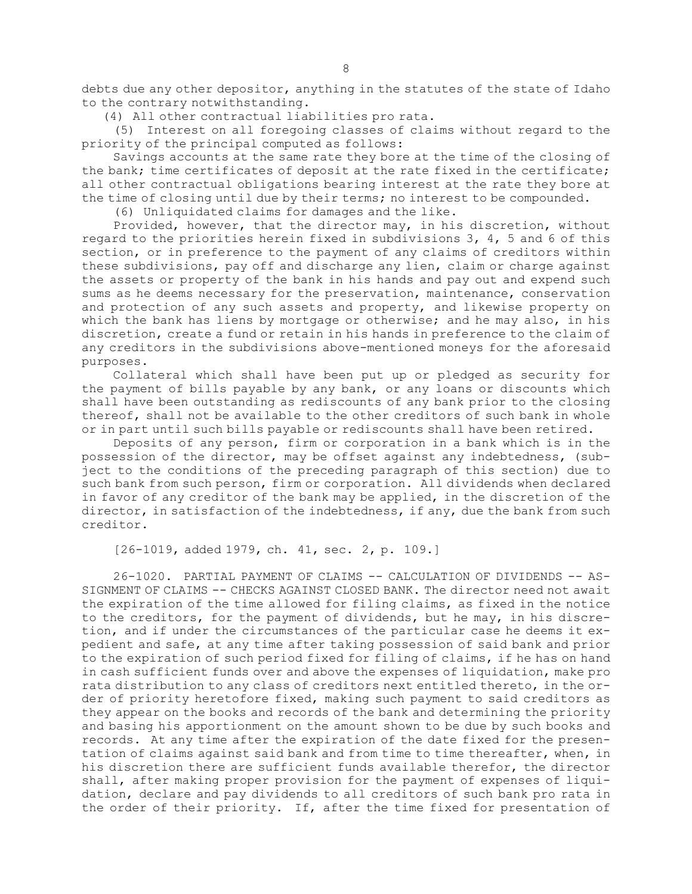debts due any other depositor, anything in the statutes of the state of Idaho to the contrary notwithstanding.

(4) All other contractual liabilities pro rata.

(5) Interest on all foregoing classes of claims without regard to the priority of the principal computed as follows:

Savings accounts at the same rate they bore at the time of the closing of the bank; time certificates of deposit at the rate fixed in the certificate; all other contractual obligations bearing interest at the rate they bore at the time of closing until due by their terms; no interest to be compounded.

(6) Unliquidated claims for damages and the like.

Provided, however, that the director may, in his discretion, without regard to the priorities herein fixed in subdivisions 3, 4, 5 and 6 of this section, or in preference to the payment of any claims of creditors within these subdivisions, pay off and discharge any lien, claim or charge against the assets or property of the bank in his hands and pay out and expend such sums as he deems necessary for the preservation, maintenance, conservation and protection of any such assets and property, and likewise property on which the bank has liens by mortgage or otherwise; and he may also, in his discretion, create a fund or retain in his hands in preference to the claim of any creditors in the subdivisions above-mentioned moneys for the aforesaid purposes.

Collateral which shall have been put up or pledged as security for the payment of bills payable by any bank, or any loans or discounts which shall have been outstanding as rediscounts of any bank prior to the closing thereof, shall not be available to the other creditors of such bank in whole or in part until such bills payable or rediscounts shall have been retired.

Deposits of any person, firm or corporation in a bank which is in the possession of the director, may be offset against any indebtedness, (subject to the conditions of the preceding paragraph of this section) due to such bank from such person, firm or corporation. All dividends when declared in favor of any creditor of the bank may be applied, in the discretion of the director, in satisfaction of the indebtedness, if any, due the bank from such creditor.

[26-1019, added 1979, ch. 41, sec. 2, p. 109.]

26-1020. PARTIAL PAYMENT OF CLAIMS -- CALCULATION OF DIVIDENDS -- ASSIGNMENT OF CLAIMS -- CHECKS AGAINST CLOSED BANK. The director need not await the expiration of the time allowed for filing claims, as fixed in the notice to the creditors, for the payment of dividends, but he may, in his discretion, and if under the circumstances of the particular case he deems it expedient and safe, at any time after taking possession of said bank and prior to the expiration of such period fixed for filing of claims, if he has on hand in cash sufficient funds over and above the expenses of liquidation, make pro rata distribution to any class of creditors next entitled thereto, in the order of priority heretofore fixed, making such payment to said creditors as they appear on the books and records of the bank and determining the priority and basing his apportionment on the amount shown to be due by such books and records. At any time after the expiration of the date fixed for the presentation of claims against said bank and from time to time thereafter, when, in his discretion there are sufficient funds available therefor, the director shall, after making proper provision for the payment of expenses of liquidation, declare and pay dividends to all creditors of such bank pro rata in the order of their priority. If, after the time fixed for presentation of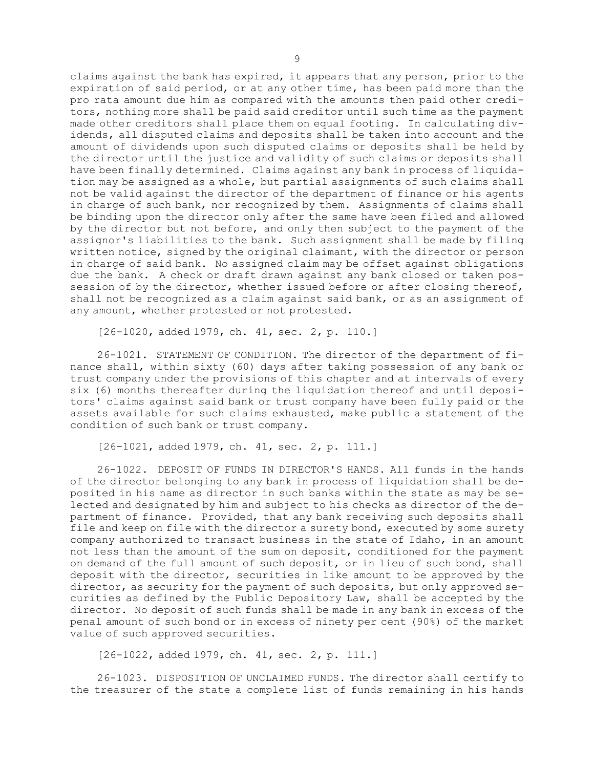claims against the bank has expired, it appears that any person, prior to the expiration of said period, or at any other time, has been paid more than the pro rata amount due him as compared with the amounts then paid other creditors, nothing more shall be paid said creditor until such time as the payment made other creditors shall place them on equal footing. In calculating dividends, all disputed claims and deposits shall be taken into account and the amount of dividends upon such disputed claims or deposits shall be held by the director until the justice and validity of such claims or deposits shall have been finally determined. Claims against any bank in process of liquidation may be assigned as a whole, but partial assignments of such claims shall not be valid against the director of the department of finance or his agents in charge of such bank, nor recognized by them. Assignments of claims shall be binding upon the director only after the same have been filed and allowed by the director but not before, and only then subject to the payment of the assignor's liabilities to the bank. Such assignment shall be made by filing written notice, signed by the original claimant, with the director or person in charge of said bank. No assigned claim may be offset against obligations due the bank. A check or draft drawn against any bank closed or taken possession of by the director, whether issued before or after closing thereof, shall not be recognized as a claim against said bank, or as an assignment of any amount, whether protested or not protested.

[26-1020, added 1979, ch. 41, sec. 2, p. 110.]

26-1021. STATEMENT OF CONDITION. The director of the department of finance shall, within sixty (60) days after taking possession of any bank or trust company under the provisions of this chapter and at intervals of every six (6) months thereafter during the liquidation thereof and until depositors' claims against said bank or trust company have been fully paid or the assets available for such claims exhausted, make public a statement of the condition of such bank or trust company.

[26-1021, added 1979, ch. 41, sec. 2, p. 111.]

26-1022. DEPOSIT OF FUNDS IN DIRECTOR'S HANDS. All funds in the hands of the director belonging to any bank in process of liquidation shall be deposited in his name as director in such banks within the state as may be selected and designated by him and subject to his checks as director of the department of finance. Provided, that any bank receiving such deposits shall file and keep on file with the director a surety bond, executed by some surety company authorized to transact business in the state of Idaho, in an amount not less than the amount of the sum on deposit, conditioned for the payment on demand of the full amount of such deposit, or in lieu of such bond, shall deposit with the director, securities in like amount to be approved by the director, as security for the payment of such deposits, but only approved securities as defined by the Public Depository Law, shall be accepted by the director. No deposit of such funds shall be made in any bank in excess of the penal amount of such bond or in excess of ninety per cent (90%) of the market value of such approved securities.

[26-1022, added 1979, ch. 41, sec. 2, p. 111.]

26-1023. DISPOSITION OF UNCLAIMED FUNDS. The director shall certify to the treasurer of the state a complete list of funds remaining in his hands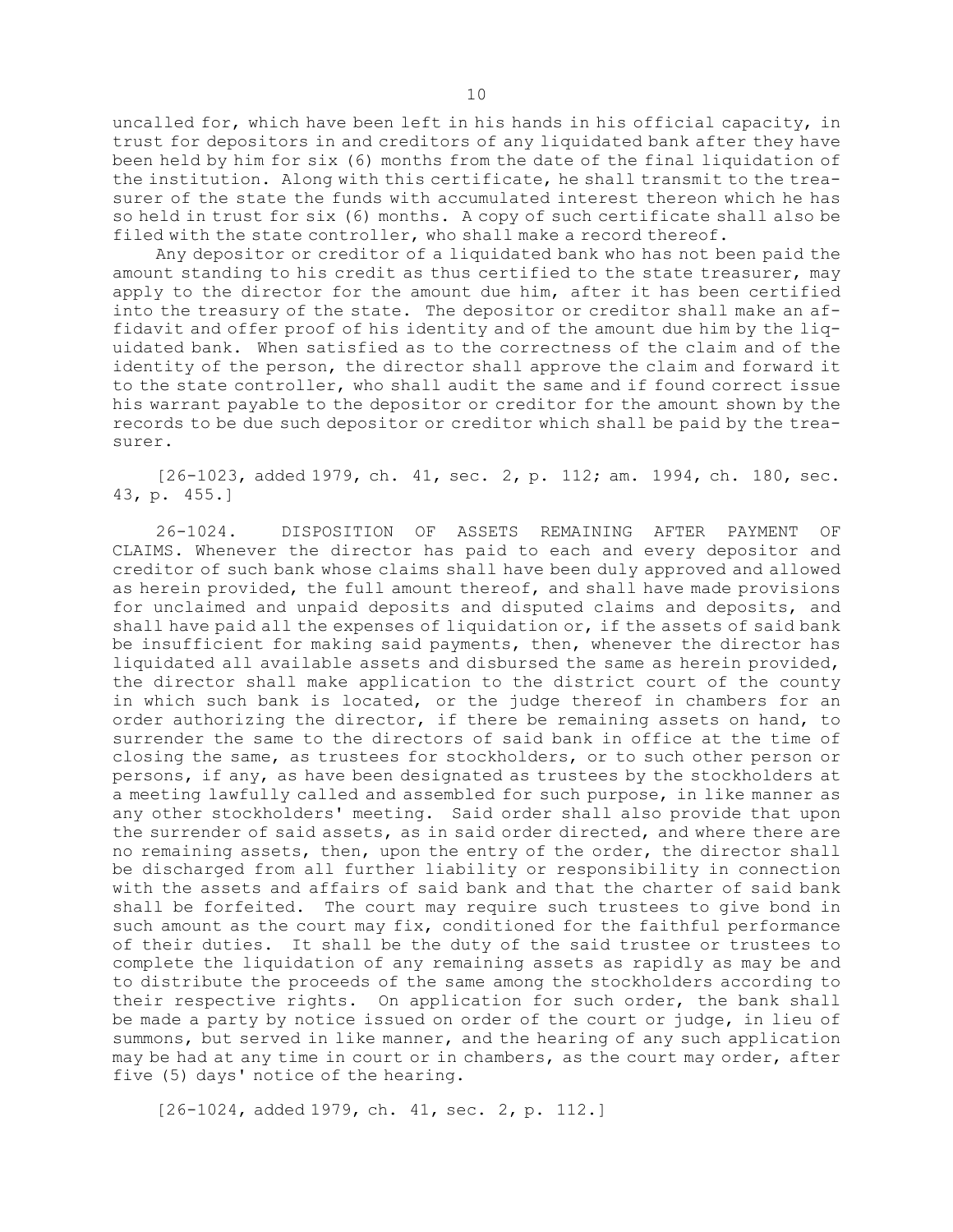uncalled for, which have been left in his hands in his official capacity, in trust for depositors in and creditors of any liquidated bank after they have been held by him for six (6) months from the date of the final liquidation of the institution. Along with this certificate, he shall transmit to the treasurer of the state the funds with accumulated interest thereon which he has so held in trust for six (6) months. A copy of such certificate shall also be filed with the state controller, who shall make a record thereof.

Any depositor or creditor of a liquidated bank who has not been paid the amount standing to his credit as thus certified to the state treasurer, may apply to the director for the amount due him, after it has been certified into the treasury of the state. The depositor or creditor shall make an affidavit and offer proof of his identity and of the amount due him by the liquidated bank. When satisfied as to the correctness of the claim and of the identity of the person, the director shall approve the claim and forward it to the state controller, who shall audit the same and if found correct issue his warrant payable to the depositor or creditor for the amount shown by the records to be due such depositor or creditor which shall be paid by the treasurer.

[26-1023, added 1979, ch. 41, sec. 2, p. 112; am. 1994, ch. 180, sec. 43, p. 455.]

26-1024. DISPOSITION OF ASSETS REMAINING AFTER PAYMENT OF CLAIMS. Whenever the director has paid to each and every depositor and creditor of such bank whose claims shall have been duly approved and allowed as herein provided, the full amount thereof, and shall have made provisions for unclaimed and unpaid deposits and disputed claims and deposits, and shall have paid all the expenses of liquidation or, if the assets of said bank be insufficient for making said payments, then, whenever the director has liquidated all available assets and disbursed the same as herein provided, the director shall make application to the district court of the county in which such bank is located, or the judge thereof in chambers for an order authorizing the director, if there be remaining assets on hand, to surrender the same to the directors of said bank in office at the time of closing the same, as trustees for stockholders, or to such other person or persons, if any, as have been designated as trustees by the stockholders at a meeting lawfully called and assembled for such purpose, in like manner as any other stockholders' meeting. Said order shall also provide that upon the surrender of said assets, as in said order directed, and where there are no remaining assets, then, upon the entry of the order, the director shall be discharged from all further liability or responsibility in connection with the assets and affairs of said bank and that the charter of said bank shall be forfeited. The court may require such trustees to give bond in such amount as the court may fix, conditioned for the faithful performance of their duties. It shall be the duty of the said trustee or trustees to complete the liquidation of any remaining assets as rapidly as may be and to distribute the proceeds of the same among the stockholders according to their respective rights. On application for such order, the bank shall be made a party by notice issued on order of the court or judge, in lieu of summons, but served in like manner, and the hearing of any such application may be had at any time in court or in chambers, as the court may order, after five (5) days' notice of the hearing.

[26-1024, added 1979, ch. 41, sec. 2, p. 112.]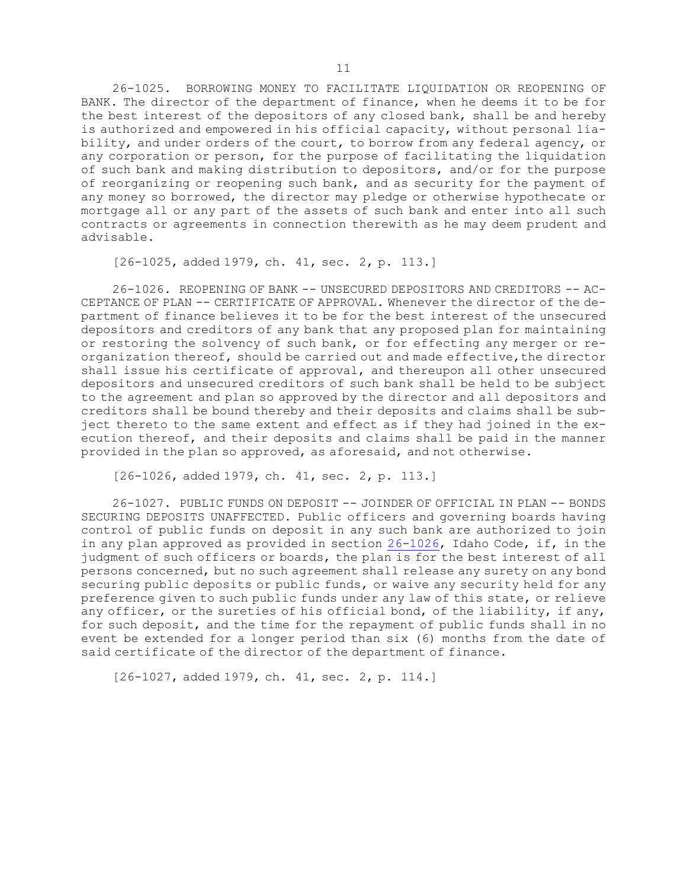26-1025. BORROWING MONEY TO FACILITATE LIQUIDATION OR REOPENING OF BANK. The director of the department of finance, when he deems it to be for the best interest of the depositors of any closed bank, shall be and hereby is authorized and empowered in his official capacity, without personal liability, and under orders of the court, to borrow from any federal agency, or any corporation or person, for the purpose of facilitating the liquidation of such bank and making distribution to depositors, and/or for the purpose of reorganizing or reopening such bank, and as security for the payment of any money so borrowed, the director may pledge or otherwise hypothecate or mortgage all or any part of the assets of such bank and enter into all such contracts or agreements in connection therewith as he may deem prudent and advisable.

[26-1025, added 1979, ch. 41, sec. 2, p. 113.]

26-1026. REOPENING OF BANK -- UNSECURED DEPOSITORS AND CREDITORS -- ACCEPTANCE OF PLAN -- CERTIFICATE OF APPROVAL. Whenever the director of the department of finance believes it to be for the best interest of the unsecured depositors and creditors of any bank that any proposed plan for maintaining or restoring the solvency of such bank, or for effecting any merger or reorganization thereof, should be carried out and made effective,the director shall issue his certificate of approval, and thereupon all other unsecured depositors and unsecured creditors of such bank shall be held to be subject to the agreement and plan so approved by the director and all depositors and creditors shall be bound thereby and their deposits and claims shall be subject thereto to the same extent and effect as if they had joined in the execution thereof, and their deposits and claims shall be paid in the manner provided in the plan so approved, as aforesaid, and not otherwise.

[26-1026, added 1979, ch. 41, sec. 2, p. 113.]

26-1027. PUBLIC FUNDS ON DEPOSIT -- JOINDER OF OFFICIAL IN PLAN -- BONDS SECURING DEPOSITS UNAFFECTED. Public officers and governing boards having control of public funds on deposit in any such bank are authorized to join in any plan approved as provided in section 26-1026, Idaho Code, if, in the judgment of such officers or boards, the plan is for the best interest of all persons concerned, but no such agreement shall release any surety on any bond securing public deposits or public funds, or waive any security held for any preference given to such public funds under any law of this state, or relieve any officer, or the sureties of his official bond, of the liability, if any, for such deposit, and the time for the repayment of public funds shall in no event be extended for a longer period than six (6) months from the date of said certificate of the director of the department of finance.

[26-1027, added 1979, ch. 41, sec. 2, p. 114.]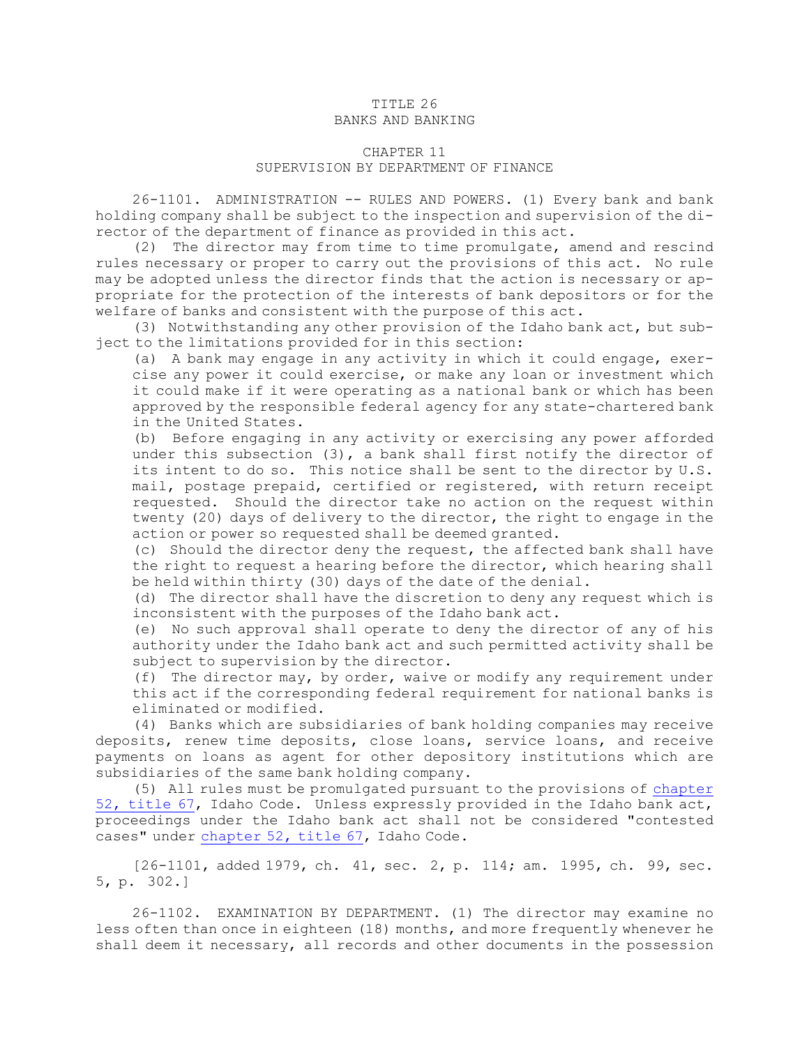# TITLE 26
# BANKS AND BANKING

## CHAPTER 11
## SUPERVISION BY DEPARTMENT OF FINANCE

26-1101. ADMINISTRATION -- RULES AND POWERS. (1) Every bank and bank holding company shall be subject to the inspection and supervision of the director of the department of finance as provided in this act.

(2) The director may from time to time promulgate, amend and rescind rules necessary or proper to carry out the provisions of this act. No rule may be adopted unless the director finds that the action is necessary or appropriate for the protection of the interests of bank depositors or for the welfare of banks and consistent with the purpose of this act.

(3) Notwithstanding any other provision of the Idaho bank act, but subject to the limitations provided for in this section:

(a) A bank may engage in any activity in which it could engage, exercise any power it could exercise, or make any loan or investment which it could make if it were operating as a national bank or which has been approved by the responsible federal agency for any state-chartered bank in the United States.

(b) Before engaging in any activity or exercising any power afforded under this subsection (3), a bank shall first notify the director of its intent to do so. This notice shall be sent to the director by U.S. mail, postage prepaid, certified or registered, with return receipt requested. Should the director take no action on the request within twenty (20) days of delivery to the director, the right to engage in the action or power so requested shall be deemed granted.

(c) Should the director deny the request, the affected bank shall have the right to request a hearing before the director, which hearing shall be held within thirty (30) days of the date of the denial.

(d) The director shall have the discretion to deny any request which is inconsistent with the purposes of the Idaho bank act.

(e) No such approval shall operate to deny the director of any of his authority under the Idaho bank act and such permitted activity shall be subject to supervision by the director.

(f) The director may, by order, waive or modify any requirement under this act if the corresponding federal requirement for national banks is eliminated or modified.

(4) Banks which are subsidiaries of bank holding companies may receive deposits, renew time deposits, close loans, service loans, and receive payments on loans as agent for other depository institutions which are subsidiaries of the same bank holding company.

(5) All rules must be promulgated pursuant to the provisions of chapter 52, title 67, Idaho Code. Unless expressly provided in the Idaho bank act, proceedings under the Idaho bank act shall not be considered "contested cases" under chapter 52, title 67, Idaho Code.

[26-1101, added 1979, ch. 41, sec. 2, p. 114; am. 1995, ch. 99, sec. 5, p. 302.]

26-1102. EXAMINATION BY DEPARTMENT. (1) The director may examine no less often than once in eighteen (18) months, and more frequently whenever he shall deem it necessary, all records and other documents in the possession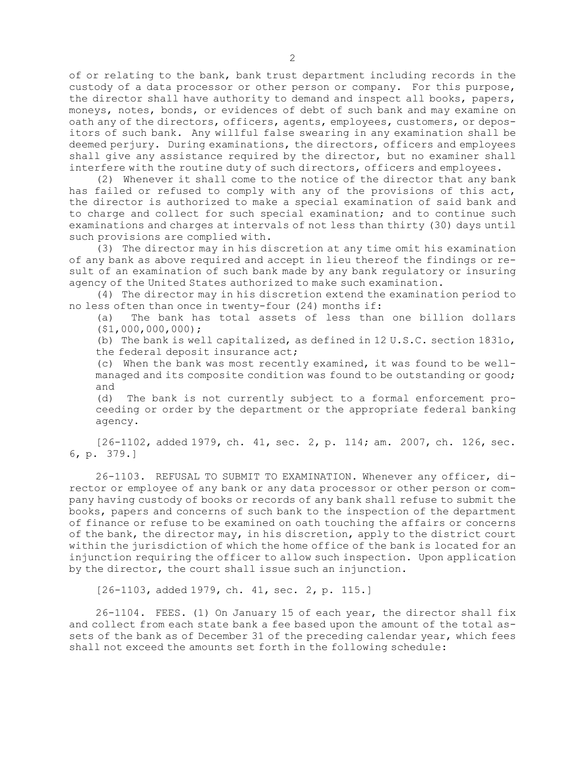of or relating to the bank, bank trust department including records in the custody of a data processor or other person or company. For this purpose, the director shall have authority to demand and inspect all books, papers, moneys, notes, bonds, or evidences of debt of such bank and may examine on oath any of the directors, officers, agents, employees, customers, or depositors of such bank. Any willful false swearing in any examination shall be deemed perjury. During examinations, the directors, officers and employees shall give any assistance required by the director, but no examiner shall interfere with the routine duty of such directors, officers and employees.

(2) Whenever it shall come to the notice of the director that any bank has failed or refused to comply with any of the provisions of this act, the director is authorized to make a special examination of said bank and to charge and collect for such special examination; and to continue such examinations and charges at intervals of not less than thirty (30) days until such provisions are complied with.

(3) The director may in his discretion at any time omit his examination of any bank as above required and accept in lieu thereof the findings or result of an examination of such bank made by any bank regulatory or insuring agency of the United States authorized to make such examination.

(4) The director may in his discretion extend the examination period to no less often than once in twenty-four (24) months if:

(a) The bank has total assets of less than one billion dollars ($1,000,000,000);

(b) The bank is well capitalized, as defined in 12 U.S.C. section 1831o, the federal deposit insurance act;

(c) When the bank was most recently examined, it was found to be well-managed and its composite condition was found to be outstanding or good; and

(d) The bank is not currently subject to a formal enforcement proceeding or order by the department or the appropriate federal banking agency.

[26-1102, added 1979, ch. 41, sec. 2, p. 114; am. 2007, ch. 126, sec. 6, p. 379.]

26-1103. REFUSAL TO SUBMIT TO EXAMINATION. Whenever any officer, director or employee of any bank or any data processor or other person or company having custody of books or records of any bank shall refuse to submit the books, papers and concerns of such bank to the inspection of the department of finance or refuse to be examined on oath touching the affairs or concerns of the bank, the director may, in his discretion, apply to the district court within the jurisdiction of which the home office of the bank is located for an injunction requiring the officer to allow such inspection. Upon application by the director, the court shall issue such an injunction.

[26-1103, added 1979, ch. 41, sec. 2, p. 115.]

26-1104. FEES. (1) On January 15 of each year, the director shall fix and collect from each state bank a fee based upon the amount of the total assets of the bank as of December 31 of the preceding calendar year, which fees shall not exceed the amounts set forth in the following schedule: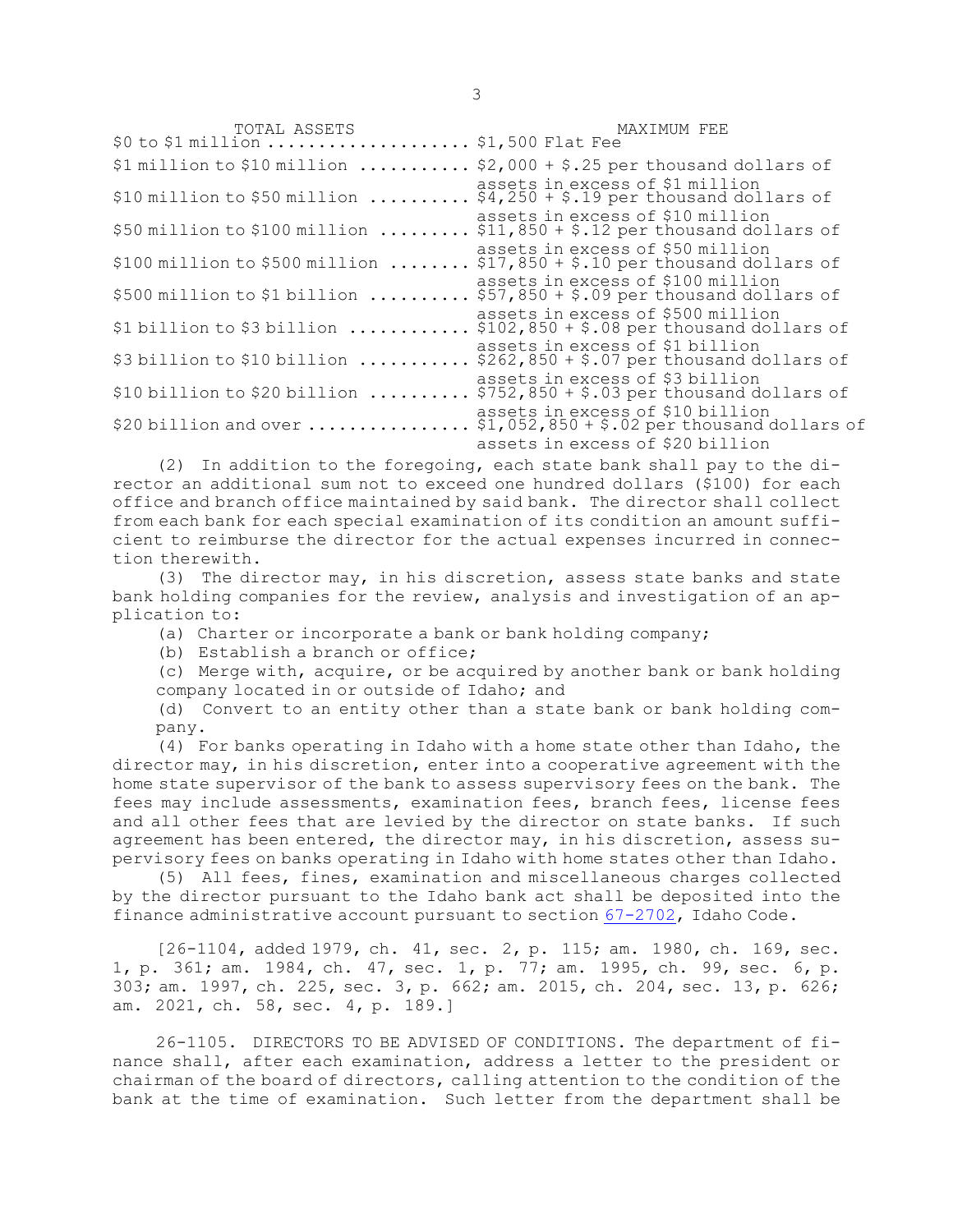| TOTAL ASSETS | MAXIMUM FEE |
|---|---|
| $0 to $1 million | $1,500 Flat Fee |
| $1 million to $10 million | $2,000 + $.25 per thousand dollars of assets in excess of $1 million |
| $10 million to $50 million | $4,250 + $.19 per thousand dollars of assets in excess of $10 million |
| $50 million to $100 million | $11,850 + $.12 per thousand dollars of assets in excess of $50 million |
| $100 million to $500 million | $17,850 + $.10 per thousand dollars of assets in excess of $100 million |
| $500 million to $1 billion | $57,850 + $.09 per thousand dollars of assets in excess of $500 million |
| $1 billion to $3 billion | $102,850 + $.08 per thousand dollars of assets in excess of $1 billion |
| $3 billion to $10 billion | $262,850 + $.07 per thousand dollars of assets in excess of $3 billion |
| $10 billion to $20 billion | $752,850 + $.03 per thousand dollars of assets in excess of $10 billion |
| $20 billion and over | $1,052,850 + $.02 per thousand dollars of assets in excess of $20 billion |

(2) In addition to the foregoing, each state bank shall pay to the director an additional sum not to exceed one hundred dollars ($100) for each office and branch office maintained by said bank. The director shall collect from each bank for each special examination of its condition an amount sufficient to reimburse the director for the actual expenses incurred in connection therewith.

(3) The director may, in his discretion, assess state banks and state bank holding companies for the review, analysis and investigation of an application to:

(a) Charter or incorporate a bank or bank holding company;

(b) Establish a branch or office;

(c) Merge with, acquire, or be acquired by another bank or bank holding company located in or outside of Idaho; and

(d) Convert to an entity other than a state bank or bank holding company.

(4) For banks operating in Idaho with a home state other than Idaho, the director may, in his discretion, enter into a cooperative agreement with the home state supervisor of the bank to assess supervisory fees on the bank. The fees may include assessments, examination fees, branch fees, license fees and all other fees that are levied by the director on state banks. If such agreement has been entered, the director may, in his discretion, assess supervisory fees on banks operating in Idaho with home states other than Idaho.

(5) All fees, fines, examination and miscellaneous charges collected by the director pursuant to the Idaho bank act shall be deposited into the finance administrative account pursuant to section 67-2702, Idaho Code.

[26-1104, added 1979, ch. 41, sec. 2, p. 115; am. 1980, ch. 169, sec. 1, p. 361; am. 1984, ch. 47, sec. 1, p. 77; am. 1995, ch. 99, sec. 6, p. 303; am. 1997, ch. 225, sec. 3, p. 662; am. 2015, ch. 204, sec. 13, p. 626; am. 2021, ch. 58, sec. 4, p. 189.]

26-1105. DIRECTORS TO BE ADVISED OF CONDITIONS. The department of finance shall, after each examination, address a letter to the president or chairman of the board of directors, calling attention to the condition of the bank at the time of examination. Such letter from the department shall be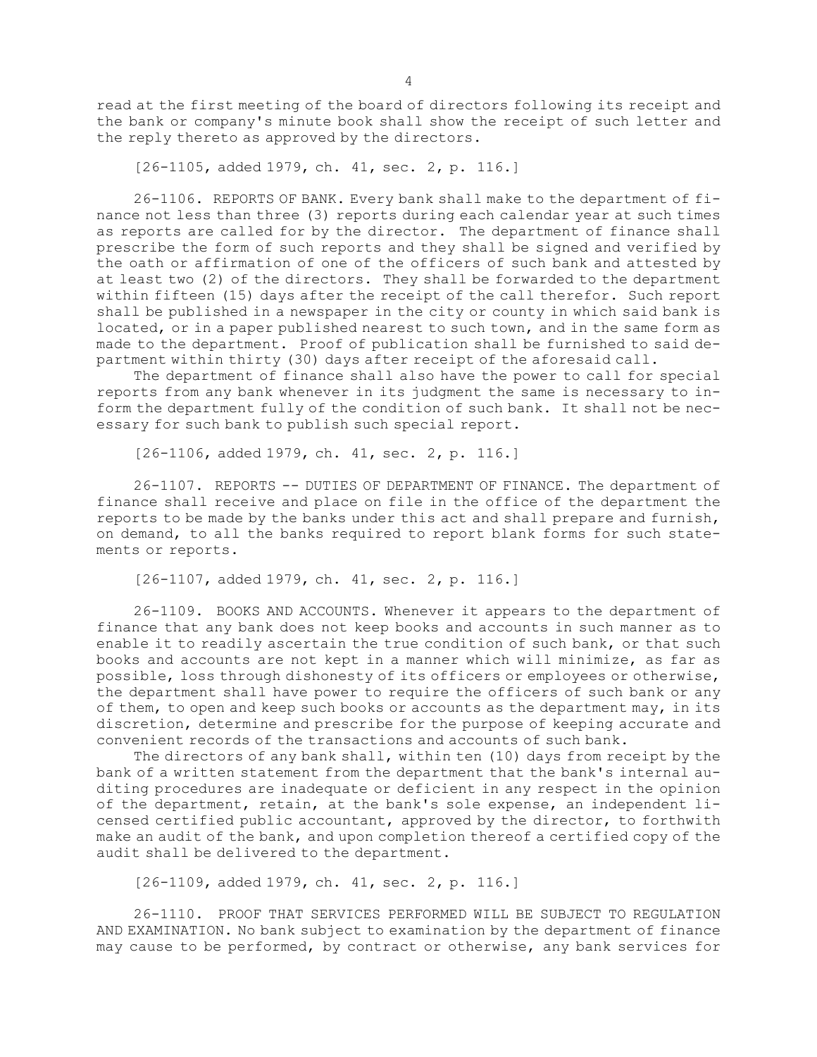read at the first meeting of the board of directors following its receipt and the bank or company's minute book shall show the receipt of such letter and the reply thereto as approved by the directors.

[26-1105, added 1979, ch. 41, sec. 2, p. 116.]

26-1106. REPORTS OF BANK. Every bank shall make to the department of finance not less than three (3) reports during each calendar year at such times as reports are called for by the director. The department of finance shall prescribe the form of such reports and they shall be signed and verified by the oath or affirmation of one of the officers of such bank and attested by at least two (2) of the directors. They shall be forwarded to the department within fifteen (15) days after the receipt of the call therefor. Such report shall be published in a newspaper in the city or county in which said bank is located, or in a paper published nearest to such town, and in the same form as made to the department. Proof of publication shall be furnished to said department within thirty (30) days after receipt of the aforesaid call.

The department of finance shall also have the power to call for special reports from any bank whenever in its judgment the same is necessary to inform the department fully of the condition of such bank. It shall not be necessary for such bank to publish such special report.

[26-1106, added 1979, ch. 41, sec. 2, p. 116.]

26-1107. REPORTS -- DUTIES OF DEPARTMENT OF FINANCE. The department of finance shall receive and place on file in the office of the department the reports to be made by the banks under this act and shall prepare and furnish, on demand, to all the banks required to report blank forms for such statements or reports.

[26-1107, added 1979, ch. 41, sec. 2, p. 116.]

26-1109. BOOKS AND ACCOUNTS. Whenever it appears to the department of finance that any bank does not keep books and accounts in such manner as to enable it to readily ascertain the true condition of such bank, or that such books and accounts are not kept in a manner which will minimize, as far as possible, loss through dishonesty of its officers or employees or otherwise, the department shall have power to require the officers of such bank or any of them, to open and keep such books or accounts as the department may, in its discretion, determine and prescribe for the purpose of keeping accurate and convenient records of the transactions and accounts of such bank.

The directors of any bank shall, within ten (10) days from receipt by the bank of a written statement from the department that the bank's internal auditing procedures are inadequate or deficient in any respect in the opinion of the department, retain, at the bank's sole expense, an independent licensed certified public accountant, approved by the director, to forthwith make an audit of the bank, and upon completion thereof a certified copy of the audit shall be delivered to the department.

[26-1109, added 1979, ch. 41, sec. 2, p. 116.]

26-1110. PROOF THAT SERVICES PERFORMED WILL BE SUBJECT TO REGULATION AND EXAMINATION. No bank subject to examination by the department of finance may cause to be performed, by contract or otherwise, any bank services for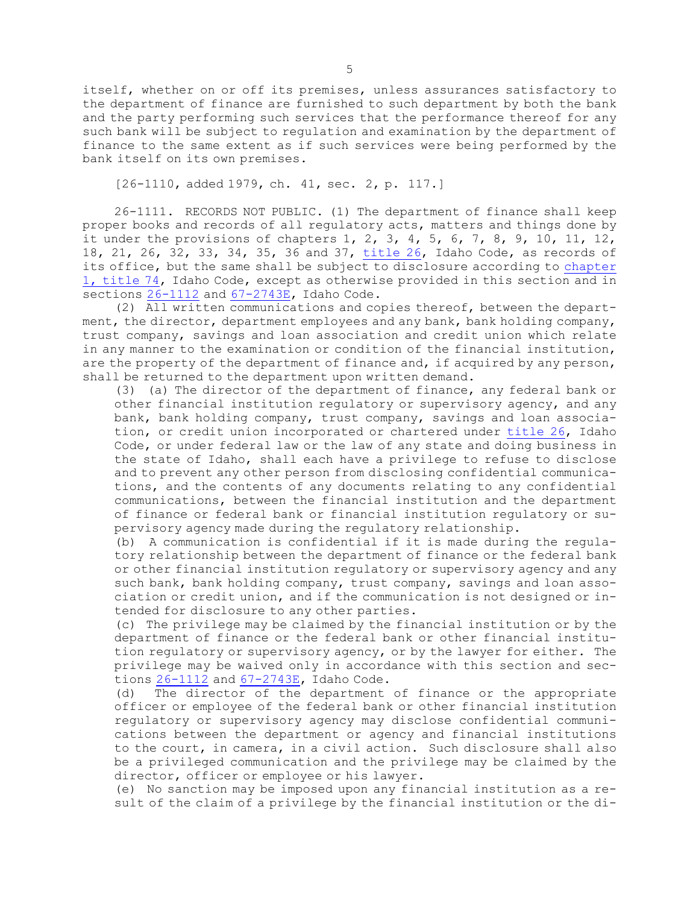itself, whether on or off its premises, unless assurances satisfactory to the department of finance are furnished to such department by both the bank and the party performing such services that the performance thereof for any such bank will be subject to regulation and examination by the department of finance to the same extent as if such services were being performed by the bank itself on its own premises.

[26-1110, added 1979, ch. 41, sec. 2, p. 117.]

26-1111. RECORDS NOT PUBLIC. (1) The department of finance shall keep proper books and records of all regulatory acts, matters and things done by it under the provisions of chapters 1, 2, 3, 4, 5, 6, 7, 8, 9, 10, 11, 12, 18, 21, 26, 32, 33, 34, 35, 36 and 37, title 26, Idaho Code, as records of its office, but the same shall be subject to disclosure according to chapter 1, title 74, Idaho Code, except as otherwise provided in this section and in sections 26-1112 and 67-2743E, Idaho Code.

(2) All written communications and copies thereof, between the department, the director, department employees and any bank, bank holding company, trust company, savings and loan association and credit union which relate in any manner to the examination or condition of the financial institution, are the property of the department of finance and, if acquired by any person, shall be returned to the department upon written demand.

(3) (a) The director of the department of finance, any federal bank or other financial institution regulatory or supervisory agency, and any bank, bank holding company, trust company, savings and loan association, or credit union incorporated or chartered under title 26, Idaho Code, or under federal law or the law of any state and doing business in the state of Idaho, shall each have a privilege to refuse to disclose and to prevent any other person from disclosing confidential communications, and the contents of any documents relating to any confidential communications, between the financial institution and the department of finance or federal bank or financial institution regulatory or supervisory agency made during the regulatory relationship.

(b) A communication is confidential if it is made during the regulatory relationship between the department of finance or the federal bank or other financial institution regulatory or supervisory agency and any such bank, bank holding company, trust company, savings and loan association or credit union, and if the communication is not designed or intended for disclosure to any other parties.

(c) The privilege may be claimed by the financial institution or by the department of finance or the federal bank or other financial institution regulatory or supervisory agency, or by the lawyer for either. The privilege may be waived only in accordance with this section and sections 26-1112 and 67-2743E, Idaho Code.

(d) The director of the department of finance or the appropriate officer or employee of the federal bank or other financial institution regulatory or supervisory agency may disclose confidential communications between the department or agency and financial institutions to the court, in camera, in a civil action. Such disclosure shall also be a privileged communication and the privilege may be claimed by the director, officer or employee or his lawyer.

(e) No sanction may be imposed upon any financial institution as a result of the claim of a privilege by the financial institution or the di-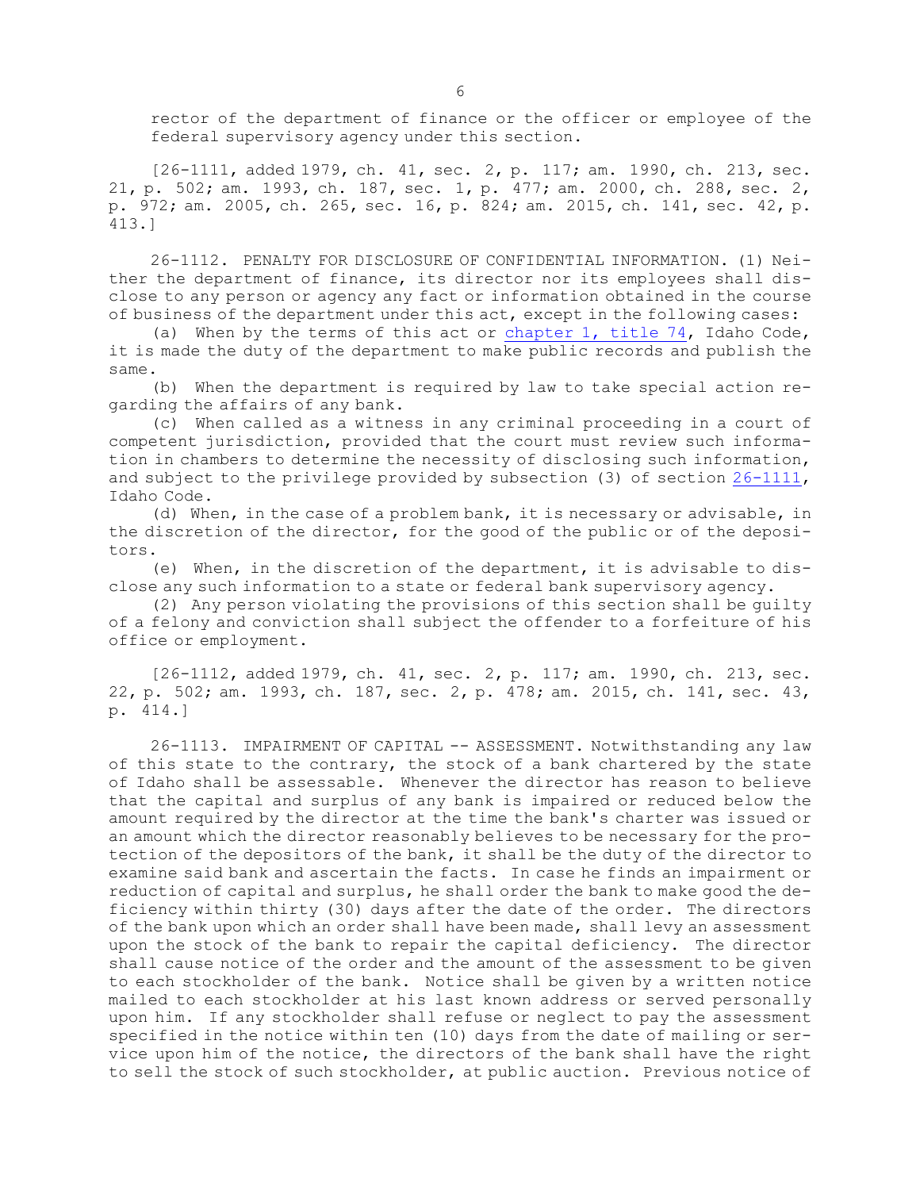rector of the department of finance or the officer or employee of the federal supervisory agency under this section.

[26-1111, added 1979, ch. 41, sec. 2, p. 117; am. 1990, ch. 213, sec. 21, p. 502; am. 1993, ch. 187, sec. 1, p. 477; am. 2000, ch. 288, sec. 2, p. 972; am. 2005, ch. 265, sec. 16, p. 824; am. 2015, ch. 141, sec. 42, p. 413.]

26-1112. PENALTY FOR DISCLOSURE OF CONFIDENTIAL INFORMATION. (1) Neither the department of finance, its director nor its employees shall disclose to any person or agency any fact or information obtained in the course of business of the department under this act, except in the following cases:

(a) When by the terms of this act or chapter 1, title 74, Idaho Code, it is made the duty of the department to make public records and publish the same.

(b) When the department is required by law to take special action regarding the affairs of any bank.

(c) When called as a witness in any criminal proceeding in a court of competent jurisdiction, provided that the court must review such information in chambers to determine the necessity of disclosing such information, and subject to the privilege provided by subsection (3) of section 26-1111, Idaho Code.

(d) When, in the case of a problem bank, it is necessary or advisable, in the discretion of the director, for the good of the public or of the depositors.

(e) When, in the discretion of the department, it is advisable to disclose any such information to a state or federal bank supervisory agency.

(2) Any person violating the provisions of this section shall be guilty of a felony and conviction shall subject the offender to a forfeiture of his office or employment.

[26-1112, added 1979, ch. 41, sec. 2, p. 117; am. 1990, ch. 213, sec. 22, p. 502; am. 1993, ch. 187, sec. 2, p. 478; am. 2015, ch. 141, sec. 43, p. 414.]

26-1113. IMPAIRMENT OF CAPITAL -- ASSESSMENT. Notwithstanding any law of this state to the contrary, the stock of a bank chartered by the state of Idaho shall be assessable. Whenever the director has reason to believe that the capital and surplus of any bank is impaired or reduced below the amount required by the director at the time the bank's charter was issued or an amount which the director reasonably believes to be necessary for the protection of the depositors of the bank, it shall be the duty of the director to examine said bank and ascertain the facts. In case he finds an impairment or reduction of capital and surplus, he shall order the bank to make good the deficiency within thirty (30) days after the date of the order. The directors of the bank upon which an order shall have been made, shall levy an assessment upon the stock of the bank to repair the capital deficiency. The director shall cause notice of the order and the amount of the assessment to be given to each stockholder of the bank. Notice shall be given by a written notice mailed to each stockholder at his last known address or served personally upon him. If any stockholder shall refuse or neglect to pay the assessment specified in the notice within ten (10) days from the date of mailing or service upon him of the notice, the directors of the bank shall have the right to sell the stock of such stockholder, at public auction. Previous notice of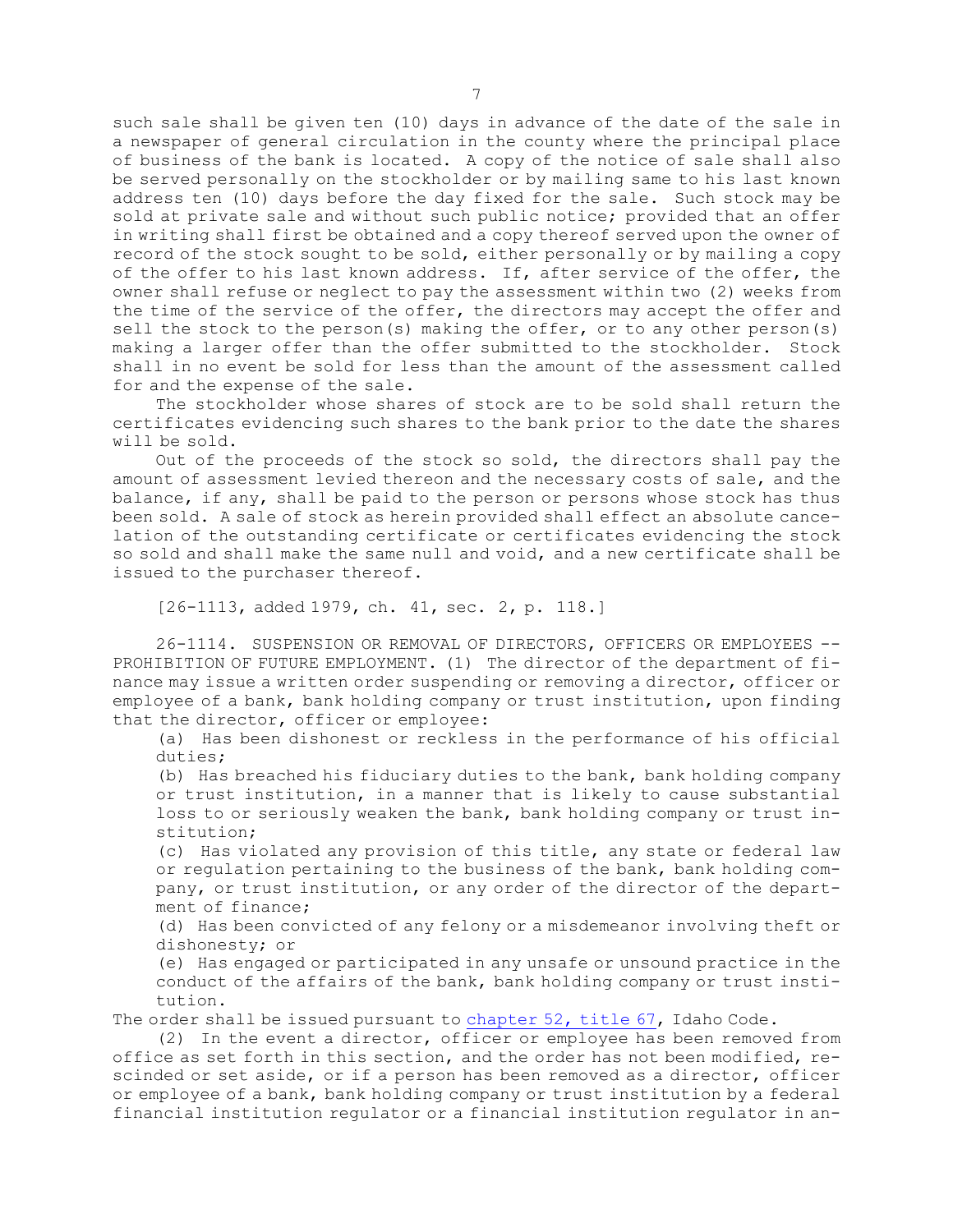such sale shall be given ten (10) days in advance of the date of the sale in a newspaper of general circulation in the county where the principal place of business of the bank is located. A copy of the notice of sale shall also be served personally on the stockholder or by mailing same to his last known address ten (10) days before the day fixed for the sale. Such stock may be sold at private sale and without such public notice; provided that an offer in writing shall first be obtained and a copy thereof served upon the owner of record of the stock sought to be sold, either personally or by mailing a copy of the offer to his last known address. If, after service of the offer, the owner shall refuse or neglect to pay the assessment within two (2) weeks from the time of the service of the offer, the directors may accept the offer and sell the stock to the person(s) making the offer, or to any other person(s) making a larger offer than the offer submitted to the stockholder. Stock shall in no event be sold for less than the amount of the assessment called for and the expense of the sale.

The stockholder whose shares of stock are to be sold shall return the certificates evidencing such shares to the bank prior to the date the shares will be sold.

Out of the proceeds of the stock so sold, the directors shall pay the amount of assessment levied thereon and the necessary costs of sale, and the balance, if any, shall be paid to the person or persons whose stock has thus been sold. A sale of stock as herein provided shall effect an absolute cancelation of the outstanding certificate or certificates evidencing the stock so sold and shall make the same null and void, and a new certificate shall be issued to the purchaser thereof.

[26-1113, added 1979, ch. 41, sec. 2, p. 118.]

26-1114. SUSPENSION OR REMOVAL OF DIRECTORS, OFFICERS OR EMPLOYEES -- PROHIBITION OF FUTURE EMPLOYMENT. (1) The director of the department of finance may issue a written order suspending or removing a director, officer or employee of a bank, bank holding company or trust institution, upon finding that the director, officer or employee:

(a) Has been dishonest or reckless in the performance of his official duties;

(b) Has breached his fiduciary duties to the bank, bank holding company or trust institution, in a manner that is likely to cause substantial loss to or seriously weaken the bank, bank holding company or trust institution;

(c) Has violated any provision of this title, any state or federal law or regulation pertaining to the business of the bank, bank holding company, or trust institution, or any order of the director of the department of finance;

(d) Has been convicted of any felony or a misdemeanor involving theft or dishonesty; or

(e) Has engaged or participated in any unsafe or unsound practice in the conduct of the affairs of the bank, bank holding company or trust institution.

The order shall be issued pursuant to chapter 52, title 67, Idaho Code.

(2) In the event a director, officer or employee has been removed from office as set forth in this section, and the order has not been modified, rescinded or set aside, or if a person has been removed as a director, officer or employee of a bank, bank holding company or trust institution by a federal financial institution regulator or a financial institution regulator in an-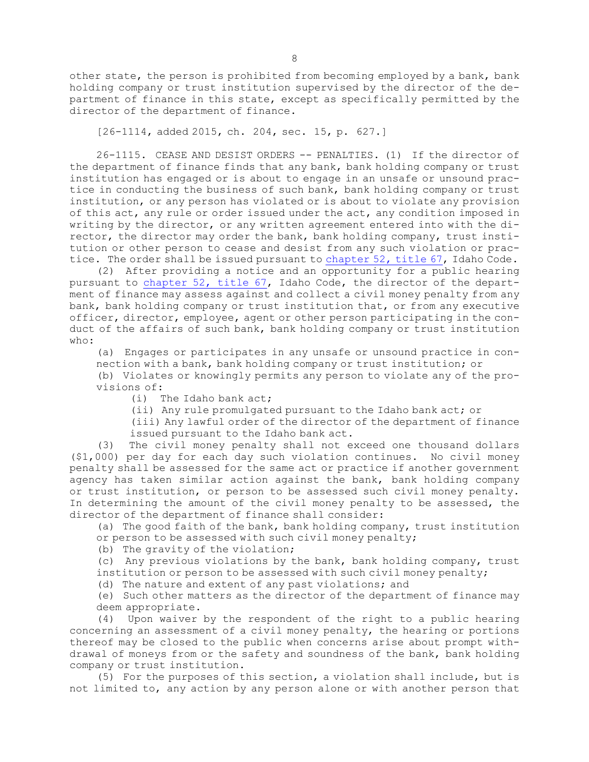other state, the person is prohibited from becoming employed by a bank, bank holding company or trust institution supervised by the director of the department of finance in this state, except as specifically permitted by the director of the department of finance.

[26-1114, added 2015, ch. 204, sec. 15, p. 627.]

26-1115. CEASE AND DESIST ORDERS -- PENALTIES. (1) If the director of the department of finance finds that any bank, bank holding company or trust institution has engaged or is about to engage in an unsafe or unsound practice in conducting the business of such bank, bank holding company or trust institution, or any person has violated or is about to violate any provision of this act, any rule or order issued under the act, any condition imposed in writing by the director, or any written agreement entered into with the director, the director may order the bank, bank holding company, trust institution or other person to cease and desist from any such violation or practice. The order shall be issued pursuant to chapter 52, title 67, Idaho Code.

(2) After providing a notice and an opportunity for a public hearing pursuant to chapter 52, title 67, Idaho Code, the director of the department of finance may assess against and collect a civil money penalty from any bank, bank holding company or trust institution that, or from any executive officer, director, employee, agent or other person participating in the conduct of the affairs of such bank, bank holding company or trust institution who:

(a) Engages or participates in any unsafe or unsound practice in connection with a bank, bank holding company or trust institution; or

(b) Violates or knowingly permits any person to violate any of the provisions of:

(i) The Idaho bank act;

(ii) Any rule promulgated pursuant to the Idaho bank act; or

(iii) Any lawful order of the director of the department of finance issued pursuant to the Idaho bank act.

(3) The civil money penalty shall not exceed one thousand dollars ($1,000) per day for each day such violation continues. No civil money penalty shall be assessed for the same act or practice if another government agency has taken similar action against the bank, bank holding company or trust institution, or person to be assessed such civil money penalty. In determining the amount of the civil money penalty to be assessed, the director of the department of finance shall consider:

(a) The good faith of the bank, bank holding company, trust institution or person to be assessed with such civil money penalty;

(b) The gravity of the violation;

(c) Any previous violations by the bank, bank holding company, trust institution or person to be assessed with such civil money penalty;

(d) The nature and extent of any past violations; and

(e) Such other matters as the director of the department of finance may deem appropriate.

(4) Upon waiver by the respondent of the right to a public hearing concerning an assessment of a civil money penalty, the hearing or portions thereof may be closed to the public when concerns arise about prompt withdrawal of moneys from or the safety and soundness of the bank, bank holding company or trust institution.

(5) For the purposes of this section, a violation shall include, but is not limited to, any action by any person alone or with another person that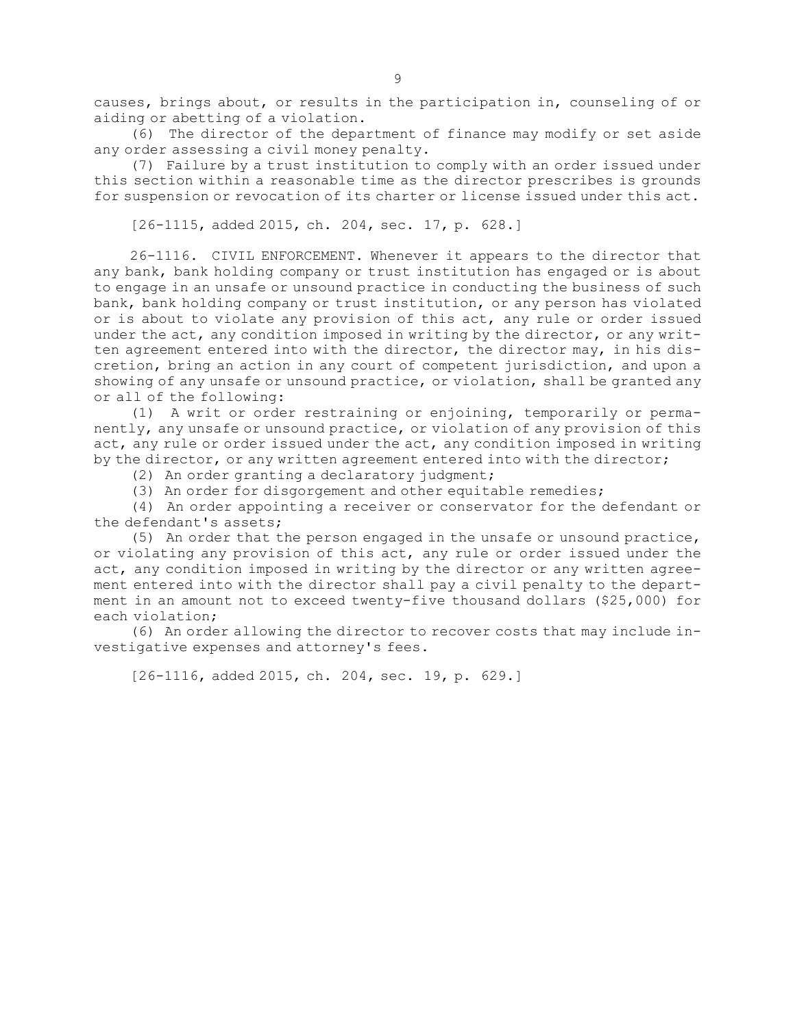causes, brings about, or results in the participation in, counseling of or aiding or abetting of a violation.

(6) The director of the department of finance may modify or set aside any order assessing a civil money penalty.

(7) Failure by a trust institution to comply with an order issued under this section within a reasonable time as the director prescribes is grounds for suspension or revocation of its charter or license issued under this act.

[26-1115, added 2015, ch. 204, sec. 17, p. 628.]

26-1116. CIVIL ENFORCEMENT. Whenever it appears to the director that any bank, bank holding company or trust institution has engaged or is about to engage in an unsafe or unsound practice in conducting the business of such bank, bank holding company or trust institution, or any person has violated or is about to violate any provision of this act, any rule or order issued under the act, any condition imposed in writing by the director, or any written agreement entered into with the director, the director may, in his discretion, bring an action in any court of competent jurisdiction, and upon a showing of any unsafe or unsound practice, or violation, shall be granted any or all of the following:

(1) A writ or order restraining or enjoining, temporarily or permanently, any unsafe or unsound practice, or violation of any provision of this act, any rule or order issued under the act, any condition imposed in writing by the director, or any written agreement entered into with the director;

(2) An order granting a declaratory judgment;

(3) An order for disgorgement and other equitable remedies;

(4) An order appointing a receiver or conservator for the defendant or the defendant's assets;

(5) An order that the person engaged in the unsafe or unsound practice, or violating any provision of this act, any rule or order issued under the act, any condition imposed in writing by the director or any written agreement entered into with the director shall pay a civil penalty to the department in an amount not to exceed twenty-five thousand dollars ($25,000) for each violation;

(6) An order allowing the director to recover costs that may include investigative expenses and attorney's fees.

[26-1116, added 2015, ch. 204, sec. 19, p. 629.]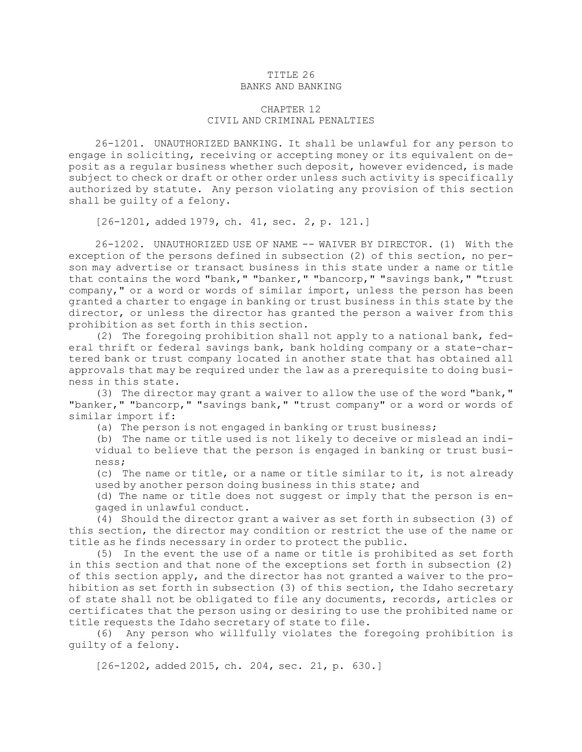# TITLE 26
# BANKS AND BANKING

## CHAPTER 12
## CIVIL AND CRIMINAL PENALTIES

26-1201. UNAUTHORIZED BANKING. It shall be unlawful for any person to engage in soliciting, receiving or accepting money or its equivalent on deposit as a regular business whether such deposit, however evidenced, is made subject to check or draft or other order unless such activity is specifically authorized by statute. Any person violating any provision of this section shall be guilty of a felony.

[26-1201, added 1979, ch. 41, sec. 2, p. 121.]

26-1202. UNAUTHORIZED USE OF NAME -- WAIVER BY DIRECTOR. (1) With the exception of the persons defined in subsection (2) of this section, no person may advertise or transact business in this state under a name or title that contains the word "bank," "banker," "bancorp," "savings bank," "trust company," or a word or words of similar import, unless the person has been granted a charter to engage in banking or trust business in this state by the director, or unless the director has granted the person a waiver from this prohibition as set forth in this section.

(2) The foregoing prohibition shall not apply to a national bank, federal thrift or federal savings bank, bank holding company or a state-chartered bank or trust company located in another state that has obtained all approvals that may be required under the law as a prerequisite to doing business in this state.

(3) The director may grant a waiver to allow the use of the word "bank," "banker," "bancorp," "savings bank," "trust company" or a word or words of similar import if:

(a) The person is not engaged in banking or trust business;

(b) The name or title used is not likely to deceive or mislead an individual to believe that the person is engaged in banking or trust business;

(c) The name or title, or a name or title similar to it, is not already used by another person doing business in this state; and

(d) The name or title does not suggest or imply that the person is engaged in unlawful conduct.

(4) Should the director grant a waiver as set forth in subsection (3) of this section, the director may condition or restrict the use of the name or title as he finds necessary in order to protect the public.

(5) In the event the use of a name or title is prohibited as set forth in this section and that none of the exceptions set forth in subsection (2) of this section apply, and the director has not granted a waiver to the prohibition as set forth in subsection (3) of this section, the Idaho secretary of state shall not be obligated to file any documents, records, articles or certificates that the person using or desiring to use the prohibited name or title requests the Idaho secretary of state to file.

(6) Any person who willfully violates the foregoing prohibition is guilty of a felony.

[26-1202, added 2015, ch. 204, sec. 21, p. 630.]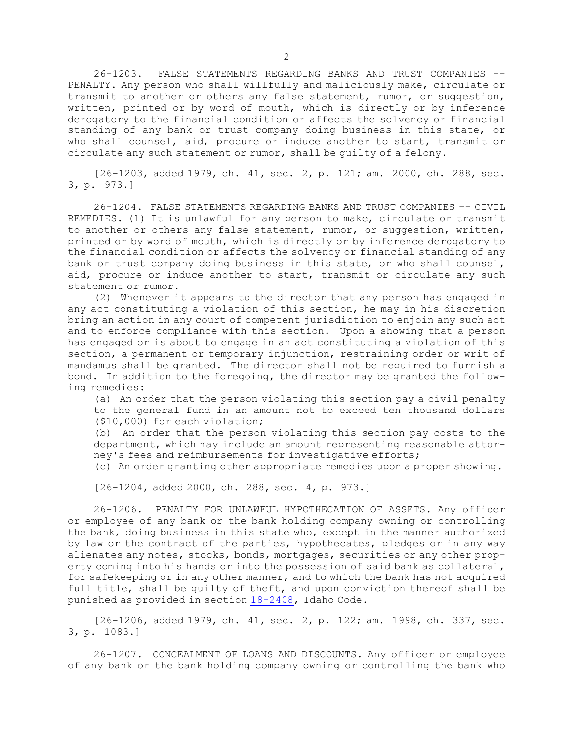26-1203. FALSE STATEMENTS REGARDING BANKS AND TRUST COMPANIES -- PENALTY. Any person who shall willfully and maliciously make, circulate or transmit to another or others any false statement, rumor, or suggestion, written, printed or by word of mouth, which is directly or by inference derogatory to the financial condition or affects the solvency or financial standing of any bank or trust company doing business in this state, or who shall counsel, aid, procure or induce another to start, transmit or circulate any such statement or rumor, shall be guilty of a felony.

[26-1203, added 1979, ch. 41, sec. 2, p. 121; am. 2000, ch. 288, sec. 3, p. 973.]

26-1204. FALSE STATEMENTS REGARDING BANKS AND TRUST COMPANIES -- CIVIL REMEDIES. (1) It is unlawful for any person to make, circulate or transmit to another or others any false statement, rumor, or suggestion, written, printed or by word of mouth, which is directly or by inference derogatory to the financial condition or affects the solvency or financial standing of any bank or trust company doing business in this state, or who shall counsel, aid, procure or induce another to start, transmit or circulate any such statement or rumor.

(2) Whenever it appears to the director that any person has engaged in any act constituting a violation of this section, he may in his discretion bring an action in any court of competent jurisdiction to enjoin any such act and to enforce compliance with this section. Upon a showing that a person has engaged or is about to engage in an act constituting a violation of this section, a permanent or temporary injunction, restraining order or writ of mandamus shall be granted. The director shall not be required to furnish a bond. In addition to the foregoing, the director may be granted the following remedies:

(a) An order that the person violating this section pay a civil penalty to the general fund in an amount not to exceed ten thousand dollars ($10,000) for each violation;

(b) An order that the person violating this section pay costs to the department, which may include an amount representing reasonable attorney's fees and reimbursements for investigative efforts;

(c) An order granting other appropriate remedies upon a proper showing.

[26-1204, added 2000, ch. 288, sec. 4, p. 973.]

26-1206. PENALTY FOR UNLAWFUL HYPOTHECATION OF ASSETS. Any officer or employee of any bank or the bank holding company owning or controlling the bank, doing business in this state who, except in the manner authorized by law or the contract of the parties, hypothecates, pledges or in any way alienates any notes, stocks, bonds, mortgages, securities or any other property coming into his hands or into the possession of said bank as collateral, for safekeeping or in any other manner, and to which the bank has not acquired full title, shall be guilty of theft, and upon conviction thereof shall be punished as provided in section 18-2408, Idaho Code.

[26-1206, added 1979, ch. 41, sec. 2, p. 122; am. 1998, ch. 337, sec. 3, p. 1083.]

26-1207. CONCEALMENT OF LOANS AND DISCOUNTS. Any officer or employee of any bank or the bank holding company owning or controlling the bank who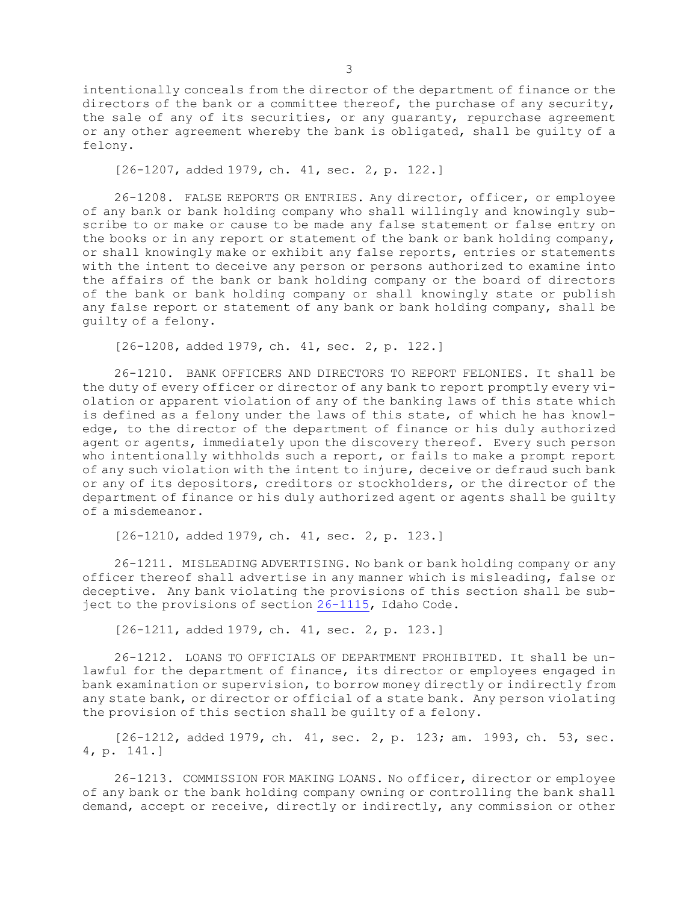intentionally conceals from the director of the department of finance or the directors of the bank or a committee thereof, the purchase of any security, the sale of any of its securities, or any guaranty, repurchase agreement or any other agreement whereby the bank is obligated, shall be guilty of a felony.

[26-1207, added 1979, ch. 41, sec. 2, p. 122.]

26-1208. FALSE REPORTS OR ENTRIES. Any director, officer, or employee of any bank or bank holding company who shall willingly and knowingly subscribe to or make or cause to be made any false statement or false entry on the books or in any report or statement of the bank or bank holding company, or shall knowingly make or exhibit any false reports, entries or statements with the intent to deceive any person or persons authorized to examine into the affairs of the bank or bank holding company or the board of directors of the bank or bank holding company or shall knowingly state or publish any false report or statement of any bank or bank holding company, shall be guilty of a felony.

[26-1208, added 1979, ch. 41, sec. 2, p. 122.]

26-1210. BANK OFFICERS AND DIRECTORS TO REPORT FELONIES. It shall be the duty of every officer or director of any bank to report promptly every violation or apparent violation of any of the banking laws of this state which is defined as a felony under the laws of this state, of which he has knowledge, to the director of the department of finance or his duly authorized agent or agents, immediately upon the discovery thereof. Every such person who intentionally withholds such a report, or fails to make a prompt report of any such violation with the intent to injure, deceive or defraud such bank or any of its depositors, creditors or stockholders, or the director of the department of finance or his duly authorized agent or agents shall be guilty of a misdemeanor.

[26-1210, added 1979, ch. 41, sec. 2, p. 123.]

26-1211. MISLEADING ADVERTISING. No bank or bank holding company or any officer thereof shall advertise in any manner which is misleading, false or deceptive. Any bank violating the provisions of this section shall be subject to the provisions of section 26-1115, Idaho Code.

[26-1211, added 1979, ch. 41, sec. 2, p. 123.]

26-1212. LOANS TO OFFICIALS OF DEPARTMENT PROHIBITED. It shall be unlawful for the department of finance, its director or employees engaged in bank examination or supervision, to borrow money directly or indirectly from any state bank, or director or official of a state bank. Any person violating the provision of this section shall be guilty of a felony.

[26-1212, added 1979, ch. 41, sec. 2, p. 123; am. 1993, ch. 53, sec. 4, p. 141.]

26-1213. COMMISSION FOR MAKING LOANS. No officer, director or employee of any bank or the bank holding company owning or controlling the bank shall demand, accept or receive, directly or indirectly, any commission or other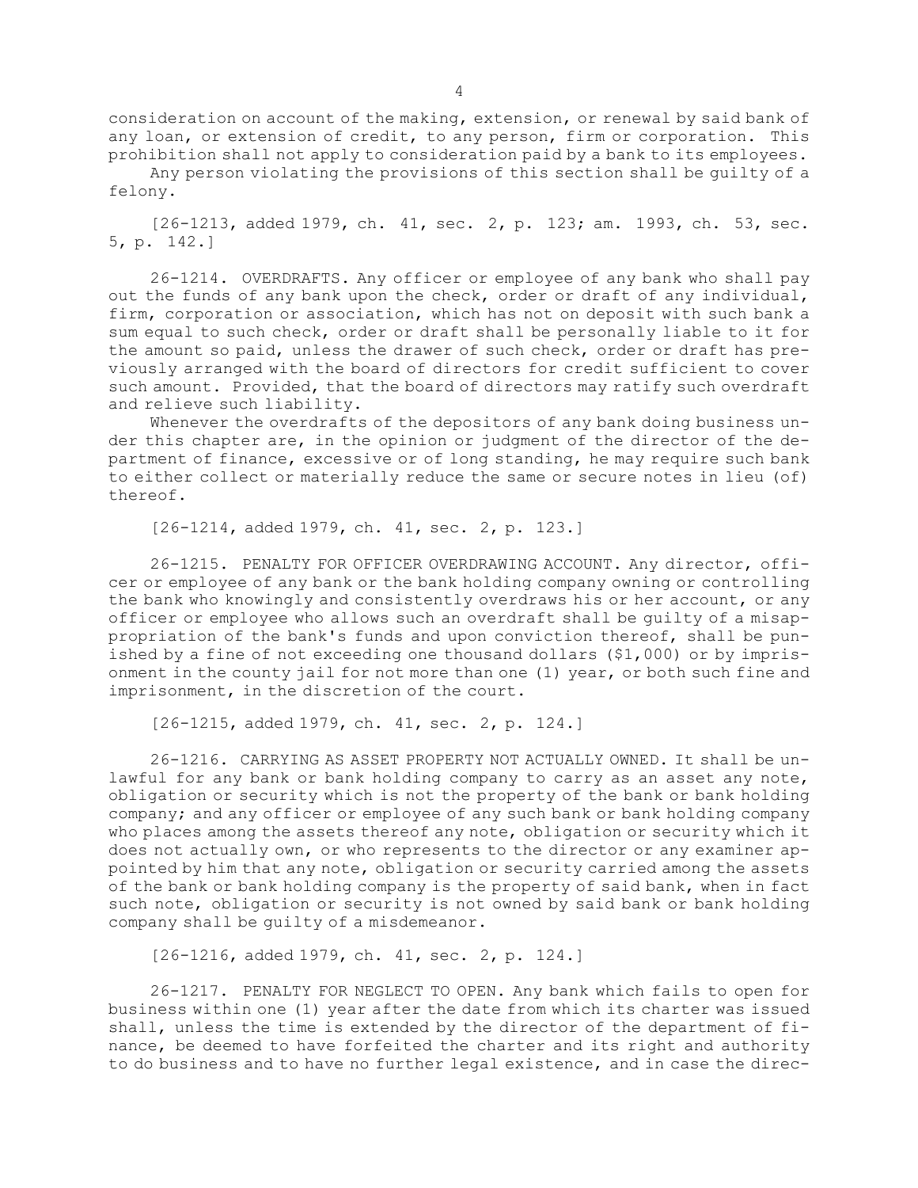consideration on account of the making, extension, or renewal by said bank of any loan, or extension of credit, to any person, firm or corporation. This prohibition shall not apply to consideration paid by a bank to its employees.

Any person violating the provisions of this section shall be guilty of a felony.

[26-1213, added 1979, ch. 41, sec. 2, p. 123; am. 1993, ch. 53, sec. 5, p. 142.]

26-1214. OVERDRAFTS. Any officer or employee of any bank who shall pay out the funds of any bank upon the check, order or draft of any individual, firm, corporation or association, which has not on deposit with such bank a sum equal to such check, order or draft shall be personally liable to it for the amount so paid, unless the drawer of such check, order or draft has previously arranged with the board of directors for credit sufficient to cover such amount. Provided, that the board of directors may ratify such overdraft and relieve such liability.

Whenever the overdrafts of the depositors of any bank doing business under this chapter are, in the opinion or judgment of the director of the department of finance, excessive or of long standing, he may require such bank to either collect or materially reduce the same or secure notes in lieu (of) thereof.

[26-1214, added 1979, ch. 41, sec. 2, p. 123.]

26-1215. PENALTY FOR OFFICER OVERDRAWING ACCOUNT. Any director, officer or employee of any bank or the bank holding company owning or controlling the bank who knowingly and consistently overdraws his or her account, or any officer or employee who allows such an overdraft shall be guilty of a misappropriation of the bank's funds and upon conviction thereof, shall be punished by a fine of not exceeding one thousand dollars ($1,000) or by imprisonment in the county jail for not more than one (1) year, or both such fine and imprisonment, in the discretion of the court.

[26-1215, added 1979, ch. 41, sec. 2, p. 124.]

26-1216. CARRYING AS ASSET PROPERTY NOT ACTUALLY OWNED. It shall be unlawful for any bank or bank holding company to carry as an asset any note, obligation or security which is not the property of the bank or bank holding company; and any officer or employee of any such bank or bank holding company who places among the assets thereof any note, obligation or security which it does not actually own, or who represents to the director or any examiner appointed by him that any note, obligation or security carried among the assets of the bank or bank holding company is the property of said bank, when in fact such note, obligation or security is not owned by said bank or bank holding company shall be guilty of a misdemeanor.

[26-1216, added 1979, ch. 41, sec. 2, p. 124.]

26-1217. PENALTY FOR NEGLECT TO OPEN. Any bank which fails to open for business within one (1) year after the date from which its charter was issued shall, unless the time is extended by the director of the department of finance, be deemed to have forfeited the charter and its right and authority to do business and to have no further legal existence, and in case the direc-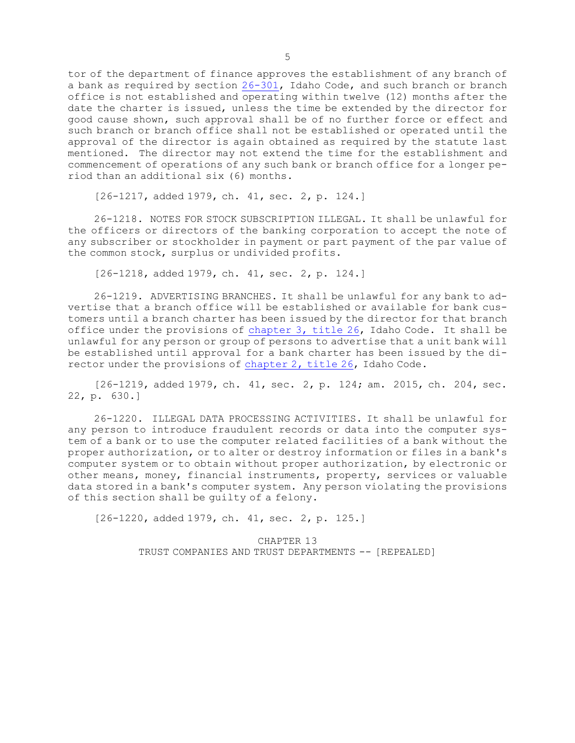tor of the department of finance approves the establishment of any branch of a bank as required by section 26-301, Idaho Code, and such branch or branch office is not established and operating within twelve (12) months after the date the charter is issued, unless the time be extended by the director for good cause shown, such approval shall be of no further force or effect and such branch or branch office shall not be established or operated until the approval of the director is again obtained as required by the statute last mentioned. The director may not extend the time for the establishment and commencement of operations of any such bank or branch office for a longer period than an additional six (6) months.

[26-1217, added 1979, ch. 41, sec. 2, p. 124.]

26-1218. NOTES FOR STOCK SUBSCRIPTION ILLEGAL. It shall be unlawful for the officers or directors of the banking corporation to accept the note of any subscriber or stockholder in payment or part payment of the par value of the common stock, surplus or undivided profits.

[26-1218, added 1979, ch. 41, sec. 2, p. 124.]

26-1219. ADVERTISING BRANCHES. It shall be unlawful for any bank to advertise that a branch office will be established or available for bank customers until a branch charter has been issued by the director for that branch office under the provisions of chapter 3, title 26, Idaho Code. It shall be unlawful for any person or group of persons to advertise that a unit bank will be established until approval for a bank charter has been issued by the director under the provisions of chapter 2, title 26, Idaho Code.

[26-1219, added 1979, ch. 41, sec. 2, p. 124; am. 2015, ch. 204, sec. 22, p. 630.]

26-1220. ILLEGAL DATA PROCESSING ACTIVITIES. It shall be unlawful for any person to introduce fraudulent records or data into the computer system of a bank or to use the computer related facilities of a bank without the proper authorization, or to alter or destroy information or files in a bank's computer system or to obtain without proper authorization, by electronic or other means, money, financial instruments, property, services or valuable data stored in a bank's computer system. Any person violating the provisions of this section shall be guilty of a felony.

[26-1220, added 1979, ch. 41, sec. 2, p. 125.]

## CHAPTER 13
## TRUST COMPANIES AND TRUST DEPARTMENTS -- [REPEALED]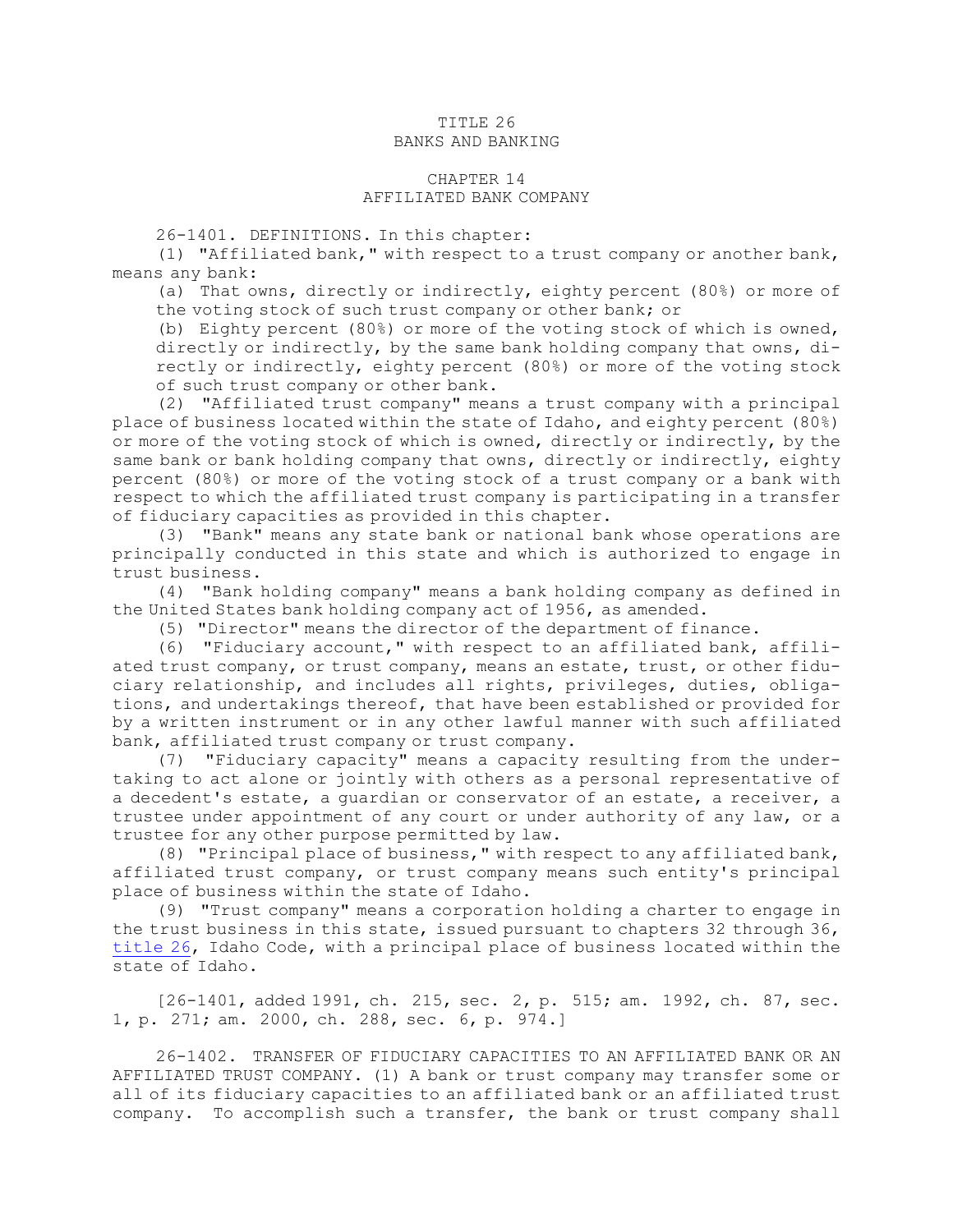# TITLE 26
# BANKS AND BANKING

## CHAPTER 14
## AFFILIATED BANK COMPANY

26-1401. DEFINITIONS. In this chapter:

(1) "Affiliated bank," with respect to a trust company or another bank, means any bank:

(a) That owns, directly or indirectly, eighty percent (80%) or more of the voting stock of such trust company or other bank; or

(b) Eighty percent (80%) or more of the voting stock of which is owned, directly or indirectly, by the same bank holding company that owns, directly or indirectly, eighty percent (80%) or more of the voting stock of such trust company or other bank.

(2) "Affiliated trust company" means a trust company with a principal place of business located within the state of Idaho, and eighty percent (80%) or more of the voting stock of which is owned, directly or indirectly, by the same bank or bank holding company that owns, directly or indirectly, eighty percent (80%) or more of the voting stock of a trust company or a bank with respect to which the affiliated trust company is participating in a transfer of fiduciary capacities as provided in this chapter.

(3) "Bank" means any state bank or national bank whose operations are principally conducted in this state and which is authorized to engage in trust business.

(4) "Bank holding company" means a bank holding company as defined in the United States bank holding company act of 1956, as amended.

(5) "Director" means the director of the department of finance.

(6) "Fiduciary account," with respect to an affiliated bank, affiliated trust company, or trust company, means an estate, trust, or other fiduciary relationship, and includes all rights, privileges, duties, obligations, and undertakings thereof, that have been established or provided for by a written instrument or in any other lawful manner with such affiliated bank, affiliated trust company or trust company.

(7) "Fiduciary capacity" means a capacity resulting from the undertaking to act alone or jointly with others as a personal representative of a decedent's estate, a guardian or conservator of an estate, a receiver, a trustee under appointment of any court or under authority of any law, or a trustee for any other purpose permitted by law.

(8) "Principal place of business," with respect to any affiliated bank, affiliated trust company, or trust company means such entity's principal place of business within the state of Idaho.

(9) "Trust company" means a corporation holding a charter to engage in the trust business in this state, issued pursuant to chapters 32 through 36, title 26, Idaho Code, with a principal place of business located within the state of Idaho.

[26-1401, added 1991, ch. 215, sec. 2, p. 515; am. 1992, ch. 87, sec. 1, p. 271; am. 2000, ch. 288, sec. 6, p. 974.]

26-1402. TRANSFER OF FIDUCIARY CAPACITIES TO AN AFFILIATED BANK OR AN AFFILIATED TRUST COMPANY. (1) A bank or trust company may transfer some or all of its fiduciary capacities to an affiliated bank or an affiliated trust company. To accomplish such a transfer, the bank or trust company shall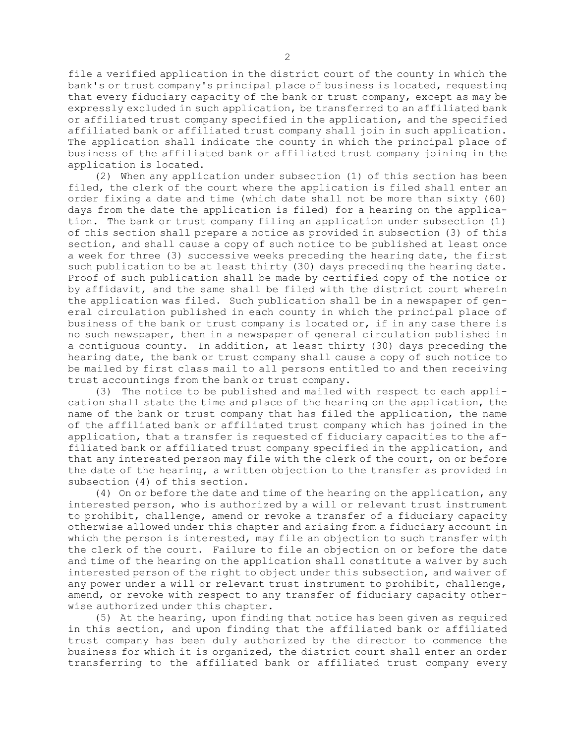file a verified application in the district court of the county in which the bank's or trust company's principal place of business is located, requesting that every fiduciary capacity of the bank or trust company, except as may be expressly excluded in such application, be transferred to an affiliated bank or affiliated trust company specified in the application, and the specified affiliated bank or affiliated trust company shall join in such application. The application shall indicate the county in which the principal place of business of the affiliated bank or affiliated trust company joining in the application is located.

(2) When any application under subsection (1) of this section has been filed, the clerk of the court where the application is filed shall enter an order fixing a date and time (which date shall not be more than sixty (60) days from the date the application is filed) for a hearing on the application. The bank or trust company filing an application under subsection (1) of this section shall prepare a notice as provided in subsection (3) of this section, and shall cause a copy of such notice to be published at least once a week for three (3) successive weeks preceding the hearing date, the first such publication to be at least thirty (30) days preceding the hearing date. Proof of such publication shall be made by certified copy of the notice or by affidavit, and the same shall be filed with the district court wherein the application was filed. Such publication shall be in a newspaper of general circulation published in each county in which the principal place of business of the bank or trust company is located or, if in any case there is no such newspaper, then in a newspaper of general circulation published in a contiguous county. In addition, at least thirty (30) days preceding the hearing date, the bank or trust company shall cause a copy of such notice to be mailed by first class mail to all persons entitled to and then receiving trust accountings from the bank or trust company.

(3) The notice to be published and mailed with respect to each application shall state the time and place of the hearing on the application, the name of the bank or trust company that has filed the application, the name of the affiliated bank or affiliated trust company which has joined in the application, that a transfer is requested of fiduciary capacities to the affiliated bank or affiliated trust company specified in the application, and that any interested person may file with the clerk of the court, on or before the date of the hearing, a written objection to the transfer as provided in subsection (4) of this section.

(4) On or before the date and time of the hearing on the application, any interested person, who is authorized by a will or relevant trust instrument to prohibit, challenge, amend or revoke a transfer of a fiduciary capacity otherwise allowed under this chapter and arising from a fiduciary account in which the person is interested, may file an objection to such transfer with the clerk of the court. Failure to file an objection on or before the date and time of the hearing on the application shall constitute a waiver by such interested person of the right to object under this subsection, and waiver of any power under a will or relevant trust instrument to prohibit, challenge, amend, or revoke with respect to any transfer of fiduciary capacity otherwise authorized under this chapter.

(5) At the hearing, upon finding that notice has been given as required in this section, and upon finding that the affiliated bank or affiliated trust company has been duly authorized by the director to commence the business for which it is organized, the district court shall enter an order transferring to the affiliated bank or affiliated trust company every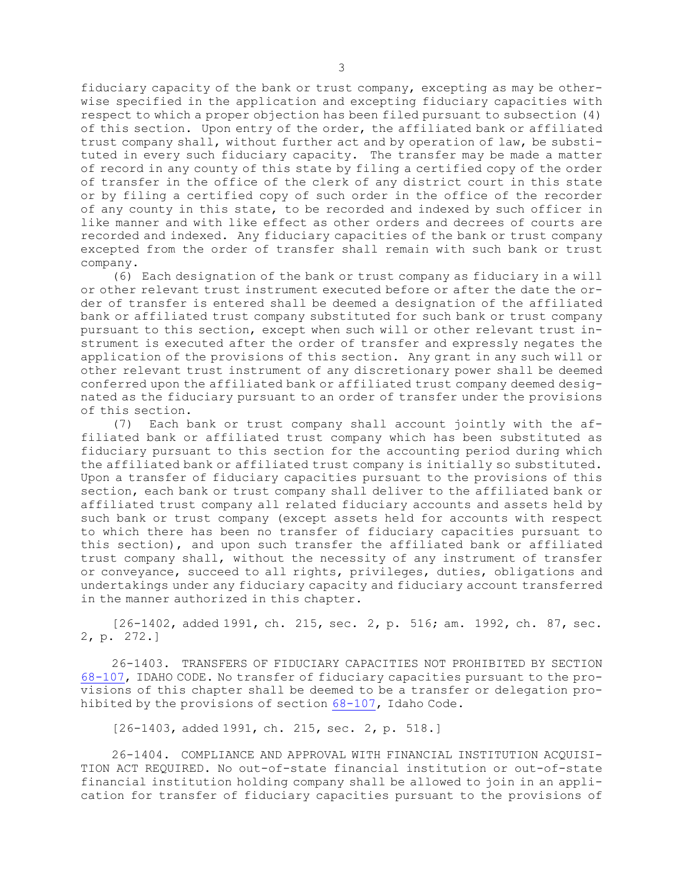fiduciary capacity of the bank or trust company, excepting as may be otherwise specified in the application and excepting fiduciary capacities with respect to which a proper objection has been filed pursuant to subsection (4) of this section. Upon entry of the order, the affiliated bank or affiliated trust company shall, without further act and by operation of law, be substituted in every such fiduciary capacity. The transfer may be made a matter of record in any county of this state by filing a certified copy of the order of transfer in the office of the clerk of any district court in this state or by filing a certified copy of such order in the office of the recorder of any county in this state, to be recorded and indexed by such officer in like manner and with like effect as other orders and decrees of courts are recorded and indexed. Any fiduciary capacities of the bank or trust company excepted from the order of transfer shall remain with such bank or trust company.

(6) Each designation of the bank or trust company as fiduciary in a will or other relevant trust instrument executed before or after the date the order of transfer is entered shall be deemed a designation of the affiliated bank or affiliated trust company substituted for such bank or trust company pursuant to this section, except when such will or other relevant trust instrument is executed after the order of transfer and expressly negates the application of the provisions of this section. Any grant in any such will or other relevant trust instrument of any discretionary power shall be deemed conferred upon the affiliated bank or affiliated trust company deemed designated as the fiduciary pursuant to an order of transfer under the provisions of this section.

(7) Each bank or trust company shall account jointly with the affiliated bank or affiliated trust company which has been substituted as fiduciary pursuant to this section for the accounting period during which the affiliated bank or affiliated trust company is initially so substituted. Upon a transfer of fiduciary capacities pursuant to the provisions of this section, each bank or trust company shall deliver to the affiliated bank or affiliated trust company all related fiduciary accounts and assets held by such bank or trust company (except assets held for accounts with respect to which there has been no transfer of fiduciary capacities pursuant to this section), and upon such transfer the affiliated bank or affiliated trust company shall, without the necessity of any instrument of transfer or conveyance, succeed to all rights, privileges, duties, obligations and undertakings under any fiduciary capacity and fiduciary account transferred in the manner authorized in this chapter.

[26-1402, added 1991, ch. 215, sec. 2, p. 516; am. 1992, ch. 87, sec. 2, p. 272.]

26-1403. TRANSFERS OF FIDUCIARY CAPACITIES NOT PROHIBITED BY SECTION 68-107, IDAHO CODE. No transfer of fiduciary capacities pursuant to the provisions of this chapter shall be deemed to be a transfer or delegation prohibited by the provisions of section 68-107, Idaho Code.

[26-1403, added 1991, ch. 215, sec. 2, p. 518.]

26-1404. COMPLIANCE AND APPROVAL WITH FINANCIAL INSTITUTION ACQUISITION ACT REQUIRED. No out-of-state financial institution or out-of-state financial institution holding company shall be allowed to join in an application for transfer of fiduciary capacities pursuant to the provisions of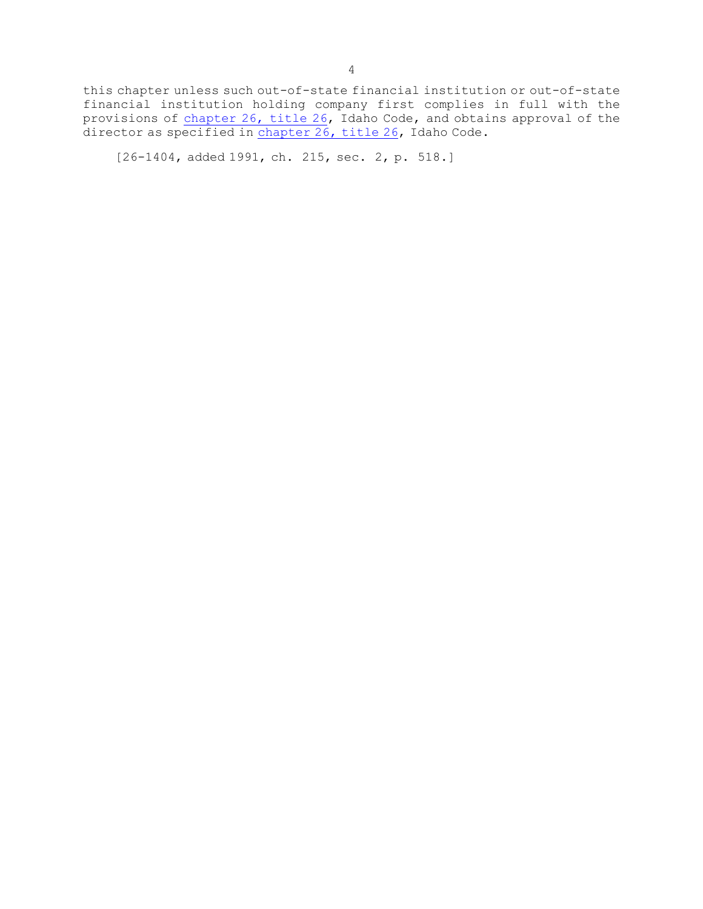this chapter unless such out-of-state financial institution or out-of-state financial institution holding company first complies in full with the provisions of chapter 26, title 26, Idaho Code, and obtains approval of the director as specified in chapter 26, title 26, Idaho Code.

[26-1404, added 1991, ch. 215, sec. 2, p. 518.]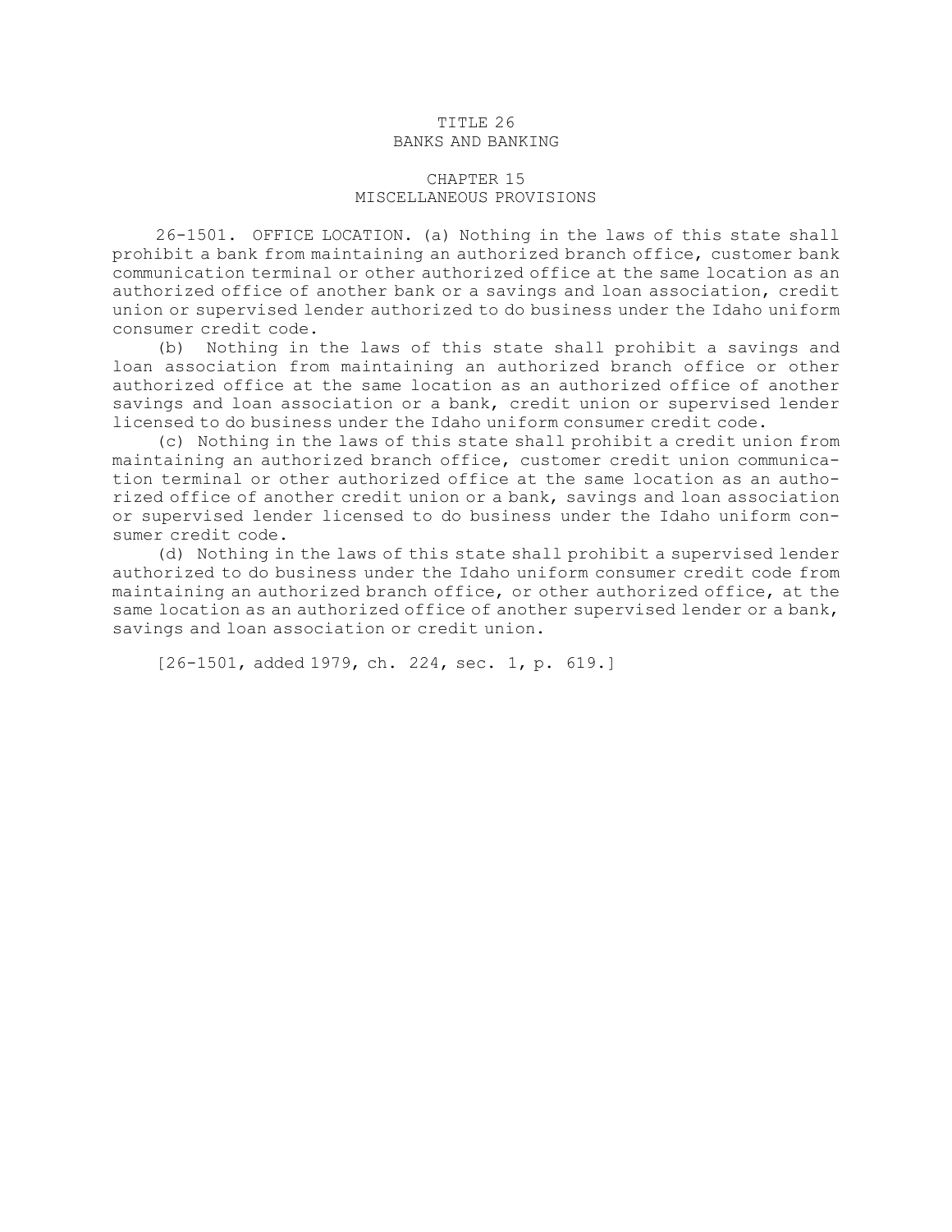# TITLE 26
# BANKS AND BANKING

## CHAPTER 15
## MISCELLANEOUS PROVISIONS

26-1501. OFFICE LOCATION. (a) Nothing in the laws of this state shall prohibit a bank from maintaining an authorized branch office, customer bank communication terminal or other authorized office at the same location as an authorized office of another bank or a savings and loan association, credit union or supervised lender authorized to do business under the Idaho uniform consumer credit code.

(b) Nothing in the laws of this state shall prohibit a savings and loan association from maintaining an authorized branch office or other authorized office at the same location as an authorized office of another savings and loan association or a bank, credit union or supervised lender licensed to do business under the Idaho uniform consumer credit code.

(c) Nothing in the laws of this state shall prohibit a credit union from maintaining an authorized branch office, customer credit union communication terminal or other authorized office at the same location as an authorized office of another credit union or a bank, savings and loan association or supervised lender licensed to do business under the Idaho uniform consumer credit code.

(d) Nothing in the laws of this state shall prohibit a supervised lender authorized to do business under the Idaho uniform consumer credit code from maintaining an authorized branch office, or other authorized office, at the same location as an authorized office of another supervised lender or a bank, savings and loan association or credit union.

[26-1501, added 1979, ch. 224, sec. 1, p. 619.]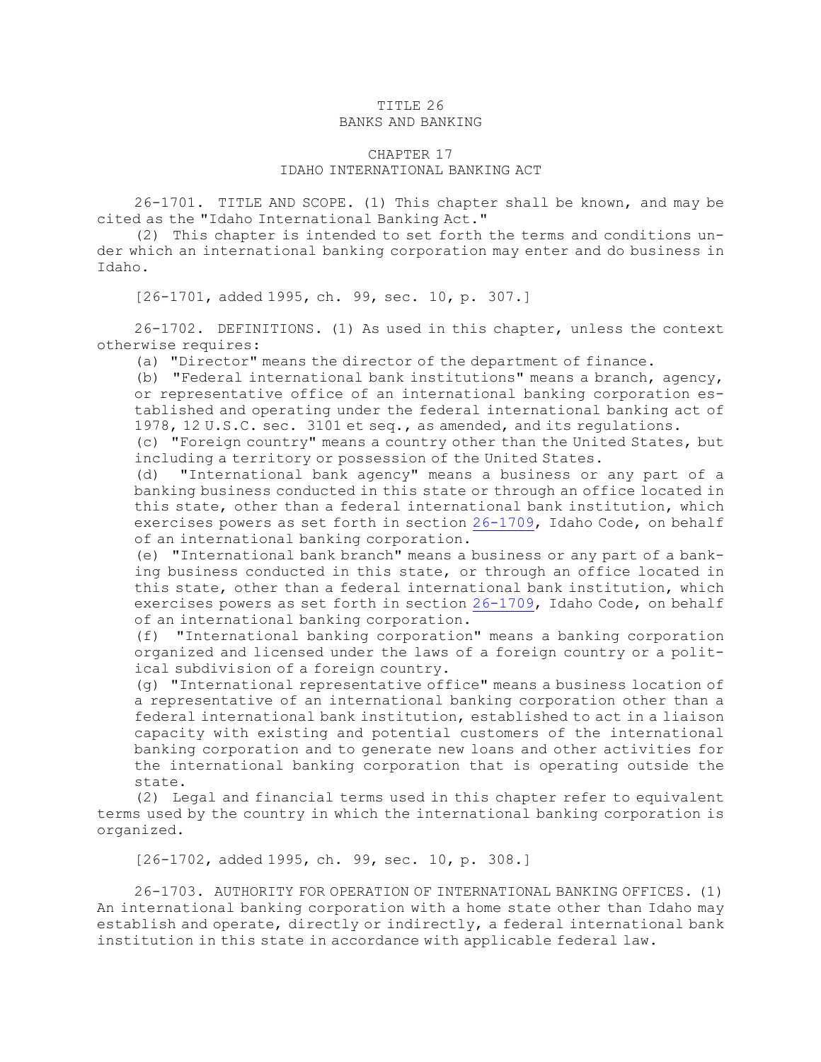# TITLE 26
# BANKS AND BANKING

## CHAPTER 17
## IDAHO INTERNATIONAL BANKING ACT

26-1701. TITLE AND SCOPE. (1) This chapter shall be known, and may be cited as the "Idaho International Banking Act."

(2) This chapter is intended to set forth the terms and conditions under which an international banking corporation may enter and do business in Idaho.

[26-1701, added 1995, ch. 99, sec. 10, p. 307.]

26-1702. DEFINITIONS. (1) As used in this chapter, unless the context otherwise requires:

(a) "Director" means the director of the department of finance.

(b) "Federal international bank institutions" means a branch, agency, or representative office of an international banking corporation established and operating under the federal international banking act of 1978, 12 U.S.C. sec. 3101 et seq., as amended, and its regulations.

(c) "Foreign country" means a country other than the United States, but including a territory or possession of the United States.

(d) "International bank agency" means a business or any part of a banking business conducted in this state or through an office located in this state, other than a federal international bank institution, which exercises powers as set forth in section 26-1709, Idaho Code, on behalf of an international banking corporation.

(e) "International bank branch" means a business or any part of a banking business conducted in this state, or through an office located in this state, other than a federal international bank institution, which exercises powers as set forth in section 26-1709, Idaho Code, on behalf of an international banking corporation.

(f) "International banking corporation" means a banking corporation organized and licensed under the laws of a foreign country or a political subdivision of a foreign country.

(g) "International representative office" means a business location of a representative of an international banking corporation other than a federal international bank institution, established to act in a liaison capacity with existing and potential customers of the international banking corporation and to generate new loans and other activities for the international banking corporation that is operating outside the state.

(2) Legal and financial terms used in this chapter refer to equivalent terms used by the country in which the international banking corporation is organized.

[26-1702, added 1995, ch. 99, sec. 10, p. 308.]

26-1703. AUTHORITY FOR OPERATION OF INTERNATIONAL BANKING OFFICES. (1) An international banking corporation with a home state other than Idaho may establish and operate, directly or indirectly, a federal international bank institution in this state in accordance with applicable federal law.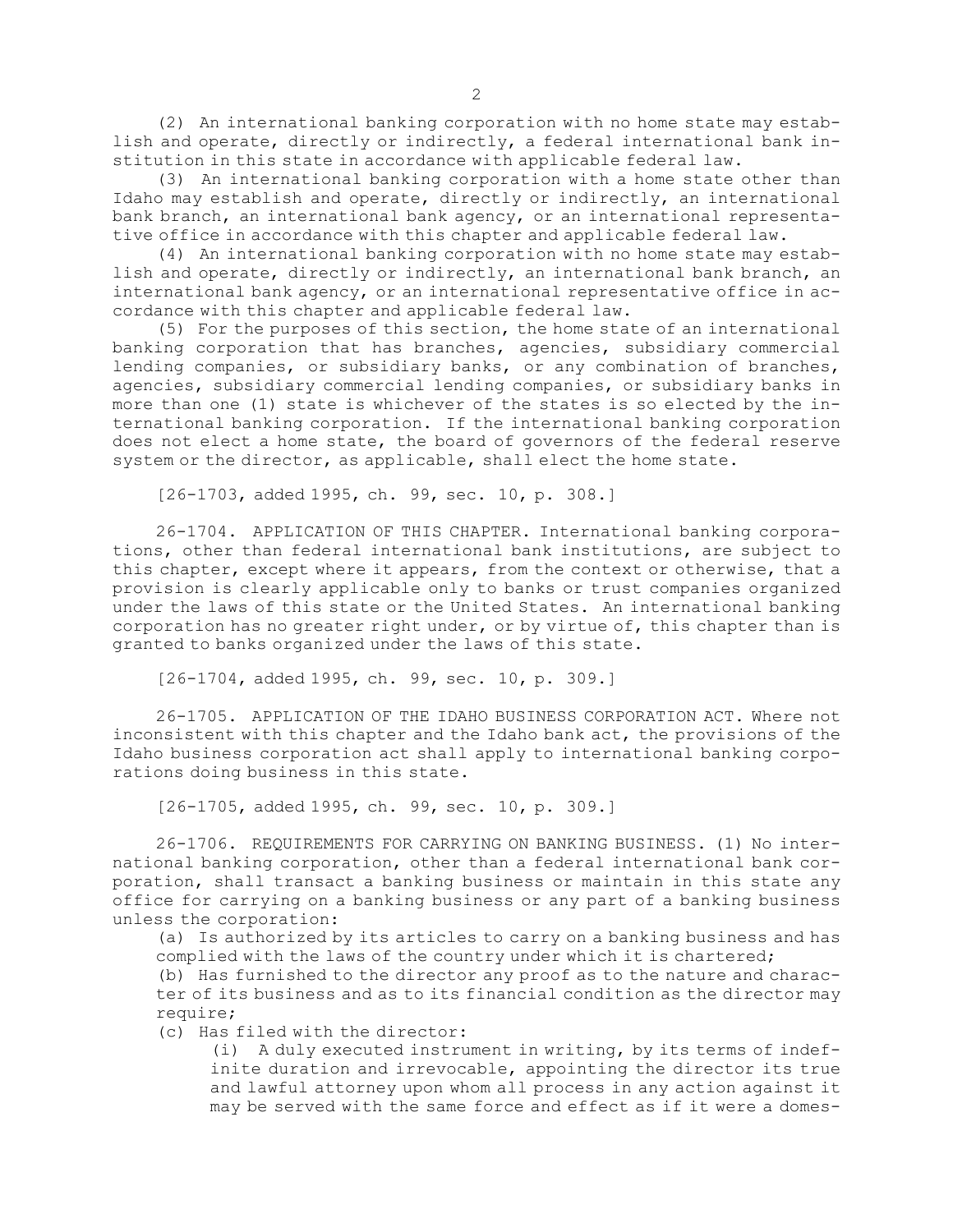(2) An international banking corporation with no home state may establish and operate, directly or indirectly, a federal international bank institution in this state in accordance with applicable federal law.

(3) An international banking corporation with a home state other than Idaho may establish and operate, directly or indirectly, an international bank branch, an international bank agency, or an international representative office in accordance with this chapter and applicable federal law.

(4) An international banking corporation with no home state may establish and operate, directly or indirectly, an international bank branch, an international bank agency, or an international representative office in accordance with this chapter and applicable federal law.

(5) For the purposes of this section, the home state of an international banking corporation that has branches, agencies, subsidiary commercial lending companies, or subsidiary banks, or any combination of branches, agencies, subsidiary commercial lending companies, or subsidiary banks in more than one (1) state is whichever of the states is so elected by the international banking corporation. If the international banking corporation does not elect a home state, the board of governors of the federal reserve system or the director, as applicable, shall elect the home state.

[26-1703, added 1995, ch. 99, sec. 10, p. 308.]

26-1704. APPLICATION OF THIS CHAPTER. International banking corporations, other than federal international bank institutions, are subject to this chapter, except where it appears, from the context or otherwise, that a provision is clearly applicable only to banks or trust companies organized under the laws of this state or the United States. An international banking corporation has no greater right under, or by virtue of, this chapter than is granted to banks organized under the laws of this state.

[26-1704, added 1995, ch. 99, sec. 10, p. 309.]

26-1705. APPLICATION OF THE IDAHO BUSINESS CORPORATION ACT. Where not inconsistent with this chapter and the Idaho bank act, the provisions of the Idaho business corporation act shall apply to international banking corporations doing business in this state.

[26-1705, added 1995, ch. 99, sec. 10, p. 309.]

26-1706. REQUIREMENTS FOR CARRYING ON BANKING BUSINESS. (1) No international banking corporation, other than a federal international bank corporation, shall transact a banking business or maintain in this state any office for carrying on a banking business or any part of a banking business unless the corporation:

(a) Is authorized by its articles to carry on a banking business and has complied with the laws of the country under which it is chartered;

(b) Has furnished to the director any proof as to the nature and character of its business and as to its financial condition as the director may require;

(c) Has filed with the director:

(i) A duly executed instrument in writing, by its terms of indefinite duration and irrevocable, appointing the director its true and lawful attorney upon whom all process in any action against it may be served with the same force and effect as if it were a domes-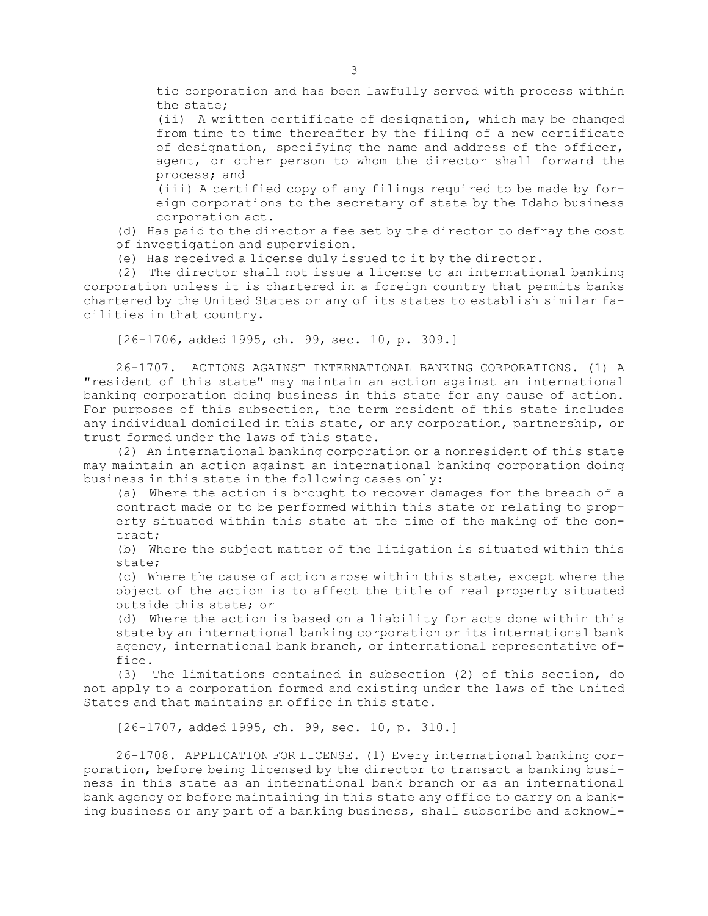tic corporation and has been lawfully served with process within the state;

(ii) A written certificate of designation, which may be changed from time to time thereafter by the filing of a new certificate of designation, specifying the name and address of the officer, agent, or other person to whom the director shall forward the process; and

(iii) A certified copy of any filings required to be made by foreign corporations to the secretary of state by the Idaho business corporation act.

(d) Has paid to the director a fee set by the director to defray the cost of investigation and supervision.

(e) Has received a license duly issued to it by the director.

(2) The director shall not issue a license to an international banking corporation unless it is chartered in a foreign country that permits banks chartered by the United States or any of its states to establish similar facilities in that country.

[26-1706, added 1995, ch. 99, sec. 10, p. 309.]

26-1707. ACTIONS AGAINST INTERNATIONAL BANKING CORPORATIONS. (1) A "resident of this state" may maintain an action against an international banking corporation doing business in this state for any cause of action. For purposes of this subsection, the term resident of this state includes any individual domiciled in this state, or any corporation, partnership, or trust formed under the laws of this state.

(2) An international banking corporation or a nonresident of this state may maintain an action against an international banking corporation doing business in this state in the following cases only:

(a) Where the action is brought to recover damages for the breach of a contract made or to be performed within this state or relating to property situated within this state at the time of the making of the contract;

(b) Where the subject matter of the litigation is situated within this state;

(c) Where the cause of action arose within this state, except where the object of the action is to affect the title of real property situated outside this state; or

(d) Where the action is based on a liability for acts done within this state by an international banking corporation or its international bank agency, international bank branch, or international representative office.

(3) The limitations contained in subsection (2) of this section, do not apply to a corporation formed and existing under the laws of the United States and that maintains an office in this state.

[26-1707, added 1995, ch. 99, sec. 10, p. 310.]

26-1708. APPLICATION FOR LICENSE. (1) Every international banking corporation, before being licensed by the director to transact a banking business in this state as an international bank branch or as an international bank agency or before maintaining in this state any office to carry on a banking business or any part of a banking business, shall subscribe and acknowl-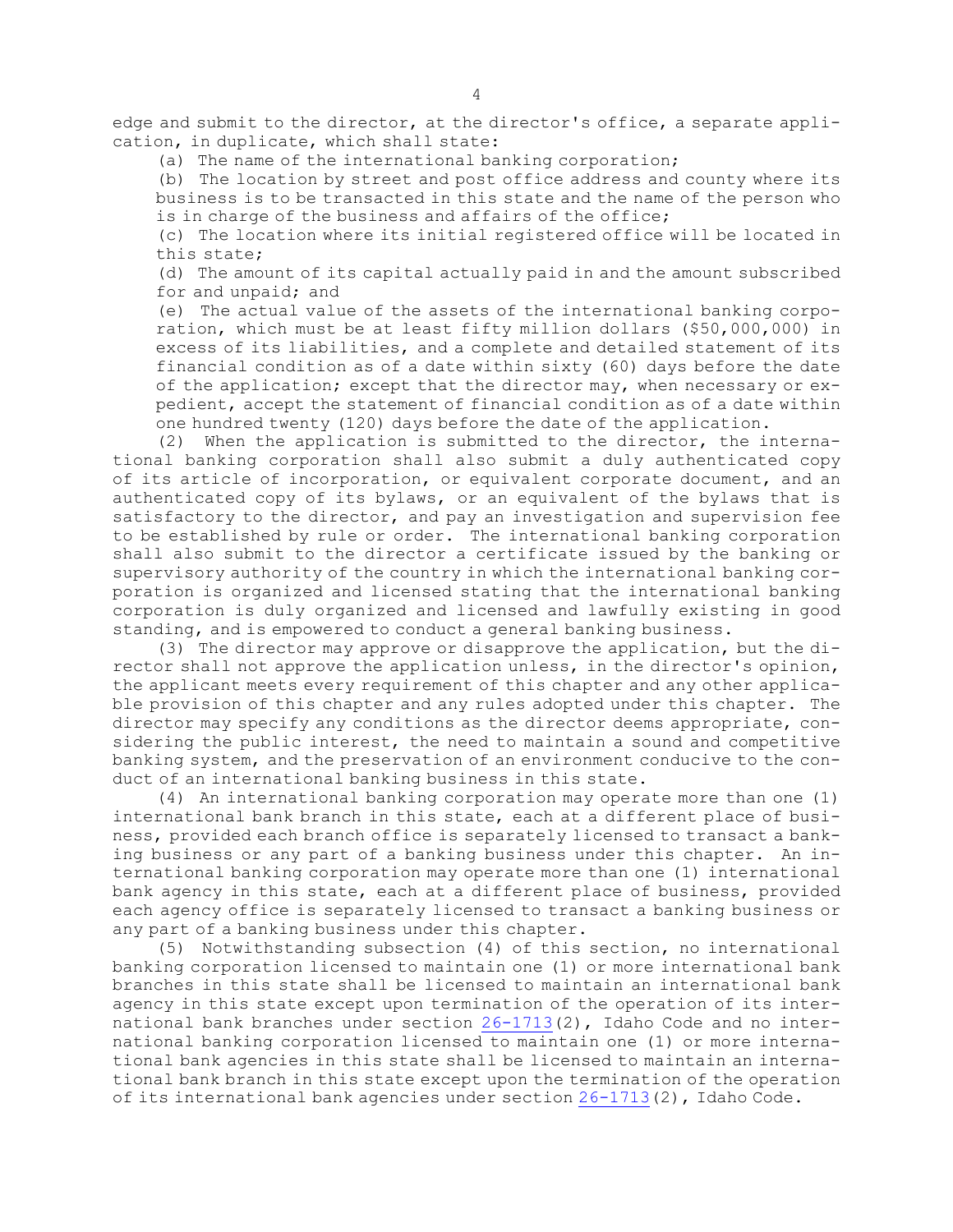edge and submit to the director, at the director's office, a separate application, in duplicate, which shall state:

(a) The name of the international banking corporation;

(b) The location by street and post office address and county where its business is to be transacted in this state and the name of the person who is in charge of the business and affairs of the office;

(c) The location where its initial registered office will be located in this state;

(d) The amount of its capital actually paid in and the amount subscribed for and unpaid; and

(e) The actual value of the assets of the international banking corporation, which must be at least fifty million dollars ($50,000,000) in excess of its liabilities, and a complete and detailed statement of its financial condition as of a date within sixty (60) days before the date of the application; except that the director may, when necessary or expedient, accept the statement of financial condition as of a date within one hundred twenty (120) days before the date of the application.

(2) When the application is submitted to the director, the international banking corporation shall also submit a duly authenticated copy of its article of incorporation, or equivalent corporate document, and an authenticated copy of its bylaws, or an equivalent of the bylaws that is satisfactory to the director, and pay an investigation and supervision fee to be established by rule or order. The international banking corporation shall also submit to the director a certificate issued by the banking or supervisory authority of the country in which the international banking corporation is organized and licensed stating that the international banking corporation is duly organized and licensed and lawfully existing in good standing, and is empowered to conduct a general banking business.

(3) The director may approve or disapprove the application, but the director shall not approve the application unless, in the director's opinion, the applicant meets every requirement of this chapter and any other applicable provision of this chapter and any rules adopted under this chapter. The director may specify any conditions as the director deems appropriate, considering the public interest, the need to maintain a sound and competitive banking system, and the preservation of an environment conducive to the conduct of an international banking business in this state.

(4) An international banking corporation may operate more than one (1) international bank branch in this state, each at a different place of business, provided each branch office is separately licensed to transact a banking business or any part of a banking business under this chapter. An international banking corporation may operate more than one (1) international bank agency in this state, each at a different place of business, provided each agency office is separately licensed to transact a banking business or any part of a banking business under this chapter.

(5) Notwithstanding subsection (4) of this section, no international banking corporation licensed to maintain one (1) or more international bank branches in this state shall be licensed to maintain an international bank agency in this state except upon termination of the operation of its international bank branches under section 26-1713(2), Idaho Code and no international banking corporation licensed to maintain one (1) or more international bank agencies in this state shall be licensed to maintain an international bank branch in this state except upon the termination of the operation of its international bank agencies under section 26-1713(2), Idaho Code.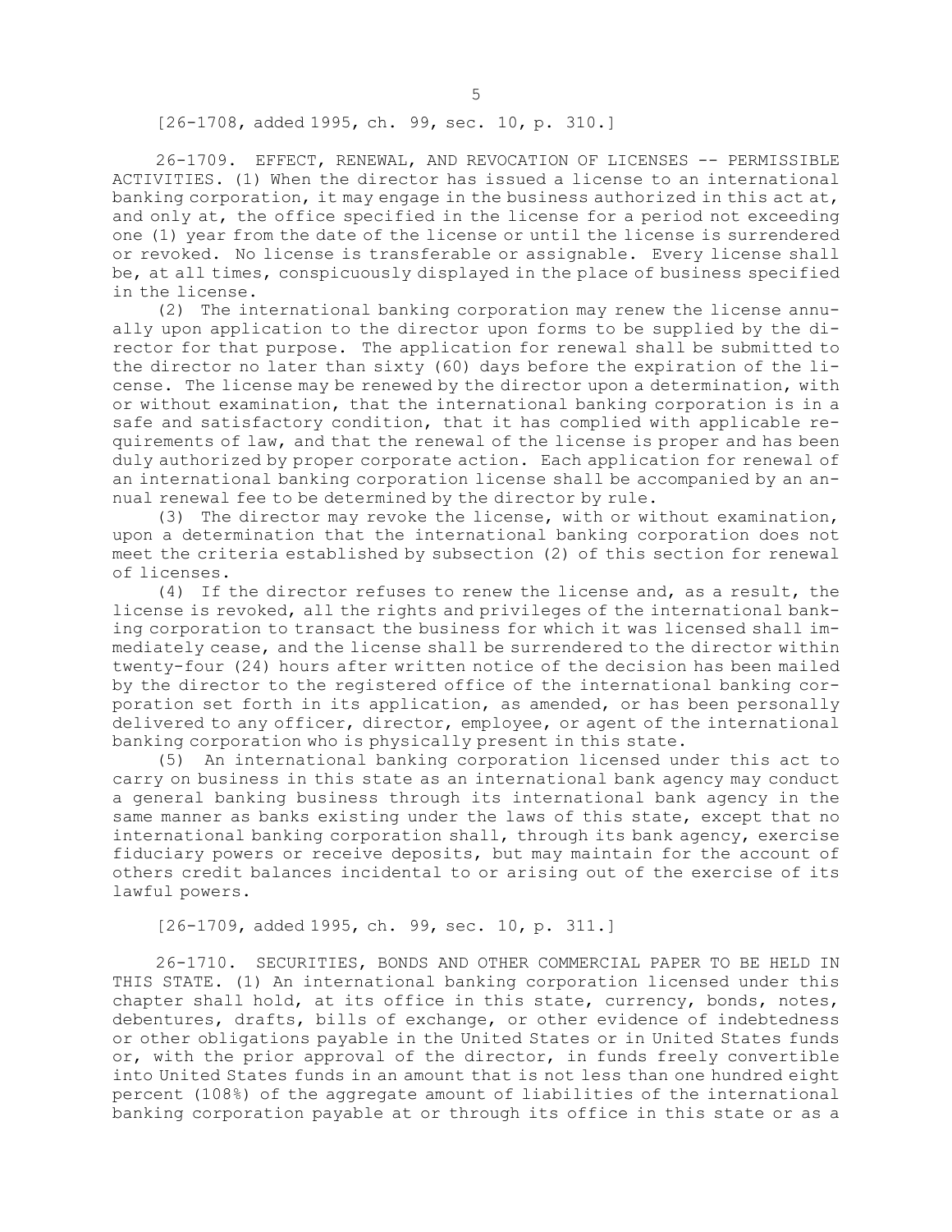[26-1708, added 1995, ch. 99, sec. 10, p. 310.]

26-1709. EFFECT, RENEWAL, AND REVOCATION OF LICENSES -- PERMISSIBLE ACTIVITIES. (1) When the director has issued a license to an international banking corporation, it may engage in the business authorized in this act at, and only at, the office specified in the license for a period not exceeding one (1) year from the date of the license or until the license is surrendered or revoked. No license is transferable or assignable. Every license shall be, at all times, conspicuously displayed in the place of business specified in the license.

(2) The international banking corporation may renew the license annually upon application to the director upon forms to be supplied by the director for that purpose. The application for renewal shall be submitted to the director no later than sixty (60) days before the expiration of the license. The license may be renewed by the director upon a determination, with or without examination, that the international banking corporation is in a safe and satisfactory condition, that it has complied with applicable requirements of law, and that the renewal of the license is proper and has been duly authorized by proper corporate action. Each application for renewal of an international banking corporation license shall be accompanied by an annual renewal fee to be determined by the director by rule.

(3) The director may revoke the license, with or without examination, upon a determination that the international banking corporation does not meet the criteria established by subsection (2) of this section for renewal of licenses.

(4) If the director refuses to renew the license and, as a result, the license is revoked, all the rights and privileges of the international banking corporation to transact the business for which it was licensed shall immediately cease, and the license shall be surrendered to the director within twenty-four (24) hours after written notice of the decision has been mailed by the director to the registered office of the international banking corporation set forth in its application, as amended, or has been personally delivered to any officer, director, employee, or agent of the international banking corporation who is physically present in this state.

(5) An international banking corporation licensed under this act to carry on business in this state as an international bank agency may conduct a general banking business through its international bank agency in the same manner as banks existing under the laws of this state, except that no international banking corporation shall, through its bank agency, exercise fiduciary powers or receive deposits, but may maintain for the account of others credit balances incidental to or arising out of the exercise of its lawful powers.

[26-1709, added 1995, ch. 99, sec. 10, p. 311.]

26-1710. SECURITIES, BONDS AND OTHER COMMERCIAL PAPER TO BE HELD IN THIS STATE. (1) An international banking corporation licensed under this chapter shall hold, at its office in this state, currency, bonds, notes, debentures, drafts, bills of exchange, or other evidence of indebtedness or other obligations payable in the United States or in United States funds or, with the prior approval of the director, in funds freely convertible into United States funds in an amount that is not less than one hundred eight percent (108%) of the aggregate amount of liabilities of the international banking corporation payable at or through its office in this state or as a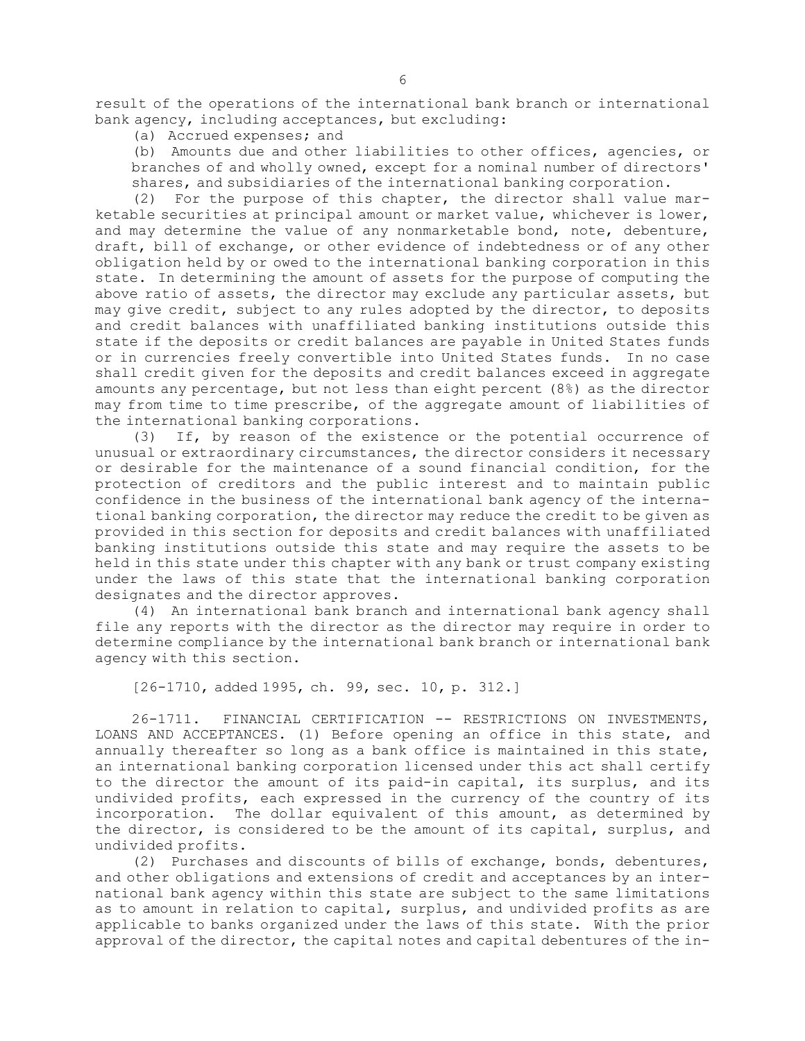result of the operations of the international bank branch or international bank agency, including acceptances, but excluding:

(a) Accrued expenses; and

(b) Amounts due and other liabilities to other offices, agencies, or branches of and wholly owned, except for a nominal number of directors' shares, and subsidiaries of the international banking corporation.

(2) For the purpose of this chapter, the director shall value marketable securities at principal amount or market value, whichever is lower, and may determine the value of any nonmarketable bond, note, debenture, draft, bill of exchange, or other evidence of indebtedness or of any other obligation held by or owed to the international banking corporation in this state. In determining the amount of assets for the purpose of computing the above ratio of assets, the director may exclude any particular assets, but may give credit, subject to any rules adopted by the director, to deposits and credit balances with unaffiliated banking institutions outside this state if the deposits or credit balances are payable in United States funds or in currencies freely convertible into United States funds. In no case shall credit given for the deposits and credit balances exceed in aggregate amounts any percentage, but not less than eight percent (8%) as the director may from time to time prescribe, of the aggregate amount of liabilities of the international banking corporations.

(3) If, by reason of the existence or the potential occurrence of unusual or extraordinary circumstances, the director considers it necessary or desirable for the maintenance of a sound financial condition, for the protection of creditors and the public interest and to maintain public confidence in the business of the international bank agency of the international banking corporation, the director may reduce the credit to be given as provided in this section for deposits and credit balances with unaffiliated banking institutions outside this state and may require the assets to be held in this state under this chapter with any bank or trust company existing under the laws of this state that the international banking corporation designates and the director approves.

(4) An international bank branch and international bank agency shall file any reports with the director as the director may require in order to determine compliance by the international bank branch or international bank agency with this section.

[26-1710, added 1995, ch. 99, sec. 10, p. 312.]

26-1711. FINANCIAL CERTIFICATION -- RESTRICTIONS ON INVESTMENTS, LOANS AND ACCEPTANCES. (1) Before opening an office in this state, and annually thereafter so long as a bank office is maintained in this state, an international banking corporation licensed under this act shall certify to the director the amount of its paid-in capital, its surplus, and its undivided profits, each expressed in the currency of the country of its incorporation. The dollar equivalent of this amount, as determined by the director, is considered to be the amount of its capital, surplus, and undivided profits.

(2) Purchases and discounts of bills of exchange, bonds, debentures, and other obligations and extensions of credit and acceptances by an international bank agency within this state are subject to the same limitations as to amount in relation to capital, surplus, and undivided profits as are applicable to banks organized under the laws of this state. With the prior approval of the director, the capital notes and capital debentures of the in-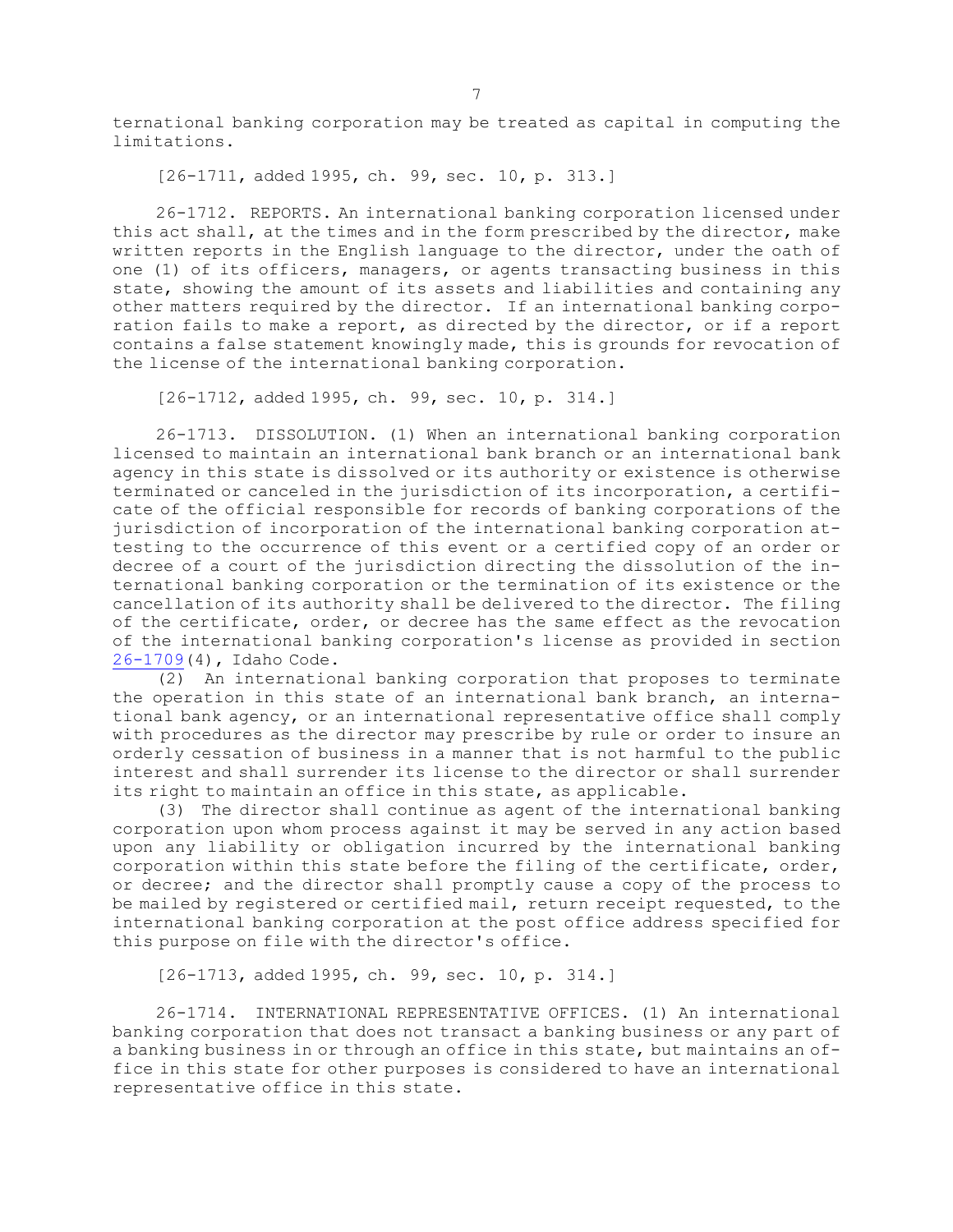ternational banking corporation may be treated as capital in computing the limitations.

[26-1711, added 1995, ch. 99, sec. 10, p. 313.]

26-1712. REPORTS. An international banking corporation licensed under this act shall, at the times and in the form prescribed by the director, make written reports in the English language to the director, under the oath of one (1) of its officers, managers, or agents transacting business in this state, showing the amount of its assets and liabilities and containing any other matters required by the director. If an international banking corporation fails to make a report, as directed by the director, or if a report contains a false statement knowingly made, this is grounds for revocation of the license of the international banking corporation.

[26-1712, added 1995, ch. 99, sec. 10, p. 314.]

26-1713. DISSOLUTION. (1) When an international banking corporation licensed to maintain an international bank branch or an international bank agency in this state is dissolved or its authority or existence is otherwise terminated or canceled in the jurisdiction of its incorporation, a certificate of the official responsible for records of banking corporations of the jurisdiction of incorporation of the international banking corporation attesting to the occurrence of this event or a certified copy of an order or decree of a court of the jurisdiction directing the dissolution of the international banking corporation or the termination of its existence or the cancellation of its authority shall be delivered to the director. The filing of the certificate, order, or decree has the same effect as the revocation of the international banking corporation's license as provided in section 26-1709(4), Idaho Code.

(2) An international banking corporation that proposes to terminate the operation in this state of an international bank branch, an international bank agency, or an international representative office shall comply with procedures as the director may prescribe by rule or order to insure an orderly cessation of business in a manner that is not harmful to the public interest and shall surrender its license to the director or shall surrender its right to maintain an office in this state, as applicable.

(3) The director shall continue as agent of the international banking corporation upon whom process against it may be served in any action based upon any liability or obligation incurred by the international banking corporation within this state before the filing of the certificate, order, or decree; and the director shall promptly cause a copy of the process to be mailed by registered or certified mail, return receipt requested, to the international banking corporation at the post office address specified for this purpose on file with the director's office.

[26-1713, added 1995, ch. 99, sec. 10, p. 314.]

26-1714. INTERNATIONAL REPRESENTATIVE OFFICES. (1) An international banking corporation that does not transact a banking business or any part of a banking business in or through an office in this state, but maintains an office in this state for other purposes is considered to have an international representative office in this state.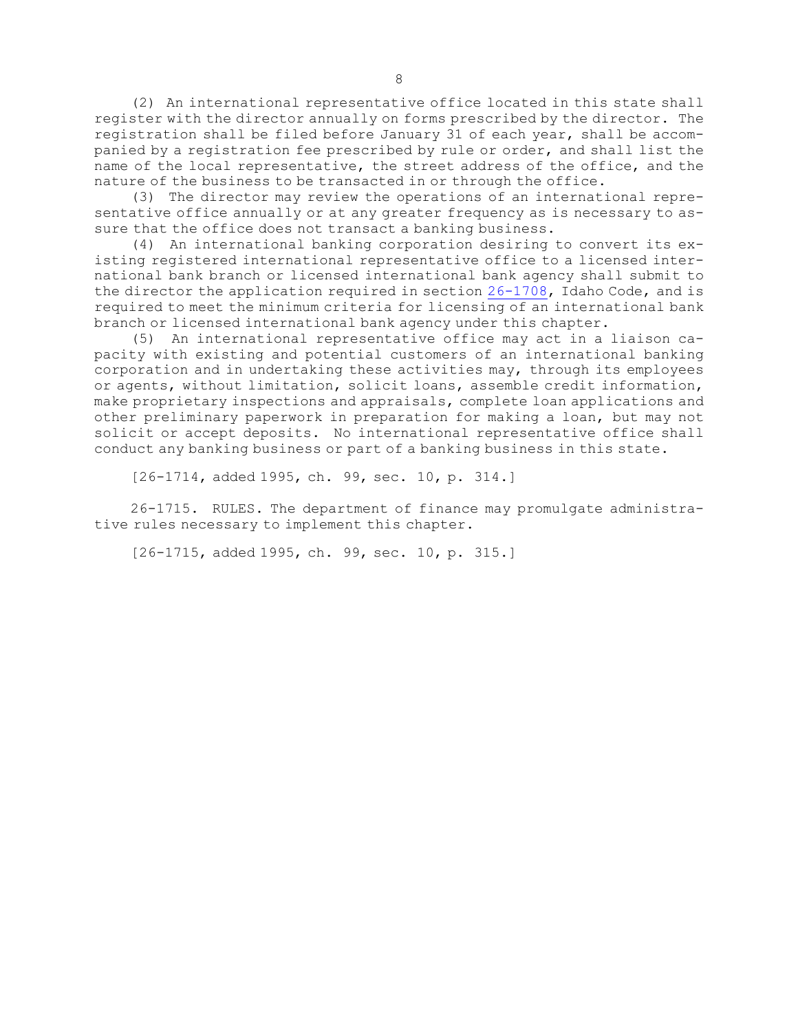(2) An international representative office located in this state shall register with the director annually on forms prescribed by the director. The registration shall be filed before January 31 of each year, shall be accompanied by a registration fee prescribed by rule or order, and shall list the name of the local representative, the street address of the office, and the nature of the business to be transacted in or through the office.

(3) The director may review the operations of an international representative office annually or at any greater frequency as is necessary to assure that the office does not transact a banking business.

(4) An international banking corporation desiring to convert its existing registered international representative office to a licensed international bank branch or licensed international bank agency shall submit to the director the application required in section 26-1708, Idaho Code, and is required to meet the minimum criteria for licensing of an international bank branch or licensed international bank agency under this chapter.

(5) An international representative office may act in a liaison capacity with existing and potential customers of an international banking corporation and in undertaking these activities may, through its employees or agents, without limitation, solicit loans, assemble credit information, make proprietary inspections and appraisals, complete loan applications and other preliminary paperwork in preparation for making a loan, but may not solicit or accept deposits. No international representative office shall conduct any banking business or part of a banking business in this state.

[26-1714, added 1995, ch. 99, sec. 10, p. 314.]

26-1715. RULES. The department of finance may promulgate administrative rules necessary to implement this chapter.

[26-1715, added 1995, ch. 99, sec. 10, p. 315.]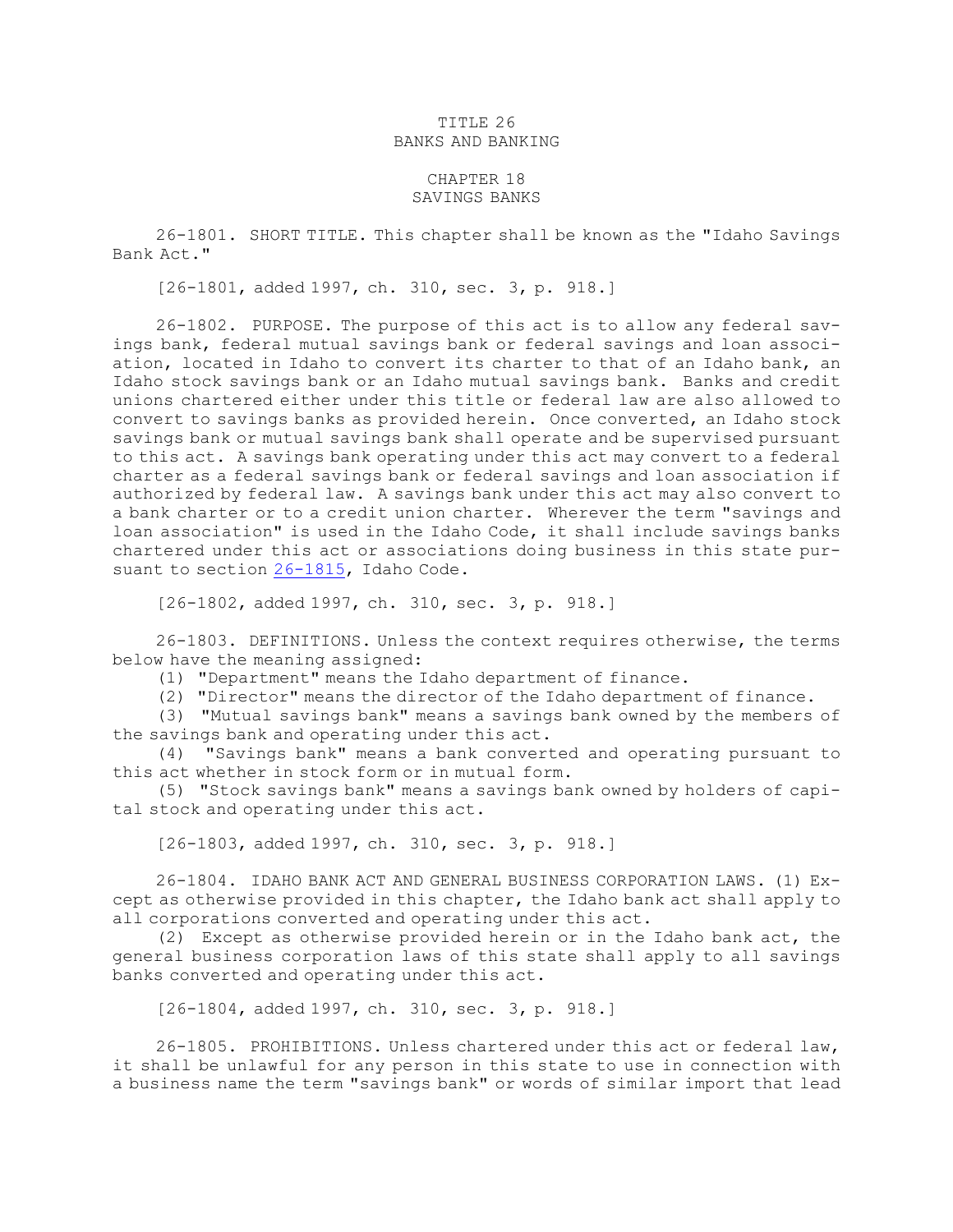# TITLE 26
# BANKS AND BANKING

## CHAPTER 18
## SAVINGS BANKS

26-1801. SHORT TITLE. This chapter shall be known as the "Idaho Savings Bank Act."

[26-1801, added 1997, ch. 310, sec. 3, p. 918.]

26-1802. PURPOSE. The purpose of this act is to allow any federal savings bank, federal mutual savings bank or federal savings and loan association, located in Idaho to convert its charter to that of an Idaho bank, an Idaho stock savings bank or an Idaho mutual savings bank. Banks and credit unions chartered either under this title or federal law are also allowed to convert to savings banks as provided herein. Once converted, an Idaho stock savings bank or mutual savings bank shall operate and be supervised pursuant to this act. A savings bank operating under this act may convert to a federal charter as a federal savings bank or federal savings and loan association if authorized by federal law. A savings bank under this act may also convert to a bank charter or to a credit union charter. Wherever the term "savings and loan association" is used in the Idaho Code, it shall include savings banks chartered under this act or associations doing business in this state pursuant to section 26-1815, Idaho Code.

[26-1802, added 1997, ch. 310, sec. 3, p. 918.]

26-1803. DEFINITIONS. Unless the context requires otherwise, the terms below have the meaning assigned:

(1) "Department" means the Idaho department of finance.

(2) "Director" means the director of the Idaho department of finance.

(3) "Mutual savings bank" means a savings bank owned by the members of the savings bank and operating under this act.

(4) "Savings bank" means a bank converted and operating pursuant to this act whether in stock form or in mutual form.

(5) "Stock savings bank" means a savings bank owned by holders of capital stock and operating under this act.

[26-1803, added 1997, ch. 310, sec. 3, p. 918.]

26-1804. IDAHO BANK ACT AND GENERAL BUSINESS CORPORATION LAWS. (1) Except as otherwise provided in this chapter, the Idaho bank act shall apply to all corporations converted and operating under this act.

(2) Except as otherwise provided herein or in the Idaho bank act, the general business corporation laws of this state shall apply to all savings banks converted and operating under this act.

[26-1804, added 1997, ch. 310, sec. 3, p. 918.]

26-1805. PROHIBITIONS. Unless chartered under this act or federal law, it shall be unlawful for any person in this state to use in connection with a business name the term "savings bank" or words of similar import that lead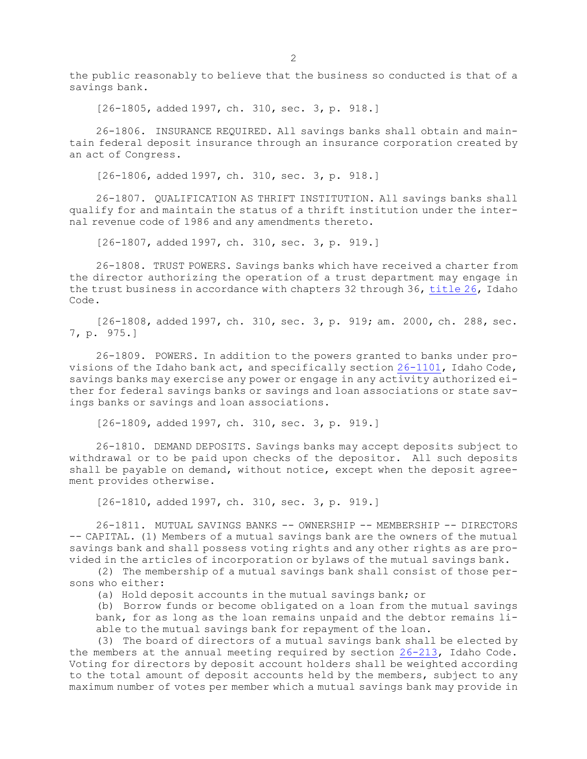the public reasonably to believe that the business so conducted is that of a savings bank.

[26-1805, added 1997, ch. 310, sec. 3, p. 918.]

26-1806. INSURANCE REQUIRED. All savings banks shall obtain and maintain federal deposit insurance through an insurance corporation created by an act of Congress.

[26-1806, added 1997, ch. 310, sec. 3, p. 918.]

26-1807. QUALIFICATION AS THRIFT INSTITUTION. All savings banks shall qualify for and maintain the status of a thrift institution under the internal revenue code of 1986 and any amendments thereto.

[26-1807, added 1997, ch. 310, sec. 3, p. 919.]

26-1808. TRUST POWERS. Savings banks which have received a charter from the director authorizing the operation of a trust department may engage in the trust business in accordance with chapters 32 through 36, title 26, Idaho Code.

[26-1808, added 1997, ch. 310, sec. 3, p. 919; am. 2000, ch. 288, sec. 7, p. 975.]

26-1809. POWERS. In addition to the powers granted to banks under provisions of the Idaho bank act, and specifically section 26-1101, Idaho Code, savings banks may exercise any power or engage in any activity authorized either for federal savings banks or savings and loan associations or state savings banks or savings and loan associations.

[26-1809, added 1997, ch. 310, sec. 3, p. 919.]

26-1810. DEMAND DEPOSITS. Savings banks may accept deposits subject to withdrawal or to be paid upon checks of the depositor. All such deposits shall be payable on demand, without notice, except when the deposit agreement provides otherwise.

[26-1810, added 1997, ch. 310, sec. 3, p. 919.]

26-1811. MUTUAL SAVINGS BANKS -- OWNERSHIP -- MEMBERSHIP -- DIRECTORS -- CAPITAL. (1) Members of a mutual savings bank are the owners of the mutual savings bank and shall possess voting rights and any other rights as are provided in the articles of incorporation or bylaws of the mutual savings bank.

(2) The membership of a mutual savings bank shall consist of those persons who either:

(a) Hold deposit accounts in the mutual savings bank; or

(b) Borrow funds or become obligated on a loan from the mutual savings bank, for as long as the loan remains unpaid and the debtor remains liable to the mutual savings bank for repayment of the loan.

(3) The board of directors of a mutual savings bank shall be elected by the members at the annual meeting required by section 26-213, Idaho Code. Voting for directors by deposit account holders shall be weighted according to the total amount of deposit accounts held by the members, subject to any maximum number of votes per member which a mutual savings bank may provide in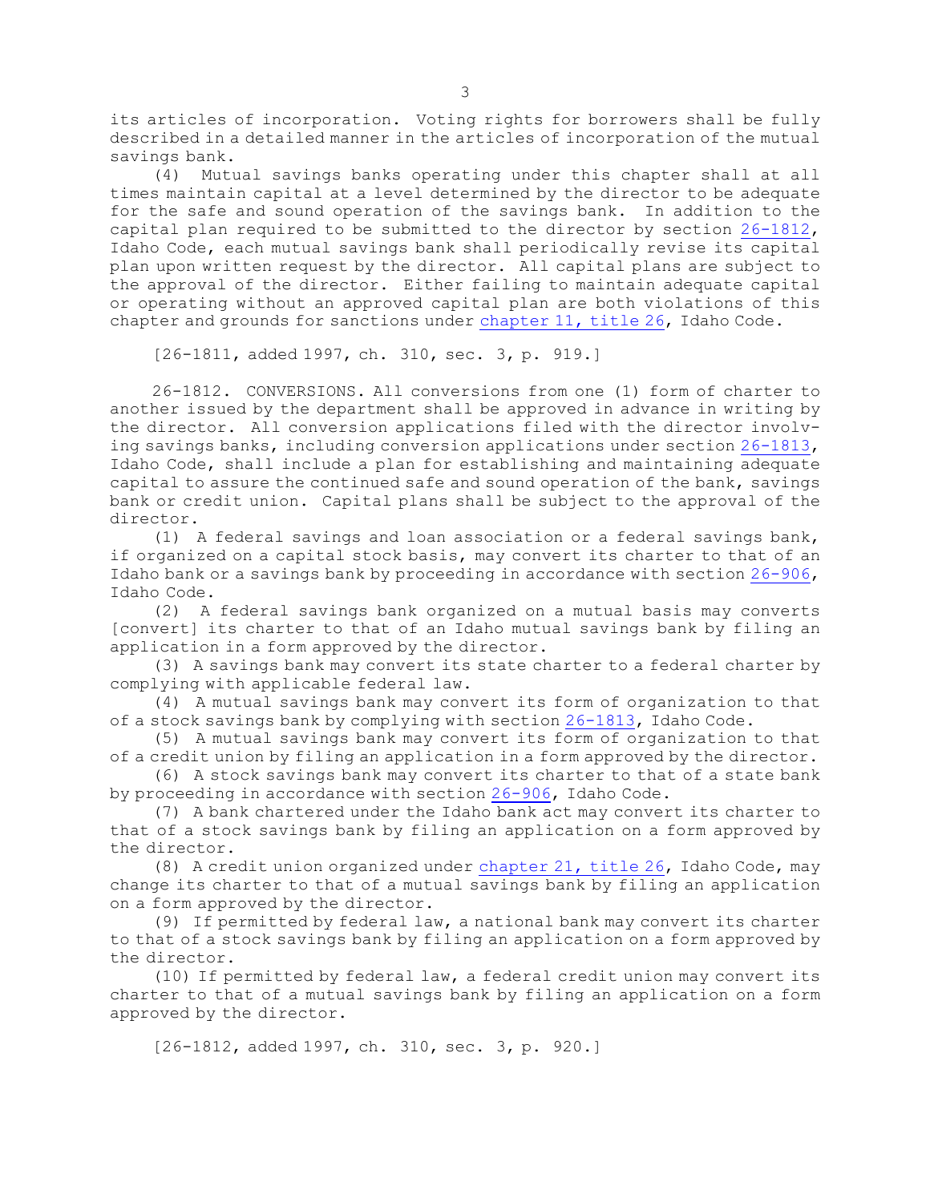its articles of incorporation. Voting rights for borrowers shall be fully described in a detailed manner in the articles of incorporation of the mutual savings bank.

(4) Mutual savings banks operating under this chapter shall at all times maintain capital at a level determined by the director to be adequate for the safe and sound operation of the savings bank. In addition to the capital plan required to be submitted to the director by section 26-1812, Idaho Code, each mutual savings bank shall periodically revise its capital plan upon written request by the director. All capital plans are subject to the approval of the director. Either failing to maintain adequate capital or operating without an approved capital plan are both violations of this chapter and grounds for sanctions under chapter 11, title 26, Idaho Code.

[26-1811, added 1997, ch. 310, sec. 3, p. 919.]

26-1812. CONVERSIONS. All conversions from one (1) form of charter to another issued by the department shall be approved in advance in writing by the director. All conversion applications filed with the director involving savings banks, including conversion applications under section 26-1813, Idaho Code, shall include a plan for establishing and maintaining adequate capital to assure the continued safe and sound operation of the bank, savings bank or credit union. Capital plans shall be subject to the approval of the director.

(1) A federal savings and loan association or a federal savings bank, if organized on a capital stock basis, may convert its charter to that of an Idaho bank or a savings bank by proceeding in accordance with section 26-906, Idaho Code.

(2) A federal savings bank organized on a mutual basis may converts [convert] its charter to that of an Idaho mutual savings bank by filing an application in a form approved by the director.

(3) A savings bank may convert its state charter to a federal charter by complying with applicable federal law.

(4) A mutual savings bank may convert its form of organization to that of a stock savings bank by complying with section 26-1813, Idaho Code.

(5) A mutual savings bank may convert its form of organization to that of a credit union by filing an application in a form approved by the director.

(6) A stock savings bank may convert its charter to that of a state bank by proceeding in accordance with section 26-906, Idaho Code.

(7) A bank chartered under the Idaho bank act may convert its charter to that of a stock savings bank by filing an application on a form approved by the director.

(8) A credit union organized under chapter 21, title 26, Idaho Code, may change its charter to that of a mutual savings bank by filing an application on a form approved by the director.

(9) If permitted by federal law, a national bank may convert its charter to that of a stock savings bank by filing an application on a form approved by the director.

(10) If permitted by federal law, a federal credit union may convert its charter to that of a mutual savings bank by filing an application on a form approved by the director.

[26-1812, added 1997, ch. 310, sec. 3, p. 920.]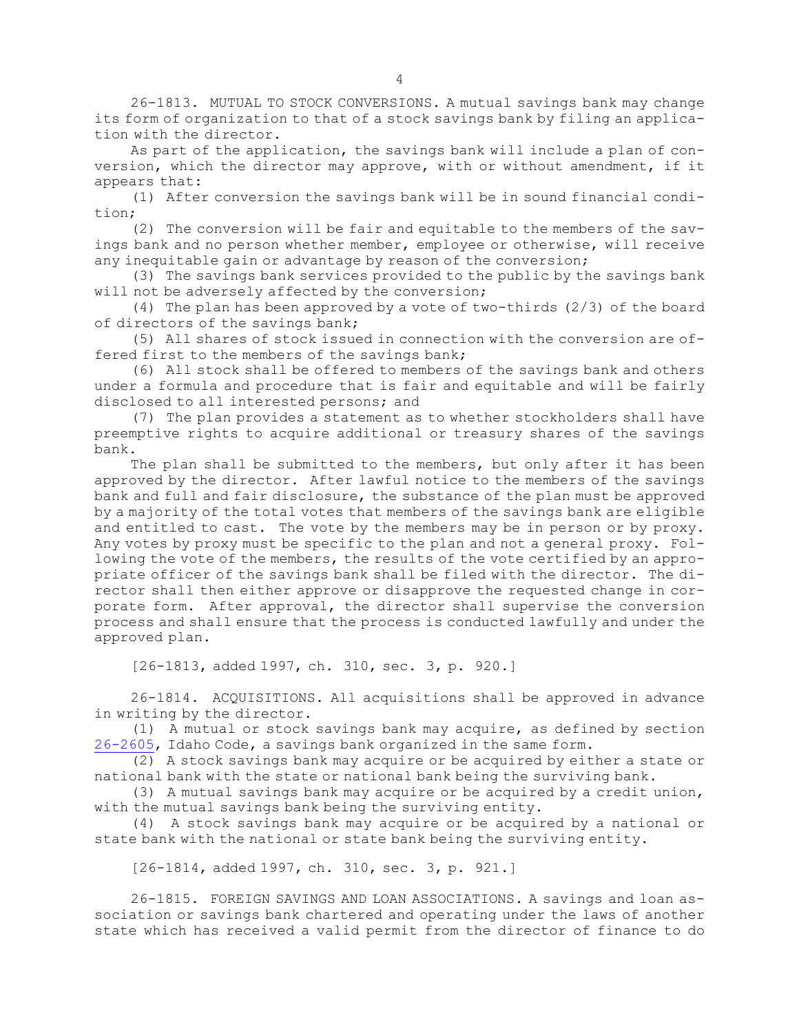26-1813. MUTUAL TO STOCK CONVERSIONS. A mutual savings bank may change its form of organization to that of a stock savings bank by filing an application with the director.

As part of the application, the savings bank will include a plan of conversion, which the director may approve, with or without amendment, if it appears that:

(1) After conversion the savings bank will be in sound financial condition;

(2) The conversion will be fair and equitable to the members of the savings bank and no person whether member, employee or otherwise, will receive any inequitable gain or advantage by reason of the conversion;

(3) The savings bank services provided to the public by the savings bank will not be adversely affected by the conversion;

(4) The plan has been approved by a vote of two-thirds (2/3) of the board of directors of the savings bank;

(5) All shares of stock issued in connection with the conversion are offered first to the members of the savings bank;

(6) All stock shall be offered to members of the savings bank and others under a formula and procedure that is fair and equitable and will be fairly disclosed to all interested persons; and

(7) The plan provides a statement as to whether stockholders shall have preemptive rights to acquire additional or treasury shares of the savings bank.

The plan shall be submitted to the members, but only after it has been approved by the director. After lawful notice to the members of the savings bank and full and fair disclosure, the substance of the plan must be approved by a majority of the total votes that members of the savings bank are eligible and entitled to cast. The vote by the members may be in person or by proxy. Any votes by proxy must be specific to the plan and not a general proxy. Following the vote of the members, the results of the vote certified by an appropriate officer of the savings bank shall be filed with the director. The director shall then either approve or disapprove the requested change in corporate form. After approval, the director shall supervise the conversion process and shall ensure that the process is conducted lawfully and under the approved plan.

[26-1813, added 1997, ch. 310, sec. 3, p. 920.]

26-1814. ACQUISITIONS. All acquisitions shall be approved in advance in writing by the director.

(1) A mutual or stock savings bank may acquire, as defined by section 26-2605, Idaho Code, a savings bank organized in the same form.

(2) A stock savings bank may acquire or be acquired by either a state or national bank with the state or national bank being the surviving bank.

(3) A mutual savings bank may acquire or be acquired by a credit union, with the mutual savings bank being the surviving entity.

(4) A stock savings bank may acquire or be acquired by a national or state bank with the national or state bank being the surviving entity.

[26-1814, added 1997, ch. 310, sec. 3, p. 921.]

26-1815. FOREIGN SAVINGS AND LOAN ASSOCIATIONS. A savings and loan association or savings bank chartered and operating under the laws of another state which has received a valid permit from the director of finance to do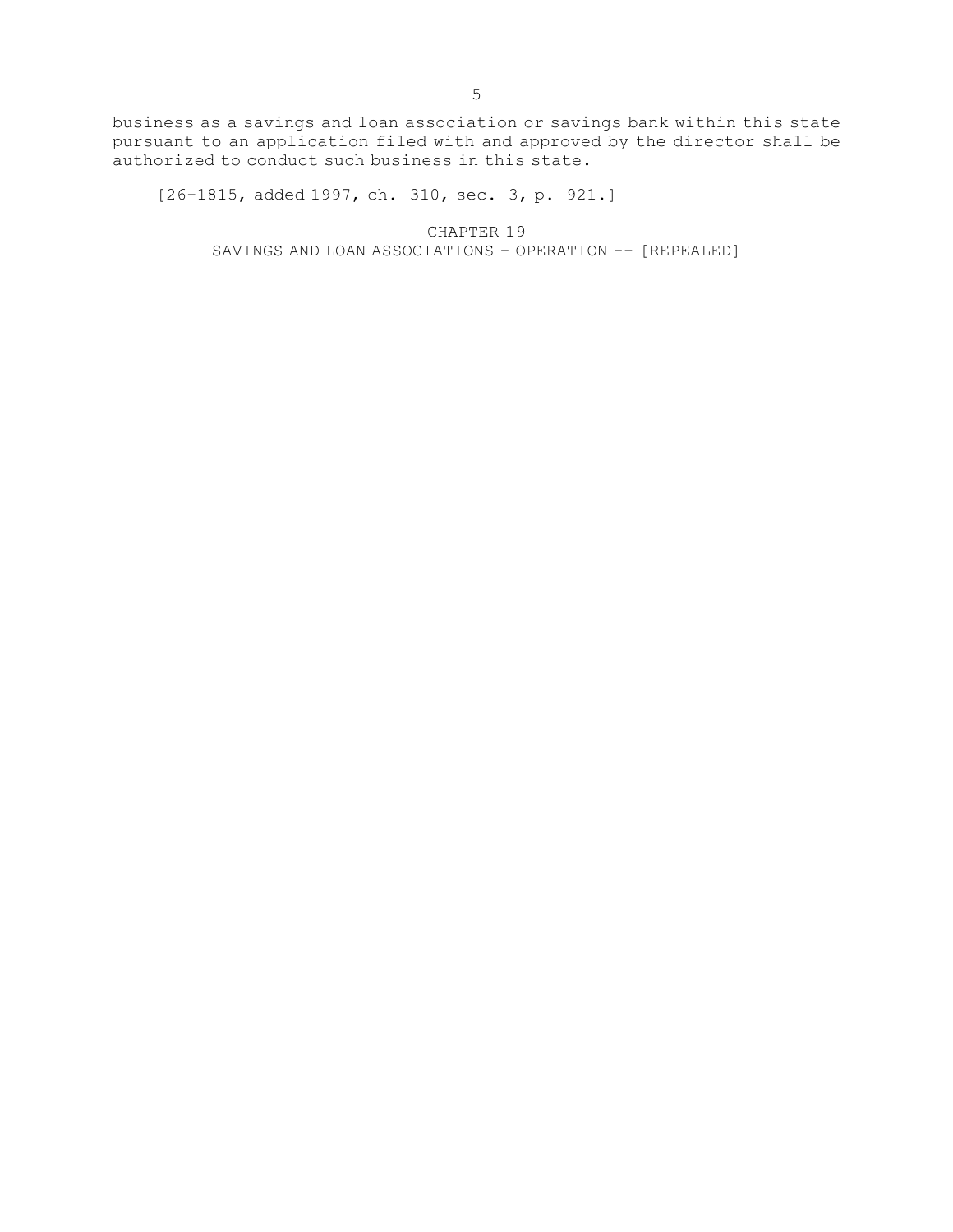business as a savings and loan association or savings bank within this state pursuant to an application filed with and approved by the director shall be authorized to conduct such business in this state.

[26-1815, added 1997, ch. 310, sec. 3, p. 921.]

## CHAPTER 19
## SAVINGS AND LOAN ASSOCIATIONS - OPERATION -- [REPEALED]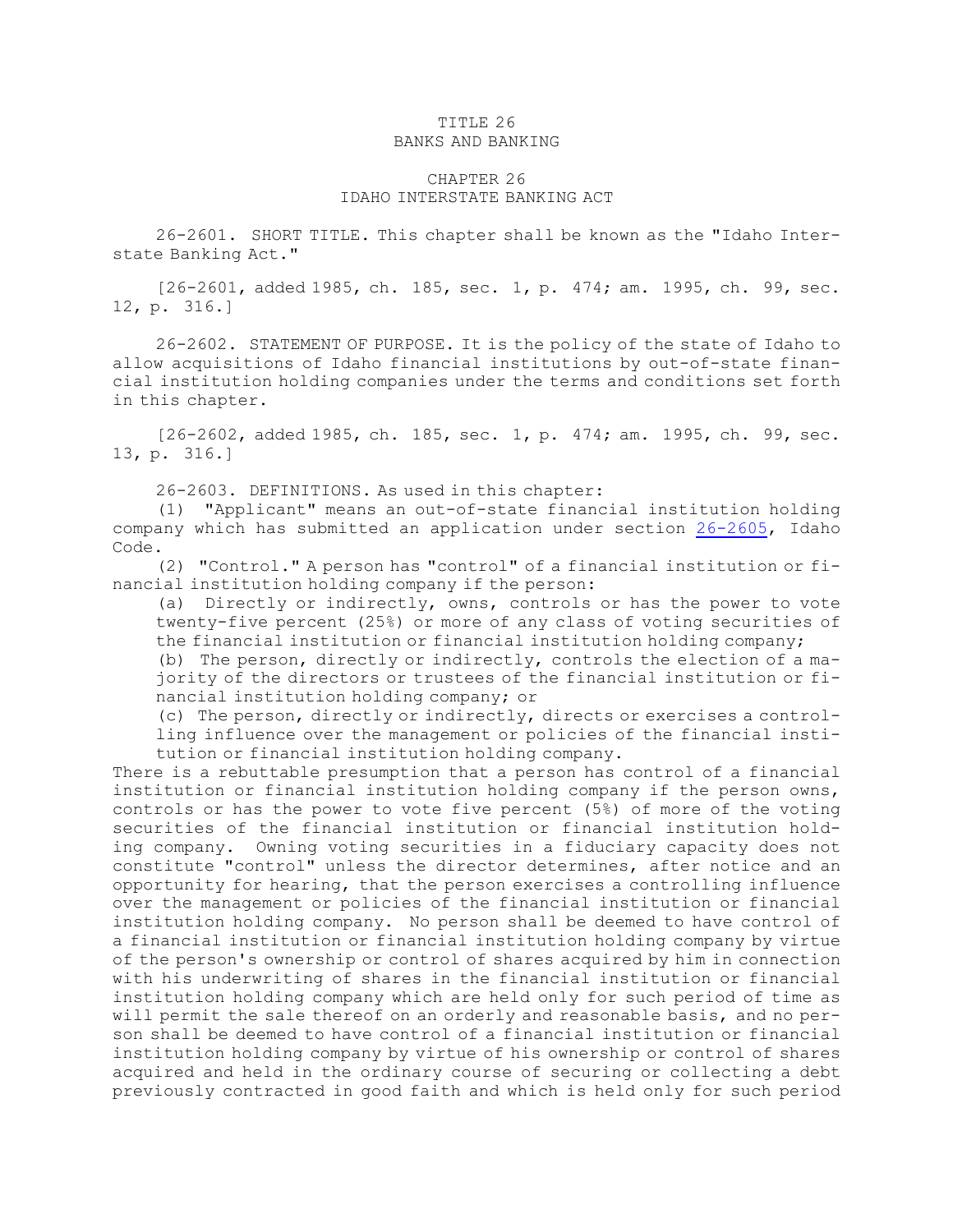TITLE 26
BANKS AND BANKING

CHAPTER 26
IDAHO INTERSTATE BANKING ACT

26-2601. SHORT TITLE. This chapter shall be known as the "Idaho Interstate Banking Act."

[26-2601, added 1985, ch. 185, sec. 1, p. 474; am. 1995, ch. 99, sec. 12, p. 316.]

26-2602. STATEMENT OF PURPOSE. It is the policy of the state of Idaho to allow acquisitions of Idaho financial institutions by out-of-state financial institution holding companies under the terms and conditions set forth in this chapter.

[26-2602, added 1985, ch. 185, sec. 1, p. 474; am. 1995, ch. 99, sec. 13, p. 316.]

26-2603. DEFINITIONS. As used in this chapter:

(1) "Applicant" means an out-of-state financial institution holding company which has submitted an application under section 26-2605, Idaho Code.

(2) "Control." A person has "control" of a financial institution or financial institution holding company if the person:

(a) Directly or indirectly, owns, controls or has the power to vote twenty-five percent (25%) or more of any class of voting securities of the financial institution or financial institution holding company;

(b) The person, directly or indirectly, controls the election of a majority of the directors or trustees of the financial institution or financial institution holding company; or

(c) The person, directly or indirectly, directs or exercises a controlling influence over the management or policies of the financial institution or financial institution holding company.

There is a rebuttable presumption that a person has control of a financial institution or financial institution holding company if the person owns, controls or has the power to vote five percent (5%) of more of the voting securities of the financial institution or financial institution holding company. Owning voting securities in a fiduciary capacity does not constitute "control" unless the director determines, after notice and an opportunity for hearing, that the person exercises a controlling influence over the management or policies of the financial institution or financial institution holding company. No person shall be deemed to have control of a financial institution or financial institution holding company by virtue of the person's ownership or control of shares acquired by him in connection with his underwriting of shares in the financial institution or financial institution holding company which are held only for such period of time as will permit the sale thereof on an orderly and reasonable basis, and no person shall be deemed to have control of a financial institution or financial institution holding company by virtue of his ownership or control of shares acquired and held in the ordinary course of securing or collecting a debt previously contracted in good faith and which is held only for such period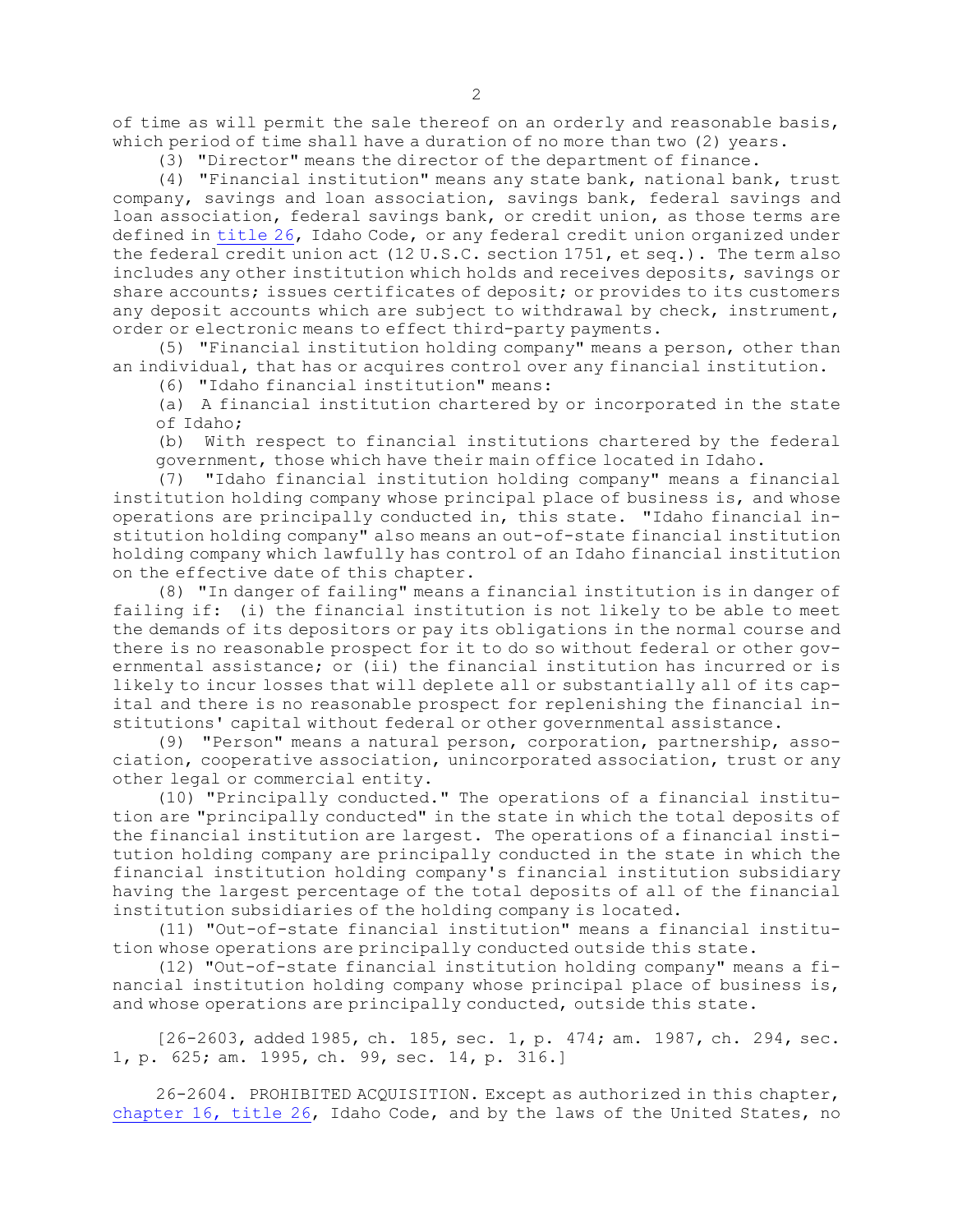of time as will permit the sale thereof on an orderly and reasonable basis, which period of time shall have a duration of no more than two (2) years.

(3) "Director" means the director of the department of finance.

(4) "Financial institution" means any state bank, national bank, trust company, savings and loan association, savings bank, federal savings and loan association, federal savings bank, or credit union, as those terms are defined in title 26, Idaho Code, or any federal credit union organized under the federal credit union act (12 U.S.C. section 1751, et seq.). The term also includes any other institution which holds and receives deposits, savings or share accounts; issues certificates of deposit; or provides to its customers any deposit accounts which are subject to withdrawal by check, instrument, order or electronic means to effect third-party payments.

(5) "Financial institution holding company" means a person, other than an individual, that has or acquires control over any financial institution.

(6) "Idaho financial institution" means:

(a) A financial institution chartered by or incorporated in the state of Idaho;

(b) With respect to financial institutions chartered by the federal government, those which have their main office located in Idaho.

(7) "Idaho financial institution holding company" means a financial institution holding company whose principal place of business is, and whose operations are principally conducted in, this state. "Idaho financial institution holding company" also means an out-of-state financial institution holding company which lawfully has control of an Idaho financial institution on the effective date of this chapter.

(8) "In danger of failing" means a financial institution is in danger of failing if: (i) the financial institution is not likely to be able to meet the demands of its depositors or pay its obligations in the normal course and there is no reasonable prospect for it to do so without federal or other governmental assistance; or (ii) the financial institution has incurred or is likely to incur losses that will deplete all or substantially all of its capital and there is no reasonable prospect for replenishing the financial institutions' capital without federal or other governmental assistance.

(9) "Person" means a natural person, corporation, partnership, association, cooperative association, unincorporated association, trust or any other legal or commercial entity.

(10) "Principally conducted." The operations of a financial institution are "principally conducted" in the state in which the total deposits of the financial institution are largest. The operations of a financial institution holding company are principally conducted in the state in which the financial institution holding company's financial institution subsidiary having the largest percentage of the total deposits of all of the financial institution subsidiaries of the holding company is located.

(11) "Out-of-state financial institution" means a financial institution whose operations are principally conducted outside this state.

(12) "Out-of-state financial institution holding company" means a financial institution holding company whose principal place of business is, and whose operations are principally conducted, outside this state.

[26-2603, added 1985, ch. 185, sec. 1, p. 474; am. 1987, ch. 294, sec. 1, p. 625; am. 1995, ch. 99, sec. 14, p. 316.]

26-2604. PROHIBITED ACQUISITION. Except as authorized in this chapter, chapter 16, title 26, Idaho Code, and by the laws of the United States, no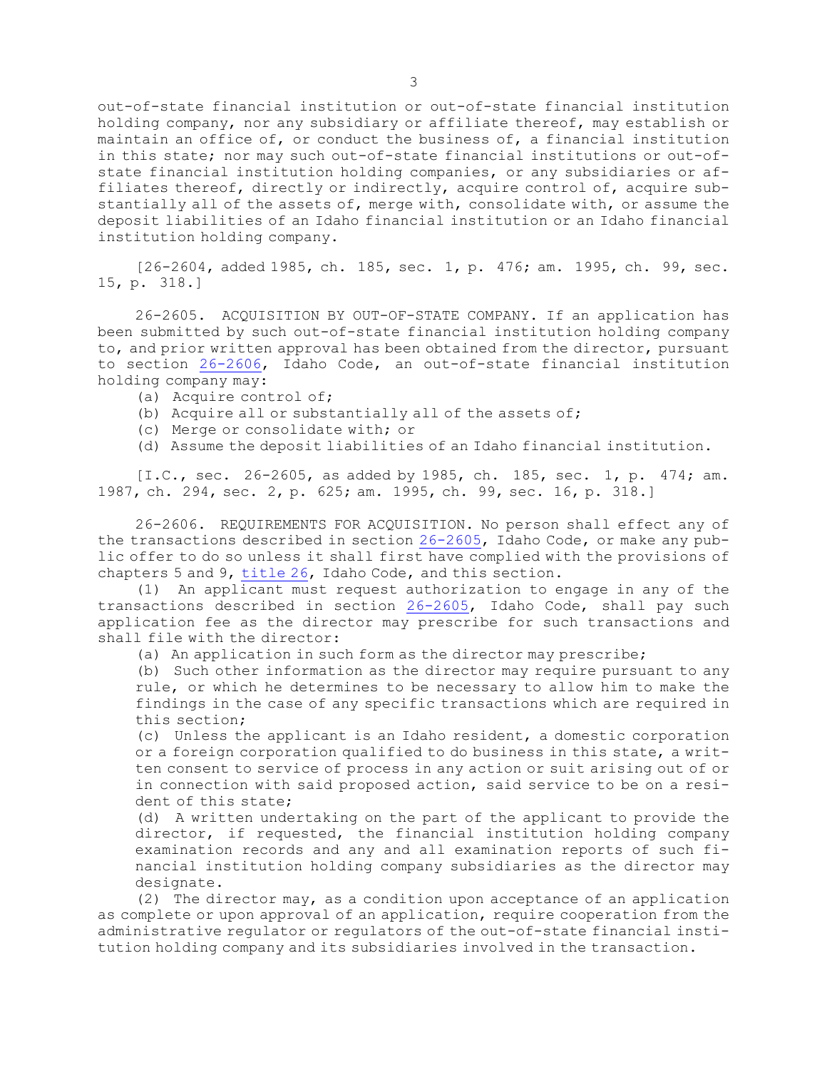out-of-state financial institution or out-of-state financial institution holding company, nor any subsidiary or affiliate thereof, may establish or maintain an office of, or conduct the business of, a financial institution in this state; nor may such out-of-state financial institutions or out-of-state financial institution holding companies, or any subsidiaries or affiliates thereof, directly or indirectly, acquire control of, acquire substantially all of the assets of, merge with, consolidate with, or assume the deposit liabilities of an Idaho financial institution or an Idaho financial institution holding company.

[26-2604, added 1985, ch. 185, sec. 1, p. 476; am. 1995, ch. 99, sec. 15, p. 318.]

26-2605. ACQUISITION BY OUT-OF-STATE COMPANY. If an application has been submitted by such out-of-state financial institution holding company to, and prior written approval has been obtained from the director, pursuant to section 26-2606, Idaho Code, an out-of-state financial institution holding company may:

(a) Acquire control of;

(b) Acquire all or substantially all of the assets of;

(c) Merge or consolidate with; or

(d) Assume the deposit liabilities of an Idaho financial institution.

[I.C., sec. 26-2605, as added by 1985, ch. 185, sec. 1, p. 474; am. 1987, ch. 294, sec. 2, p. 625; am. 1995, ch. 99, sec. 16, p. 318.]

26-2606. REQUIREMENTS FOR ACQUISITION. No person shall effect any of the transactions described in section 26-2605, Idaho Code, or make any public offer to do so unless it shall first have complied with the provisions of chapters 5 and 9, title 26, Idaho Code, and this section.

(1) An applicant must request authorization to engage in any of the transactions described in section 26-2605, Idaho Code, shall pay such application fee as the director may prescribe for such transactions and shall file with the director:

(a) An application in such form as the director may prescribe;

(b) Such other information as the director may require pursuant to any rule, or which he determines to be necessary to allow him to make the findings in the case of any specific transactions which are required in this section;

(c) Unless the applicant is an Idaho resident, a domestic corporation or a foreign corporation qualified to do business in this state, a written consent to service of process in any action or suit arising out of or in connection with said proposed action, said service to be on a resident of this state;

(d) A written undertaking on the part of the applicant to provide the director, if requested, the financial institution holding company examination records and any and all examination reports of such financial institution holding company subsidiaries as the director may designate.

(2) The director may, as a condition upon acceptance of an application as complete or upon approval of an application, require cooperation from the administrative regulator or regulators of the out-of-state financial institution holding company and its subsidiaries involved in the transaction.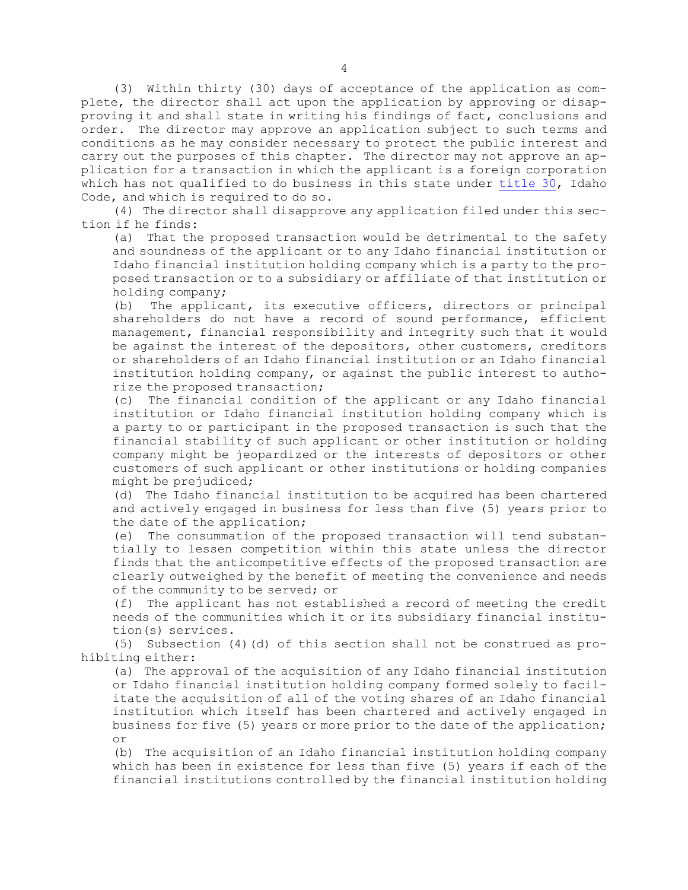(3) Within thirty (30) days of acceptance of the application as complete, the director shall act upon the application by approving or disapproving it and shall state in writing his findings of fact, conclusions and order. The director may approve an application subject to such terms and conditions as he may consider necessary to protect the public interest and carry out the purposes of this chapter. The director may not approve an application for a transaction in which the applicant is a foreign corporation which has not qualified to do business in this state under title 30, Idaho Code, and which is required to do so.

(4) The director shall disapprove any application filed under this section if he finds:

(a) That the proposed transaction would be detrimental to the safety and soundness of the applicant or to any Idaho financial institution or Idaho financial institution holding company which is a party to the proposed transaction or to a subsidiary or affiliate of that institution or holding company;

(b) The applicant, its executive officers, directors or principal shareholders do not have a record of sound performance, efficient management, financial responsibility and integrity such that it would be against the interest of the depositors, other customers, creditors or shareholders of an Idaho financial institution or an Idaho financial institution holding company, or against the public interest to authorize the proposed transaction;

(c) The financial condition of the applicant or any Idaho financial institution or Idaho financial institution holding company which is a party to or participant in the proposed transaction is such that the financial stability of such applicant or other institution or holding company might be jeopardized or the interests of depositors or other customers of such applicant or other institutions or holding companies might be prejudiced;

(d) The Idaho financial institution to be acquired has been chartered and actively engaged in business for less than five (5) years prior to the date of the application;

(e) The consummation of the proposed transaction will tend substantially to lessen competition within this state unless the director finds that the anticompetitive effects of the proposed transaction are clearly outweighed by the benefit of meeting the convenience and needs of the community to be served; or

(f) The applicant has not established a record of meeting the credit needs of the communities which it or its subsidiary financial institution(s) services.

(5) Subsection (4)(d) of this section shall not be construed as prohibiting either:

(a) The approval of the acquisition of any Idaho financial institution or Idaho financial institution holding company formed solely to facilitate the acquisition of all of the voting shares of an Idaho financial institution which itself has been chartered and actively engaged in business for five (5) years or more prior to the date of the application; or

(b) The acquisition of an Idaho financial institution holding company which has been in existence for less than five (5) years if each of the financial institutions controlled by the financial institution holding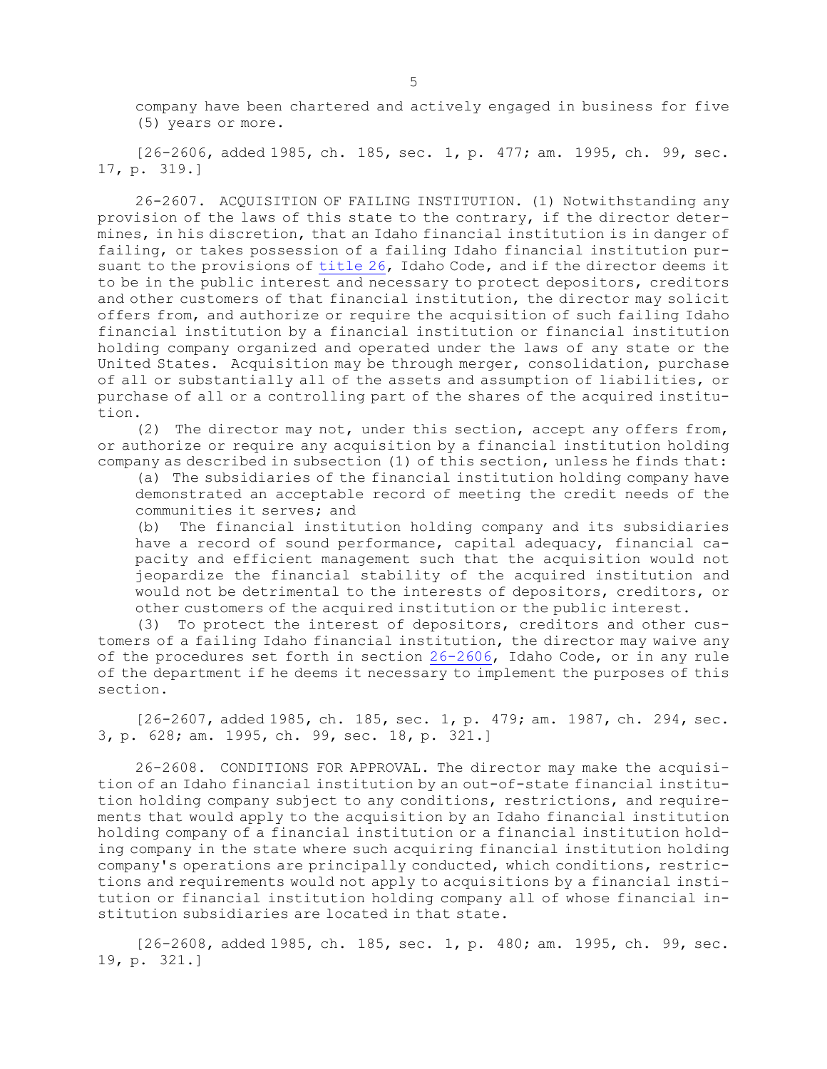company have been chartered and actively engaged in business for five (5) years or more.

[26-2606, added 1985, ch. 185, sec. 1, p. 477; am. 1995, ch. 99, sec. 17, p. 319.]

26-2607. ACQUISITION OF FAILING INSTITUTION. (1) Notwithstanding any provision of the laws of this state to the contrary, if the director determines, in his discretion, that an Idaho financial institution is in danger of failing, or takes possession of a failing Idaho financial institution pursuant to the provisions of title 26, Idaho Code, and if the director deems it to be in the public interest and necessary to protect depositors, creditors and other customers of that financial institution, the director may solicit offers from, and authorize or require the acquisition of such failing Idaho financial institution by a financial institution or financial institution holding company organized and operated under the laws of any state or the United States. Acquisition may be through merger, consolidation, purchase of all or substantially all of the assets and assumption of liabilities, or purchase of all or a controlling part of the shares of the acquired institution.

(2) The director may not, under this section, accept any offers from, or authorize or require any acquisition by a financial institution holding company as described in subsection (1) of this section, unless he finds that:

(a) The subsidiaries of the financial institution holding company have demonstrated an acceptable record of meeting the credit needs of the communities it serves; and

(b) The financial institution holding company and its subsidiaries have a record of sound performance, capital adequacy, financial capacity and efficient management such that the acquisition would not jeopardize the financial stability of the acquired institution and would not be detrimental to the interests of depositors, creditors, or other customers of the acquired institution or the public interest.

(3) To protect the interest of depositors, creditors and other customers of a failing Idaho financial institution, the director may waive any of the procedures set forth in section 26-2606, Idaho Code, or in any rule of the department if he deems it necessary to implement the purposes of this section.

[26-2607, added 1985, ch. 185, sec. 1, p. 479; am. 1987, ch. 294, sec. 3, p. 628; am. 1995, ch. 99, sec. 18, p. 321.]

26-2608. CONDITIONS FOR APPROVAL. The director may make the acquisition of an Idaho financial institution by an out-of-state financial institution holding company subject to any conditions, restrictions, and requirements that would apply to the acquisition by an Idaho financial institution holding company of a financial institution or a financial institution holding company in the state where such acquiring financial institution holding company's operations are principally conducted, which conditions, restrictions and requirements would not apply to acquisitions by a financial institution or financial institution holding company all of whose financial institution subsidiaries are located in that state.

[26-2608, added 1985, ch. 185, sec. 1, p. 480; am. 1995, ch. 99, sec. 19, p. 321.]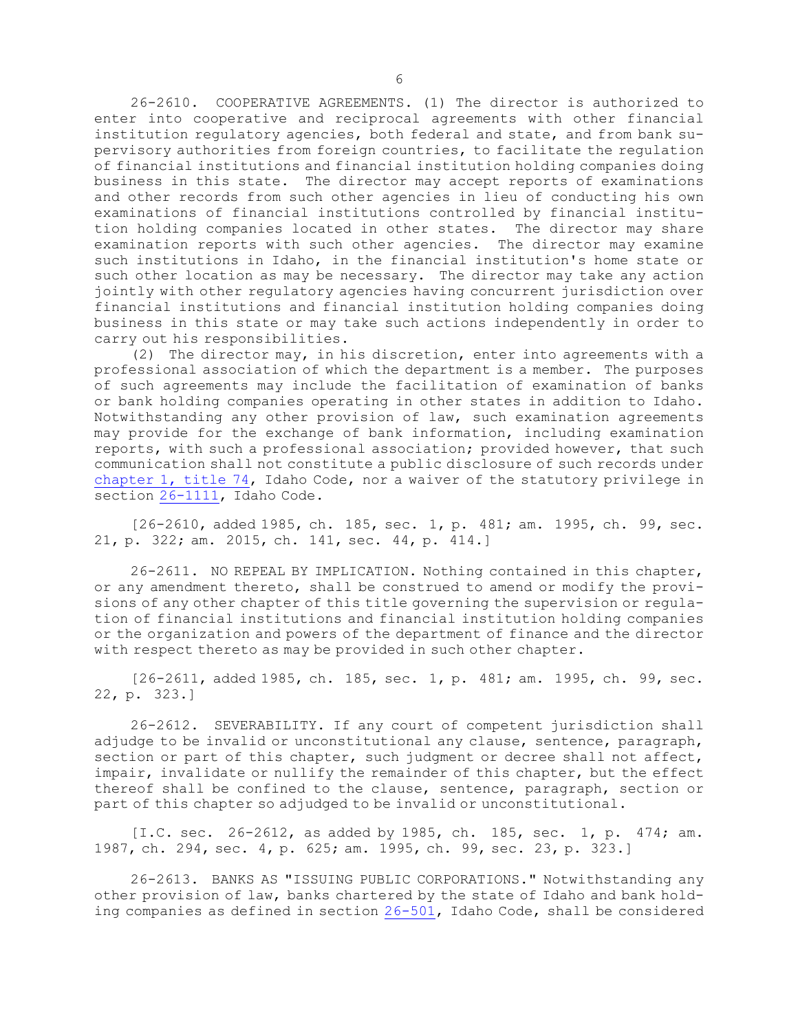26-2610. COOPERATIVE AGREEMENTS. (1) The director is authorized to enter into cooperative and reciprocal agreements with other financial institution regulatory agencies, both federal and state, and from bank supervisory authorities from foreign countries, to facilitate the regulation of financial institutions and financial institution holding companies doing business in this state. The director may accept reports of examinations and other records from such other agencies in lieu of conducting his own examinations of financial institutions controlled by financial institution holding companies located in other states. The director may share examination reports with such other agencies. The director may examine such institutions in Idaho, in the financial institution's home state or such other location as may be necessary. The director may take any action jointly with other regulatory agencies having concurrent jurisdiction over financial institutions and financial institution holding companies doing business in this state or may take such actions independently in order to carry out his responsibilities.

(2) The director may, in his discretion, enter into agreements with a professional association of which the department is a member. The purposes of such agreements may include the facilitation of examination of banks or bank holding companies operating in other states in addition to Idaho. Notwithstanding any other provision of law, such examination agreements may provide for the exchange of bank information, including examination reports, with such a professional association; provided however, that such communication shall not constitute a public disclosure of such records under chapter 1, title 74, Idaho Code, nor a waiver of the statutory privilege in section 26-1111, Idaho Code.

[26-2610, added 1985, ch. 185, sec. 1, p. 481; am. 1995, ch. 99, sec. 21, p. 322; am. 2015, ch. 141, sec. 44, p. 414.]

26-2611. NO REPEAL BY IMPLICATION. Nothing contained in this chapter, or any amendment thereto, shall be construed to amend or modify the provisions of any other chapter of this title governing the supervision or regulation of financial institutions and financial institution holding companies or the organization and powers of the department of finance and the director with respect thereto as may be provided in such other chapter.

[26-2611, added 1985, ch. 185, sec. 1, p. 481; am. 1995, ch. 99, sec. 22, p. 323.]

26-2612. SEVERABILITY. If any court of competent jurisdiction shall adjudge to be invalid or unconstitutional any clause, sentence, paragraph, section or part of this chapter, such judgment or decree shall not affect, impair, invalidate or nullify the remainder of this chapter, but the effect thereof shall be confined to the clause, sentence, paragraph, section or part of this chapter so adjudged to be invalid or unconstitutional.

[I.C. sec. 26-2612, as added by 1985, ch. 185, sec. 1, p. 474; am. 1987, ch. 294, sec. 4, p. 625; am. 1995, ch. 99, sec. 23, p. 323.]

26-2613. BANKS AS "ISSUING PUBLIC CORPORATIONS." Notwithstanding any other provision of law, banks chartered by the state of Idaho and bank holding companies as defined in section 26-501, Idaho Code, shall be considered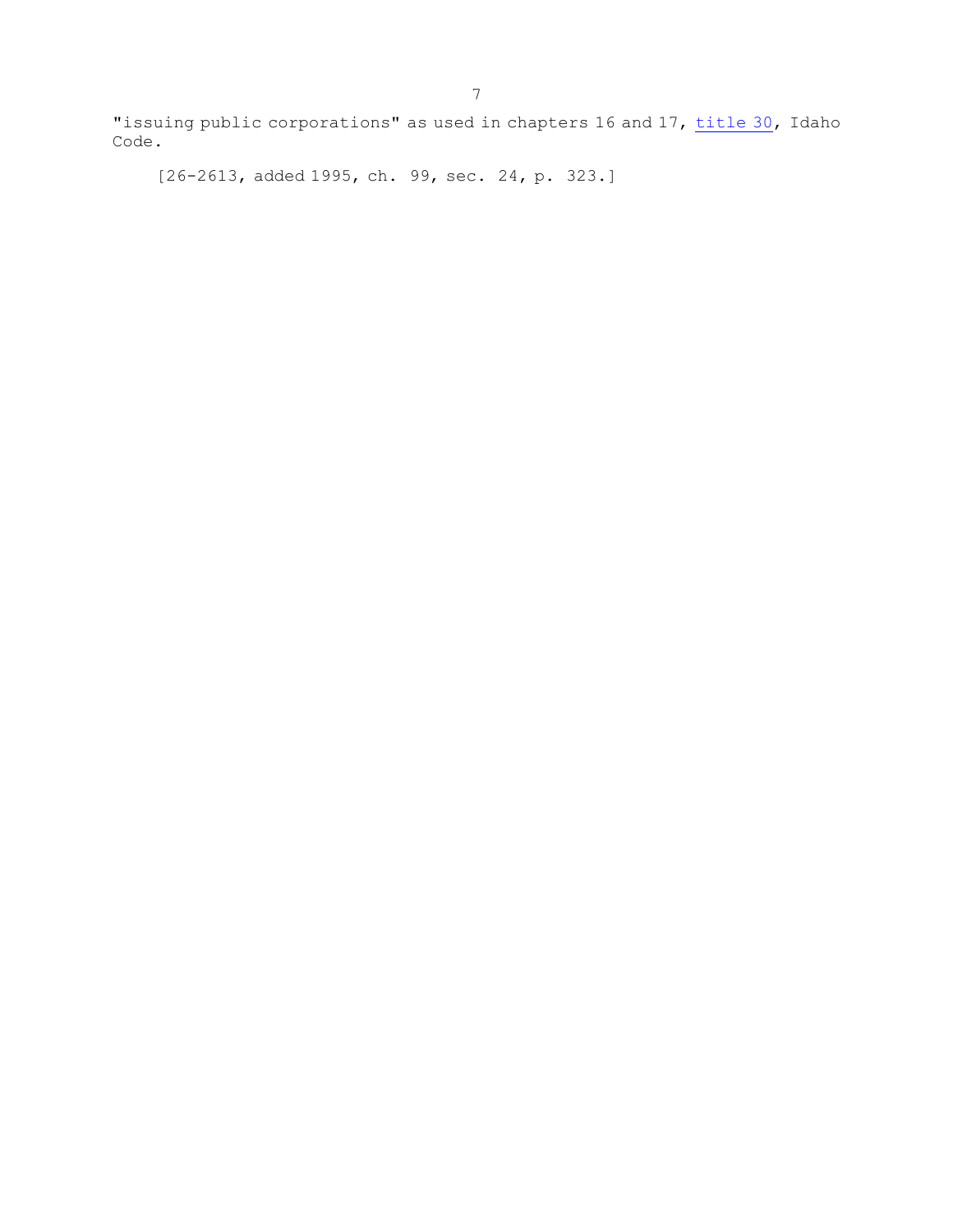"issuing public corporations" as used in chapters 16 and 17, title 30, Idaho Code.

[26-2613, added 1995, ch. 99, sec. 24, p. 323.]